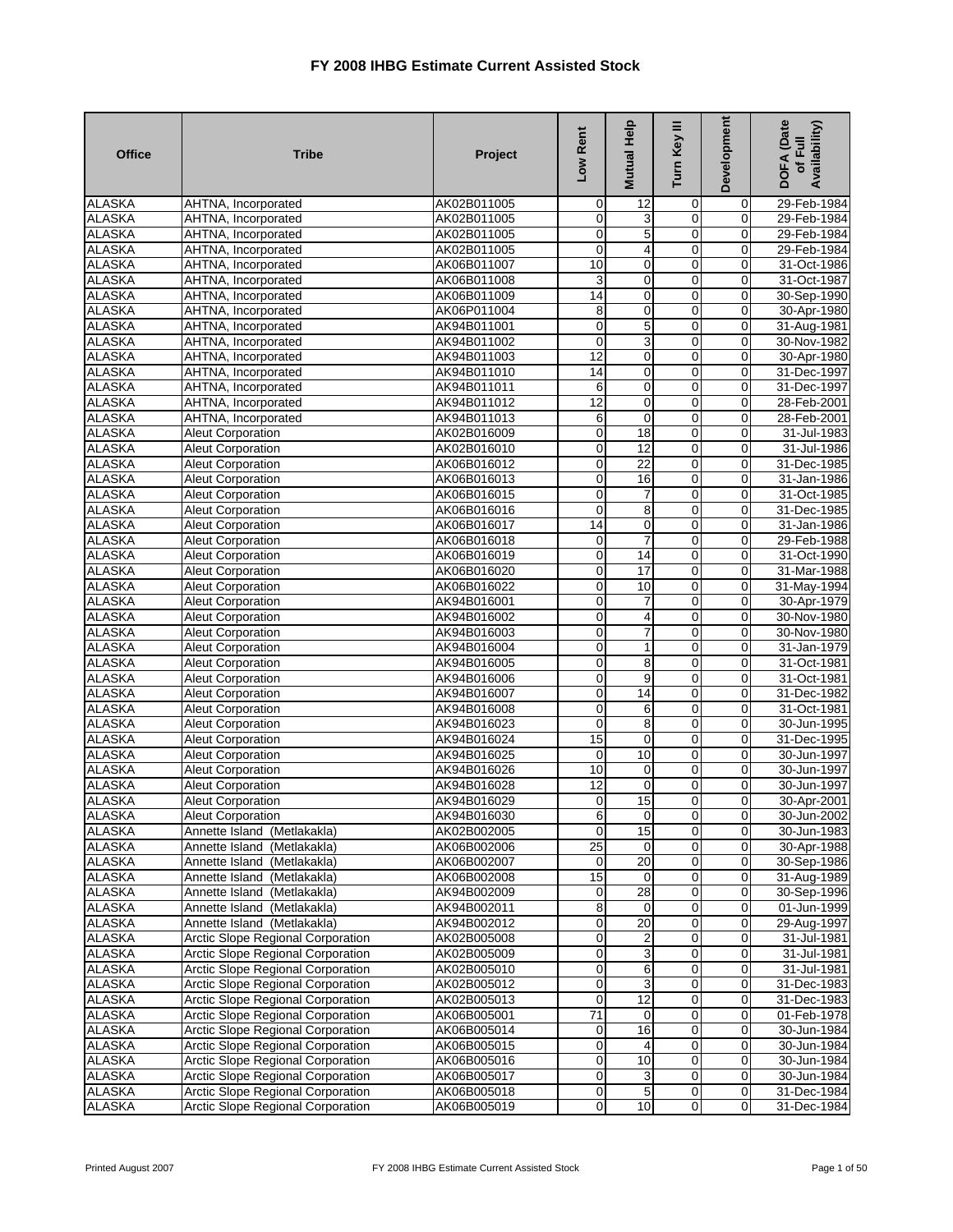# FY 2008 IHBG Estimate Current Assisted Stock

| Office | Tribe | Project | Low Rent | Mutual Help | Turn Key III | Development | DOFA (Date of Full Availability) |
|---|---|---|---|---|---|---|---|
| ALASKA | AHTNA, Incorporated | AK02B011005 | 0 | 12 | 0 | 0 | 29-Feb-1984 |
| ALASKA | AHTNA, Incorporated | AK02B011005 | 0 | 3 | 0 | 0 | 29-Feb-1984 |
| ALASKA | AHTNA, Incorporated | AK02B011005 | 0 | 5 | 0 | 0 | 29-Feb-1984 |
| ALASKA | AHTNA, Incorporated | AK02B011005 | 0 | 4 | 0 | 0 | 29-Feb-1984 |
| ALASKA | AHTNA, Incorporated | AK06B011007 | 10 | 0 | 0 | 0 | 31-Oct-1986 |
| ALASKA | AHTNA, Incorporated | AK06B011008 | 3 | 0 | 0 | 0 | 31-Oct-1987 |
| ALASKA | AHTNA, Incorporated | AK06B011009 | 14 | 0 | 0 | 0 | 30-Sep-1990 |
| ALASKA | AHTNA, Incorporated | AK06P011004 | 8 | 0 | 0 | 0 | 30-Apr-1980 |
| ALASKA | AHTNA, Incorporated | AK94B011001 | 0 | 5 | 0 | 0 | 31-Aug-1981 |
| ALASKA | AHTNA, Incorporated | AK94B011002 | 0 | 3 | 0 | 0 | 30-Nov-1982 |
| ALASKA | AHTNA, Incorporated | AK94B011003 | 12 | 0 | 0 | 0 | 30-Apr-1980 |
| ALASKA | AHTNA, Incorporated | AK94B011010 | 14 | 0 | 0 | 0 | 31-Dec-1997 |
| ALASKA | AHTNA, Incorporated | AK94B011011 | 6 | 0 | 0 | 0 | 31-Dec-1997 |
| ALASKA | AHTNA, Incorporated | AK94B011012 | 12 | 0 | 0 | 0 | 28-Feb-2001 |
| ALASKA | AHTNA, Incorporated | AK94B011013 | 6 | 0 | 0 | 0 | 28-Feb-2001 |
| ALASKA | Aleut Corporation | AK02B016009 | 0 | 18 | 0 | 0 | 31-Jul-1983 |
| ALASKA | Aleut Corporation | AK02B016010 | 0 | 12 | 0 | 0 | 31-Jul-1986 |
| ALASKA | Aleut Corporation | AK06B016012 | 0 | 22 | 0 | 0 | 31-Dec-1985 |
| ALASKA | Aleut Corporation | AK06B016013 | 0 | 16 | 0 | 0 | 31-Jan-1986 |
| ALASKA | Aleut Corporation | AK06B016015 | 0 | 7 | 0 | 0 | 31-Oct-1985 |
| ALASKA | Aleut Corporation | AK06B016016 | 0 | 8 | 0 | 0 | 31-Dec-1985 |
| ALASKA | Aleut Corporation | AK06B016017 | 14 | 0 | 0 | 0 | 31-Jan-1986 |
| ALASKA | Aleut Corporation | AK06B016018 | 0 | 7 | 0 | 0 | 29-Feb-1988 |
| ALASKA | Aleut Corporation | AK06B016019 | 0 | 14 | 0 | 0 | 31-Oct-1990 |
| ALASKA | Aleut Corporation | AK06B016020 | 0 | 17 | 0 | 0 | 31-Mar-1988 |
| ALASKA | Aleut Corporation | AK06B016022 | 0 | 10 | 0 | 0 | 31-May-1994 |
| ALASKA | Aleut Corporation | AK94B016001 | 0 | 7 | 0 | 0 | 30-Apr-1979 |
| ALASKA | Aleut Corporation | AK94B016002 | 0 | 4 | 0 | 0 | 30-Nov-1980 |
| ALASKA | Aleut Corporation | AK94B016003 | 0 | 7 | 0 | 0 | 30-Nov-1980 |
| ALASKA | Aleut Corporation | AK94B016004 | 0 | 1 | 0 | 0 | 31-Jan-1979 |
| ALASKA | Aleut Corporation | AK94B016005 | 0 | 8 | 0 | 0 | 31-Oct-1981 |
| ALASKA | Aleut Corporation | AK94B016006 | 0 | 9 | 0 | 0 | 31-Oct-1981 |
| ALASKA | Aleut Corporation | AK94B016007 | 0 | 14 | 0 | 0 | 31-Dec-1982 |
| ALASKA | Aleut Corporation | AK94B016008 | 0 | 6 | 0 | 0 | 31-Oct-1981 |
| ALASKA | Aleut Corporation | AK94B016023 | 0 | 8 | 0 | 0 | 30-Jun-1995 |
| ALASKA | Aleut Corporation | AK94B016024 | 15 | 0 | 0 | 0 | 31-Dec-1995 |
| ALASKA | Aleut Corporation | AK94B016025 | 0 | 10 | 0 | 0 | 30-Jun-1997 |
| ALASKA | Aleut Corporation | AK94B016026 | 10 | 0 | 0 | 0 | 30-Jun-1997 |
| ALASKA | Aleut Corporation | AK94B016028 | 12 | 0 | 0 | 0 | 30-Jun-1997 |
| ALASKA | Aleut Corporation | AK94B016029 | 0 | 15 | 0 | 0 | 30-Apr-2001 |
| ALASKA | Aleut Corporation | AK94B016030 | 6 | 0 | 0 | 0 | 30-Jun-2002 |
| ALASKA | Annette Island (Metlakakla) | AK02B002005 | 0 | 15 | 0 | 0 | 30-Jun-1983 |
| ALASKA | Annette Island (Metlakakla) | AK06B002006 | 25 | 0 | 0 | 0 | 30-Apr-1988 |
| ALASKA | Annette Island (Metlakakla) | AK06B002007 | 0 | 20 | 0 | 0 | 30-Sep-1986 |
| ALASKA | Annette Island (Metlakakla) | AK06B002008 | 15 | 0 | 0 | 0 | 31-Aug-1989 |
| ALASKA | Annette Island (Metlakakla) | AK94B002009 | 0 | 28 | 0 | 0 | 30-Sep-1996 |
| ALASKA | Annette Island (Metlakakla) | AK94B002011 | 8 | 0 | 0 | 0 | 01-Jun-1999 |
| ALASKA | Annette Island (Metlakakla) | AK94B002012 | 0 | 20 | 0 | 0 | 29-Aug-1997 |
| ALASKA | Arctic Slope Regional Corporation | AK02B005008 | 0 | 2 | 0 | 0 | 31-Jul-1981 |
| ALASKA | Arctic Slope Regional Corporation | AK02B005009 | 0 | 3 | 0 | 0 | 31-Jul-1981 |
| ALASKA | Arctic Slope Regional Corporation | AK02B005010 | 0 | 6 | 0 | 0 | 31-Jul-1981 |
| ALASKA | Arctic Slope Regional Corporation | AK02B005012 | 0 | 3 | 0 | 0 | 31-Dec-1983 |
| ALASKA | Arctic Slope Regional Corporation | AK02B005013 | 0 | 12 | 0 | 0 | 31-Dec-1983 |
| ALASKA | Arctic Slope Regional Corporation | AK06B005001 | 71 | 0 | 0 | 0 | 01-Feb-1978 |
| ALASKA | Arctic Slope Regional Corporation | AK06B005014 | 0 | 16 | 0 | 0 | 30-Jun-1984 |
| ALASKA | Arctic Slope Regional Corporation | AK06B005015 | 0 | 4 | 0 | 0 | 30-Jun-1984 |
| ALASKA | Arctic Slope Regional Corporation | AK06B005016 | 0 | 10 | 0 | 0 | 30-Jun-1984 |
| ALASKA | Arctic Slope Regional Corporation | AK06B005017 | 0 | 3 | 0 | 0 | 30-Jun-1984 |
| ALASKA | Arctic Slope Regional Corporation | AK06B005018 | 0 | 5 | 0 | 0 | 31-Dec-1984 |
| ALASKA | Arctic Slope Regional Corporation | AK06B005019 | 0 | 10 | 0 | 0 | 31-Dec-1984 |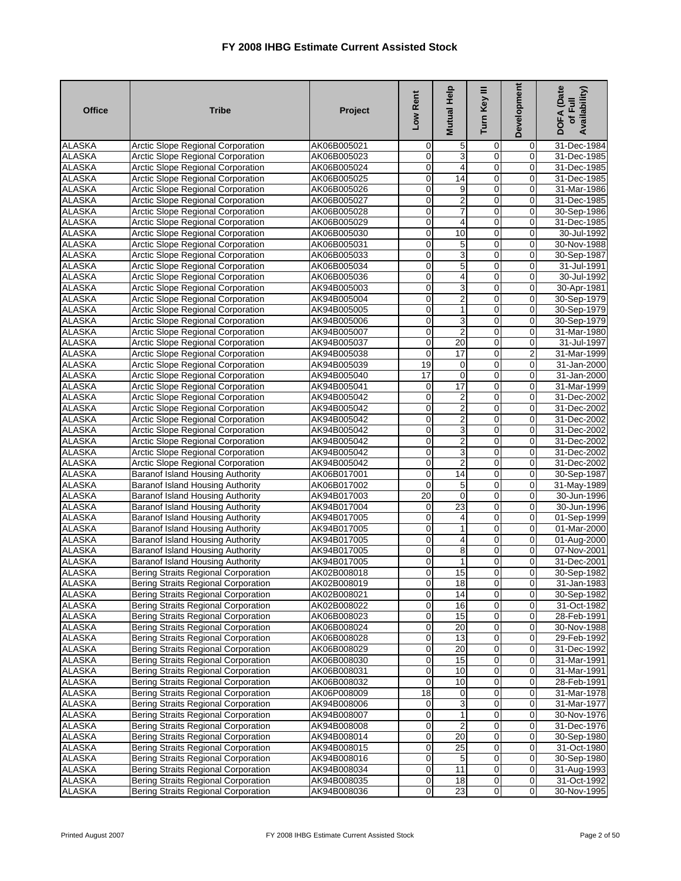# FY 2008 IHBG Estimate Current Assisted Stock

| Office | Tribe | Project | Low Rent | Mutual Help | Turn Key III | Development | DOFA (Date of Full Availability) |
|---|---|---|---|---|---|---|---|
| ALASKA | Arctic Slope Regional Corporation | AK06B005021 | 0 | 5 | 0 | 0 | 31-Dec-1984 |
| ALASKA | Arctic Slope Regional Corporation | AK06B005023 | 0 | 3 | 0 | 0 | 31-Dec-1985 |
| ALASKA | Arctic Slope Regional Corporation | AK06B005024 | 0 | 4 | 0 | 0 | 31-Dec-1985 |
| ALASKA | Arctic Slope Regional Corporation | AK06B005025 | 0 | 14 | 0 | 0 | 31-Dec-1985 |
| ALASKA | Arctic Slope Regional Corporation | AK06B005026 | 0 | 9 | 0 | 0 | 31-Mar-1986 |
| ALASKA | Arctic Slope Regional Corporation | AK06B005027 | 0 | 2 | 0 | 0 | 31-Dec-1985 |
| ALASKA | Arctic Slope Regional Corporation | AK06B005028 | 0 | 7 | 0 | 0 | 30-Sep-1986 |
| ALASKA | Arctic Slope Regional Corporation | AK06B005029 | 0 | 4 | 0 | 0 | 31-Dec-1985 |
| ALASKA | Arctic Slope Regional Corporation | AK06B005030 | 0 | 10 | 0 | 0 | 30-Jul-1992 |
| ALASKA | Arctic Slope Regional Corporation | AK06B005031 | 0 | 5 | 0 | 0 | 30-Nov-1988 |
| ALASKA | Arctic Slope Regional Corporation | AK06B005033 | 0 | 3 | 0 | 0 | 30-Sep-1987 |
| ALASKA | Arctic Slope Regional Corporation | AK06B005034 | 0 | 5 | 0 | 0 | 31-Jul-1991 |
| ALASKA | Arctic Slope Regional Corporation | AK06B005036 | 0 | 4 | 0 | 0 | 30-Jul-1992 |
| ALASKA | Arctic Slope Regional Corporation | AK94B005003 | 0 | 3 | 0 | 0 | 30-Apr-1981 |
| ALASKA | Arctic Slope Regional Corporation | AK94B005004 | 0 | 2 | 0 | 0 | 30-Sep-1979 |
| ALASKA | Arctic Slope Regional Corporation | AK94B005005 | 0 | 1 | 0 | 0 | 30-Sep-1979 |
| ALASKA | Arctic Slope Regional Corporation | AK94B005006 | 0 | 3 | 0 | 0 | 30-Sep-1979 |
| ALASKA | Arctic Slope Regional Corporation | AK94B005007 | 0 | 2 | 0 | 0 | 31-Mar-1980 |
| ALASKA | Arctic Slope Regional Corporation | AK94B005037 | 0 | 20 | 0 | 0 | 31-Jul-1997 |
| ALASKA | Arctic Slope Regional Corporation | AK94B005038 | 0 | 17 | 0 | 2 | 31-Mar-1999 |
| ALASKA | Arctic Slope Regional Corporation | AK94B005039 | 19 | 0 | 0 | 0 | 31-Jan-2000 |
| ALASKA | Arctic Slope Regional Corporation | AK94B005040 | 17 | 0 | 0 | 0 | 31-Jan-2000 |
| ALASKA | Arctic Slope Regional Corporation | AK94B005041 | 0 | 17 | 0 | 0 | 31-Mar-1999 |
| ALASKA | Arctic Slope Regional Corporation | AK94B005042 | 0 | 2 | 0 | 0 | 31-Dec-2002 |
| ALASKA | Arctic Slope Regional Corporation | AK94B005042 | 0 | 2 | 0 | 0 | 31-Dec-2002 |
| ALASKA | Arctic Slope Regional Corporation | AK94B005042 | 0 | 2 | 0 | 0 | 31-Dec-2002 |
| ALASKA | Arctic Slope Regional Corporation | AK94B005042 | 0 | 3 | 0 | 0 | 31-Dec-2002 |
| ALASKA | Arctic Slope Regional Corporation | AK94B005042 | 0 | 2 | 0 | 0 | 31-Dec-2002 |
| ALASKA | Arctic Slope Regional Corporation | AK94B005042 | 0 | 3 | 0 | 0 | 31-Dec-2002 |
| ALASKA | Arctic Slope Regional Corporation | AK94B005042 | 0 | 2 | 0 | 0 | 31-Dec-2002 |
| ALASKA | Baranof Island Housing Authority | AK06B017001 | 0 | 14 | 0 | 0 | 30-Sep-1987 |
| ALASKA | Baranof Island Housing Authority | AK06B017002 | 0 | 5 | 0 | 0 | 31-May-1989 |
| ALASKA | Baranof Island Housing Authority | AK94B017003 | 20 | 0 | 0 | 0 | 30-Jun-1996 |
| ALASKA | Baranof Island Housing Authority | AK94B017004 | 0 | 23 | 0 | 0 | 30-Jun-1996 |
| ALASKA | Baranof Island Housing Authority | AK94B017005 | 0 | 4 | 0 | 0 | 01-Sep-1999 |
| ALASKA | Baranof Island Housing Authority | AK94B017005 | 0 | 1 | 0 | 0 | 01-Mar-2000 |
| ALASKA | Baranof Island Housing Authority | AK94B017005 | 0 | 4 | 0 | 0 | 01-Aug-2000 |
| ALASKA | Baranof Island Housing Authority | AK94B017005 | 0 | 8 | 0 | 0 | 07-Nov-2001 |
| ALASKA | Baranof Island Housing Authority | AK94B017005 | 0 | 1 | 0 | 0 | 31-Dec-2001 |
| ALASKA | Bering Straits Regional Corporation | AK02B008018 | 0 | 15 | 0 | 0 | 30-Sep-1982 |
| ALASKA | Bering Straits Regional Corporation | AK02B008019 | 0 | 18 | 0 | 0 | 31-Jan-1983 |
| ALASKA | Bering Straits Regional Corporation | AK02B008021 | 0 | 14 | 0 | 0 | 30-Sep-1982 |
| ALASKA | Bering Straits Regional Corporation | AK02B008022 | 0 | 16 | 0 | 0 | 31-Oct-1982 |
| ALASKA | Bering Straits Regional Corporation | AK06B008023 | 0 | 15 | 0 | 0 | 28-Feb-1991 |
| ALASKA | Bering Straits Regional Corporation | AK06B008024 | 0 | 20 | 0 | 0 | 30-Nov-1988 |
| ALASKA | Bering Straits Regional Corporation | AK06B008028 | 0 | 13 | 0 | 0 | 29-Feb-1992 |
| ALASKA | Bering Straits Regional Corporation | AK06B008029 | 0 | 20 | 0 | 0 | 31-Dec-1992 |
| ALASKA | Bering Straits Regional Corporation | AK06B008030 | 0 | 15 | 0 | 0 | 31-Mar-1991 |
| ALASKA | Bering Straits Regional Corporation | AK06B008031 | 0 | 10 | 0 | 0 | 31-Mar-1991 |
| ALASKA | Bering Straits Regional Corporation | AK06B008032 | 0 | 10 | 0 | 0 | 28-Feb-1991 |
| ALASKA | Bering Straits Regional Corporation | AK06P008009 | 18 | 0 | 0 | 0 | 31-Mar-1978 |
| ALASKA | Bering Straits Regional Corporation | AK94B008006 | 0 | 3 | 0 | 0 | 31-Mar-1977 |
| ALASKA | Bering Straits Regional Corporation | AK94B008007 | 0 | 1 | 0 | 0 | 30-Nov-1976 |
| ALASKA | Bering Straits Regional Corporation | AK94B008008 | 0 | 2 | 0 | 0 | 31-Dec-1976 |
| ALASKA | Bering Straits Regional Corporation | AK94B008014 | 0 | 20 | 0 | 0 | 30-Sep-1980 |
| ALASKA | Bering Straits Regional Corporation | AK94B008015 | 0 | 25 | 0 | 0 | 31-Oct-1980 |
| ALASKA | Bering Straits Regional Corporation | AK94B008016 | 0 | 5 | 0 | 0 | 30-Sep-1980 |
| ALASKA | Bering Straits Regional Corporation | AK94B008034 | 0 | 11 | 0 | 0 | 31-Aug-1993 |
| ALASKA | Bering Straits Regional Corporation | AK94B008035 | 0 | 18 | 0 | 0 | 31-Oct-1992 |
| ALASKA | Bering Straits Regional Corporation | AK94B008036 | 0 | 23 | 0 | 0 | 30-Nov-1995 |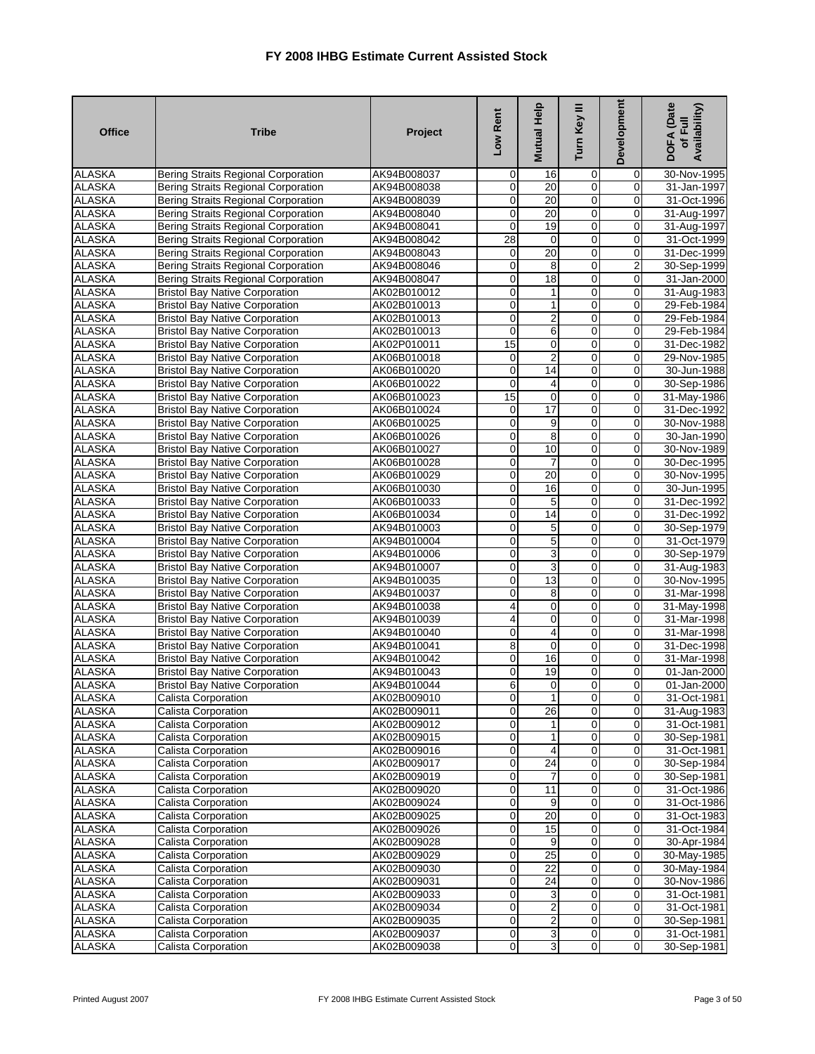# FY 2008 IHBG Estimate Current Assisted Stock

| Office | Tribe | Project | Low Rent | Mutual Help | Turn Key III | Development | DOFA (Date of Full Availability) |
|---|---|---|---|---|---|---|---|
| ALASKA | Bering Straits Regional Corporation | AK94B008037 | 0 | 16 | 0 | 0 | 30-Nov-1995 |
| ALASKA | Bering Straits Regional Corporation | AK94B008038 | 0 | 20 | 0 | 0 | 31-Jan-1997 |
| ALASKA | Bering Straits Regional Corporation | AK94B008039 | 0 | 20 | 0 | 0 | 31-Oct-1996 |
| ALASKA | Bering Straits Regional Corporation | AK94B008040 | 0 | 20 | 0 | 0 | 31-Aug-1997 |
| ALASKA | Bering Straits Regional Corporation | AK94B008041 | 0 | 19 | 0 | 0 | 31-Aug-1997 |
| ALASKA | Bering Straits Regional Corporation | AK94B008042 | 28 | 0 | 0 | 0 | 31-Oct-1999 |
| ALASKA | Bering Straits Regional Corporation | AK94B008043 | 0 | 20 | 0 | 0 | 31-Dec-1999 |
| ALASKA | Bering Straits Regional Corporation | AK94B008046 | 0 | 8 | 0 | 2 | 30-Sep-1999 |
| ALASKA | Bering Straits Regional Corporation | AK94B008047 | 0 | 18 | 0 | 0 | 31-Jan-2000 |
| ALASKA | Bristol Bay Native Corporation | AK02B010012 | 0 | 1 | 0 | 0 | 31-Aug-1983 |
| ALASKA | Bristol Bay Native Corporation | AK02B010013 | 0 | 1 | 0 | 0 | 29-Feb-1984 |
| ALASKA | Bristol Bay Native Corporation | AK02B010013 | 0 | 2 | 0 | 0 | 29-Feb-1984 |
| ALASKA | Bristol Bay Native Corporation | AK02B010013 | 0 | 6 | 0 | 0 | 29-Feb-1984 |
| ALASKA | Bristol Bay Native Corporation | AK02P010011 | 15 | 0 | 0 | 0 | 31-Dec-1982 |
| ALASKA | Bristol Bay Native Corporation | AK06B010018 | 0 | 2 | 0 | 0 | 29-Nov-1985 |
| ALASKA | Bristol Bay Native Corporation | AK06B010020 | 0 | 14 | 0 | 0 | 30-Jun-1988 |
| ALASKA | Bristol Bay Native Corporation | AK06B010022 | 0 | 4 | 0 | 0 | 30-Sep-1986 |
| ALASKA | Bristol Bay Native Corporation | AK06B010023 | 15 | 0 | 0 | 0 | 31-May-1986 |
| ALASKA | Bristol Bay Native Corporation | AK06B010024 | 0 | 17 | 0 | 0 | 31-Dec-1992 |
| ALASKA | Bristol Bay Native Corporation | AK06B010025 | 0 | 9 | 0 | 0 | 30-Nov-1988 |
| ALASKA | Bristol Bay Native Corporation | AK06B010026 | 0 | 8 | 0 | 0 | 30-Jan-1990 |
| ALASKA | Bristol Bay Native Corporation | AK06B010027 | 0 | 10 | 0 | 0 | 30-Nov-1989 |
| ALASKA | Bristol Bay Native Corporation | AK06B010028 | 0 | 7 | 0 | 0 | 30-Dec-1995 |
| ALASKA | Bristol Bay Native Corporation | AK06B010029 | 0 | 20 | 0 | 0 | 30-Nov-1995 |
| ALASKA | Bristol Bay Native Corporation | AK06B010030 | 0 | 16 | 0 | 0 | 30-Jun-1995 |
| ALASKA | Bristol Bay Native Corporation | AK06B010033 | 0 | 5 | 0 | 0 | 31-Dec-1992 |
| ALASKA | Bristol Bay Native Corporation | AK06B010034 | 0 | 14 | 0 | 0 | 31-Dec-1992 |
| ALASKA | Bristol Bay Native Corporation | AK94B010003 | 0 | 5 | 0 | 0 | 30-Sep-1979 |
| ALASKA | Bristol Bay Native Corporation | AK94B010004 | 0 | 5 | 0 | 0 | 31-Oct-1979 |
| ALASKA | Bristol Bay Native Corporation | AK94B010006 | 0 | 3 | 0 | 0 | 30-Sep-1979 |
| ALASKA | Bristol Bay Native Corporation | AK94B010007 | 0 | 3 | 0 | 0 | 31-Aug-1983 |
| ALASKA | Bristol Bay Native Corporation | AK94B010035 | 0 | 13 | 0 | 0 | 30-Nov-1995 |
| ALASKA | Bristol Bay Native Corporation | AK94B010037 | 0 | 8 | 0 | 0 | 31-Mar-1998 |
| ALASKA | Bristol Bay Native Corporation | AK94B010038 | 4 | 0 | 0 | 0 | 31-May-1998 |
| ALASKA | Bristol Bay Native Corporation | AK94B010039 | 4 | 0 | 0 | 0 | 31-Mar-1998 |
| ALASKA | Bristol Bay Native Corporation | AK94B010040 | 0 | 4 | 0 | 0 | 31-Mar-1998 |
| ALASKA | Bristol Bay Native Corporation | AK94B010041 | 8 | 0 | 0 | 0 | 31-Dec-1998 |
| ALASKA | Bristol Bay Native Corporation | AK94B010042 | 0 | 16 | 0 | 0 | 31-Mar-1998 |
| ALASKA | Bristol Bay Native Corporation | AK94B010043 | 0 | 19 | 0 | 0 | 01-Jan-2000 |
| ALASKA | Bristol Bay Native Corporation | AK94B010044 | 6 | 0 | 0 | 0 | 01-Jan-2000 |
| ALASKA | Calista Corporation | AK02B009010 | 0 | 1 | 0 | 0 | 31-Oct-1981 |
| ALASKA | Calista Corporation | AK02B009011 | 0 | 26 | 0 | 0 | 31-Aug-1983 |
| ALASKA | Calista Corporation | AK02B009012 | 0 | 1 | 0 | 0 | 31-Oct-1981 |
| ALASKA | Calista Corporation | AK02B009015 | 0 | 1 | 0 | 0 | 30-Sep-1981 |
| ALASKA | Calista Corporation | AK02B009016 | 0 | 4 | 0 | 0 | 31-Oct-1981 |
| ALASKA | Calista Corporation | AK02B009017 | 0 | 24 | 0 | 0 | 30-Sep-1984 |
| ALASKA | Calista Corporation | AK02B009019 | 0 | 7 | 0 | 0 | 30-Sep-1981 |
| ALASKA | Calista Corporation | AK02B009020 | 0 | 11 | 0 | 0 | 31-Oct-1986 |
| ALASKA | Calista Corporation | AK02B009024 | 0 | 9 | 0 | 0 | 31-Oct-1986 |
| ALASKA | Calista Corporation | AK02B009025 | 0 | 20 | 0 | 0 | 31-Oct-1983 |
| ALASKA | Calista Corporation | AK02B009026 | 0 | 15 | 0 | 0 | 31-Oct-1984 |
| ALASKA | Calista Corporation | AK02B009028 | 0 | 9 | 0 | 0 | 30-Apr-1984 |
| ALASKA | Calista Corporation | AK02B009029 | 0 | 25 | 0 | 0 | 30-May-1985 |
| ALASKA | Calista Corporation | AK02B009030 | 0 | 22 | 0 | 0 | 30-May-1984 |
| ALASKA | Calista Corporation | AK02B009031 | 0 | 24 | 0 | 0 | 30-Nov-1986 |
| ALASKA | Calista Corporation | AK02B009033 | 0 | 3 | 0 | 0 | 31-Oct-1981 |
| ALASKA | Calista Corporation | AK02B009034 | 0 | 2 | 0 | 0 | 31-Oct-1981 |
| ALASKA | Calista Corporation | AK02B009035 | 0 | 2 | 0 | 0 | 30-Sep-1981 |
| ALASKA | Calista Corporation | AK02B009037 | 0 | 3 | 0 | 0 | 31-Oct-1981 |
| ALASKA | Calista Corporation | AK02B009038 | 0 | 3 | 0 | 0 | 30-Sep-1981 |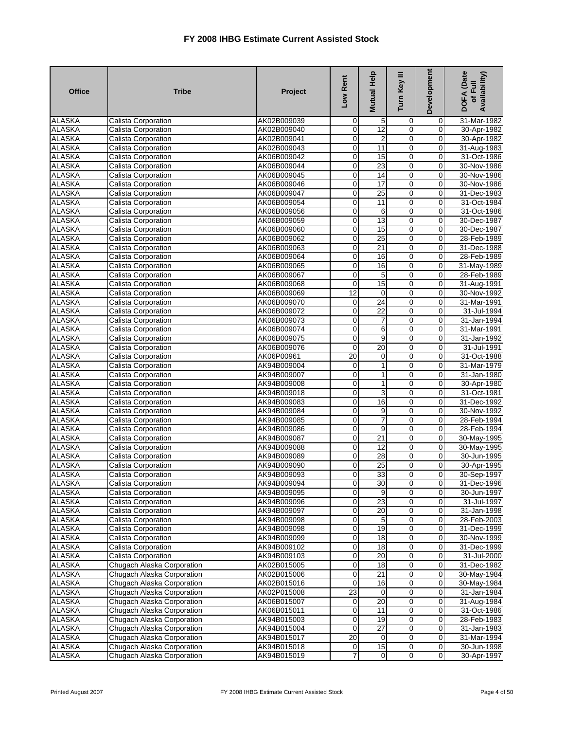# FY 2008 IHBG Estimate Current Assisted Stock

| Office | Tribe | Project | Low Rent | Mutual Help | Turn Key III | Development | DOFA (Date of Full Availability) |
|---|---|---|---|---|---|---|---|
| ALASKA | Calista Corporation | AK02B009039 | 0 | 5 | 0 | 0 | 31-Mar-1982 |
| ALASKA | Calista Corporation | AK02B009040 | 0 | 12 | 0 | 0 | 30-Apr-1982 |
| ALASKA | Calista Corporation | AK02B009041 | 0 | 2 | 0 | 0 | 30-Apr-1982 |
| ALASKA | Calista Corporation | AK02B009043 | 0 | 11 | 0 | 0 | 31-Aug-1983 |
| ALASKA | Calista Corporation | AK06B009042 | 0 | 15 | 0 | 0 | 31-Oct-1986 |
| ALASKA | Calista Corporation | AK06B009044 | 0 | 23 | 0 | 0 | 30-Nov-1986 |
| ALASKA | Calista Corporation | AK06B009045 | 0 | 14 | 0 | 0 | 30-Nov-1986 |
| ALASKA | Calista Corporation | AK06B009046 | 0 | 17 | 0 | 0 | 30-Nov-1986 |
| ALASKA | Calista Corporation | AK06B009047 | 0 | 25 | 0 | 0 | 31-Dec-1983 |
| ALASKA | Calista Corporation | AK06B009054 | 0 | 11 | 0 | 0 | 31-Oct-1984 |
| ALASKA | Calista Corporation | AK06B009056 | 0 | 6 | 0 | 0 | 31-Oct-1986 |
| ALASKA | Calista Corporation | AK06B009059 | 0 | 13 | 0 | 0 | 30-Dec-1987 |
| ALASKA | Calista Corporation | AK06B009060 | 0 | 15 | 0 | 0 | 30-Dec-1987 |
| ALASKA | Calista Corporation | AK06B009062 | 0 | 25 | 0 | 0 | 28-Feb-1989 |
| ALASKA | Calista Corporation | AK06B009063 | 0 | 21 | 0 | 0 | 31-Dec-1988 |
| ALASKA | Calista Corporation | AK06B009064 | 0 | 16 | 0 | 0 | 28-Feb-1989 |
| ALASKA | Calista Corporation | AK06B009065 | 0 | 16 | 0 | 0 | 31-May-1989 |
| ALASKA | Calista Corporation | AK06B009067 | 0 | 5 | 0 | 0 | 28-Feb-1989 |
| ALASKA | Calista Corporation | AK06B009068 | 0 | 15 | 0 | 0 | 31-Aug-1991 |
| ALASKA | Calista Corporation | AK06B009069 | 12 | 0 | 0 | 0 | 30-Nov-1992 |
| ALASKA | Calista Corporation | AK06B009070 | 0 | 24 | 0 | 0 | 31-Mar-1991 |
| ALASKA | Calista Corporation | AK06B009072 | 0 | 22 | 0 | 0 | 31-Jul-1994 |
| ALASKA | Calista Corporation | AK06B009073 | 0 | 7 | 0 | 0 | 31-Jan-1994 |
| ALASKA | Calista Corporation | AK06B009074 | 0 | 6 | 0 | 0 | 31-Mar-1991 |
| ALASKA | Calista Corporation | AK06B009075 | 0 | 9 | 0 | 0 | 31-Jan-1992 |
| ALASKA | Calista Corporation | AK06B009076 | 0 | 20 | 0 | 0 | 31-Jul-1991 |
| ALASKA | Calista Corporation | AK06P00961 | 20 | 0 | 0 | 0 | 31-Oct-1988 |
| ALASKA | Calista Corporation | AK94B009004 | 0 | 1 | 0 | 0 | 31-Mar-1979 |
| ALASKA | Calista Corporation | AK94B009007 | 0 | 1 | 0 | 0 | 31-Jan-1980 |
| ALASKA | Calista Corporation | AK94B009008 | 0 | 1 | 0 | 0 | 30-Apr-1980 |
| ALASKA | Calista Corporation | AK94B009018 | 0 | 3 | 0 | 0 | 31-Oct-1981 |
| ALASKA | Calista Corporation | AK94B009083 | 0 | 16 | 0 | 0 | 31-Dec-1992 |
| ALASKA | Calista Corporation | AK94B009084 | 0 | 9 | 0 | 0 | 30-Nov-1992 |
| ALASKA | Calista Corporation | AK94B009085 | 0 | 7 | 0 | 0 | 28-Feb-1994 |
| ALASKA | Calista Corporation | AK94B009086 | 0 | 9 | 0 | 0 | 28-Feb-1994 |
| ALASKA | Calista Corporation | AK94B009087 | 0 | 21 | 0 | 0 | 30-May-1995 |
| ALASKA | Calista Corporation | AK94B009088 | 0 | 12 | 0 | 0 | 30-May-1995 |
| ALASKA | Calista Corporation | AK94B009089 | 0 | 28 | 0 | 0 | 30-Jun-1995 |
| ALASKA | Calista Corporation | AK94B009090 | 0 | 25 | 0 | 0 | 30-Apr-1995 |
| ALASKA | Calista Corporation | AK94B009093 | 0 | 33 | 0 | 0 | 30-Sep-1997 |
| ALASKA | Calista Corporation | AK94B009094 | 0 | 30 | 0 | 0 | 31-Dec-1996 |
| ALASKA | Calista Corporation | AK94B009095 | 0 | 9 | 0 | 0 | 30-Jun-1997 |
| ALASKA | Calista Corporation | AK94B009096 | 0 | 23 | 0 | 0 | 31-Jul-1997 |
| ALASKA | Calista Corporation | AK94B009097 | 0 | 20 | 0 | 0 | 31-Jan-1998 |
| ALASKA | Calista Corporation | AK94B009098 | 0 | 5 | 0 | 0 | 28-Feb-2003 |
| ALASKA | Calista Corporation | AK94B009098 | 0 | 19 | 0 | 0 | 31-Dec-1999 |
| ALASKA | Calista Corporation | AK94B009099 | 0 | 18 | 0 | 0 | 30-Nov-1999 |
| ALASKA | Calista Corporation | AK94B009102 | 0 | 18 | 0 | 0 | 31-Dec-1999 |
| ALASKA | Calista Corporation | AK94B009103 | 0 | 20 | 0 | 0 | 31-Jul-2000 |
| ALASKA | Chugach Alaska Corporation | AK02B015005 | 0 | 18 | 0 | 0 | 31-Dec-1982 |
| ALASKA | Chugach Alaska Corporation | AK02B015006 | 0 | 21 | 0 | 0 | 30-May-1984 |
| ALASKA | Chugach Alaska Corporation | AK02B015016 | 0 | 16 | 0 | 0 | 30-May-1984 |
| ALASKA | Chugach Alaska Corporation | AK02P015008 | 23 | 0 | 0 | 0 | 31-Jan-1984 |
| ALASKA | Chugach Alaska Corporation | AK06B015007 | 0 | 20 | 0 | 0 | 31-Aug-1984 |
| ALASKA | Chugach Alaska Corporation | AK06B015011 | 0 | 11 | 0 | 0 | 31-Oct-1986 |
| ALASKA | Chugach Alaska Corporation | AK94B015003 | 0 | 19 | 0 | 0 | 28-Feb-1983 |
| ALASKA | Chugach Alaska Corporation | AK94B015004 | 0 | 27 | 0 | 0 | 31-Jan-1983 |
| ALASKA | Chugach Alaska Corporation | AK94B015017 | 20 | 0 | 0 | 0 | 31-Mar-1994 |
| ALASKA | Chugach Alaska Corporation | AK94B015018 | 0 | 15 | 0 | 0 | 30-Jun-1998 |
| ALASKA | Chugach Alaska Corporation | AK94B015019 | 7 | 0 | 0 | 0 | 30-Apr-1997 |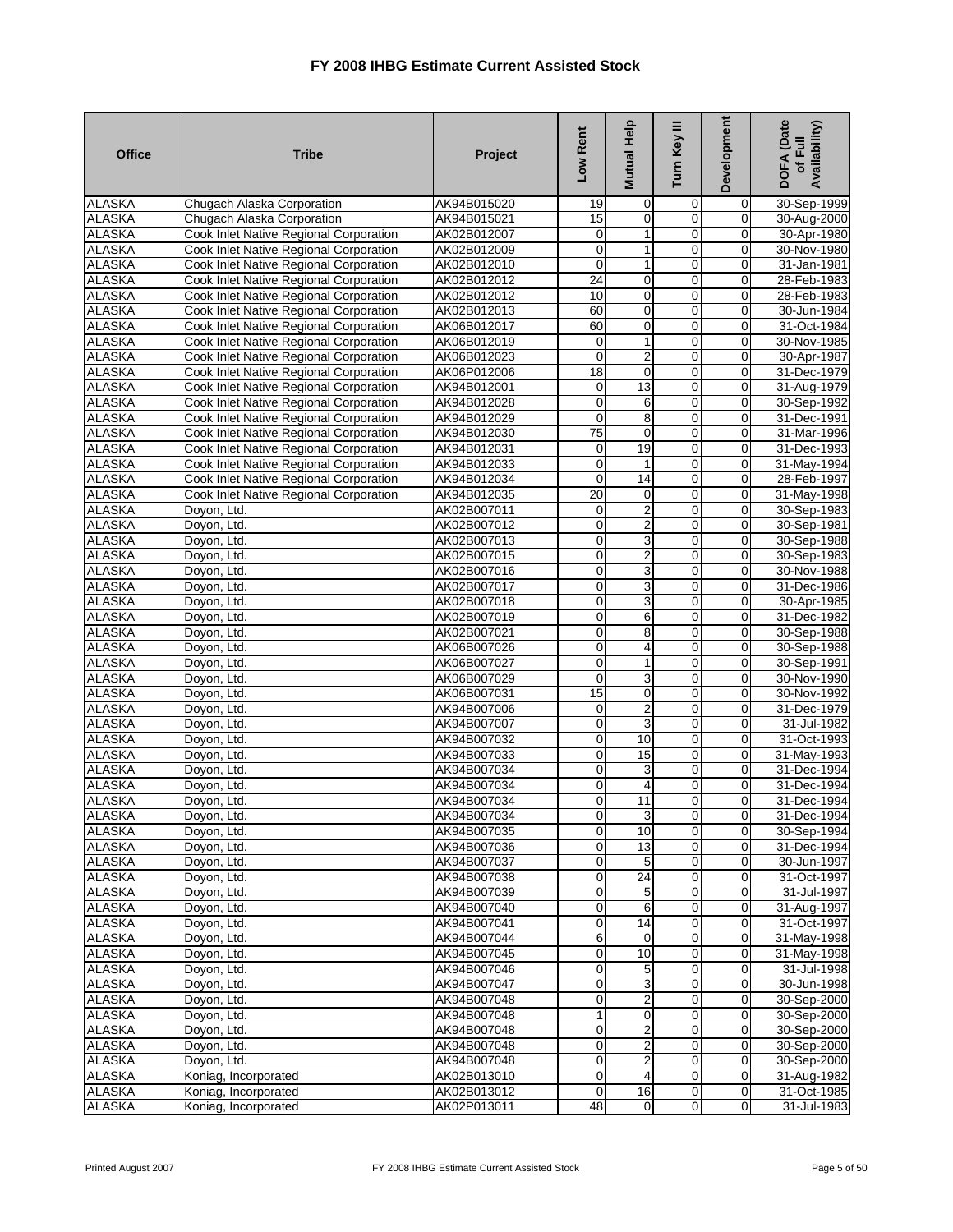# FY 2008 IHBG Estimate Current Assisted Stock

| Office | Tribe | Project | Low Rent | Mutual Help | Turn Key III | Development | DOFA (Date of Full Availability) |
|---|---|---|---|---|---|---|---|
| ALASKA | Chugach Alaska Corporation | AK94B015020 | 19 | 0 | 0 | 0 | 30-Sep-1999 |
| ALASKA | Chugach Alaska Corporation | AK94B015021 | 15 | 0 | 0 | 0 | 30-Aug-2000 |
| ALASKA | Cook Inlet Native Regional Corporation | AK02B012007 | 0 | 1 | 0 | 0 | 30-Apr-1980 |
| ALASKA | Cook Inlet Native Regional Corporation | AK02B012009 | 0 | 1 | 0 | 0 | 30-Nov-1980 |
| ALASKA | Cook Inlet Native Regional Corporation | AK02B012010 | 0 | 1 | 0 | 0 | 31-Jan-1981 |
| ALASKA | Cook Inlet Native Regional Corporation | AK02B012012 | 24 | 0 | 0 | 0 | 28-Feb-1983 |
| ALASKA | Cook Inlet Native Regional Corporation | AK02B012012 | 10 | 0 | 0 | 0 | 28-Feb-1983 |
| ALASKA | Cook Inlet Native Regional Corporation | AK02B012013 | 60 | 0 | 0 | 0 | 30-Jun-1984 |
| ALASKA | Cook Inlet Native Regional Corporation | AK06B012017 | 60 | 0 | 0 | 0 | 31-Oct-1984 |
| ALASKA | Cook Inlet Native Regional Corporation | AK06B012019 | 0 | 1 | 0 | 0 | 30-Nov-1985 |
| ALASKA | Cook Inlet Native Regional Corporation | AK06B012023 | 0 | 2 | 0 | 0 | 30-Apr-1987 |
| ALASKA | Cook Inlet Native Regional Corporation | AK06P012006 | 18 | 0 | 0 | 0 | 31-Dec-1979 |
| ALASKA | Cook Inlet Native Regional Corporation | AK94B012001 | 0 | 13 | 0 | 0 | 31-Aug-1979 |
| ALASKA | Cook Inlet Native Regional Corporation | AK94B012028 | 0 | 6 | 0 | 0 | 30-Sep-1992 |
| ALASKA | Cook Inlet Native Regional Corporation | AK94B012029 | 0 | 8 | 0 | 0 | 31-Dec-1991 |
| ALASKA | Cook Inlet Native Regional Corporation | AK94B012030 | 75 | 0 | 0 | 0 | 31-Mar-1996 |
| ALASKA | Cook Inlet Native Regional Corporation | AK94B012031 | 0 | 19 | 0 | 0 | 31-Dec-1993 |
| ALASKA | Cook Inlet Native Regional Corporation | AK94B012033 | 0 | 1 | 0 | 0 | 31-May-1994 |
| ALASKA | Cook Inlet Native Regional Corporation | AK94B012034 | 0 | 14 | 0 | 0 | 28-Feb-1997 |
| ALASKA | Cook Inlet Native Regional Corporation | AK94B012035 | 20 | 0 | 0 | 0 | 31-May-1998 |
| ALASKA | Doyon, Ltd. | AK02B007011 | 0 | 2 | 0 | 0 | 30-Sep-1983 |
| ALASKA | Doyon, Ltd. | AK02B007012 | 0 | 2 | 0 | 0 | 30-Sep-1981 |
| ALASKA | Doyon, Ltd. | AK02B007013 | 0 | 3 | 0 | 0 | 30-Sep-1988 |
| ALASKA | Doyon, Ltd. | AK02B007015 | 0 | 2 | 0 | 0 | 30-Sep-1983 |
| ALASKA | Doyon, Ltd. | AK02B007016 | 0 | 3 | 0 | 0 | 30-Nov-1988 |
| ALASKA | Doyon, Ltd. | AK02B007017 | 0 | 3 | 0 | 0 | 31-Dec-1986 |
| ALASKA | Doyon, Ltd. | AK02B007018 | 0 | 3 | 0 | 0 | 30-Apr-1985 |
| ALASKA | Doyon, Ltd. | AK02B007019 | 0 | 6 | 0 | 0 | 31-Dec-1982 |
| ALASKA | Doyon, Ltd. | AK02B007021 | 0 | 8 | 0 | 0 | 30-Sep-1988 |
| ALASKA | Doyon, Ltd. | AK06B007026 | 0 | 4 | 0 | 0 | 30-Sep-1988 |
| ALASKA | Doyon, Ltd. | AK06B007027 | 0 | 1 | 0 | 0 | 30-Sep-1991 |
| ALASKA | Doyon, Ltd. | AK06B007029 | 0 | 3 | 0 | 0 | 30-Nov-1990 |
| ALASKA | Doyon, Ltd. | AK06B007031 | 15 | 0 | 0 | 0 | 30-Nov-1992 |
| ALASKA | Doyon, Ltd. | AK94B007006 | 0 | 2 | 0 | 0 | 31-Dec-1979 |
| ALASKA | Doyon, Ltd. | AK94B007007 | 0 | 3 | 0 | 0 | 31-Jul-1982 |
| ALASKA | Doyon, Ltd. | AK94B007032 | 0 | 10 | 0 | 0 | 31-Oct-1993 |
| ALASKA | Doyon, Ltd. | AK94B007033 | 0 | 15 | 0 | 0 | 31-May-1993 |
| ALASKA | Doyon, Ltd. | AK94B007034 | 0 | 3 | 0 | 0 | 31-Dec-1994 |
| ALASKA | Doyon, Ltd. | AK94B007034 | 0 | 4 | 0 | 0 | 31-Dec-1994 |
| ALASKA | Doyon, Ltd. | AK94B007034 | 0 | 11 | 0 | 0 | 31-Dec-1994 |
| ALASKA | Doyon, Ltd. | AK94B007034 | 0 | 3 | 0 | 0 | 31-Dec-1994 |
| ALASKA | Doyon, Ltd. | AK94B007035 | 0 | 10 | 0 | 0 | 30-Sep-1994 |
| ALASKA | Doyon, Ltd. | AK94B007036 | 0 | 13 | 0 | 0 | 31-Dec-1994 |
| ALASKA | Doyon, Ltd. | AK94B007037 | 0 | 5 | 0 | 0 | 30-Jun-1997 |
| ALASKA | Doyon, Ltd. | AK94B007038 | 0 | 24 | 0 | 0 | 31-Oct-1997 |
| ALASKA | Doyon, Ltd. | AK94B007039 | 0 | 5 | 0 | 0 | 31-Jul-1997 |
| ALASKA | Doyon, Ltd. | AK94B007040 | 0 | 6 | 0 | 0 | 31-Aug-1997 |
| ALASKA | Doyon, Ltd. | AK94B007041 | 0 | 14 | 0 | 0 | 31-Oct-1997 |
| ALASKA | Doyon, Ltd. | AK94B007044 | 6 | 0 | 0 | 0 | 31-May-1998 |
| ALASKA | Doyon, Ltd. | AK94B007045 | 0 | 10 | 0 | 0 | 31-May-1998 |
| ALASKA | Doyon, Ltd. | AK94B007046 | 0 | 5 | 0 | 0 | 31-Jul-1998 |
| ALASKA | Doyon, Ltd. | AK94B007047 | 0 | 3 | 0 | 0 | 30-Jun-1998 |
| ALASKA | Doyon, Ltd. | AK94B007048 | 0 | 2 | 0 | 0 | 30-Sep-2000 |
| ALASKA | Doyon, Ltd. | AK94B007048 | 1 | 0 | 0 | 0 | 30-Sep-2000 |
| ALASKA | Doyon, Ltd. | AK94B007048 | 0 | 2 | 0 | 0 | 30-Sep-2000 |
| ALASKA | Doyon, Ltd. | AK94B007048 | 0 | 2 | 0 | 0 | 30-Sep-2000 |
| ALASKA | Doyon, Ltd. | AK94B007048 | 0 | 2 | 0 | 0 | 30-Sep-2000 |
| ALASKA | Koniag, Incorporated | AK02B013010 | 0 | 4 | 0 | 0 | 31-Aug-1982 |
| ALASKA | Koniag, Incorporated | AK02B013012 | 0 | 16 | 0 | 0 | 31-Oct-1985 |
| ALASKA | Koniag, Incorporated | AK02P013011 | 48 | 0 | 0 | 0 | 31-Jul-1983 |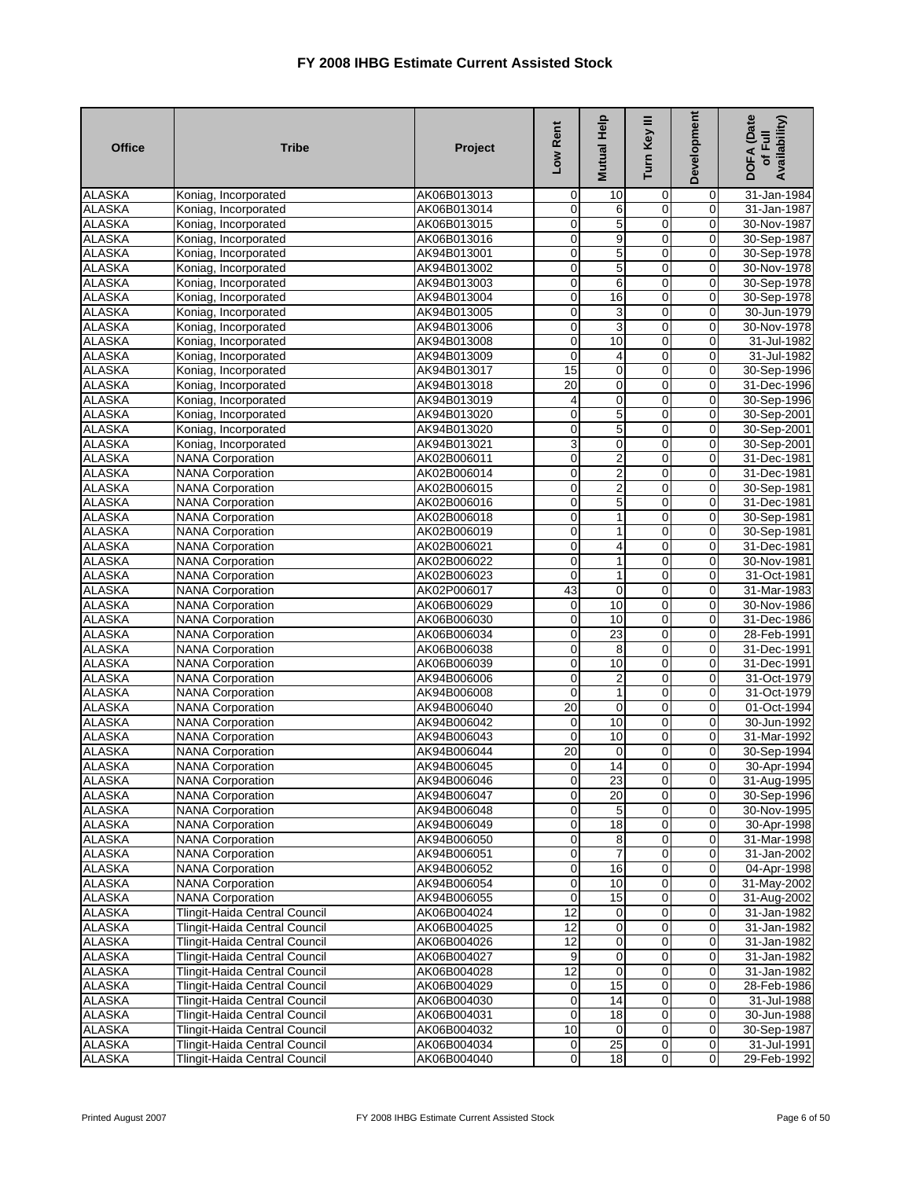# FY 2008 IHBG Estimate Current Assisted Stock

| Office | Tribe | Project | Low Rent | Mutual Help | Turn Key III | Development | DOFA (Date of Full Availability) |
|---|---|---|---|---|---|---|---|
| ALASKA | Koniag, Incorporated | AK06B013013 | 0 | 10 | 0 | 0 | 31-Jan-1984 |
| ALASKA | Koniag, Incorporated | AK06B013014 | 0 | 6 | 0 | 0 | 31-Jan-1987 |
| ALASKA | Koniag, Incorporated | AK06B013015 | 0 | 5 | 0 | 0 | 30-Nov-1987 |
| ALASKA | Koniag, Incorporated | AK06B013016 | 0 | 9 | 0 | 0 | 30-Sep-1987 |
| ALASKA | Koniag, Incorporated | AK94B013001 | 0 | 5 | 0 | 0 | 30-Sep-1978 |
| ALASKA | Koniag, Incorporated | AK94B013002 | 0 | 5 | 0 | 0 | 30-Nov-1978 |
| ALASKA | Koniag, Incorporated | AK94B013003 | 0 | 6 | 0 | 0 | 30-Sep-1978 |
| ALASKA | Koniag, Incorporated | AK94B013004 | 0 | 16 | 0 | 0 | 30-Sep-1978 |
| ALASKA | Koniag, Incorporated | AK94B013005 | 0 | 3 | 0 | 0 | 30-Jun-1979 |
| ALASKA | Koniag, Incorporated | AK94B013006 | 0 | 3 | 0 | 0 | 30-Nov-1978 |
| ALASKA | Koniag, Incorporated | AK94B013008 | 0 | 10 | 0 | 0 | 31-Jul-1982 |
| ALASKA | Koniag, Incorporated | AK94B013009 | 0 | 4 | 0 | 0 | 31-Jul-1982 |
| ALASKA | Koniag, Incorporated | AK94B013017 | 15 | 0 | 0 | 0 | 30-Sep-1996 |
| ALASKA | Koniag, Incorporated | AK94B013018 | 20 | 0 | 0 | 0 | 31-Dec-1996 |
| ALASKA | Koniag, Incorporated | AK94B013019 | 4 | 0 | 0 | 0 | 30-Sep-1996 |
| ALASKA | Koniag, Incorporated | AK94B013020 | 0 | 5 | 0 | 0 | 30-Sep-2001 |
| ALASKA | Koniag, Incorporated | AK94B013020 | 0 | 5 | 0 | 0 | 30-Sep-2001 |
| ALASKA | Koniag, Incorporated | AK94B013021 | 3 | 0 | 0 | 0 | 30-Sep-2001 |
| ALASKA | NANA Corporation | AK02B006011 | 0 | 2 | 0 | 0 | 31-Dec-1981 |
| ALASKA | NANA Corporation | AK02B006014 | 0 | 2 | 0 | 0 | 31-Dec-1981 |
| ALASKA | NANA Corporation | AK02B006015 | 0 | 2 | 0 | 0 | 30-Sep-1981 |
| ALASKA | NANA Corporation | AK02B006016 | 0 | 5 | 0 | 0 | 31-Dec-1981 |
| ALASKA | NANA Corporation | AK02B006018 | 0 | 1 | 0 | 0 | 30-Sep-1981 |
| ALASKA | NANA Corporation | AK02B006019 | 0 | 1 | 0 | 0 | 30-Sep-1981 |
| ALASKA | NANA Corporation | AK02B006021 | 0 | 4 | 0 | 0 | 31-Dec-1981 |
| ALASKA | NANA Corporation | AK02B006022 | 0 | 1 | 0 | 0 | 30-Nov-1981 |
| ALASKA | NANA Corporation | AK02B006023 | 0 | 1 | 0 | 0 | 31-Oct-1981 |
| ALASKA | NANA Corporation | AK02P006017 | 43 | 0 | 0 | 0 | 31-Mar-1983 |
| ALASKA | NANA Corporation | AK06B006029 | 0 | 10 | 0 | 0 | 30-Nov-1986 |
| ALASKA | NANA Corporation | AK06B006030 | 0 | 10 | 0 | 0 | 31-Dec-1986 |
| ALASKA | NANA Corporation | AK06B006034 | 0 | 23 | 0 | 0 | 28-Feb-1991 |
| ALASKA | NANA Corporation | AK06B006038 | 0 | 8 | 0 | 0 | 31-Dec-1991 |
| ALASKA | NANA Corporation | AK06B006039 | 0 | 10 | 0 | 0 | 31-Dec-1991 |
| ALASKA | NANA Corporation | AK94B006006 | 0 | 2 | 0 | 0 | 31-Oct-1979 |
| ALASKA | NANA Corporation | AK94B006008 | 0 | 1 | 0 | 0 | 31-Oct-1979 |
| ALASKA | NANA Corporation | AK94B006040 | 20 | 0 | 0 | 0 | 01-Oct-1994 |
| ALASKA | NANA Corporation | AK94B006042 | 0 | 10 | 0 | 0 | 30-Jun-1992 |
| ALASKA | NANA Corporation | AK94B006043 | 0 | 10 | 0 | 0 | 31-Mar-1992 |
| ALASKA | NANA Corporation | AK94B006044 | 20 | 0 | 0 | 0 | 30-Sep-1994 |
| ALASKA | NANA Corporation | AK94B006045 | 0 | 14 | 0 | 0 | 30-Apr-1994 |
| ALASKA | NANA Corporation | AK94B006046 | 0 | 23 | 0 | 0 | 31-Aug-1995 |
| ALASKA | NANA Corporation | AK94B006047 | 0 | 20 | 0 | 0 | 30-Sep-1996 |
| ALASKA | NANA Corporation | AK94B006048 | 0 | 5 | 0 | 0 | 30-Nov-1995 |
| ALASKA | NANA Corporation | AK94B006049 | 0 | 18 | 0 | 0 | 30-Apr-1998 |
| ALASKA | NANA Corporation | AK94B006050 | 0 | 8 | 0 | 0 | 31-Mar-1998 |
| ALASKA | NANA Corporation | AK94B006051 | 0 | 7 | 0 | 0 | 31-Jan-2002 |
| ALASKA | NANA Corporation | AK94B006052 | 0 | 16 | 0 | 0 | 04-Apr-1998 |
| ALASKA | NANA Corporation | AK94B006054 | 0 | 10 | 0 | 0 | 31-May-2002 |
| ALASKA | NANA Corporation | AK94B006055 | 0 | 15 | 0 | 0 | 31-Aug-2002 |
| ALASKA | Tlingit-Haida Central Council | AK06B004024 | 12 | 0 | 0 | 0 | 31-Jan-1982 |
| ALASKA | Tlingit-Haida Central Council | AK06B004025 | 12 | 0 | 0 | 0 | 31-Jan-1982 |
| ALASKA | Tlingit-Haida Central Council | AK06B004026 | 12 | 0 | 0 | 0 | 31-Jan-1982 |
| ALASKA | Tlingit-Haida Central Council | AK06B004027 | 9 | 0 | 0 | 0 | 31-Jan-1982 |
| ALASKA | Tlingit-Haida Central Council | AK06B004028 | 12 | 0 | 0 | 0 | 31-Jan-1982 |
| ALASKA | Tlingit-Haida Central Council | AK06B004029 | 0 | 15 | 0 | 0 | 28-Feb-1986 |
| ALASKA | Tlingit-Haida Central Council | AK06B004030 | 0 | 14 | 0 | 0 | 31-Jul-1988 |
| ALASKA | Tlingit-Haida Central Council | AK06B004031 | 0 | 18 | 0 | 0 | 30-Jun-1988 |
| ALASKA | Tlingit-Haida Central Council | AK06B004032 | 10 | 0 | 0 | 0 | 30-Sep-1987 |
| ALASKA | Tlingit-Haida Central Council | AK06B004034 | 0 | 25 | 0 | 0 | 31-Jul-1991 |
| ALASKA | Tlingit-Haida Central Council | AK06B004040 | 0 | 18 | 0 | 0 | 29-Feb-1992 |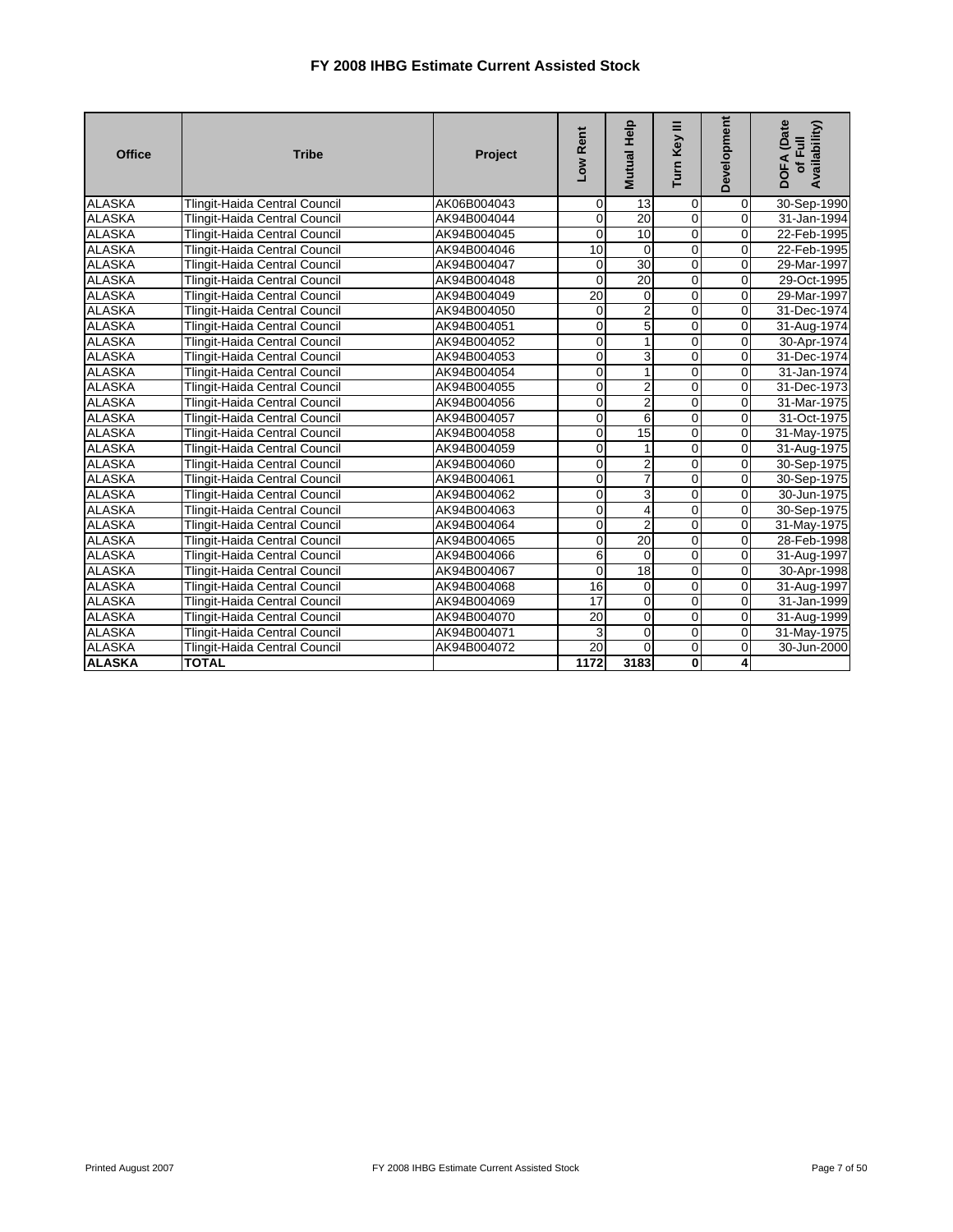# FY 2008 IHBG Estimate Current Assisted Stock

| Office | Tribe | Project | Low Rent | Mutual Help | Turn Key III | Development | DOFA (Date of Full Availability) |
|---|---|---|---|---|---|---|---|
| ALASKA | Tlingit-Haida Central Council | AK06B004043 | 0 | 13 | 0 | 0 | 30-Sep-1990 |
| ALASKA | Tlingit-Haida Central Council | AK94B004044 | 0 | 20 | 0 | 0 | 31-Jan-1994 |
| ALASKA | Tlingit-Haida Central Council | AK94B004045 | 0 | 10 | 0 | 0 | 22-Feb-1995 |
| ALASKA | Tlingit-Haida Central Council | AK94B004046 | 10 | 0 | 0 | 0 | 22-Feb-1995 |
| ALASKA | Tlingit-Haida Central Council | AK94B004047 | 0 | 30 | 0 | 0 | 29-Mar-1997 |
| ALASKA | Tlingit-Haida Central Council | AK94B004048 | 0 | 20 | 0 | 0 | 29-Oct-1995 |
| ALASKA | Tlingit-Haida Central Council | AK94B004049 | 20 | 0 | 0 | 0 | 29-Mar-1997 |
| ALASKA | Tlingit-Haida Central Council | AK94B004050 | 0 | 2 | 0 | 0 | 31-Dec-1974 |
| ALASKA | Tlingit-Haida Central Council | AK94B004051 | 0 | 5 | 0 | 0 | 31-Aug-1974 |
| ALASKA | Tlingit-Haida Central Council | AK94B004052 | 0 | 1 | 0 | 0 | 30-Apr-1974 |
| ALASKA | Tlingit-Haida Central Council | AK94B004053 | 0 | 3 | 0 | 0 | 31-Dec-1974 |
| ALASKA | Tlingit-Haida Central Council | AK94B004054 | 0 | 1 | 0 | 0 | 31-Jan-1974 |
| ALASKA | Tlingit-Haida Central Council | AK94B004055 | 0 | 2 | 0 | 0 | 31-Dec-1973 |
| ALASKA | Tlingit-Haida Central Council | AK94B004056 | 0 | 2 | 0 | 0 | 31-Mar-1975 |
| ALASKA | Tlingit-Haida Central Council | AK94B004057 | 0 | 6 | 0 | 0 | 31-Oct-1975 |
| ALASKA | Tlingit-Haida Central Council | AK94B004058 | 0 | 15 | 0 | 0 | 31-May-1975 |
| ALASKA | Tlingit-Haida Central Council | AK94B004059 | 0 | 1 | 0 | 0 | 31-Aug-1975 |
| ALASKA | Tlingit-Haida Central Council | AK94B004060 | 0 | 2 | 0 | 0 | 30-Sep-1975 |
| ALASKA | Tlingit-Haida Central Council | AK94B004061 | 0 | 7 | 0 | 0 | 30-Sep-1975 |
| ALASKA | Tlingit-Haida Central Council | AK94B004062 | 0 | 3 | 0 | 0 | 30-Jun-1975 |
| ALASKA | Tlingit-Haida Central Council | AK94B004063 | 0 | 4 | 0 | 0 | 30-Sep-1975 |
| ALASKA | Tlingit-Haida Central Council | AK94B004064 | 0 | 2 | 0 | 0 | 31-May-1975 |
| ALASKA | Tlingit-Haida Central Council | AK94B004065 | 0 | 20 | 0 | 0 | 28-Feb-1998 |
| ALASKA | Tlingit-Haida Central Council | AK94B004066 | 6 | 0 | 0 | 0 | 31-Aug-1997 |
| ALASKA | Tlingit-Haida Central Council | AK94B004067 | 0 | 18 | 0 | 0 | 30-Apr-1998 |
| ALASKA | Tlingit-Haida Central Council | AK94B004068 | 16 | 0 | 0 | 0 | 31-Aug-1997 |
| ALASKA | Tlingit-Haida Central Council | AK94B004069 | 17 | 0 | 0 | 0 | 31-Jan-1999 |
| ALASKA | Tlingit-Haida Central Council | AK94B004070 | 20 | 0 | 0 | 0 | 31-Aug-1999 |
| ALASKA | Tlingit-Haida Central Council | AK94B004071 | 3 | 0 | 0 | 0 | 31-May-1975 |
| ALASKA | Tlingit-Haida Central Council | AK94B004072 | 20 | 0 | 0 | 0 | 30-Jun-2000 |
| **ALASKA** | **TOTAL** | | **1172** | **3183** | **0** | **4** | |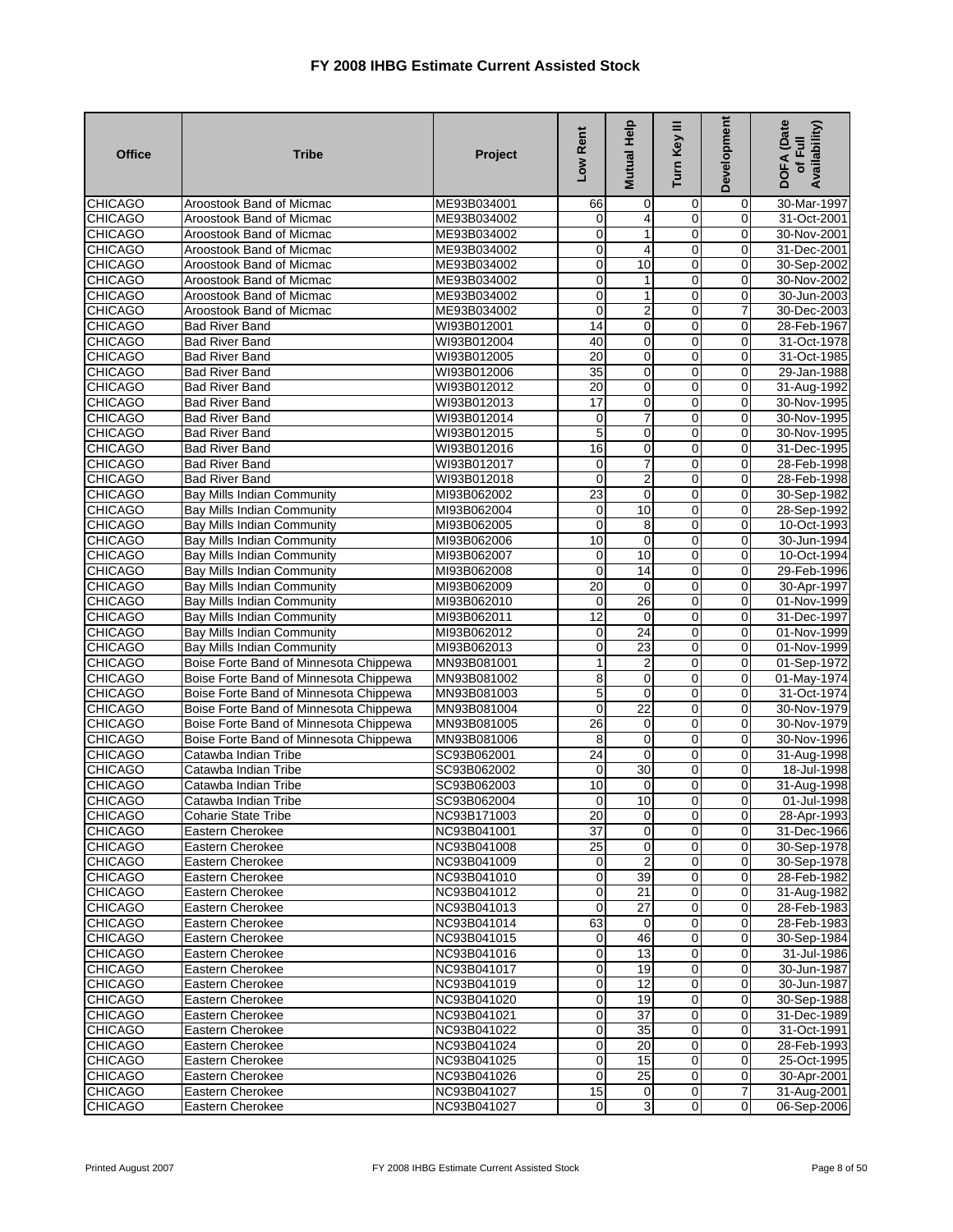# FY 2008 IHBG Estimate Current Assisted Stock

| Office | Tribe | Project | Low Rent | Mutual Help | Turn Key III | Development | DOFA (Date of Full Availability) |
|---|---|---|---|---|---|---|---|
| CHICAGO | Aroostook Band of Micmac | ME93B034001 | 66 | 0 | 0 | 0 | 30-Mar-1997 |
| CHICAGO | Aroostook Band of Micmac | ME93B034002 | 0 | 4 | 0 | 0 | 31-Oct-2001 |
| CHICAGO | Aroostook Band of Micmac | ME93B034002 | 0 | 1 | 0 | 0 | 30-Nov-2001 |
| CHICAGO | Aroostook Band of Micmac | ME93B034002 | 0 | 4 | 0 | 0 | 31-Dec-2001 |
| CHICAGO | Aroostook Band of Micmac | ME93B034002 | 0 | 10 | 0 | 0 | 30-Sep-2002 |
| CHICAGO | Aroostook Band of Micmac | ME93B034002 | 0 | 1 | 0 | 0 | 30-Nov-2002 |
| CHICAGO | Aroostook Band of Micmac | ME93B034002 | 0 | 1 | 0 | 0 | 30-Jun-2003 |
| CHICAGO | Aroostook Band of Micmac | ME93B034002 | 0 | 2 | 0 | 7 | 30-Dec-2003 |
| CHICAGO | Bad River Band | WI93B012001 | 14 | 0 | 0 | 0 | 28-Feb-1967 |
| CHICAGO | Bad River Band | WI93B012004 | 40 | 0 | 0 | 0 | 31-Oct-1978 |
| CHICAGO | Bad River Band | WI93B012005 | 20 | 0 | 0 | 0 | 31-Oct-1985 |
| CHICAGO | Bad River Band | WI93B012006 | 35 | 0 | 0 | 0 | 29-Jan-1988 |
| CHICAGO | Bad River Band | WI93B012012 | 20 | 0 | 0 | 0 | 31-Aug-1992 |
| CHICAGO | Bad River Band | WI93B012013 | 17 | 0 | 0 | 0 | 30-Nov-1995 |
| CHICAGO | Bad River Band | WI93B012014 | 0 | 7 | 0 | 0 | 30-Nov-1995 |
| CHICAGO | Bad River Band | WI93B012015 | 5 | 0 | 0 | 0 | 30-Nov-1995 |
| CHICAGO | Bad River Band | WI93B012016 | 16 | 0 | 0 | 0 | 31-Dec-1995 |
| CHICAGO | Bad River Band | WI93B012017 | 0 | 7 | 0 | 0 | 28-Feb-1998 |
| CHICAGO | Bad River Band | WI93B012018 | 0 | 2 | 0 | 0 | 28-Feb-1998 |
| CHICAGO | Bay Mills Indian Community | MI93B062002 | 23 | 0 | 0 | 0 | 30-Sep-1982 |
| CHICAGO | Bay Mills Indian Community | MI93B062004 | 0 | 10 | 0 | 0 | 28-Sep-1992 |
| CHICAGO | Bay Mills Indian Community | MI93B062005 | 0 | 8 | 0 | 0 | 10-Oct-1993 |
| CHICAGO | Bay Mills Indian Community | MI93B062006 | 10 | 0 | 0 | 0 | 30-Jun-1994 |
| CHICAGO | Bay Mills Indian Community | MI93B062007 | 0 | 10 | 0 | 0 | 10-Oct-1994 |
| CHICAGO | Bay Mills Indian Community | MI93B062008 | 0 | 14 | 0 | 0 | 29-Feb-1996 |
| CHICAGO | Bay Mills Indian Community | MI93B062009 | 20 | 0 | 0 | 0 | 30-Apr-1997 |
| CHICAGO | Bay Mills Indian Community | MI93B062010 | 0 | 26 | 0 | 0 | 01-Nov-1999 |
| CHICAGO | Bay Mills Indian Community | MI93B062011 | 12 | 0 | 0 | 0 | 31-Dec-1997 |
| CHICAGO | Bay Mills Indian Community | MI93B062012 | 0 | 24 | 0 | 0 | 01-Nov-1999 |
| CHICAGO | Bay Mills Indian Community | MI93B062013 | 0 | 23 | 0 | 0 | 01-Nov-1999 |
| CHICAGO | Boise Forte Band of Minnesota Chippewa | MN93B081001 | 1 | 2 | 0 | 0 | 01-Sep-1972 |
| CHICAGO | Boise Forte Band of Minnesota Chippewa | MN93B081002 | 8 | 0 | 0 | 0 | 01-May-1974 |
| CHICAGO | Boise Forte Band of Minnesota Chippewa | MN93B081003 | 5 | 0 | 0 | 0 | 31-Oct-1974 |
| CHICAGO | Boise Forte Band of Minnesota Chippewa | MN93B081004 | 0 | 22 | 0 | 0 | 30-Nov-1979 |
| CHICAGO | Boise Forte Band of Minnesota Chippewa | MN93B081005 | 26 | 0 | 0 | 0 | 30-Nov-1979 |
| CHICAGO | Boise Forte Band of Minnesota Chippewa | MN93B081006 | 8 | 0 | 0 | 0 | 30-Nov-1996 |
| CHICAGO | Catawba Indian Tribe | SC93B062001 | 24 | 0 | 0 | 0 | 31-Aug-1998 |
| CHICAGO | Catawba Indian Tribe | SC93B062002 | 0 | 30 | 0 | 0 | 18-Jul-1998 |
| CHICAGO | Catawba Indian Tribe | SC93B062003 | 10 | 0 | 0 | 0 | 31-Aug-1998 |
| CHICAGO | Catawba Indian Tribe | SC93B062004 | 0 | 10 | 0 | 0 | 01-Jul-1998 |
| CHICAGO | Coharie State Tribe | NC93B171003 | 20 | 0 | 0 | 0 | 28-Apr-1993 |
| CHICAGO | Eastern Cherokee | NC93B041001 | 37 | 0 | 0 | 0 | 31-Dec-1966 |
| CHICAGO | Eastern Cherokee | NC93B041008 | 25 | 0 | 0 | 0 | 30-Sep-1978 |
| CHICAGO | Eastern Cherokee | NC93B041009 | 0 | 2 | 0 | 0 | 30-Sep-1978 |
| CHICAGO | Eastern Cherokee | NC93B041010 | 0 | 39 | 0 | 0 | 28-Feb-1982 |
| CHICAGO | Eastern Cherokee | NC93B041012 | 0 | 21 | 0 | 0 | 31-Aug-1982 |
| CHICAGO | Eastern Cherokee | NC93B041013 | 0 | 27 | 0 | 0 | 28-Feb-1983 |
| CHICAGO | Eastern Cherokee | NC93B041014 | 63 | 0 | 0 | 0 | 28-Feb-1983 |
| CHICAGO | Eastern Cherokee | NC93B041015 | 0 | 46 | 0 | 0 | 30-Sep-1984 |
| CHICAGO | Eastern Cherokee | NC93B041016 | 0 | 13 | 0 | 0 | 31-Jul-1986 |
| CHICAGO | Eastern Cherokee | NC93B041017 | 0 | 19 | 0 | 0 | 30-Jun-1987 |
| CHICAGO | Eastern Cherokee | NC93B041019 | 0 | 12 | 0 | 0 | 30-Jun-1987 |
| CHICAGO | Eastern Cherokee | NC93B041020 | 0 | 19 | 0 | 0 | 30-Sep-1988 |
| CHICAGO | Eastern Cherokee | NC93B041021 | 0 | 37 | 0 | 0 | 31-Dec-1989 |
| CHICAGO | Eastern Cherokee | NC93B041022 | 0 | 35 | 0 | 0 | 31-Oct-1991 |
| CHICAGO | Eastern Cherokee | NC93B041024 | 0 | 20 | 0 | 0 | 28-Feb-1993 |
| CHICAGO | Eastern Cherokee | NC93B041025 | 0 | 15 | 0 | 0 | 25-Oct-1995 |
| CHICAGO | Eastern Cherokee | NC93B041026 | 0 | 25 | 0 | 0 | 30-Apr-2001 |
| CHICAGO | Eastern Cherokee | NC93B041027 | 15 | 0 | 0 | 7 | 31-Aug-2001 |
| CHICAGO | Eastern Cherokee | NC93B041027 | 0 | 3 | 0 | 0 | 06-Sep-2006 |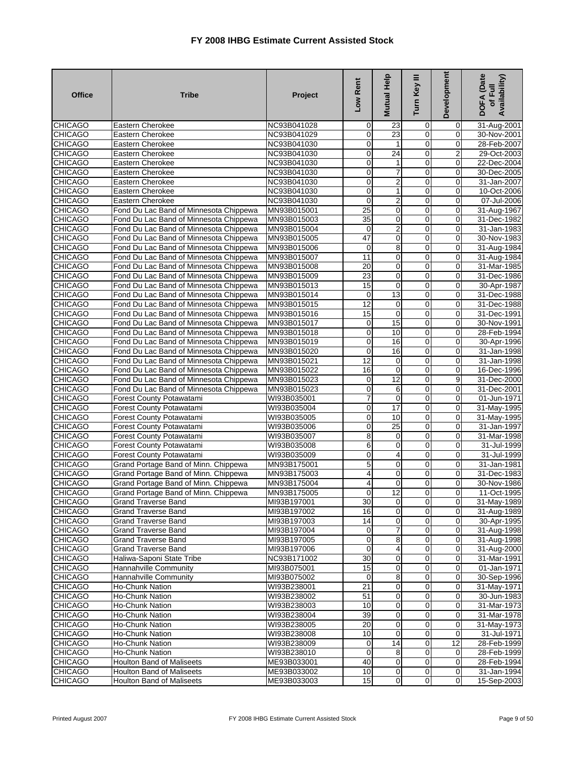# FY 2008 IHBG Estimate Current Assisted Stock

| Office | Tribe | Project | Low Rent | Mutual Help | Turn Key III | Development | DOFA (Date of Full Availability) |
|---|---|---|---|---|---|---|---|
| CHICAGO | Eastern Cherokee | NC93B041028 | 0 | 23 | 0 | 0 | 31-Aug-2001 |
| CHICAGO | Eastern Cherokee | NC93B041029 | 0 | 23 | 0 | 0 | 30-Nov-2001 |
| CHICAGO | Eastern Cherokee | NC93B041030 | 0 | 1 | 0 | 0 | 28-Feb-2007 |
| CHICAGO | Eastern Cherokee | NC93B041030 | 0 | 24 | 0 | 2 | 29-Oct-2003 |
| CHICAGO | Eastern Cherokee | NC93B041030 | 0 | 1 | 0 | 0 | 22-Dec-2004 |
| CHICAGO | Eastern Cherokee | NC93B041030 | 0 | 7 | 0 | 0 | 30-Dec-2005 |
| CHICAGO | Eastern Cherokee | NC93B041030 | 0 | 2 | 0 | 0 | 31-Jan-2007 |
| CHICAGO | Eastern Cherokee | NC93B041030 | 0 | 1 | 0 | 0 | 10-Oct-2006 |
| CHICAGO | Eastern Cherokee | NC93B041030 | 0 | 2 | 0 | 0 | 07-Jul-2006 |
| CHICAGO | Fond Du Lac Band of Minnesota Chippewa | MN93B015001 | 25 | 0 | 0 | 0 | 31-Aug-1967 |
| CHICAGO | Fond Du Lac Band of Minnesota Chippewa | MN93B015003 | 35 | 0 | 0 | 0 | 31-Dec-1982 |
| CHICAGO | Fond Du Lac Band of Minnesota Chippewa | MN93B015004 | 0 | 2 | 0 | 0 | 31-Jan-1983 |
| CHICAGO | Fond Du Lac Band of Minnesota Chippewa | MN93B015005 | 47 | 0 | 0 | 0 | 30-Nov-1983 |
| CHICAGO | Fond Du Lac Band of Minnesota Chippewa | MN93B015006 | 0 | 8 | 0 | 0 | 31-Aug-1984 |
| CHICAGO | Fond Du Lac Band of Minnesota Chippewa | MN93B015007 | 11 | 0 | 0 | 0 | 31-Aug-1984 |
| CHICAGO | Fond Du Lac Band of Minnesota Chippewa | MN93B015008 | 20 | 0 | 0 | 0 | 31-Mar-1985 |
| CHICAGO | Fond Du Lac Band of Minnesota Chippewa | MN93B015009 | 23 | 0 | 0 | 0 | 31-Dec-1986 |
| CHICAGO | Fond Du Lac Band of Minnesota Chippewa | MN93B015013 | 15 | 0 | 0 | 0 | 30-Apr-1987 |
| CHICAGO | Fond Du Lac Band of Minnesota Chippewa | MN93B015014 | 0 | 13 | 0 | 0 | 31-Dec-1988 |
| CHICAGO | Fond Du Lac Band of Minnesota Chippewa | MN93B015015 | 12 | 0 | 0 | 0 | 31-Dec-1988 |
| CHICAGO | Fond Du Lac Band of Minnesota Chippewa | MN93B015016 | 15 | 0 | 0 | 0 | 31-Dec-1991 |
| CHICAGO | Fond Du Lac Band of Minnesota Chippewa | MN93B015017 | 0 | 15 | 0 | 0 | 30-Nov-1991 |
| CHICAGO | Fond Du Lac Band of Minnesota Chippewa | MN93B015018 | 0 | 10 | 0 | 0 | 28-Feb-1994 |
| CHICAGO | Fond Du Lac Band of Minnesota Chippewa | MN93B015019 | 0 | 16 | 0 | 0 | 30-Apr-1996 |
| CHICAGO | Fond Du Lac Band of Minnesota Chippewa | MN93B015020 | 0 | 16 | 0 | 0 | 31-Jan-1998 |
| CHICAGO | Fond Du Lac Band of Minnesota Chippewa | MN93B015021 | 12 | 0 | 0 | 0 | 31-Jan-1998 |
| CHICAGO | Fond Du Lac Band of Minnesota Chippewa | MN93B015022 | 16 | 0 | 0 | 0 | 16-Dec-1996 |
| CHICAGO | Fond Du Lac Band of Minnesota Chippewa | MN93B015023 | 0 | 12 | 0 | 9 | 31-Dec-2000 |
| CHICAGO | Fond Du Lac Band of Minnesota Chippewa | MN93B015023 | 0 | 6 | 0 | 0 | 31-Dec-2001 |
| CHICAGO | Forest County Potawatami | WI93B035001 | 7 | 0 | 0 | 0 | 01-Jun-1971 |
| CHICAGO | Forest County Potawatami | WI93B035004 | 0 | 17 | 0 | 0 | 31-May-1995 |
| CHICAGO | Forest County Potawatami | WI93B035005 | 0 | 10 | 0 | 0 | 31-May-1995 |
| CHICAGO | Forest County Potawatami | WI93B035006 | 0 | 25 | 0 | 0 | 31-Jan-1997 |
| CHICAGO | Forest County Potawatami | WI93B035007 | 8 | 0 | 0 | 0 | 31-Mar-1998 |
| CHICAGO | Forest County Potawatami | WI93B035008 | 6 | 0 | 0 | 0 | 31-Jul-1999 |
| CHICAGO | Forest County Potawatami | WI93B035009 | 0 | 4 | 0 | 0 | 31-Jul-1999 |
| CHICAGO | Grand Portage Band of Minn. Chippewa | MN93B175001 | 5 | 0 | 0 | 0 | 31-Jan-1981 |
| CHICAGO | Grand Portage Band of Minn. Chippewa | MN93B175003 | 4 | 0 | 0 | 0 | 31-Dec-1983 |
| CHICAGO | Grand Portage Band of Minn. Chippewa | MN93B175004 | 4 | 0 | 0 | 0 | 30-Nov-1986 |
| CHICAGO | Grand Portage Band of Minn. Chippewa | MN93B175005 | 0 | 12 | 0 | 0 | 11-Oct-1995 |
| CHICAGO | Grand Traverse Band | MI93B197001 | 30 | 0 | 0 | 0 | 31-May-1989 |
| CHICAGO | Grand Traverse Band | MI93B197002 | 16 | 0 | 0 | 0 | 31-Aug-1989 |
| CHICAGO | Grand Traverse Band | MI93B197003 | 14 | 0 | 0 | 0 | 30-Apr-1995 |
| CHICAGO | Grand Traverse Band | MI93B197004 | 0 | 7 | 0 | 0 | 31-Aug-1998 |
| CHICAGO | Grand Traverse Band | MI93B197005 | 0 | 8 | 0 | 0 | 31-Aug-1998 |
| CHICAGO | Grand Traverse Band | MI93B197006 | 0 | 4 | 0 | 0 | 31-Aug-2000 |
| CHICAGO | Haliwa-Saponi State Tribe | NC93B171002 | 30 | 0 | 0 | 0 | 31-Mar-1991 |
| CHICAGO | Hannahville Community | MI93B075001 | 15 | 0 | 0 | 0 | 01-Jan-1971 |
| CHICAGO | Hannahville Community | MI93B075002 | 0 | 8 | 0 | 0 | 30-Sep-1996 |
| CHICAGO | Ho-Chunk Nation | WI93B238001 | 21 | 0 | 0 | 0 | 31-May-1971 |
| CHICAGO | Ho-Chunk Nation | WI93B238002 | 51 | 0 | 0 | 0 | 30-Jun-1983 |
| CHICAGO | Ho-Chunk Nation | WI93B238003 | 10 | 0 | 0 | 0 | 31-Mar-1973 |
| CHICAGO | Ho-Chunk Nation | WI93B238004 | 39 | 0 | 0 | 0 | 31-Mar-1978 |
| CHICAGO | Ho-Chunk Nation | WI93B238005 | 20 | 0 | 0 | 0 | 31-May-1973 |
| CHICAGO | Ho-Chunk Nation | WI93B238008 | 10 | 0 | 0 | 0 | 31-Jul-1971 |
| CHICAGO | Ho-Chunk Nation | WI93B238009 | 0 | 14 | 0 | 12 | 28-Feb-1999 |
| CHICAGO | Ho-Chunk Nation | WI93B238010 | 0 | 8 | 0 | 0 | 28-Feb-1999 |
| CHICAGO | Houlton Band of Maliseets | ME93B033001 | 40 | 0 | 0 | 0 | 28-Feb-1994 |
| CHICAGO | Houlton Band of Maliseets | ME93B033002 | 10 | 0 | 0 | 0 | 31-Jan-1994 |
| CHICAGO | Houlton Band of Maliseets | ME93B033003 | 15 | 0 | 0 | 0 | 15-Sep-2003 |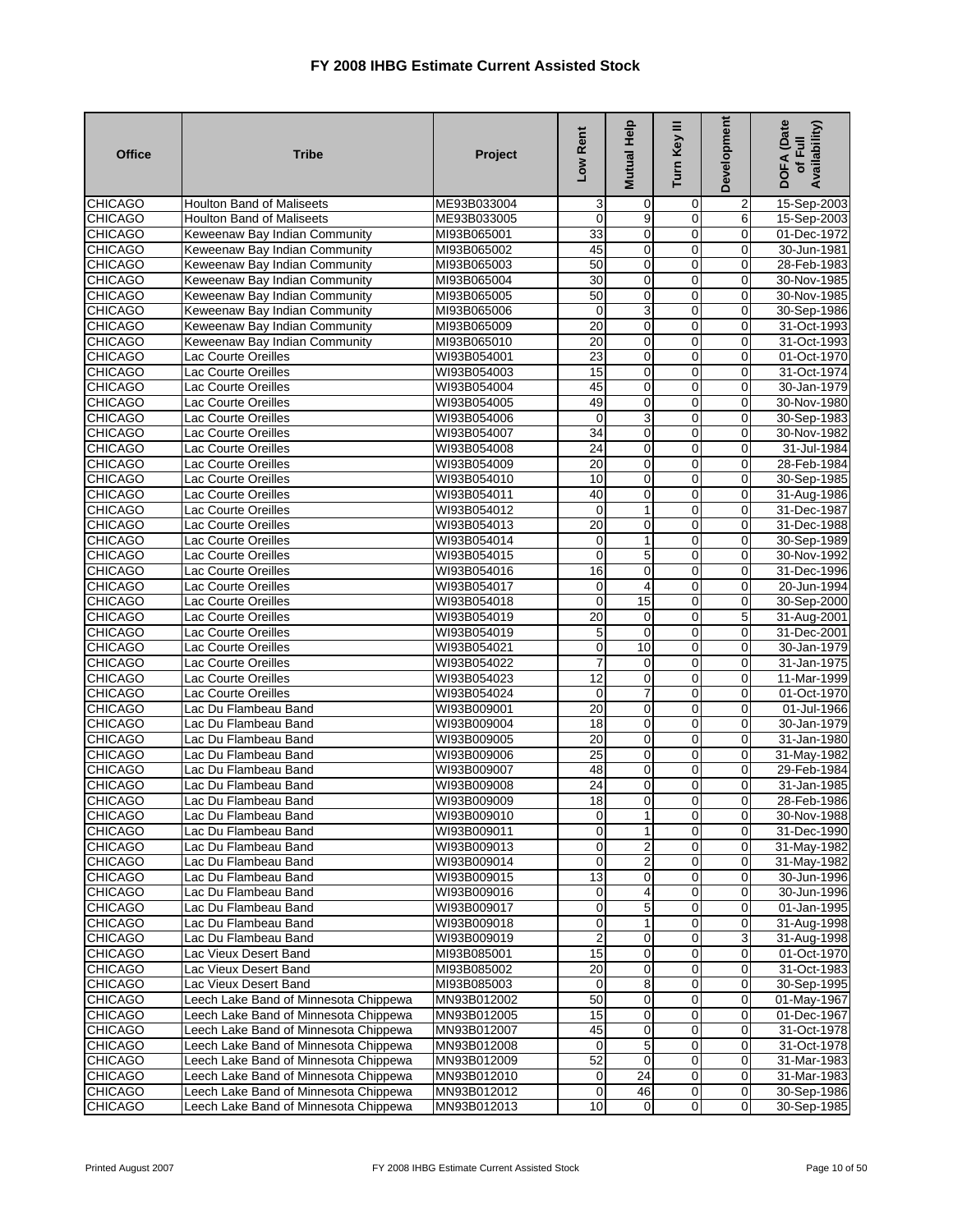# FY 2008 IHBG Estimate Current Assisted Stock

| Office | Tribe | Project | Low Rent | Mutual Help | Turn Key III | Development | DOFA (Date of Full Availability) |
|---|---|---|---|---|---|---|---|
| CHICAGO | Houlton Band of Maliseets | ME93B033004 | 3 | 0 | 0 | 2 | 15-Sep-2003 |
| CHICAGO | Houlton Band of Maliseets | ME93B033005 | 0 | 9 | 0 | 6 | 15-Sep-2003 |
| CHICAGO | Keweenaw Bay Indian Community | MI93B065001 | 33 | 0 | 0 | 0 | 01-Dec-1972 |
| CHICAGO | Keweenaw Bay Indian Community | MI93B065002 | 45 | 0 | 0 | 0 | 30-Jun-1981 |
| CHICAGO | Keweenaw Bay Indian Community | MI93B065003 | 50 | 0 | 0 | 0 | 28-Feb-1983 |
| CHICAGO | Keweenaw Bay Indian Community | MI93B065004 | 30 | 0 | 0 | 0 | 30-Nov-1985 |
| CHICAGO | Keweenaw Bay Indian Community | MI93B065005 | 50 | 0 | 0 | 0 | 30-Nov-1985 |
| CHICAGO | Keweenaw Bay Indian Community | MI93B065006 | 0 | 3 | 0 | 0 | 30-Sep-1986 |
| CHICAGO | Keweenaw Bay Indian Community | MI93B065009 | 20 | 0 | 0 | 0 | 31-Oct-1993 |
| CHICAGO | Keweenaw Bay Indian Community | MI93B065010 | 20 | 0 | 0 | 0 | 31-Oct-1993 |
| CHICAGO | Lac Courte Oreilles | WI93B054001 | 23 | 0 | 0 | 0 | 01-Oct-1970 |
| CHICAGO | Lac Courte Oreilles | WI93B054003 | 15 | 0 | 0 | 0 | 31-Oct-1974 |
| CHICAGO | Lac Courte Oreilles | WI93B054004 | 45 | 0 | 0 | 0 | 30-Jan-1979 |
| CHICAGO | Lac Courte Oreilles | WI93B054005 | 49 | 0 | 0 | 0 | 30-Nov-1980 |
| CHICAGO | Lac Courte Oreilles | WI93B054006 | 0 | 3 | 0 | 0 | 30-Sep-1983 |
| CHICAGO | Lac Courte Oreilles | WI93B054007 | 34 | 0 | 0 | 0 | 30-Nov-1982 |
| CHICAGO | Lac Courte Oreilles | WI93B054008 | 24 | 0 | 0 | 0 | 31-Jul-1984 |
| CHICAGO | Lac Courte Oreilles | WI93B054009 | 20 | 0 | 0 | 0 | 28-Feb-1984 |
| CHICAGO | Lac Courte Oreilles | WI93B054010 | 10 | 0 | 0 | 0 | 30-Sep-1985 |
| CHICAGO | Lac Courte Oreilles | WI93B054011 | 40 | 0 | 0 | 0 | 31-Aug-1986 |
| CHICAGO | Lac Courte Oreilles | WI93B054012 | 0 | 1 | 0 | 0 | 31-Dec-1987 |
| CHICAGO | Lac Courte Oreilles | WI93B054013 | 20 | 0 | 0 | 0 | 31-Dec-1988 |
| CHICAGO | Lac Courte Oreilles | WI93B054014 | 0 | 1 | 0 | 0 | 30-Sep-1989 |
| CHICAGO | Lac Courte Oreilles | WI93B054015 | 0 | 5 | 0 | 0 | 30-Nov-1992 |
| CHICAGO | Lac Courte Oreilles | WI93B054016 | 16 | 0 | 0 | 0 | 31-Dec-1996 |
| CHICAGO | Lac Courte Oreilles | WI93B054017 | 0 | 4 | 0 | 0 | 20-Jun-1994 |
| CHICAGO | Lac Courte Oreilles | WI93B054018 | 0 | 15 | 0 | 0 | 30-Sep-2000 |
| CHICAGO | Lac Courte Oreilles | WI93B054019 | 20 | 0 | 0 | 5 | 31-Aug-2001 |
| CHICAGO | Lac Courte Oreilles | WI93B054019 | 5 | 0 | 0 | 0 | 31-Dec-2001 |
| CHICAGO | Lac Courte Oreilles | WI93B054021 | 0 | 10 | 0 | 0 | 30-Jan-1979 |
| CHICAGO | Lac Courte Oreilles | WI93B054022 | 7 | 0 | 0 | 0 | 31-Jan-1975 |
| CHICAGO | Lac Courte Oreilles | WI93B054023 | 12 | 0 | 0 | 0 | 11-Mar-1999 |
| CHICAGO | Lac Courte Oreilles | WI93B054024 | 0 | 7 | 0 | 0 | 01-Oct-1970 |
| CHICAGO | Lac Du Flambeau Band | WI93B009001 | 20 | 0 | 0 | 0 | 01-Jul-1966 |
| CHICAGO | Lac Du Flambeau Band | WI93B009004 | 18 | 0 | 0 | 0 | 30-Jan-1979 |
| CHICAGO | Lac Du Flambeau Band | WI93B009005 | 20 | 0 | 0 | 0 | 31-Jan-1980 |
| CHICAGO | Lac Du Flambeau Band | WI93B009006 | 25 | 0 | 0 | 0 | 31-May-1982 |
| CHICAGO | Lac Du Flambeau Band | WI93B009007 | 48 | 0 | 0 | 0 | 29-Feb-1984 |
| CHICAGO | Lac Du Flambeau Band | WI93B009008 | 24 | 0 | 0 | 0 | 31-Jan-1985 |
| CHICAGO | Lac Du Flambeau Band | WI93B009009 | 18 | 0 | 0 | 0 | 28-Feb-1986 |
| CHICAGO | Lac Du Flambeau Band | WI93B009010 | 0 | 1 | 0 | 0 | 30-Nov-1988 |
| CHICAGO | Lac Du Flambeau Band | WI93B009011 | 0 | 1 | 0 | 0 | 31-Dec-1990 |
| CHICAGO | Lac Du Flambeau Band | WI93B009013 | 0 | 2 | 0 | 0 | 31-May-1982 |
| CHICAGO | Lac Du Flambeau Band | WI93B009014 | 0 | 2 | 0 | 0 | 31-May-1982 |
| CHICAGO | Lac Du Flambeau Band | WI93B009015 | 13 | 0 | 0 | 0 | 30-Jun-1996 |
| CHICAGO | Lac Du Flambeau Band | WI93B009016 | 0 | 4 | 0 | 0 | 30-Jun-1996 |
| CHICAGO | Lac Du Flambeau Band | WI93B009017 | 0 | 5 | 0 | 0 | 01-Jan-1995 |
| CHICAGO | Lac Du Flambeau Band | WI93B009018 | 0 | 1 | 0 | 0 | 31-Aug-1998 |
| CHICAGO | Lac Du Flambeau Band | WI93B009019 | 2 | 0 | 0 | 3 | 31-Aug-1998 |
| CHICAGO | Lac Vieux Desert Band | MI93B085001 | 15 | 0 | 0 | 0 | 01-Oct-1970 |
| CHICAGO | Lac Vieux Desert Band | MI93B085002 | 20 | 0 | 0 | 0 | 31-Oct-1983 |
| CHICAGO | Lac Vieux Desert Band | MI93B085003 | 0 | 8 | 0 | 0 | 30-Sep-1995 |
| CHICAGO | Leech Lake Band of Minnesota Chippewa | MN93B012002 | 50 | 0 | 0 | 0 | 01-May-1967 |
| CHICAGO | Leech Lake Band of Minnesota Chippewa | MN93B012005 | 15 | 0 | 0 | 0 | 01-Dec-1967 |
| CHICAGO | Leech Lake Band of Minnesota Chippewa | MN93B012007 | 45 | 0 | 0 | 0 | 31-Oct-1978 |
| CHICAGO | Leech Lake Band of Minnesota Chippewa | MN93B012008 | 0 | 5 | 0 | 0 | 31-Oct-1978 |
| CHICAGO | Leech Lake Band of Minnesota Chippewa | MN93B012009 | 52 | 0 | 0 | 0 | 31-Mar-1983 |
| CHICAGO | Leech Lake Band of Minnesota Chippewa | MN93B012010 | 0 | 24 | 0 | 0 | 31-Mar-1983 |
| CHICAGO | Leech Lake Band of Minnesota Chippewa | MN93B012012 | 0 | 46 | 0 | 0 | 30-Sep-1986 |
| CHICAGO | Leech Lake Band of Minnesota Chippewa | MN93B012013 | 10 | 0 | 0 | 0 | 30-Sep-1985 |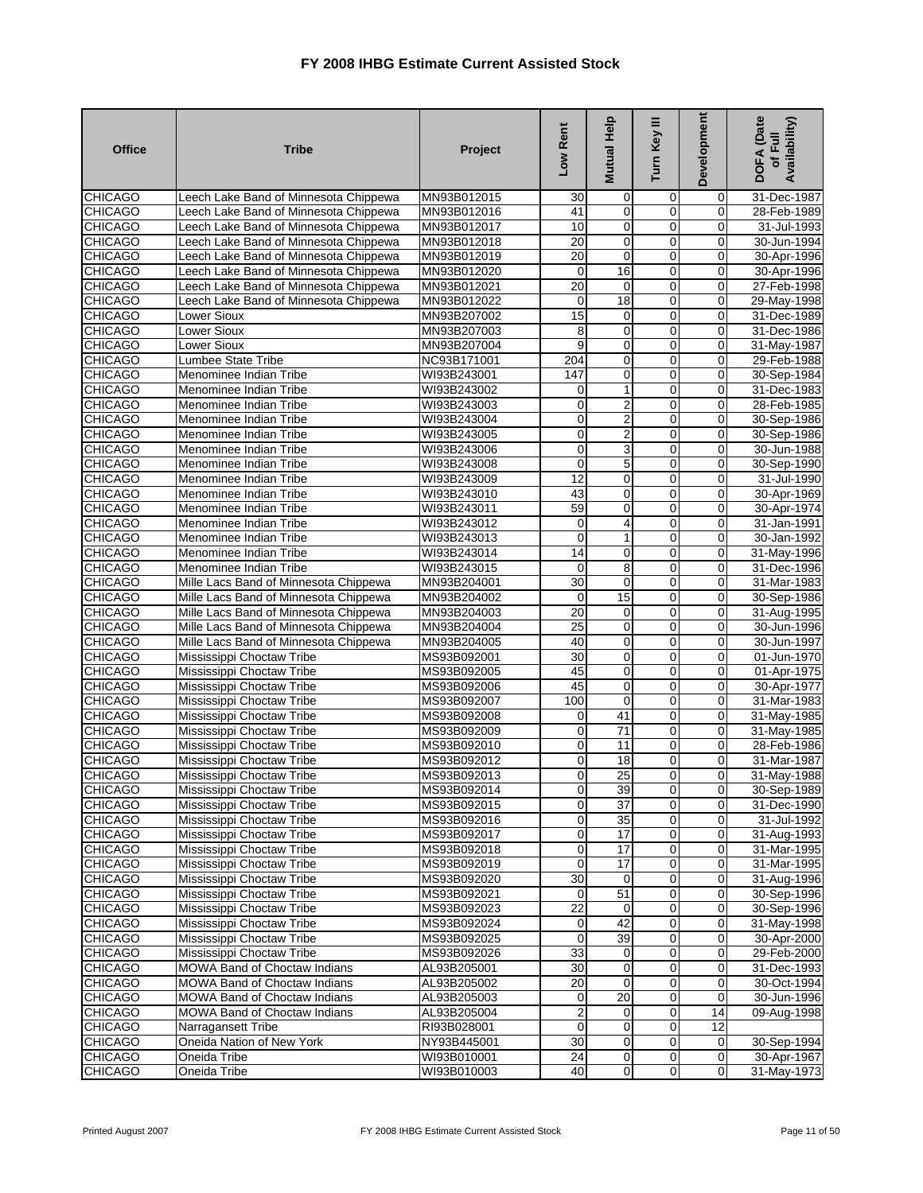# FY 2008 IHBG Estimate Current Assisted Stock

| Office | Tribe | Project | Low Rent | Mutual Help | Turn Key III | Development | DOFA (Date of Full Availability) |
|---|---|---|---|---|---|---|---|
| CHICAGO | Leech Lake Band of Minnesota Chippewa | MN93B012015 | 30 | 0 | 0 | 0 | 31-Dec-1987 |
| CHICAGO | Leech Lake Band of Minnesota Chippewa | MN93B012016 | 41 | 0 | 0 | 0 | 28-Feb-1989 |
| CHICAGO | Leech Lake Band of Minnesota Chippewa | MN93B012017 | 10 | 0 | 0 | 0 | 31-Jul-1993 |
| CHICAGO | Leech Lake Band of Minnesota Chippewa | MN93B012018 | 20 | 0 | 0 | 0 | 30-Jun-1994 |
| CHICAGO | Leech Lake Band of Minnesota Chippewa | MN93B012019 | 20 | 0 | 0 | 0 | 30-Apr-1996 |
| CHICAGO | Leech Lake Band of Minnesota Chippewa | MN93B012020 | 0 | 16 | 0 | 0 | 30-Apr-1996 |
| CHICAGO | Leech Lake Band of Minnesota Chippewa | MN93B012021 | 20 | 0 | 0 | 0 | 27-Feb-1998 |
| CHICAGO | Leech Lake Band of Minnesota Chippewa | MN93B012022 | 0 | 18 | 0 | 0 | 29-May-1998 |
| CHICAGO | Lower Sioux | MN93B207002 | 15 | 0 | 0 | 0 | 31-Dec-1989 |
| CHICAGO | Lower Sioux | MN93B207003 | 8 | 0 | 0 | 0 | 31-Dec-1986 |
| CHICAGO | Lower Sioux | MN93B207004 | 9 | 0 | 0 | 0 | 31-May-1987 |
| CHICAGO | Lumbee State Tribe | NC93B171001 | 204 | 0 | 0 | 0 | 29-Feb-1988 |
| CHICAGO | Menominee Indian Tribe | WI93B243001 | 147 | 0 | 0 | 0 | 30-Sep-1984 |
| CHICAGO | Menominee Indian Tribe | WI93B243002 | 0 | 1 | 0 | 0 | 31-Dec-1983 |
| CHICAGO | Menominee Indian Tribe | WI93B243003 | 0 | 2 | 0 | 0 | 28-Feb-1985 |
| CHICAGO | Menominee Indian Tribe | WI93B243004 | 0 | 2 | 0 | 0 | 30-Sep-1986 |
| CHICAGO | Menominee Indian Tribe | WI93B243005 | 0 | 2 | 0 | 0 | 30-Sep-1986 |
| CHICAGO | Menominee Indian Tribe | WI93B243006 | 0 | 3 | 0 | 0 | 30-Jun-1988 |
| CHICAGO | Menominee Indian Tribe | WI93B243008 | 0 | 5 | 0 | 0 | 30-Sep-1990 |
| CHICAGO | Menominee Indian Tribe | WI93B243009 | 12 | 0 | 0 | 0 | 31-Jul-1990 |
| CHICAGO | Menominee Indian Tribe | WI93B243010 | 43 | 0 | 0 | 0 | 30-Apr-1969 |
| CHICAGO | Menominee Indian Tribe | WI93B243011 | 59 | 0 | 0 | 0 | 30-Apr-1974 |
| CHICAGO | Menominee Indian Tribe | WI93B243012 | 0 | 4 | 0 | 0 | 31-Jan-1991 |
| CHICAGO | Menominee Indian Tribe | WI93B243013 | 0 | 1 | 0 | 0 | 30-Jan-1992 |
| CHICAGO | Menominee Indian Tribe | WI93B243014 | 14 | 0 | 0 | 0 | 31-May-1996 |
| CHICAGO | Menominee Indian Tribe | WI93B243015 | 0 | 8 | 0 | 0 | 31-Dec-1996 |
| CHICAGO | Mille Lacs Band of Minnesota Chippewa | MN93B204001 | 30 | 0 | 0 | 0 | 31-Mar-1983 |
| CHICAGO | Mille Lacs Band of Minnesota Chippewa | MN93B204002 | 0 | 15 | 0 | 0 | 30-Sep-1986 |
| CHICAGO | Mille Lacs Band of Minnesota Chippewa | MN93B204003 | 20 | 0 | 0 | 0 | 31-Aug-1995 |
| CHICAGO | Mille Lacs Band of Minnesota Chippewa | MN93B204004 | 25 | 0 | 0 | 0 | 30-Jun-1996 |
| CHICAGO | Mille Lacs Band of Minnesota Chippewa | MN93B204005 | 40 | 0 | 0 | 0 | 30-Jun-1997 |
| CHICAGO | Mississippi Choctaw Tribe | MS93B092001 | 30 | 0 | 0 | 0 | 01-Jun-1970 |
| CHICAGO | Mississippi Choctaw Tribe | MS93B092005 | 45 | 0 | 0 | 0 | 01-Apr-1975 |
| CHICAGO | Mississippi Choctaw Tribe | MS93B092006 | 45 | 0 | 0 | 0 | 30-Apr-1977 |
| CHICAGO | Mississippi Choctaw Tribe | MS93B092007 | 100 | 0 | 0 | 0 | 31-Mar-1983 |
| CHICAGO | Mississippi Choctaw Tribe | MS93B092008 | 0 | 41 | 0 | 0 | 31-May-1985 |
| CHICAGO | Mississippi Choctaw Tribe | MS93B092009 | 0 | 71 | 0 | 0 | 31-May-1985 |
| CHICAGO | Mississippi Choctaw Tribe | MS93B092010 | 0 | 11 | 0 | 0 | 28-Feb-1986 |
| CHICAGO | Mississippi Choctaw Tribe | MS93B092012 | 0 | 18 | 0 | 0 | 31-Mar-1987 |
| CHICAGO | Mississippi Choctaw Tribe | MS93B092013 | 0 | 25 | 0 | 0 | 31-May-1988 |
| CHICAGO | Mississippi Choctaw Tribe | MS93B092014 | 0 | 39 | 0 | 0 | 30-Sep-1989 |
| CHICAGO | Mississippi Choctaw Tribe | MS93B092015 | 0 | 37 | 0 | 0 | 31-Dec-1990 |
| CHICAGO | Mississippi Choctaw Tribe | MS93B092016 | 0 | 35 | 0 | 0 | 31-Jul-1992 |
| CHICAGO | Mississippi Choctaw Tribe | MS93B092017 | 0 | 17 | 0 | 0 | 31-Aug-1993 |
| CHICAGO | Mississippi Choctaw Tribe | MS93B092018 | 0 | 17 | 0 | 0 | 31-Mar-1995 |
| CHICAGO | Mississippi Choctaw Tribe | MS93B092019 | 0 | 17 | 0 | 0 | 31-Mar-1995 |
| CHICAGO | Mississippi Choctaw Tribe | MS93B092020 | 30 | 0 | 0 | 0 | 31-Aug-1996 |
| CHICAGO | Mississippi Choctaw Tribe | MS93B092021 | 0 | 51 | 0 | 0 | 30-Sep-1996 |
| CHICAGO | Mississippi Choctaw Tribe | MS93B092023 | 22 | 0 | 0 | 0 | 30-Sep-1996 |
| CHICAGO | Mississippi Choctaw Tribe | MS93B092024 | 0 | 42 | 0 | 0 | 31-May-1998 |
| CHICAGO | Mississippi Choctaw Tribe | MS93B092025 | 0 | 39 | 0 | 0 | 30-Apr-2000 |
| CHICAGO | Mississippi Choctaw Tribe | MS93B092026 | 33 | 0 | 0 | 0 | 29-Feb-2000 |
| CHICAGO | MOWA Band of Choctaw Indians | AL93B205001 | 30 | 0 | 0 | 0 | 31-Dec-1993 |
| CHICAGO | MOWA Band of Choctaw Indians | AL93B205002 | 20 | 0 | 0 | 0 | 30-Oct-1994 |
| CHICAGO | MOWA Band of Choctaw Indians | AL93B205003 | 0 | 20 | 0 | 0 | 30-Jun-1996 |
| CHICAGO | MOWA Band of Choctaw Indians | AL93B205004 | 2 | 0 | 0 | 14 | 09-Aug-1998 |
| CHICAGO | Narragansett Tribe | RI93B028001 | 0 | 0 | 0 | 12 | |
| CHICAGO | Oneida Nation of New York | NY93B445001 | 30 | 0 | 0 | 0 | 30-Sep-1994 |
| CHICAGO | Oneida Tribe | WI93B010001 | 24 | 0 | 0 | 0 | 30-Apr-1967 |
| CHICAGO | Oneida Tribe | WI93B010003 | 40 | 0 | 0 | 0 | 31-May-1973 |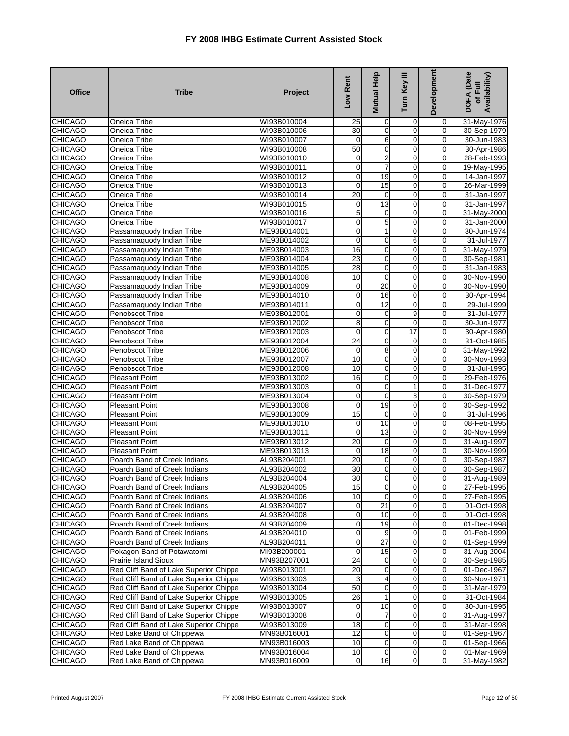# FY 2008 IHBG Estimate Current Assisted Stock

| Office | Tribe | Project | Low Rent | Mutual Help | Turn Key III | Development | DOFA (Date of Full Availability) |
|---|---|---|---|---|---|---|---|
| CHICAGO | Oneida Tribe | WI93B010004 | 25 | 0 | 0 | 0 | 31-May-1976 |
| CHICAGO | Oneida Tribe | WI93B010006 | 30 | 0 | 0 | 0 | 30-Sep-1979 |
| CHICAGO | Oneida Tribe | WI93B010007 | 0 | 6 | 0 | 0 | 30-Jun-1983 |
| CHICAGO | Oneida Tribe | WI93B010008 | 50 | 0 | 0 | 0 | 30-Apr-1986 |
| CHICAGO | Oneida Tribe | WI93B010010 | 0 | 2 | 0 | 0 | 28-Feb-1993 |
| CHICAGO | Oneida Tribe | WI93B010011 | 0 | 7 | 0 | 0 | 19-May-1995 |
| CHICAGO | Oneida Tribe | WI93B010012 | 0 | 19 | 0 | 0 | 14-Jan-1997 |
| CHICAGO | Oneida Tribe | WI93B010013 | 0 | 15 | 0 | 0 | 26-Mar-1999 |
| CHICAGO | Oneida Tribe | WI93B010014 | 20 | 0 | 0 | 0 | 31-Jan-1997 |
| CHICAGO | Oneida Tribe | WI93B010015 | 0 | 13 | 0 | 0 | 31-Jan-1997 |
| CHICAGO | Oneida Tribe | WI93B010016 | 5 | 0 | 0 | 0 | 31-May-2000 |
| CHICAGO | Oneida Tribe | WI93B010017 | 0 | 5 | 0 | 0 | 31-Jan-2000 |
| CHICAGO | Passamaquody Indian Tribe | ME93B014001 | 0 | 1 | 0 | 0 | 30-Jun-1974 |
| CHICAGO | Passamaquody Indian Tribe | ME93B014002 | 0 | 0 | 6 | 0 | 31-Jul-1977 |
| CHICAGO | Passamaquody Indian Tribe | ME93B014003 | 16 | 0 | 0 | 0 | 31-May-1979 |
| CHICAGO | Passamaquody Indian Tribe | ME93B014004 | 23 | 0 | 0 | 0 | 30-Sep-1981 |
| CHICAGO | Passamaquody Indian Tribe | ME93B014005 | 28 | 0 | 0 | 0 | 31-Jan-1983 |
| CHICAGO | Passamaquody Indian Tribe | ME93B014008 | 10 | 0 | 0 | 0 | 30-Nov-1990 |
| CHICAGO | Passamaquody Indian Tribe | ME93B014009 | 0 | 20 | 0 | 0 | 30-Nov-1990 |
| CHICAGO | Passamaquody Indian Tribe | ME93B014010 | 0 | 16 | 0 | 0 | 30-Apr-1994 |
| CHICAGO | Passamaquody Indian Tribe | ME93B014011 | 0 | 12 | 0 | 0 | 29-Jul-1999 |
| CHICAGO | Penobscot Tribe | ME93B012001 | 0 | 0 | 9 | 0 | 31-Jul-1977 |
| CHICAGO | Penobscot Tribe | ME93B012002 | 8 | 0 | 0 | 0 | 30-Jun-1977 |
| CHICAGO | Penobscot Tribe | ME93B012003 | 0 | 0 | 17 | 0 | 30-Apr-1980 |
| CHICAGO | Penobscot Tribe | ME93B012004 | 24 | 0 | 0 | 0 | 31-Oct-1985 |
| CHICAGO | Penobscot Tribe | ME93B012006 | 0 | 8 | 0 | 0 | 31-May-1992 |
| CHICAGO | Penobscot Tribe | ME93B012007 | 10 | 0 | 0 | 0 | 30-Nov-1993 |
| CHICAGO | Penobscot Tribe | ME93B012008 | 10 | 0 | 0 | 0 | 31-Jul-1995 |
| CHICAGO | Pleasant Point | ME93B013002 | 16 | 0 | 0 | 0 | 29-Feb-1976 |
| CHICAGO | Pleasant Point | ME93B013003 | 0 | 0 | 1 | 0 | 31-Dec-1977 |
| CHICAGO | Pleasant Point | ME93B013004 | 0 | 0 | 3 | 0 | 30-Sep-1979 |
| CHICAGO | Pleasant Point | ME93B013008 | 0 | 19 | 0 | 0 | 30-Sep-1992 |
| CHICAGO | Pleasant Point | ME93B013009 | 15 | 0 | 0 | 0 | 31-Jul-1996 |
| CHICAGO | Pleasant Point | ME93B013010 | 0 | 10 | 0 | 0 | 08-Feb-1995 |
| CHICAGO | Pleasant Point | ME93B013011 | 0 | 13 | 0 | 0 | 30-Nov-1999 |
| CHICAGO | Pleasant Point | ME93B013012 | 20 | 0 | 0 | 0 | 31-Aug-1997 |
| CHICAGO | Pleasant Point | ME93B013013 | 0 | 18 | 0 | 0 | 30-Nov-1999 |
| CHICAGO | Poarch Band of Creek Indians | AL93B204001 | 20 | 0 | 0 | 0 | 30-Sep-1987 |
| CHICAGO | Poarch Band of Creek Indians | AL93B204002 | 30 | 0 | 0 | 0 | 30-Sep-1987 |
| CHICAGO | Poarch Band of Creek Indians | AL93B204004 | 30 | 0 | 0 | 0 | 31-Aug-1989 |
| CHICAGO | Poarch Band of Creek Indians | AL93B204005 | 15 | 0 | 0 | 0 | 27-Feb-1995 |
| CHICAGO | Poarch Band of Creek Indians | AL93B204006 | 10 | 0 | 0 | 0 | 27-Feb-1995 |
| CHICAGO | Poarch Band of Creek Indians | AL93B204007 | 0 | 21 | 0 | 0 | 01-Oct-1998 |
| CHICAGO | Poarch Band of Creek Indians | AL93B204008 | 0 | 10 | 0 | 0 | 01-Oct-1998 |
| CHICAGO | Poarch Band of Creek Indians | AL93B204009 | 0 | 19 | 0 | 0 | 01-Dec-1998 |
| CHICAGO | Poarch Band of Creek Indians | AL93B204010 | 0 | 9 | 0 | 0 | 01-Feb-1999 |
| CHICAGO | Poarch Band of Creek Indians | AL93B204011 | 0 | 27 | 0 | 0 | 01-Sep-1999 |
| CHICAGO | Pokagon Band of Potawatomi | MI93B200001 | 0 | 15 | 0 | 0 | 31-Aug-2004 |
| CHICAGO | Prairie Island Sioux | MN93B207001 | 24 | 0 | 0 | 0 | 30-Sep-1985 |
| CHICAGO | Red Cliff Band of Lake Superior Chippe | WI93B013001 | 20 | 0 | 0 | 0 | 01-Dec-1967 |
| CHICAGO | Red Cliff Band of Lake Superior Chippe | WI93B013003 | 3 | 4 | 0 | 0 | 30-Nov-1971 |
| CHICAGO | Red Cliff Band of Lake Superior Chippe | WI93B013004 | 50 | 0 | 0 | 0 | 31-Mar-1979 |
| CHICAGO | Red Cliff Band of Lake Superior Chippe | WI93B013005 | 26 | 1 | 0 | 0 | 31-Oct-1984 |
| CHICAGO | Red Cliff Band of Lake Superior Chippe | WI93B013007 | 0 | 10 | 0 | 0 | 30-Jun-1995 |
| CHICAGO | Red Cliff Band of Lake Superior Chippe | WI93B013008 | 0 | 7 | 0 | 0 | 31-Aug-1997 |
| CHICAGO | Red Cliff Band of Lake Superior Chippe | WI93B013009 | 18 | 0 | 0 | 0 | 31-Mar-1998 |
| CHICAGO | Red Lake Band of Chippewa | MN93B016001 | 12 | 0 | 0 | 0 | 01-Sep-1967 |
| CHICAGO | Red Lake Band of Chippewa | MN93B016003 | 10 | 0 | 0 | 0 | 01-Sep-1966 |
| CHICAGO | Red Lake Band of Chippewa | MN93B016004 | 10 | 0 | 0 | 0 | 01-Mar-1969 |
| CHICAGO | Red Lake Band of Chippewa | MN93B016009 | 0 | 16 | 0 | 0 | 31-May-1982 |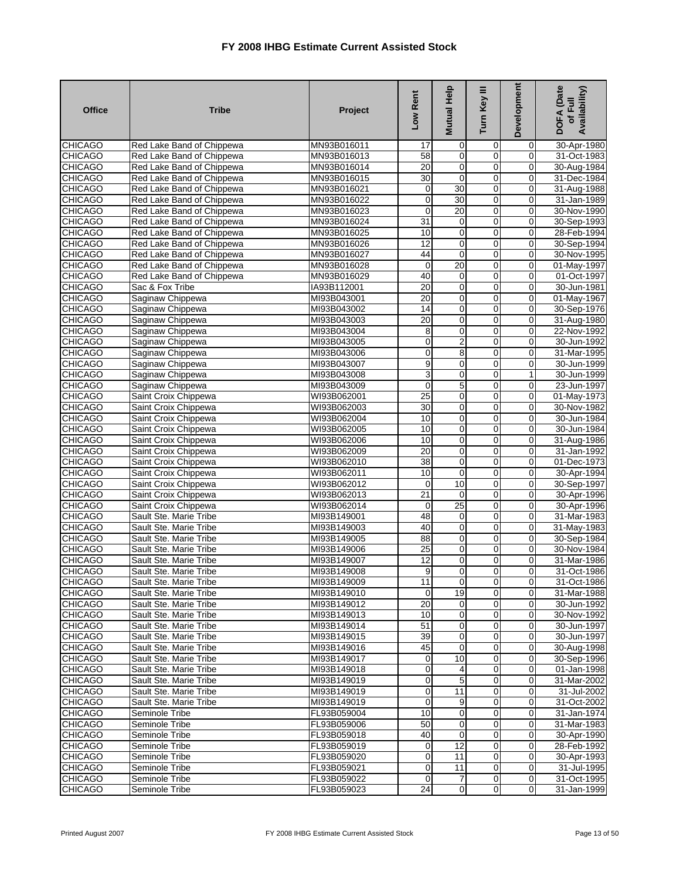# FY 2008 IHBG Estimate Current Assisted Stock

| Office | Tribe | Project | Low Rent | Mutual Help | Turn Key III | Development | DOFA (Date of Full Availability) |
|---|---|---|---|---|---|---|---|
| CHICAGO | Red Lake Band of Chippewa | MN93B016011 | 17 | 0 | 0 | 0 | 30-Apr-1980 |
| CHICAGO | Red Lake Band of Chippewa | MN93B016013 | 58 | 0 | 0 | 0 | 31-Oct-1983 |
| CHICAGO | Red Lake Band of Chippewa | MN93B016014 | 20 | 0 | 0 | 0 | 30-Aug-1984 |
| CHICAGO | Red Lake Band of Chippewa | MN93B016015 | 30 | 0 | 0 | 0 | 31-Dec-1984 |
| CHICAGO | Red Lake Band of Chippewa | MN93B016021 | 0 | 30 | 0 | 0 | 31-Aug-1988 |
| CHICAGO | Red Lake Band of Chippewa | MN93B016022 | 0 | 30 | 0 | 0 | 31-Jan-1989 |
| CHICAGO | Red Lake Band of Chippewa | MN93B016023 | 0 | 20 | 0 | 0 | 30-Nov-1990 |
| CHICAGO | Red Lake Band of Chippewa | MN93B016024 | 31 | 0 | 0 | 0 | 30-Sep-1993 |
| CHICAGO | Red Lake Band of Chippewa | MN93B016025 | 10 | 0 | 0 | 0 | 28-Feb-1994 |
| CHICAGO | Red Lake Band of Chippewa | MN93B016026 | 12 | 0 | 0 | 0 | 30-Sep-1994 |
| CHICAGO | Red Lake Band of Chippewa | MN93B016027 | 44 | 0 | 0 | 0 | 30-Nov-1995 |
| CHICAGO | Red Lake Band of Chippewa | MN93B016028 | 0 | 20 | 0 | 0 | 01-May-1997 |
| CHICAGO | Red Lake Band of Chippewa | MN93B016029 | 40 | 0 | 0 | 0 | 01-Oct-1997 |
| CHICAGO | Sac & Fox Tribe | IA93B112001 | 20 | 0 | 0 | 0 | 30-Jun-1981 |
| CHICAGO | Saginaw Chippewa | MI93B043001 | 20 | 0 | 0 | 0 | 01-May-1967 |
| CHICAGO | Saginaw Chippewa | MI93B043002 | 14 | 0 | 0 | 0 | 30-Sep-1976 |
| CHICAGO | Saginaw Chippewa | MI93B043003 | 20 | 0 | 0 | 0 | 31-Aug-1980 |
| CHICAGO | Saginaw Chippewa | MI93B043004 | 8 | 0 | 0 | 0 | 22-Nov-1992 |
| CHICAGO | Saginaw Chippewa | MI93B043005 | 0 | 2 | 0 | 0 | 30-Jun-1992 |
| CHICAGO | Saginaw Chippewa | MI93B043006 | 0 | 8 | 0 | 0 | 31-Mar-1995 |
| CHICAGO | Saginaw Chippewa | MI93B043007 | 9 | 0 | 0 | 0 | 30-Jun-1999 |
| CHICAGO | Saginaw Chippewa | MI93B043008 | 3 | 0 | 0 | 1 | 30-Jun-1999 |
| CHICAGO | Saginaw Chippewa | MI93B043009 | 0 | 5 | 0 | 0 | 23-Jun-1997 |
| CHICAGO | Saint Croix Chippewa | WI93B062001 | 25 | 0 | 0 | 0 | 01-May-1973 |
| CHICAGO | Saint Croix Chippewa | WI93B062003 | 30 | 0 | 0 | 0 | 30-Nov-1982 |
| CHICAGO | Saint Croix Chippewa | WI93B062004 | 10 | 0 | 0 | 0 | 30-Jun-1984 |
| CHICAGO | Saint Croix Chippewa | WI93B062005 | 10 | 0 | 0 | 0 | 30-Jun-1984 |
| CHICAGO | Saint Croix Chippewa | WI93B062006 | 10 | 0 | 0 | 0 | 31-Aug-1986 |
| CHICAGO | Saint Croix Chippewa | WI93B062009 | 20 | 0 | 0 | 0 | 31-Jan-1992 |
| CHICAGO | Saint Croix Chippewa | WI93B062010 | 38 | 0 | 0 | 0 | 01-Dec-1973 |
| CHICAGO | Saint Croix Chippewa | WI93B062011 | 10 | 0 | 0 | 0 | 30-Apr-1994 |
| CHICAGO | Saint Croix Chippewa | WI93B062012 | 0 | 10 | 0 | 0 | 30-Sep-1997 |
| CHICAGO | Saint Croix Chippewa | WI93B062013 | 21 | 0 | 0 | 0 | 30-Apr-1996 |
| CHICAGO | Saint Croix Chippewa | WI93B062014 | 0 | 25 | 0 | 0 | 30-Apr-1996 |
| CHICAGO | Sault Ste. Marie Tribe | MI93B149001 | 48 | 0 | 0 | 0 | 31-Mar-1983 |
| CHICAGO | Sault Ste. Marie Tribe | MI93B149003 | 40 | 0 | 0 | 0 | 31-May-1983 |
| CHICAGO | Sault Ste. Marie Tribe | MI93B149005 | 88 | 0 | 0 | 0 | 30-Sep-1984 |
| CHICAGO | Sault Ste. Marie Tribe | MI93B149006 | 25 | 0 | 0 | 0 | 30-Nov-1984 |
| CHICAGO | Sault Ste. Marie Tribe | MI93B149007 | 12 | 0 | 0 | 0 | 31-Mar-1986 |
| CHICAGO | Sault Ste. Marie Tribe | MI93B149008 | 9 | 0 | 0 | 0 | 31-Oct-1986 |
| CHICAGO | Sault Ste. Marie Tribe | MI93B149009 | 11 | 0 | 0 | 0 | 31-Oct-1986 |
| CHICAGO | Sault Ste. Marie Tribe | MI93B149010 | 0 | 19 | 0 | 0 | 31-Mar-1988 |
| CHICAGO | Sault Ste. Marie Tribe | MI93B149012 | 20 | 0 | 0 | 0 | 30-Jun-1992 |
| CHICAGO | Sault Ste. Marie Tribe | MI93B149013 | 10 | 0 | 0 | 0 | 30-Nov-1992 |
| CHICAGO | Sault Ste. Marie Tribe | MI93B149014 | 51 | 0 | 0 | 0 | 30-Jun-1997 |
| CHICAGO | Sault Ste. Marie Tribe | MI93B149015 | 39 | 0 | 0 | 0 | 30-Jun-1997 |
| CHICAGO | Sault Ste. Marie Tribe | MI93B149016 | 45 | 0 | 0 | 0 | 30-Aug-1998 |
| CHICAGO | Sault Ste. Marie Tribe | MI93B149017 | 0 | 10 | 0 | 0 | 30-Sep-1996 |
| CHICAGO | Sault Ste. Marie Tribe | MI93B149018 | 0 | 4 | 0 | 0 | 01-Jan-1998 |
| CHICAGO | Sault Ste. Marie Tribe | MI93B149019 | 0 | 5 | 0 | 0 | 31-Mar-2002 |
| CHICAGO | Sault Ste. Marie Tribe | MI93B149019 | 0 | 11 | 0 | 0 | 31-Jul-2002 |
| CHICAGO | Sault Ste. Marie Tribe | MI93B149019 | 0 | 9 | 0 | 0 | 31-Oct-2002 |
| CHICAGO | Seminole Tribe | FL93B059004 | 10 | 0 | 0 | 0 | 31-Jan-1974 |
| CHICAGO | Seminole Tribe | FL93B059006 | 50 | 0 | 0 | 0 | 31-Mar-1983 |
| CHICAGO | Seminole Tribe | FL93B059018 | 40 | 0 | 0 | 0 | 30-Apr-1990 |
| CHICAGO | Seminole Tribe | FL93B059019 | 0 | 12 | 0 | 0 | 28-Feb-1992 |
| CHICAGO | Seminole Tribe | FL93B059020 | 0 | 11 | 0 | 0 | 30-Apr-1993 |
| CHICAGO | Seminole Tribe | FL93B059021 | 0 | 11 | 0 | 0 | 31-Jul-1995 |
| CHICAGO | Seminole Tribe | FL93B059022 | 0 | 7 | 0 | 0 | 31-Oct-1995 |
| CHICAGO | Seminole Tribe | FL93B059023 | 24 | 0 | 0 | 0 | 31-Jan-1999 |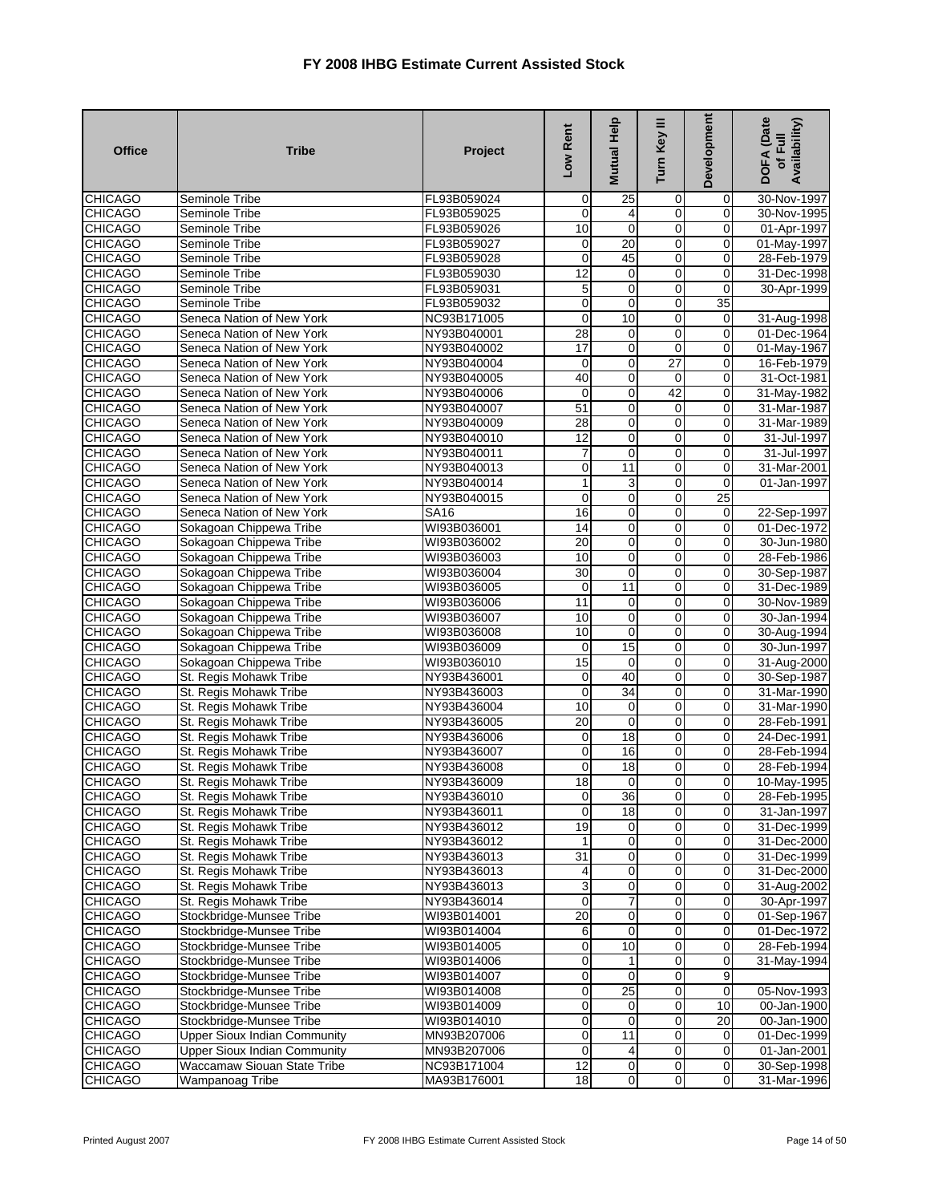# FY 2008 IHBG Estimate Current Assisted Stock

| Office | Tribe | Project | Low Rent | Mutual Help | Turn Key III | Development | DOFA (Date of Full Availability) |
|---|---|---|---|---|---|---|---|
| CHICAGO | Seminole Tribe | FL93B059024 | 0 | 25 | 0 | 0 | 30-Nov-1997 |
| CHICAGO | Seminole Tribe | FL93B059025 | 0 | 4 | 0 | 0 | 30-Nov-1995 |
| CHICAGO | Seminole Tribe | FL93B059026 | 10 | 0 | 0 | 0 | 01-Apr-1997 |
| CHICAGO | Seminole Tribe | FL93B059027 | 0 | 20 | 0 | 0 | 01-May-1997 |
| CHICAGO | Seminole Tribe | FL93B059028 | 0 | 45 | 0 | 0 | 28-Feb-1979 |
| CHICAGO | Seminole Tribe | FL93B059030 | 12 | 0 | 0 | 0 | 31-Dec-1998 |
| CHICAGO | Seminole Tribe | FL93B059031 | 5 | 0 | 0 | 0 | 30-Apr-1999 |
| CHICAGO | Seminole Tribe | FL93B059032 | 0 | 0 | 0 | 35 | |
| CHICAGO | Seneca Nation of New York | NC93B171005 | 0 | 10 | 0 | 0 | 31-Aug-1998 |
| CHICAGO | Seneca Nation of New York | NY93B040001 | 28 | 0 | 0 | 0 | 01-Dec-1964 |
| CHICAGO | Seneca Nation of New York | NY93B040002 | 17 | 0 | 0 | 0 | 01-May-1967 |
| CHICAGO | Seneca Nation of New York | NY93B040004 | 0 | 0 | 27 | 0 | 16-Feb-1979 |
| CHICAGO | Seneca Nation of New York | NY93B040005 | 40 | 0 | 0 | 0 | 31-Oct-1981 |
| CHICAGO | Seneca Nation of New York | NY93B040006 | 0 | 0 | 42 | 0 | 31-May-1982 |
| CHICAGO | Seneca Nation of New York | NY93B040007 | 51 | 0 | 0 | 0 | 31-Mar-1987 |
| CHICAGO | Seneca Nation of New York | NY93B040009 | 28 | 0 | 0 | 0 | 31-Mar-1989 |
| CHICAGO | Seneca Nation of New York | NY93B040010 | 12 | 0 | 0 | 0 | 31-Jul-1997 |
| CHICAGO | Seneca Nation of New York | NY93B040011 | 7 | 0 | 0 | 0 | 31-Jul-1997 |
| CHICAGO | Seneca Nation of New York | NY93B040013 | 0 | 11 | 0 | 0 | 31-Mar-2001 |
| CHICAGO | Seneca Nation of New York | NY93B040014 | 1 | 3 | 0 | 0 | 01-Jan-1997 |
| CHICAGO | Seneca Nation of New York | NY93B040015 | 0 | 0 | 0 | 25 | |
| CHICAGO | Seneca Nation of New York | SA16 | 16 | 0 | 0 | 0 | 22-Sep-1997 |
| CHICAGO | Sokagoan Chippewa Tribe | WI93B036001 | 14 | 0 | 0 | 0 | 01-Dec-1972 |
| CHICAGO | Sokagoan Chippewa Tribe | WI93B036002 | 20 | 0 | 0 | 0 | 30-Jun-1980 |
| CHICAGO | Sokagoan Chippewa Tribe | WI93B036003 | 10 | 0 | 0 | 0 | 28-Feb-1986 |
| CHICAGO | Sokagoan Chippewa Tribe | WI93B036004 | 30 | 0 | 0 | 0 | 30-Sep-1987 |
| CHICAGO | Sokagoan Chippewa Tribe | WI93B036005 | 0 | 11 | 0 | 0 | 31-Dec-1989 |
| CHICAGO | Sokagoan Chippewa Tribe | WI93B036006 | 11 | 0 | 0 | 0 | 30-Nov-1989 |
| CHICAGO | Sokagoan Chippewa Tribe | WI93B036007 | 10 | 0 | 0 | 0 | 30-Jan-1994 |
| CHICAGO | Sokagoan Chippewa Tribe | WI93B036008 | 10 | 0 | 0 | 0 | 30-Aug-1994 |
| CHICAGO | Sokagoan Chippewa Tribe | WI93B036009 | 0 | 15 | 0 | 0 | 30-Jun-1997 |
| CHICAGO | Sokagoan Chippewa Tribe | WI93B036010 | 15 | 0 | 0 | 0 | 31-Aug-2000 |
| CHICAGO | St. Regis Mohawk Tribe | NY93B436001 | 0 | 40 | 0 | 0 | 30-Sep-1987 |
| CHICAGO | St. Regis Mohawk Tribe | NY93B436003 | 0 | 34 | 0 | 0 | 31-Mar-1990 |
| CHICAGO | St. Regis Mohawk Tribe | NY93B436004 | 10 | 0 | 0 | 0 | 31-Mar-1990 |
| CHICAGO | St. Regis Mohawk Tribe | NY93B436005 | 20 | 0 | 0 | 0 | 28-Feb-1991 |
| CHICAGO | St. Regis Mohawk Tribe | NY93B436006 | 0 | 18 | 0 | 0 | 24-Dec-1991 |
| CHICAGO | St. Regis Mohawk Tribe | NY93B436007 | 0 | 16 | 0 | 0 | 28-Feb-1994 |
| CHICAGO | St. Regis Mohawk Tribe | NY93B436008 | 0 | 18 | 0 | 0 | 28-Feb-1994 |
| CHICAGO | St. Regis Mohawk Tribe | NY93B436009 | 18 | 0 | 0 | 0 | 10-May-1995 |
| CHICAGO | St. Regis Mohawk Tribe | NY93B436010 | 0 | 36 | 0 | 0 | 28-Feb-1995 |
| CHICAGO | St. Regis Mohawk Tribe | NY93B436011 | 0 | 18 | 0 | 0 | 31-Jan-1997 |
| CHICAGO | St. Regis Mohawk Tribe | NY93B436012 | 19 | 0 | 0 | 0 | 31-Dec-1999 |
| CHICAGO | St. Regis Mohawk Tribe | NY93B436012 | 1 | 0 | 0 | 0 | 31-Dec-2000 |
| CHICAGO | St. Regis Mohawk Tribe | NY93B436013 | 31 | 0 | 0 | 0 | 31-Dec-1999 |
| CHICAGO | St. Regis Mohawk Tribe | NY93B436013 | 4 | 0 | 0 | 0 | 31-Dec-2000 |
| CHICAGO | St. Regis Mohawk Tribe | NY93B436013 | 3 | 0 | 0 | 0 | 31-Aug-2002 |
| CHICAGO | St. Regis Mohawk Tribe | NY93B436014 | 0 | 7 | 0 | 0 | 30-Apr-1997 |
| CHICAGO | Stockbridge-Munsee Tribe | WI93B014001 | 20 | 0 | 0 | 0 | 01-Sep-1967 |
| CHICAGO | Stockbridge-Munsee Tribe | WI93B014004 | 6 | 0 | 0 | 0 | 01-Dec-1972 |
| CHICAGO | Stockbridge-Munsee Tribe | WI93B014005 | 0 | 10 | 0 | 0 | 28-Feb-1994 |
| CHICAGO | Stockbridge-Munsee Tribe | WI93B014006 | 0 | 1 | 0 | 0 | 31-May-1994 |
| CHICAGO | Stockbridge-Munsee Tribe | WI93B014007 | 0 | 0 | 0 | 9 | |
| CHICAGO | Stockbridge-Munsee Tribe | WI93B014008 | 0 | 25 | 0 | 0 | 05-Nov-1993 |
| CHICAGO | Stockbridge-Munsee Tribe | WI93B014009 | 0 | 0 | 0 | 10 | 00-Jan-1900 |
| CHICAGO | Stockbridge-Munsee Tribe | WI93B014010 | 0 | 0 | 0 | 20 | 00-Jan-1900 |
| CHICAGO | Upper Sioux Indian Community | MN93B207006 | 0 | 11 | 0 | 0 | 01-Dec-1999 |
| CHICAGO | Upper Sioux Indian Community | MN93B207006 | 0 | 4 | 0 | 0 | 01-Jan-2001 |
| CHICAGO | Waccamaw Siouan State Tribe | NC93B171004 | 12 | 0 | 0 | 0 | 30-Sep-1998 |
| CHICAGO | Wampanoag Tribe | MA93B176001 | 18 | 0 | 0 | 0 | 31-Mar-1996 |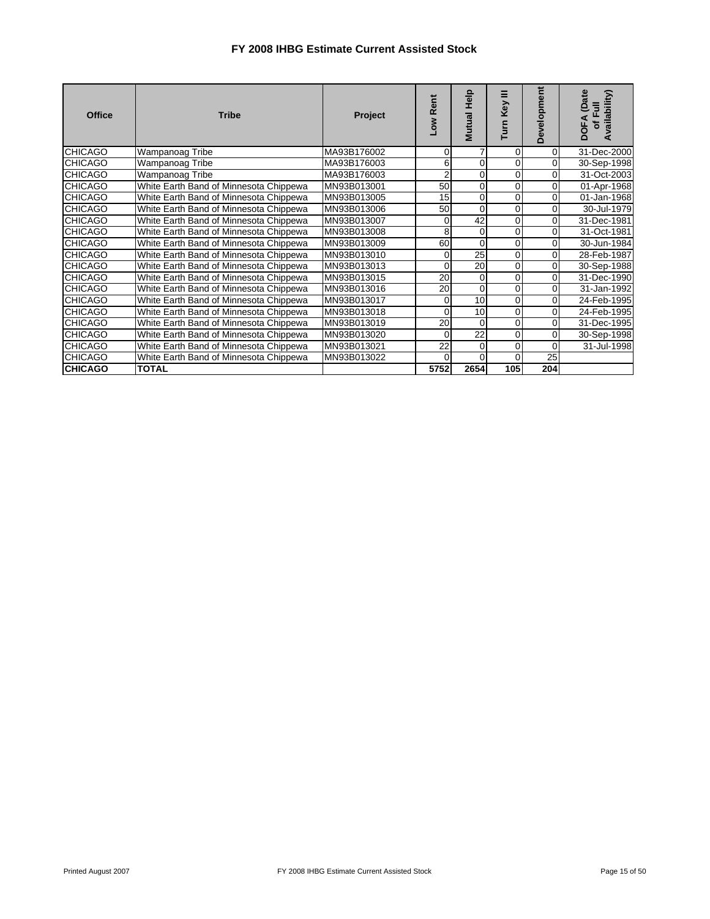# FY 2008 IHBG Estimate Current Assisted Stock

| Office | Tribe | Project | Low Rent | Mutual Help | Turn Key III | Development | DOFA (Date of Full Availability) |
|---|---|---|---|---|---|---|---|
| CHICAGO | Wampanoag Tribe | MA93B176002 | 0 | 7 | 0 | 0 | 31-Dec-2000 |
| CHICAGO | Wampanoag Tribe | MA93B176003 | 6 | 0 | 0 | 0 | 30-Sep-1998 |
| CHICAGO | Wampanoag Tribe | MA93B176003 | 2 | 0 | 0 | 0 | 31-Oct-2003 |
| CHICAGO | White Earth Band of Minnesota Chippewa | MN93B013001 | 50 | 0 | 0 | 0 | 01-Apr-1968 |
| CHICAGO | White Earth Band of Minnesota Chippewa | MN93B013005 | 15 | 0 | 0 | 0 | 01-Jan-1968 |
| CHICAGO | White Earth Band of Minnesota Chippewa | MN93B013006 | 50 | 0 | 0 | 0 | 30-Jul-1979 |
| CHICAGO | White Earth Band of Minnesota Chippewa | MN93B013007 | 0 | 42 | 0 | 0 | 31-Dec-1981 |
| CHICAGO | White Earth Band of Minnesota Chippewa | MN93B013008 | 8 | 0 | 0 | 0 | 31-Oct-1981 |
| CHICAGO | White Earth Band of Minnesota Chippewa | MN93B013009 | 60 | 0 | 0 | 0 | 30-Jun-1984 |
| CHICAGO | White Earth Band of Minnesota Chippewa | MN93B013010 | 0 | 25 | 0 | 0 | 28-Feb-1987 |
| CHICAGO | White Earth Band of Minnesota Chippewa | MN93B013013 | 0 | 20 | 0 | 0 | 30-Sep-1988 |
| CHICAGO | White Earth Band of Minnesota Chippewa | MN93B013015 | 20 | 0 | 0 | 0 | 31-Dec-1990 |
| CHICAGO | White Earth Band of Minnesota Chippewa | MN93B013016 | 20 | 0 | 0 | 0 | 31-Jan-1992 |
| CHICAGO | White Earth Band of Minnesota Chippewa | MN93B013017 | 0 | 10 | 0 | 0 | 24-Feb-1995 |
| CHICAGO | White Earth Band of Minnesota Chippewa | MN93B013018 | 0 | 10 | 0 | 0 | 24-Feb-1995 |
| CHICAGO | White Earth Band of Minnesota Chippewa | MN93B013019 | 20 | 0 | 0 | 0 | 31-Dec-1995 |
| CHICAGO | White Earth Band of Minnesota Chippewa | MN93B013020 | 0 | 22 | 0 | 0 | 30-Sep-1998 |
| CHICAGO | White Earth Band of Minnesota Chippewa | MN93B013021 | 22 | 0 | 0 | 0 | 31-Jul-1998 |
| CHICAGO | White Earth Band of Minnesota Chippewa | MN93B013022 | 0 | 0 | 0 | 25 | |
| **CHICAGO** | **TOTAL** | | **5752** | **2654** | **105** | **204** | |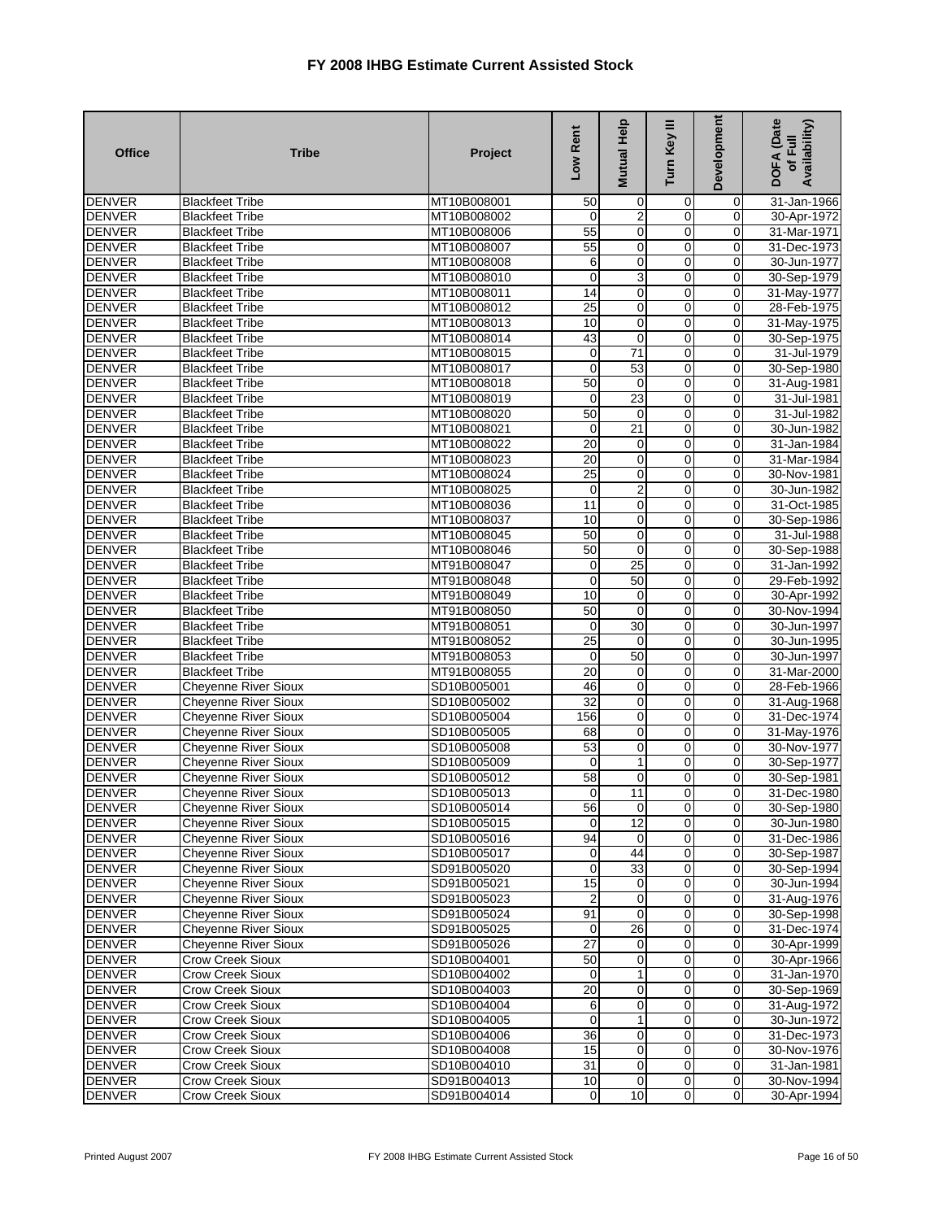# FY 2008 IHBG Estimate Current Assisted Stock

| Office | Tribe | Project | Low Rent | Mutual Help | Turn Key III | Development | DOFA (Date of Full Availability) |
|---|---|---|---|---|---|---|---|
| DENVER | Blackfeet Tribe | MT10B008001 | 50 | 0 | 0 | 0 | 31-Jan-1966 |
| DENVER | Blackfeet Tribe | MT10B008002 | 0 | 2 | 0 | 0 | 30-Apr-1972 |
| DENVER | Blackfeet Tribe | MT10B008006 | 55 | 0 | 0 | 0 | 31-Mar-1971 |
| DENVER | Blackfeet Tribe | MT10B008007 | 55 | 0 | 0 | 0 | 31-Dec-1973 |
| DENVER | Blackfeet Tribe | MT10B008008 | 6 | 0 | 0 | 0 | 30-Jun-1977 |
| DENVER | Blackfeet Tribe | MT10B008010 | 0 | 3 | 0 | 0 | 30-Sep-1979 |
| DENVER | Blackfeet Tribe | MT10B008011 | 14 | 0 | 0 | 0 | 31-May-1977 |
| DENVER | Blackfeet Tribe | MT10B008012 | 25 | 0 | 0 | 0 | 28-Feb-1975 |
| DENVER | Blackfeet Tribe | MT10B008013 | 10 | 0 | 0 | 0 | 31-May-1975 |
| DENVER | Blackfeet Tribe | MT10B008014 | 43 | 0 | 0 | 0 | 30-Sep-1975 |
| DENVER | Blackfeet Tribe | MT10B008015 | 0 | 71 | 0 | 0 | 31-Jul-1979 |
| DENVER | Blackfeet Tribe | MT10B008017 | 0 | 53 | 0 | 0 | 30-Sep-1980 |
| DENVER | Blackfeet Tribe | MT10B008018 | 50 | 0 | 0 | 0 | 31-Aug-1981 |
| DENVER | Blackfeet Tribe | MT10B008019 | 0 | 23 | 0 | 0 | 31-Jul-1981 |
| DENVER | Blackfeet Tribe | MT10B008020 | 50 | 0 | 0 | 0 | 31-Jul-1982 |
| DENVER | Blackfeet Tribe | MT10B008021 | 0 | 21 | 0 | 0 | 30-Jun-1982 |
| DENVER | Blackfeet Tribe | MT10B008022 | 20 | 0 | 0 | 0 | 31-Jan-1984 |
| DENVER | Blackfeet Tribe | MT10B008023 | 20 | 0 | 0 | 0 | 31-Mar-1984 |
| DENVER | Blackfeet Tribe | MT10B008024 | 25 | 0 | 0 | 0 | 30-Nov-1981 |
| DENVER | Blackfeet Tribe | MT10B008025 | 0 | 2 | 0 | 0 | 30-Jun-1982 |
| DENVER | Blackfeet Tribe | MT10B008036 | 11 | 0 | 0 | 0 | 31-Oct-1985 |
| DENVER | Blackfeet Tribe | MT10B008037 | 10 | 0 | 0 | 0 | 30-Sep-1986 |
| DENVER | Blackfeet Tribe | MT10B008045 | 50 | 0 | 0 | 0 | 31-Jul-1988 |
| DENVER | Blackfeet Tribe | MT10B008046 | 50 | 0 | 0 | 0 | 30-Sep-1988 |
| DENVER | Blackfeet Tribe | MT91B008047 | 0 | 25 | 0 | 0 | 31-Jan-1992 |
| DENVER | Blackfeet Tribe | MT91B008048 | 0 | 50 | 0 | 0 | 29-Feb-1992 |
| DENVER | Blackfeet Tribe | MT91B008049 | 10 | 0 | 0 | 0 | 30-Apr-1992 |
| DENVER | Blackfeet Tribe | MT91B008050 | 50 | 0 | 0 | 0 | 30-Nov-1994 |
| DENVER | Blackfeet Tribe | MT91B008051 | 0 | 30 | 0 | 0 | 30-Jun-1997 |
| DENVER | Blackfeet Tribe | MT91B008052 | 25 | 0 | 0 | 0 | 30-Jun-1995 |
| DENVER | Blackfeet Tribe | MT91B008053 | 0 | 50 | 0 | 0 | 30-Jun-1997 |
| DENVER | Blackfeet Tribe | MT91B008055 | 20 | 0 | 0 | 0 | 31-Mar-2000 |
| DENVER | Cheyenne River Sioux | SD10B005001 | 46 | 0 | 0 | 0 | 28-Feb-1966 |
| DENVER | Cheyenne River Sioux | SD10B005002 | 32 | 0 | 0 | 0 | 31-Aug-1968 |
| DENVER | Cheyenne River Sioux | SD10B005004 | 156 | 0 | 0 | 0 | 31-Dec-1974 |
| DENVER | Cheyenne River Sioux | SD10B005005 | 68 | 0 | 0 | 0 | 31-May-1976 |
| DENVER | Cheyenne River Sioux | SD10B005008 | 53 | 0 | 0 | 0 | 30-Nov-1977 |
| DENVER | Cheyenne River Sioux | SD10B005009 | 0 | 1 | 0 | 0 | 30-Sep-1977 |
| DENVER | Cheyenne River Sioux | SD10B005012 | 58 | 0 | 0 | 0 | 30-Sep-1981 |
| DENVER | Cheyenne River Sioux | SD10B005013 | 0 | 11 | 0 | 0 | 31-Dec-1980 |
| DENVER | Cheyenne River Sioux | SD10B005014 | 56 | 0 | 0 | 0 | 30-Sep-1980 |
| DENVER | Cheyenne River Sioux | SD10B005015 | 0 | 12 | 0 | 0 | 30-Jun-1980 |
| DENVER | Cheyenne River Sioux | SD10B005016 | 94 | 0 | 0 | 0 | 31-Dec-1986 |
| DENVER | Cheyenne River Sioux | SD10B005017 | 0 | 44 | 0 | 0 | 30-Sep-1987 |
| DENVER | Cheyenne River Sioux | SD91B005020 | 0 | 33 | 0 | 0 | 30-Sep-1994 |
| DENVER | Cheyenne River Sioux | SD91B005021 | 15 | 0 | 0 | 0 | 30-Jun-1994 |
| DENVER | Cheyenne River Sioux | SD91B005023 | 2 | 0 | 0 | 0 | 31-Aug-1976 |
| DENVER | Cheyenne River Sioux | SD91B005024 | 91 | 0 | 0 | 0 | 30-Sep-1998 |
| DENVER | Cheyenne River Sioux | SD91B005025 | 0 | 26 | 0 | 0 | 31-Dec-1974 |
| DENVER | Cheyenne River Sioux | SD91B005026 | 27 | 0 | 0 | 0 | 30-Apr-1999 |
| DENVER | Crow Creek Sioux | SD10B004001 | 50 | 0 | 0 | 0 | 30-Apr-1966 |
| DENVER | Crow Creek Sioux | SD10B004002 | 0 | 1 | 0 | 0 | 31-Jan-1970 |
| DENVER | Crow Creek Sioux | SD10B004003 | 20 | 0 | 0 | 0 | 30-Sep-1969 |
| DENVER | Crow Creek Sioux | SD10B004004 | 6 | 0 | 0 | 0 | 31-Aug-1972 |
| DENVER | Crow Creek Sioux | SD10B004005 | 0 | 1 | 0 | 0 | 30-Jun-1972 |
| DENVER | Crow Creek Sioux | SD10B004006 | 36 | 0 | 0 | 0 | 31-Dec-1973 |
| DENVER | Crow Creek Sioux | SD10B004008 | 15 | 0 | 0 | 0 | 30-Nov-1976 |
| DENVER | Crow Creek Sioux | SD10B004010 | 31 | 0 | 0 | 0 | 31-Jan-1981 |
| DENVER | Crow Creek Sioux | SD91B004013 | 10 | 0 | 0 | 0 | 30-Nov-1994 |
| DENVER | Crow Creek Sioux | SD91B004014 | 0 | 10 | 0 | 0 | 30-Apr-1994 |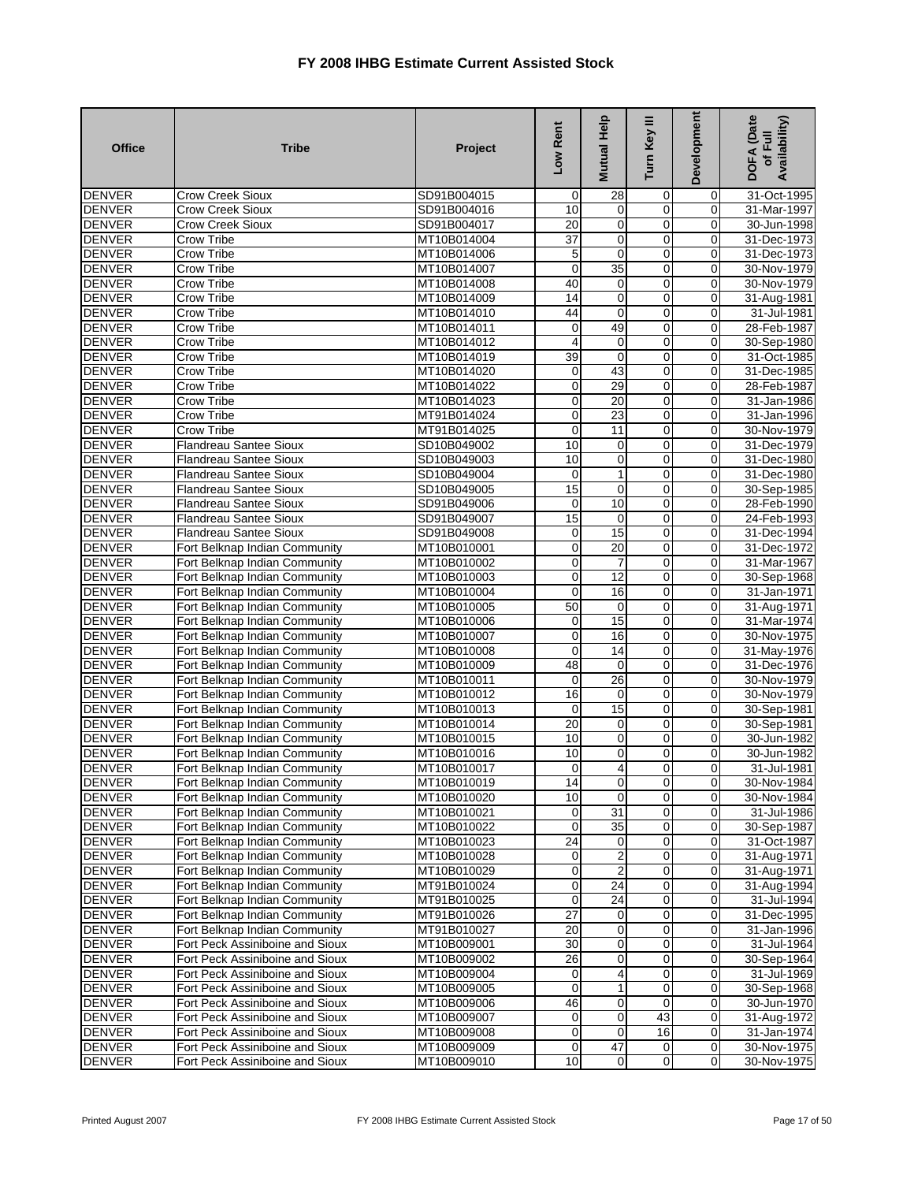# FY 2008 IHBG Estimate Current Assisted Stock

| Office | Tribe | Project | Low Rent | Mutual Help | Turn Key III | Development | DOFA (Date of Full Availability) |
|---|---|---|---|---|---|---|---|
| DENVER | Crow Creek Sioux | SD91B004015 | 0 | 28 | 0 | 0 | 31-Oct-1995 |
| DENVER | Crow Creek Sioux | SD91B004016 | 10 | 0 | 0 | 0 | 31-Mar-1997 |
| DENVER | Crow Creek Sioux | SD91B004017 | 20 | 0 | 0 | 0 | 30-Jun-1998 |
| DENVER | Crow Tribe | MT10B014004 | 37 | 0 | 0 | 0 | 31-Dec-1973 |
| DENVER | Crow Tribe | MT10B014006 | 5 | 0 | 0 | 0 | 31-Dec-1973 |
| DENVER | Crow Tribe | MT10B014007 | 0 | 35 | 0 | 0 | 30-Nov-1979 |
| DENVER | Crow Tribe | MT10B014008 | 40 | 0 | 0 | 0 | 30-Nov-1979 |
| DENVER | Crow Tribe | MT10B014009 | 14 | 0 | 0 | 0 | 31-Aug-1981 |
| DENVER | Crow Tribe | MT10B014010 | 44 | 0 | 0 | 0 | 31-Jul-1981 |
| DENVER | Crow Tribe | MT10B014011 | 0 | 49 | 0 | 0 | 28-Feb-1987 |
| DENVER | Crow Tribe | MT10B014012 | 4 | 0 | 0 | 0 | 30-Sep-1980 |
| DENVER | Crow Tribe | MT10B014019 | 39 | 0 | 0 | 0 | 31-Oct-1985 |
| DENVER | Crow Tribe | MT10B014020 | 0 | 43 | 0 | 0 | 31-Dec-1985 |
| DENVER | Crow Tribe | MT10B014022 | 0 | 29 | 0 | 0 | 28-Feb-1987 |
| DENVER | Crow Tribe | MT10B014023 | 0 | 20 | 0 | 0 | 31-Jan-1986 |
| DENVER | Crow Tribe | MT91B014024 | 0 | 23 | 0 | 0 | 31-Jan-1996 |
| DENVER | Crow Tribe | MT91B014025 | 0 | 11 | 0 | 0 | 30-Nov-1979 |
| DENVER | Flandreau Santee Sioux | SD10B049002 | 10 | 0 | 0 | 0 | 31-Dec-1979 |
| DENVER | Flandreau Santee Sioux | SD10B049003 | 10 | 0 | 0 | 0 | 31-Dec-1980 |
| DENVER | Flandreau Santee Sioux | SD10B049004 | 0 | 1 | 0 | 0 | 31-Dec-1980 |
| DENVER | Flandreau Santee Sioux | SD10B049005 | 15 | 0 | 0 | 0 | 30-Sep-1985 |
| DENVER | Flandreau Santee Sioux | SD91B049006 | 0 | 10 | 0 | 0 | 28-Feb-1990 |
| DENVER | Flandreau Santee Sioux | SD91B049007 | 15 | 0 | 0 | 0 | 24-Feb-1993 |
| DENVER | Flandreau Santee Sioux | SD91B049008 | 0 | 15 | 0 | 0 | 31-Dec-1994 |
| DENVER | Fort Belknap Indian Community | MT10B010001 | 0 | 20 | 0 | 0 | 31-Dec-1972 |
| DENVER | Fort Belknap Indian Community | MT10B010002 | 0 | 7 | 0 | 0 | 31-Mar-1967 |
| DENVER | Fort Belknap Indian Community | MT10B010003 | 0 | 12 | 0 | 0 | 30-Sep-1968 |
| DENVER | Fort Belknap Indian Community | MT10B010004 | 0 | 16 | 0 | 0 | 31-Jan-1971 |
| DENVER | Fort Belknap Indian Community | MT10B010005 | 50 | 0 | 0 | 0 | 31-Aug-1971 |
| DENVER | Fort Belknap Indian Community | MT10B010006 | 0 | 15 | 0 | 0 | 31-Mar-1974 |
| DENVER | Fort Belknap Indian Community | MT10B010007 | 0 | 16 | 0 | 0 | 30-Nov-1975 |
| DENVER | Fort Belknap Indian Community | MT10B010008 | 0 | 14 | 0 | 0 | 31-May-1976 |
| DENVER | Fort Belknap Indian Community | MT10B010009 | 48 | 0 | 0 | 0 | 31-Dec-1976 |
| DENVER | Fort Belknap Indian Community | MT10B010011 | 0 | 26 | 0 | 0 | 30-Nov-1979 |
| DENVER | Fort Belknap Indian Community | MT10B010012 | 16 | 0 | 0 | 0 | 30-Nov-1979 |
| DENVER | Fort Belknap Indian Community | MT10B010013 | 0 | 15 | 0 | 0 | 30-Sep-1981 |
| DENVER | Fort Belknap Indian Community | MT10B010014 | 20 | 0 | 0 | 0 | 30-Sep-1981 |
| DENVER | Fort Belknap Indian Community | MT10B010015 | 10 | 0 | 0 | 0 | 30-Jun-1982 |
| DENVER | Fort Belknap Indian Community | MT10B010016 | 10 | 0 | 0 | 0 | 30-Jun-1982 |
| DENVER | Fort Belknap Indian Community | MT10B010017 | 0 | 4 | 0 | 0 | 31-Jul-1981 |
| DENVER | Fort Belknap Indian Community | MT10B010019 | 14 | 0 | 0 | 0 | 30-Nov-1984 |
| DENVER | Fort Belknap Indian Community | MT10B010020 | 10 | 0 | 0 | 0 | 30-Nov-1984 |
| DENVER | Fort Belknap Indian Community | MT10B010021 | 0 | 31 | 0 | 0 | 31-Jul-1986 |
| DENVER | Fort Belknap Indian Community | MT10B010022 | 0 | 35 | 0 | 0 | 30-Sep-1987 |
| DENVER | Fort Belknap Indian Community | MT10B010023 | 24 | 0 | 0 | 0 | 31-Oct-1987 |
| DENVER | Fort Belknap Indian Community | MT10B010028 | 0 | 2 | 0 | 0 | 31-Aug-1971 |
| DENVER | Fort Belknap Indian Community | MT10B010029 | 0 | 2 | 0 | 0 | 31-Aug-1971 |
| DENVER | Fort Belknap Indian Community | MT91B010024 | 0 | 24 | 0 | 0 | 31-Aug-1994 |
| DENVER | Fort Belknap Indian Community | MT91B010025 | 0 | 24 | 0 | 0 | 31-Jul-1994 |
| DENVER | Fort Belknap Indian Community | MT91B010026 | 27 | 0 | 0 | 0 | 31-Dec-1995 |
| DENVER | Fort Belknap Indian Community | MT91B010027 | 20 | 0 | 0 | 0 | 31-Jan-1996 |
| DENVER | Fort Peck Assiniboine and Sioux | MT10B009001 | 30 | 0 | 0 | 0 | 31-Jul-1964 |
| DENVER | Fort Peck Assiniboine and Sioux | MT10B009002 | 26 | 0 | 0 | 0 | 30-Sep-1964 |
| DENVER | Fort Peck Assiniboine and Sioux | MT10B009004 | 0 | 4 | 0 | 0 | 31-Jul-1969 |
| DENVER | Fort Peck Assiniboine and Sioux | MT10B009005 | 0 | 1 | 0 | 0 | 30-Sep-1968 |
| DENVER | Fort Peck Assiniboine and Sioux | MT10B009006 | 46 | 0 | 0 | 0 | 30-Jun-1970 |
| DENVER | Fort Peck Assiniboine and Sioux | MT10B009007 | 0 | 0 | 43 | 0 | 31-Aug-1972 |
| DENVER | Fort Peck Assiniboine and Sioux | MT10B009008 | 0 | 0 | 16 | 0 | 31-Jan-1974 |
| DENVER | Fort Peck Assiniboine and Sioux | MT10B009009 | 0 | 47 | 0 | 0 | 30-Nov-1975 |
| DENVER | Fort Peck Assiniboine and Sioux | MT10B009010 | 10 | 0 | 0 | 0 | 30-Nov-1975 |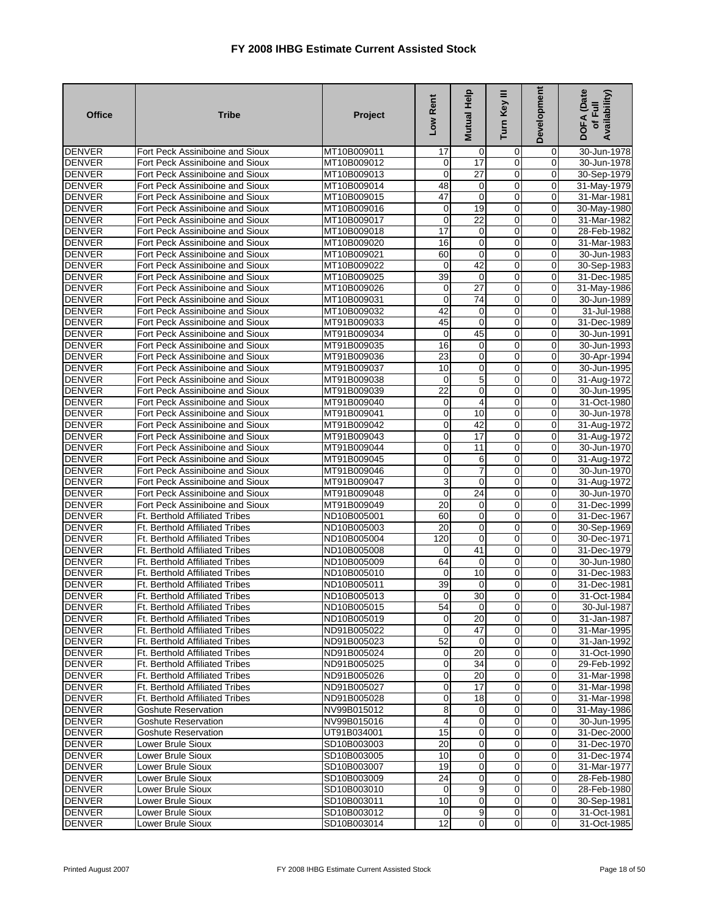# FY 2008 IHBG Estimate Current Assisted Stock

| Office | Tribe | Project | Low Rent | Mutual Help | Turn Key III | Development | DOFA (Date of Full Availability) |
|---|---|---|---|---|---|---|---|
| DENVER | Fort Peck Assiniboine and Sioux | MT10B009011 | 17 | 0 | 0 | 0 | 30-Jun-1978 |
| DENVER | Fort Peck Assiniboine and Sioux | MT10B009012 | 0 | 17 | 0 | 0 | 30-Jun-1978 |
| DENVER | Fort Peck Assiniboine and Sioux | MT10B009013 | 0 | 27 | 0 | 0 | 30-Sep-1979 |
| DENVER | Fort Peck Assiniboine and Sioux | MT10B009014 | 48 | 0 | 0 | 0 | 31-May-1979 |
| DENVER | Fort Peck Assiniboine and Sioux | MT10B009015 | 47 | 0 | 0 | 0 | 31-Mar-1981 |
| DENVER | Fort Peck Assiniboine and Sioux | MT10B009016 | 0 | 19 | 0 | 0 | 30-May-1980 |
| DENVER | Fort Peck Assiniboine and Sioux | MT10B009017 | 0 | 22 | 0 | 0 | 31-Mar-1982 |
| DENVER | Fort Peck Assiniboine and Sioux | MT10B009018 | 17 | 0 | 0 | 0 | 28-Feb-1982 |
| DENVER | Fort Peck Assiniboine and Sioux | MT10B009020 | 16 | 0 | 0 | 0 | 31-Mar-1983 |
| DENVER | Fort Peck Assiniboine and Sioux | MT10B009021 | 60 | 0 | 0 | 0 | 30-Jun-1983 |
| DENVER | Fort Peck Assiniboine and Sioux | MT10B009022 | 0 | 42 | 0 | 0 | 30-Sep-1983 |
| DENVER | Fort Peck Assiniboine and Sioux | MT10B009025 | 39 | 0 | 0 | 0 | 31-Dec-1985 |
| DENVER | Fort Peck Assiniboine and Sioux | MT10B009026 | 0 | 27 | 0 | 0 | 31-May-1986 |
| DENVER | Fort Peck Assiniboine and Sioux | MT10B009031 | 0 | 74 | 0 | 0 | 30-Jun-1989 |
| DENVER | Fort Peck Assiniboine and Sioux | MT10B009032 | 42 | 0 | 0 | 0 | 31-Jul-1988 |
| DENVER | Fort Peck Assiniboine and Sioux | MT91B009033 | 45 | 0 | 0 | 0 | 31-Dec-1989 |
| DENVER | Fort Peck Assiniboine and Sioux | MT91B009034 | 0 | 45 | 0 | 0 | 30-Jun-1991 |
| DENVER | Fort Peck Assiniboine and Sioux | MT91B009035 | 16 | 0 | 0 | 0 | 30-Jun-1993 |
| DENVER | Fort Peck Assiniboine and Sioux | MT91B009036 | 23 | 0 | 0 | 0 | 30-Apr-1994 |
| DENVER | Fort Peck Assiniboine and Sioux | MT91B009037 | 10 | 0 | 0 | 0 | 30-Jun-1995 |
| DENVER | Fort Peck Assiniboine and Sioux | MT91B009038 | 0 | 5 | 0 | 0 | 31-Aug-1972 |
| DENVER | Fort Peck Assiniboine and Sioux | MT91B009039 | 22 | 0 | 0 | 0 | 30-Jun-1995 |
| DENVER | Fort Peck Assiniboine and Sioux | MT91B009040 | 0 | 4 | 0 | 0 | 31-Oct-1980 |
| DENVER | Fort Peck Assiniboine and Sioux | MT91B009041 | 0 | 10 | 0 | 0 | 30-Jun-1978 |
| DENVER | Fort Peck Assiniboine and Sioux | MT91B009042 | 0 | 42 | 0 | 0 | 31-Aug-1972 |
| DENVER | Fort Peck Assiniboine and Sioux | MT91B009043 | 0 | 17 | 0 | 0 | 31-Aug-1972 |
| DENVER | Fort Peck Assiniboine and Sioux | MT91B009044 | 0 | 11 | 0 | 0 | 30-Jun-1970 |
| DENVER | Fort Peck Assiniboine and Sioux | MT91B009045 | 0 | 6 | 0 | 0 | 31-Aug-1972 |
| DENVER | Fort Peck Assiniboine and Sioux | MT91B009046 | 0 | 7 | 0 | 0 | 30-Jun-1970 |
| DENVER | Fort Peck Assiniboine and Sioux | MT91B009047 | 3 | 0 | 0 | 0 | 31-Aug-1972 |
| DENVER | Fort Peck Assiniboine and Sioux | MT91B009048 | 0 | 24 | 0 | 0 | 30-Jun-1970 |
| DENVER | Fort Peck Assiniboine and Sioux | MT91B009049 | 20 | 0 | 0 | 0 | 31-Dec-1999 |
| DENVER | Ft. Berthold Affiliated Tribes | ND10B005001 | 60 | 0 | 0 | 0 | 31-Dec-1967 |
| DENVER | Ft. Berthold Affiliated Tribes | ND10B005003 | 20 | 0 | 0 | 0 | 30-Sep-1969 |
| DENVER | Ft. Berthold Affiliated Tribes | ND10B005004 | 120 | 0 | 0 | 0 | 30-Dec-1971 |
| DENVER | Ft. Berthold Affiliated Tribes | ND10B005008 | 0 | 41 | 0 | 0 | 31-Dec-1979 |
| DENVER | Ft. Berthold Affiliated Tribes | ND10B005009 | 64 | 0 | 0 | 0 | 30-Jun-1980 |
| DENVER | Ft. Berthold Affiliated Tribes | ND10B005010 | 0 | 10 | 0 | 0 | 31-Dec-1983 |
| DENVER | Ft. Berthold Affiliated Tribes | ND10B005011 | 39 | 0 | 0 | 0 | 31-Dec-1981 |
| DENVER | Ft. Berthold Affiliated Tribes | ND10B005013 | 0 | 30 | 0 | 0 | 31-Oct-1984 |
| DENVER | Ft. Berthold Affiliated Tribes | ND10B005015 | 54 | 0 | 0 | 0 | 30-Jul-1987 |
| DENVER | Ft. Berthold Affiliated Tribes | ND10B005019 | 0 | 20 | 0 | 0 | 31-Jan-1987 |
| DENVER | Ft. Berthold Affiliated Tribes | ND91B005022 | 0 | 47 | 0 | 0 | 31-Mar-1995 |
| DENVER | Ft. Berthold Affiliated Tribes | ND91B005023 | 52 | 0 | 0 | 0 | 31-Jan-1992 |
| DENVER | Ft. Berthold Affiliated Tribes | ND91B005024 | 0 | 20 | 0 | 0 | 31-Oct-1990 |
| DENVER | Ft. Berthold Affiliated Tribes | ND91B005025 | 0 | 34 | 0 | 0 | 29-Feb-1992 |
| DENVER | Ft. Berthold Affiliated Tribes | ND91B005026 | 0 | 20 | 0 | 0 | 31-Mar-1998 |
| DENVER | Ft. Berthold Affiliated Tribes | ND91B005027 | 0 | 17 | 0 | 0 | 31-Mar-1998 |
| DENVER | Ft. Berthold Affiliated Tribes | ND91B005028 | 0 | 18 | 0 | 0 | 31-Mar-1998 |
| DENVER | Goshute Reservation | NV99B015012 | 8 | 0 | 0 | 0 | 31-May-1986 |
| DENVER | Goshute Reservation | NV99B015016 | 4 | 0 | 0 | 0 | 30-Jun-1995 |
| DENVER | Goshute Reservation | UT91B034001 | 15 | 0 | 0 | 0 | 31-Dec-2000 |
| DENVER | Lower Brule Sioux | SD10B003003 | 20 | 0 | 0 | 0 | 31-Dec-1970 |
| DENVER | Lower Brule Sioux | SD10B003005 | 10 | 0 | 0 | 0 | 31-Dec-1974 |
| DENVER | Lower Brule Sioux | SD10B003007 | 19 | 0 | 0 | 0 | 31-Mar-1977 |
| DENVER | Lower Brule Sioux | SD10B003009 | 24 | 0 | 0 | 0 | 28-Feb-1980 |
| DENVER | Lower Brule Sioux | SD10B003010 | 0 | 9 | 0 | 0 | 28-Feb-1980 |
| DENVER | Lower Brule Sioux | SD10B003011 | 10 | 0 | 0 | 0 | 30-Sep-1981 |
| DENVER | Lower Brule Sioux | SD10B003012 | 0 | 9 | 0 | 0 | 31-Oct-1981 |
| DENVER | Lower Brule Sioux | SD10B003014 | 12 | 0 | 0 | 0 | 31-Oct-1985 |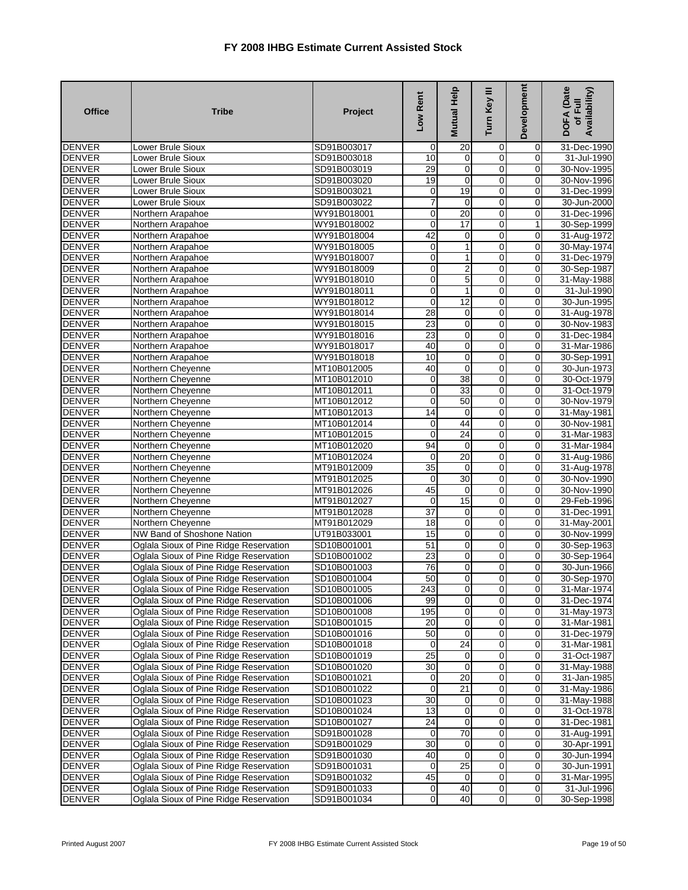# FY 2008 IHBG Estimate Current Assisted Stock

| Office | Tribe | Project | Low Rent | Mutual Help | Turn Key III | Development | DOFA (Date of Full Availability) |
|---|---|---|---|---|---|---|---|
| DENVER | Lower Brule Sioux | SD91B003017 | 0 | 20 | 0 | 0 | 31-Dec-1990 |
| DENVER | Lower Brule Sioux | SD91B003018 | 10 | 0 | 0 | 0 | 31-Jul-1990 |
| DENVER | Lower Brule Sioux | SD91B003019 | 29 | 0 | 0 | 0 | 30-Nov-1995 |
| DENVER | Lower Brule Sioux | SD91B003020 | 19 | 0 | 0 | 0 | 30-Nov-1996 |
| DENVER | Lower Brule Sioux | SD91B003021 | 0 | 19 | 0 | 0 | 31-Dec-1999 |
| DENVER | Lower Brule Sioux | SD91B003022 | 7 | 0 | 0 | 0 | 30-Jun-2000 |
| DENVER | Northern Arapahoe | WY91B018001 | 0 | 20 | 0 | 0 | 31-Dec-1996 |
| DENVER | Northern Arapahoe | WY91B018002 | 0 | 17 | 0 | 1 | 30-Sep-1999 |
| DENVER | Northern Arapahoe | WY91B018004 | 42 | 0 | 0 | 0 | 31-Aug-1972 |
| DENVER | Northern Arapahoe | WY91B018005 | 0 | 1 | 0 | 0 | 30-May-1974 |
| DENVER | Northern Arapahoe | WY91B018007 | 0 | 1 | 0 | 0 | 31-Dec-1979 |
| DENVER | Northern Arapahoe | WY91B018009 | 0 | 2 | 0 | 0 | 30-Sep-1987 |
| DENVER | Northern Arapahoe | WY91B018010 | 0 | 5 | 0 | 0 | 31-May-1988 |
| DENVER | Northern Arapahoe | WY91B018011 | 0 | 1 | 0 | 0 | 31-Jul-1990 |
| DENVER | Northern Arapahoe | WY91B018012 | 0 | 12 | 0 | 0 | 30-Jun-1995 |
| DENVER | Northern Arapahoe | WY91B018014 | 28 | 0 | 0 | 0 | 31-Aug-1978 |
| DENVER | Northern Arapahoe | WY91B018015 | 23 | 0 | 0 | 0 | 30-Nov-1983 |
| DENVER | Northern Arapahoe | WY91B018016 | 23 | 0 | 0 | 0 | 31-Dec-1984 |
| DENVER | Northern Arapahoe | WY91B018017 | 40 | 0 | 0 | 0 | 31-Mar-1986 |
| DENVER | Northern Arapahoe | WY91B018018 | 10 | 0 | 0 | 0 | 30-Sep-1991 |
| DENVER | Northern Cheyenne | MT10B012005 | 40 | 0 | 0 | 0 | 30-Jun-1973 |
| DENVER | Northern Cheyenne | MT10B012010 | 0 | 38 | 0 | 0 | 30-Oct-1979 |
| DENVER | Northern Cheyenne | MT10B012011 | 0 | 33 | 0 | 0 | 31-Oct-1979 |
| DENVER | Northern Cheyenne | MT10B012012 | 0 | 50 | 0 | 0 | 30-Nov-1979 |
| DENVER | Northern Cheyenne | MT10B012013 | 14 | 0 | 0 | 0 | 31-May-1981 |
| DENVER | Northern Cheyenne | MT10B012014 | 0 | 44 | 0 | 0 | 30-Nov-1981 |
| DENVER | Northern Cheyenne | MT10B012015 | 0 | 24 | 0 | 0 | 31-Mar-1983 |
| DENVER | Northern Cheyenne | MT10B012020 | 94 | 0 | 0 | 0 | 31-Mar-1984 |
| DENVER | Northern Cheyenne | MT10B012024 | 0 | 20 | 0 | 0 | 31-Aug-1986 |
| DENVER | Northern Cheyenne | MT91B012009 | 35 | 0 | 0 | 0 | 31-Aug-1978 |
| DENVER | Northern Cheyenne | MT91B012025 | 0 | 30 | 0 | 0 | 30-Nov-1990 |
| DENVER | Northern Cheyenne | MT91B012026 | 45 | 0 | 0 | 0 | 30-Nov-1990 |
| DENVER | Northern Cheyenne | MT91B012027 | 0 | 15 | 0 | 0 | 29-Feb-1996 |
| DENVER | Northern Cheyenne | MT91B012028 | 37 | 0 | 0 | 0 | 31-Dec-1991 |
| DENVER | Northern Cheyenne | MT91B012029 | 18 | 0 | 0 | 0 | 31-May-2001 |
| DENVER | NW Band of Shoshone Nation | UT91B033001 | 15 | 0 | 0 | 0 | 30-Nov-1999 |
| DENVER | Oglala Sioux of Pine Ridge Reservation | SD10B001001 | 51 | 0 | 0 | 0 | 30-Sep-1963 |
| DENVER | Oglala Sioux of Pine Ridge Reservation | SD10B001002 | 23 | 0 | 0 | 0 | 30-Sep-1964 |
| DENVER | Oglala Sioux of Pine Ridge Reservation | SD10B001003 | 76 | 0 | 0 | 0 | 30-Jun-1966 |
| DENVER | Oglala Sioux of Pine Ridge Reservation | SD10B001004 | 50 | 0 | 0 | 0 | 30-Sep-1970 |
| DENVER | Oglala Sioux of Pine Ridge Reservation | SD10B001005 | 243 | 0 | 0 | 0 | 31-Mar-1974 |
| DENVER | Oglala Sioux of Pine Ridge Reservation | SD10B001006 | 99 | 0 | 0 | 0 | 31-Dec-1974 |
| DENVER | Oglala Sioux of Pine Ridge Reservation | SD10B001008 | 195 | 0 | 0 | 0 | 31-May-1973 |
| DENVER | Oglala Sioux of Pine Ridge Reservation | SD10B001015 | 20 | 0 | 0 | 0 | 31-Mar-1981 |
| DENVER | Oglala Sioux of Pine Ridge Reservation | SD10B001016 | 50 | 0 | 0 | 0 | 31-Dec-1979 |
| DENVER | Oglala Sioux of Pine Ridge Reservation | SD10B001018 | 0 | 24 | 0 | 0 | 31-Mar-1981 |
| DENVER | Oglala Sioux of Pine Ridge Reservation | SD10B001019 | 25 | 0 | 0 | 0 | 31-Oct-1987 |
| DENVER | Oglala Sioux of Pine Ridge Reservation | SD10B001020 | 30 | 0 | 0 | 0 | 31-May-1988 |
| DENVER | Oglala Sioux of Pine Ridge Reservation | SD10B001021 | 0 | 20 | 0 | 0 | 31-Jan-1985 |
| DENVER | Oglala Sioux of Pine Ridge Reservation | SD10B001022 | 0 | 21 | 0 | 0 | 31-May-1986 |
| DENVER | Oglala Sioux of Pine Ridge Reservation | SD10B001023 | 30 | 0 | 0 | 0 | 31-May-1988 |
| DENVER | Oglala Sioux of Pine Ridge Reservation | SD10B001024 | 13 | 0 | 0 | 0 | 31-Oct-1978 |
| DENVER | Oglala Sioux of Pine Ridge Reservation | SD10B001027 | 24 | 0 | 0 | 0 | 31-Dec-1981 |
| DENVER | Oglala Sioux of Pine Ridge Reservation | SD91B001028 | 0 | 70 | 0 | 0 | 31-Aug-1991 |
| DENVER | Oglala Sioux of Pine Ridge Reservation | SD91B001029 | 30 | 0 | 0 | 0 | 30-Apr-1991 |
| DENVER | Oglala Sioux of Pine Ridge Reservation | SD91B001030 | 40 | 0 | 0 | 0 | 30-Jun-1994 |
| DENVER | Oglala Sioux of Pine Ridge Reservation | SD91B001031 | 0 | 25 | 0 | 0 | 30-Jun-1991 |
| DENVER | Oglala Sioux of Pine Ridge Reservation | SD91B001032 | 45 | 0 | 0 | 0 | 31-Mar-1995 |
| DENVER | Oglala Sioux of Pine Ridge Reservation | SD91B001033 | 0 | 40 | 0 | 0 | 31-Jul-1996 |
| DENVER | Oglala Sioux of Pine Ridge Reservation | SD91B001034 | 0 | 40 | 0 | 0 | 30-Sep-1998 |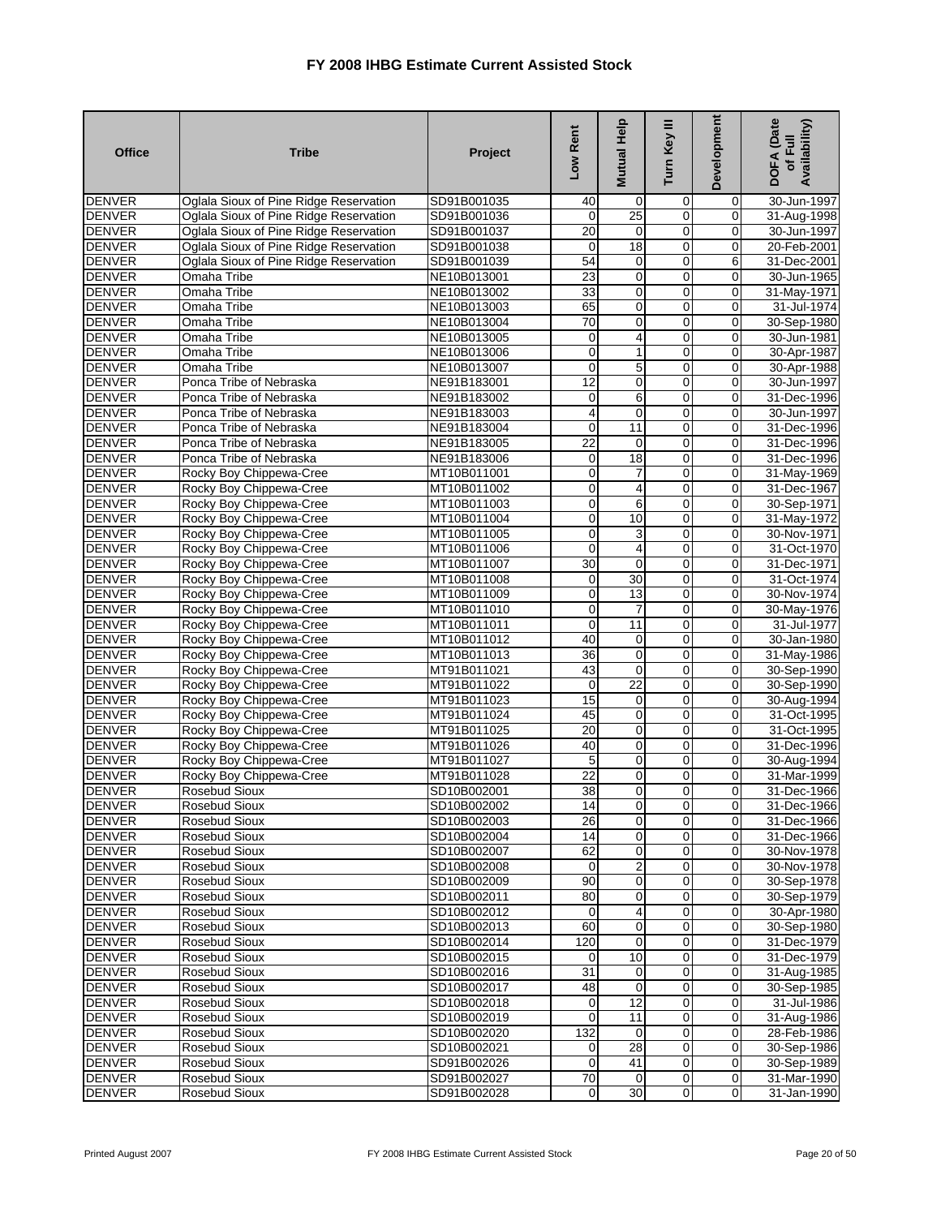# FY 2008 IHBG Estimate Current Assisted Stock

| Office | Tribe | Project | Low Rent | Mutual Help | Turn Key III | Development | DOFA (Date of Full Availability) |
|---|---|---|---|---|---|---|---|
| DENVER | Oglala Sioux of Pine Ridge Reservation | SD91B001035 | 40 | 0 | 0 | 0 | 30-Jun-1997 |
| DENVER | Oglala Sioux of Pine Ridge Reservation | SD91B001036 | 0 | 25 | 0 | 0 | 31-Aug-1998 |
| DENVER | Oglala Sioux of Pine Ridge Reservation | SD91B001037 | 20 | 0 | 0 | 0 | 30-Jun-1997 |
| DENVER | Oglala Sioux of Pine Ridge Reservation | SD91B001038 | 0 | 18 | 0 | 0 | 20-Feb-2001 |
| DENVER | Oglala Sioux of Pine Ridge Reservation | SD91B001039 | 54 | 0 | 0 | 6 | 31-Dec-2001 |
| DENVER | Omaha Tribe | NE10B013001 | 23 | 0 | 0 | 0 | 30-Jun-1965 |
| DENVER | Omaha Tribe | NE10B013002 | 33 | 0 | 0 | 0 | 31-May-1971 |
| DENVER | Omaha Tribe | NE10B013003 | 65 | 0 | 0 | 0 | 31-Jul-1974 |
| DENVER | Omaha Tribe | NE10B013004 | 70 | 0 | 0 | 0 | 30-Sep-1980 |
| DENVER | Omaha Tribe | NE10B013005 | 0 | 4 | 0 | 0 | 30-Jun-1981 |
| DENVER | Omaha Tribe | NE10B013006 | 0 | 1 | 0 | 0 | 30-Apr-1987 |
| DENVER | Omaha Tribe | NE10B013007 | 0 | 5 | 0 | 0 | 30-Apr-1988 |
| DENVER | Ponca Tribe of Nebraska | NE91B183001 | 12 | 0 | 0 | 0 | 30-Jun-1997 |
| DENVER | Ponca Tribe of Nebraska | NE91B183002 | 0 | 6 | 0 | 0 | 31-Dec-1996 |
| DENVER | Ponca Tribe of Nebraska | NE91B183003 | 4 | 0 | 0 | 0 | 30-Jun-1997 |
| DENVER | Ponca Tribe of Nebraska | NE91B183004 | 0 | 11 | 0 | 0 | 31-Dec-1996 |
| DENVER | Ponca Tribe of Nebraska | NE91B183005 | 22 | 0 | 0 | 0 | 31-Dec-1996 |
| DENVER | Ponca Tribe of Nebraska | NE91B183006 | 0 | 18 | 0 | 0 | 31-Dec-1996 |
| DENVER | Rocky Boy Chippewa-Cree | MT10B011001 | 0 | 7 | 0 | 0 | 31-May-1969 |
| DENVER | Rocky Boy Chippewa-Cree | MT10B011002 | 0 | 4 | 0 | 0 | 31-Dec-1967 |
| DENVER | Rocky Boy Chippewa-Cree | MT10B011003 | 0 | 6 | 0 | 0 | 30-Sep-1971 |
| DENVER | Rocky Boy Chippewa-Cree | MT10B011004 | 0 | 10 | 0 | 0 | 31-May-1972 |
| DENVER | Rocky Boy Chippewa-Cree | MT10B011005 | 0 | 3 | 0 | 0 | 30-Nov-1971 |
| DENVER | Rocky Boy Chippewa-Cree | MT10B011006 | 0 | 4 | 0 | 0 | 31-Oct-1970 |
| DENVER | Rocky Boy Chippewa-Cree | MT10B011007 | 30 | 0 | 0 | 0 | 31-Dec-1971 |
| DENVER | Rocky Boy Chippewa-Cree | MT10B011008 | 0 | 30 | 0 | 0 | 31-Oct-1974 |
| DENVER | Rocky Boy Chippewa-Cree | MT10B011009 | 0 | 13 | 0 | 0 | 30-Nov-1974 |
| DENVER | Rocky Boy Chippewa-Cree | MT10B011010 | 0 | 7 | 0 | 0 | 30-May-1976 |
| DENVER | Rocky Boy Chippewa-Cree | MT10B011011 | 0 | 11 | 0 | 0 | 31-Jul-1977 |
| DENVER | Rocky Boy Chippewa-Cree | MT10B011012 | 40 | 0 | 0 | 0 | 30-Jan-1980 |
| DENVER | Rocky Boy Chippewa-Cree | MT10B011013 | 36 | 0 | 0 | 0 | 31-May-1986 |
| DENVER | Rocky Boy Chippewa-Cree | MT91B011021 | 43 | 0 | 0 | 0 | 30-Sep-1990 |
| DENVER | Rocky Boy Chippewa-Cree | MT91B011022 | 0 | 22 | 0 | 0 | 30-Sep-1990 |
| DENVER | Rocky Boy Chippewa-Cree | MT91B011023 | 15 | 0 | 0 | 0 | 30-Aug-1994 |
| DENVER | Rocky Boy Chippewa-Cree | MT91B011024 | 45 | 0 | 0 | 0 | 31-Oct-1995 |
| DENVER | Rocky Boy Chippewa-Cree | MT91B011025 | 20 | 0 | 0 | 0 | 31-Oct-1995 |
| DENVER | Rocky Boy Chippewa-Cree | MT91B011026 | 40 | 0 | 0 | 0 | 31-Dec-1996 |
| DENVER | Rocky Boy Chippewa-Cree | MT91B011027 | 5 | 0 | 0 | 0 | 30-Aug-1994 |
| DENVER | Rocky Boy Chippewa-Cree | MT91B011028 | 22 | 0 | 0 | 0 | 31-Mar-1999 |
| DENVER | Rosebud Sioux | SD10B002001 | 38 | 0 | 0 | 0 | 31-Dec-1966 |
| DENVER | Rosebud Sioux | SD10B002002 | 14 | 0 | 0 | 0 | 31-Dec-1966 |
| DENVER | Rosebud Sioux | SD10B002003 | 26 | 0 | 0 | 0 | 31-Dec-1966 |
| DENVER | Rosebud Sioux | SD10B002004 | 14 | 0 | 0 | 0 | 31-Dec-1966 |
| DENVER | Rosebud Sioux | SD10B002007 | 62 | 0 | 0 | 0 | 30-Nov-1978 |
| DENVER | Rosebud Sioux | SD10B002008 | 0 | 2 | 0 | 0 | 30-Nov-1978 |
| DENVER | Rosebud Sioux | SD10B002009 | 90 | 0 | 0 | 0 | 30-Sep-1978 |
| DENVER | Rosebud Sioux | SD10B002011 | 80 | 0 | 0 | 0 | 30-Sep-1979 |
| DENVER | Rosebud Sioux | SD10B002012 | 0 | 4 | 0 | 0 | 30-Apr-1980 |
| DENVER | Rosebud Sioux | SD10B002013 | 60 | 0 | 0 | 0 | 30-Sep-1980 |
| DENVER | Rosebud Sioux | SD10B002014 | 120 | 0 | 0 | 0 | 31-Dec-1979 |
| DENVER | Rosebud Sioux | SD10B002015 | 0 | 10 | 0 | 0 | 31-Dec-1979 |
| DENVER | Rosebud Sioux | SD10B002016 | 31 | 0 | 0 | 0 | 31-Aug-1985 |
| DENVER | Rosebud Sioux | SD10B002017 | 48 | 0 | 0 | 0 | 30-Sep-1985 |
| DENVER | Rosebud Sioux | SD10B002018 | 0 | 12 | 0 | 0 | 31-Jul-1986 |
| DENVER | Rosebud Sioux | SD10B002019 | 0 | 11 | 0 | 0 | 31-Aug-1986 |
| DENVER | Rosebud Sioux | SD10B002020 | 132 | 0 | 0 | 0 | 28-Feb-1986 |
| DENVER | Rosebud Sioux | SD10B002021 | 0 | 28 | 0 | 0 | 30-Sep-1986 |
| DENVER | Rosebud Sioux | SD91B002026 | 0 | 41 | 0 | 0 | 30-Sep-1989 |
| DENVER | Rosebud Sioux | SD91B002027 | 70 | 0 | 0 | 0 | 31-Mar-1990 |
| DENVER | Rosebud Sioux | SD91B002028 | 0 | 30 | 0 | 0 | 31-Jan-1990 |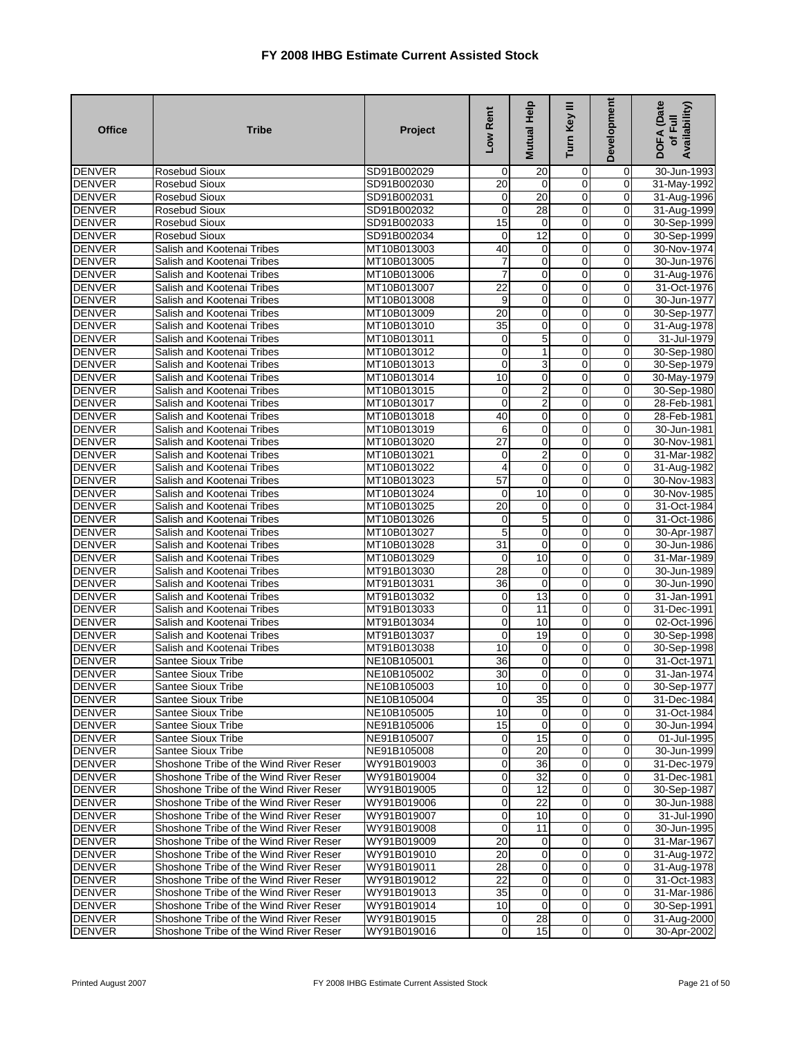# FY 2008 IHBG Estimate Current Assisted Stock

| Office | Tribe | Project | Low Rent | Mutual Help | Turn Key III | Development | DOFA (Date of Full Availability) |
|---|---|---|---|---|---|---|---|
| DENVER | Rosebud Sioux | SD91B002029 | 0 | 20 | 0 | 0 | 30-Jun-1993 |
| DENVER | Rosebud Sioux | SD91B002030 | 20 | 0 | 0 | 0 | 31-May-1992 |
| DENVER | Rosebud Sioux | SD91B002031 | 0 | 20 | 0 | 0 | 31-Aug-1996 |
| DENVER | Rosebud Sioux | SD91B002032 | 0 | 28 | 0 | 0 | 31-Aug-1999 |
| DENVER | Rosebud Sioux | SD91B002033 | 15 | 0 | 0 | 0 | 30-Sep-1999 |
| DENVER | Rosebud Sioux | SD91B002034 | 0 | 12 | 0 | 0 | 30-Sep-1999 |
| DENVER | Salish and Kootenai Tribes | MT10B013003 | 40 | 0 | 0 | 0 | 30-Nov-1974 |
| DENVER | Salish and Kootenai Tribes | MT10B013005 | 7 | 0 | 0 | 0 | 30-Jun-1976 |
| DENVER | Salish and Kootenai Tribes | MT10B013006 | 7 | 0 | 0 | 0 | 31-Aug-1976 |
| DENVER | Salish and Kootenai Tribes | MT10B013007 | 22 | 0 | 0 | 0 | 31-Oct-1976 |
| DENVER | Salish and Kootenai Tribes | MT10B013008 | 9 | 0 | 0 | 0 | 30-Jun-1977 |
| DENVER | Salish and Kootenai Tribes | MT10B013009 | 20 | 0 | 0 | 0 | 30-Sep-1977 |
| DENVER | Salish and Kootenai Tribes | MT10B013010 | 35 | 0 | 0 | 0 | 31-Aug-1978 |
| DENVER | Salish and Kootenai Tribes | MT10B013011 | 0 | 5 | 0 | 0 | 31-Jul-1979 |
| DENVER | Salish and Kootenai Tribes | MT10B013012 | 0 | 1 | 0 | 0 | 30-Sep-1980 |
| DENVER | Salish and Kootenai Tribes | MT10B013013 | 0 | 3 | 0 | 0 | 30-Sep-1979 |
| DENVER | Salish and Kootenai Tribes | MT10B013014 | 10 | 0 | 0 | 0 | 30-May-1979 |
| DENVER | Salish and Kootenai Tribes | MT10B013015 | 0 | 2 | 0 | 0 | 30-Sep-1980 |
| DENVER | Salish and Kootenai Tribes | MT10B013017 | 0 | 2 | 0 | 0 | 28-Feb-1981 |
| DENVER | Salish and Kootenai Tribes | MT10B013018 | 40 | 0 | 0 | 0 | 28-Feb-1981 |
| DENVER | Salish and Kootenai Tribes | MT10B013019 | 6 | 0 | 0 | 0 | 30-Jun-1981 |
| DENVER | Salish and Kootenai Tribes | MT10B013020 | 27 | 0 | 0 | 0 | 30-Nov-1981 |
| DENVER | Salish and Kootenai Tribes | MT10B013021 | 0 | 2 | 0 | 0 | 31-Mar-1982 |
| DENVER | Salish and Kootenai Tribes | MT10B013022 | 4 | 0 | 0 | 0 | 31-Aug-1982 |
| DENVER | Salish and Kootenai Tribes | MT10B013023 | 57 | 0 | 0 | 0 | 30-Nov-1983 |
| DENVER | Salish and Kootenai Tribes | MT10B013024 | 0 | 10 | 0 | 0 | 30-Nov-1985 |
| DENVER | Salish and Kootenai Tribes | MT10B013025 | 20 | 0 | 0 | 0 | 31-Oct-1984 |
| DENVER | Salish and Kootenai Tribes | MT10B013026 | 0 | 5 | 0 | 0 | 31-Oct-1986 |
| DENVER | Salish and Kootenai Tribes | MT10B013027 | 5 | 0 | 0 | 0 | 30-Apr-1987 |
| DENVER | Salish and Kootenai Tribes | MT10B013028 | 31 | 0 | 0 | 0 | 30-Jun-1986 |
| DENVER | Salish and Kootenai Tribes | MT10B013029 | 0 | 10 | 0 | 0 | 31-Mar-1989 |
| DENVER | Salish and Kootenai Tribes | MT91B013030 | 28 | 0 | 0 | 0 | 30-Jun-1989 |
| DENVER | Salish and Kootenai Tribes | MT91B013031 | 36 | 0 | 0 | 0 | 30-Jun-1990 |
| DENVER | Salish and Kootenai Tribes | MT91B013032 | 0 | 13 | 0 | 0 | 31-Jan-1991 |
| DENVER | Salish and Kootenai Tribes | MT91B013033 | 0 | 11 | 0 | 0 | 31-Dec-1991 |
| DENVER | Salish and Kootenai Tribes | MT91B013034 | 0 | 10 | 0 | 0 | 02-Oct-1996 |
| DENVER | Salish and Kootenai Tribes | MT91B013037 | 0 | 19 | 0 | 0 | 30-Sep-1998 |
| DENVER | Salish and Kootenai Tribes | MT91B013038 | 10 | 0 | 0 | 0 | 30-Sep-1998 |
| DENVER | Santee Sioux Tribe | NE10B105001 | 36 | 0 | 0 | 0 | 31-Oct-1971 |
| DENVER | Santee Sioux Tribe | NE10B105002 | 30 | 0 | 0 | 0 | 31-Jan-1974 |
| DENVER | Santee Sioux Tribe | NE10B105003 | 10 | 0 | 0 | 0 | 30-Sep-1977 |
| DENVER | Santee Sioux Tribe | NE10B105004 | 0 | 35 | 0 | 0 | 31-Dec-1984 |
| DENVER | Santee Sioux Tribe | NE10B105005 | 10 | 0 | 0 | 0 | 31-Oct-1984 |
| DENVER | Santee Sioux Tribe | NE91B105006 | 15 | 0 | 0 | 0 | 30-Jun-1994 |
| DENVER | Santee Sioux Tribe | NE91B105007 | 0 | 15 | 0 | 0 | 01-Jul-1995 |
| DENVER | Santee Sioux Tribe | NE91B105008 | 0 | 20 | 0 | 0 | 30-Jun-1999 |
| DENVER | Shoshone Tribe of the Wind River Reser | WY91B019003 | 0 | 36 | 0 | 0 | 31-Dec-1979 |
| DENVER | Shoshone Tribe of the Wind River Reser | WY91B019004 | 0 | 32 | 0 | 0 | 31-Dec-1981 |
| DENVER | Shoshone Tribe of the Wind River Reser | WY91B019005 | 0 | 12 | 0 | 0 | 30-Sep-1987 |
| DENVER | Shoshone Tribe of the Wind River Reser | WY91B019006 | 0 | 22 | 0 | 0 | 30-Jun-1988 |
| DENVER | Shoshone Tribe of the Wind River Reser | WY91B019007 | 0 | 10 | 0 | 0 | 31-Jul-1990 |
| DENVER | Shoshone Tribe of the Wind River Reser | WY91B019008 | 0 | 11 | 0 | 0 | 30-Jun-1995 |
| DENVER | Shoshone Tribe of the Wind River Reser | WY91B019009 | 20 | 0 | 0 | 0 | 31-Mar-1967 |
| DENVER | Shoshone Tribe of the Wind River Reser | WY91B019010 | 20 | 0 | 0 | 0 | 31-Aug-1972 |
| DENVER | Shoshone Tribe of the Wind River Reser | WY91B019011 | 28 | 0 | 0 | 0 | 31-Aug-1978 |
| DENVER | Shoshone Tribe of the Wind River Reser | WY91B019012 | 22 | 0 | 0 | 0 | 31-Oct-1983 |
| DENVER | Shoshone Tribe of the Wind River Reser | WY91B019013 | 35 | 0 | 0 | 0 | 31-Mar-1986 |
| DENVER | Shoshone Tribe of the Wind River Reser | WY91B019014 | 10 | 0 | 0 | 0 | 30-Sep-1991 |
| DENVER | Shoshone Tribe of the Wind River Reser | WY91B019015 | 0 | 28 | 0 | 0 | 31-Aug-2000 |
| DENVER | Shoshone Tribe of the Wind River Reser | WY91B019016 | 0 | 15 | 0 | 0 | 30-Apr-2002 |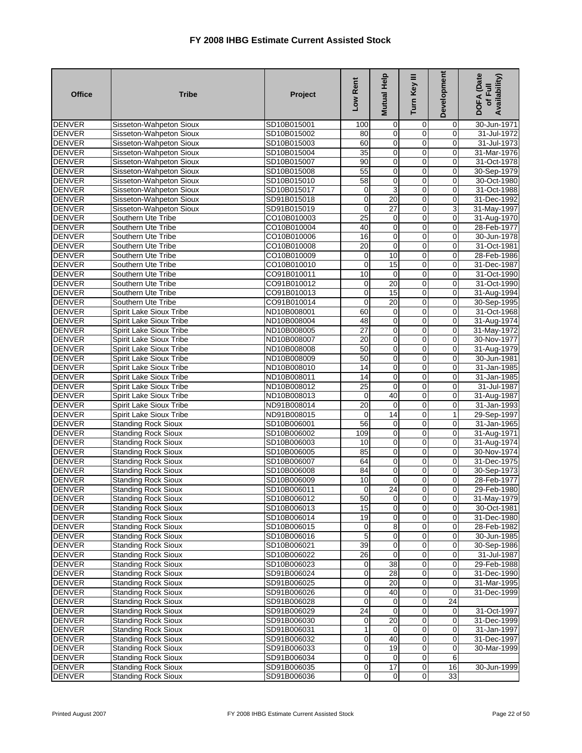# FY 2008 IHBG Estimate Current Assisted Stock

| Office | Tribe | Project | Low Rent | Mutual Help | Turn Key III | Development | DOFA (Date of Full Availability) |
|---|---|---|---|---|---|---|---|
| DENVER | Sisseton-Wahpeton Sioux | SD10B015001 | 100 | 0 | 0 | 0 | 30-Jun-1971 |
| DENVER | Sisseton-Wahpeton Sioux | SD10B015002 | 80 | 0 | 0 | 0 | 31-Jul-1972 |
| DENVER | Sisseton-Wahpeton Sioux | SD10B015003 | 60 | 0 | 0 | 0 | 31-Jul-1973 |
| DENVER | Sisseton-Wahpeton Sioux | SD10B015004 | 35 | 0 | 0 | 0 | 31-Mar-1976 |
| DENVER | Sisseton-Wahpeton Sioux | SD10B015007 | 90 | 0 | 0 | 0 | 31-Oct-1978 |
| DENVER | Sisseton-Wahpeton Sioux | SD10B015008 | 55 | 0 | 0 | 0 | 30-Sep-1979 |
| DENVER | Sisseton-Wahpeton Sioux | SD10B015010 | 58 | 0 | 0 | 0 | 30-Oct-1980 |
| DENVER | Sisseton-Wahpeton Sioux | SD10B015017 | 0 | 3 | 0 | 0 | 31-Oct-1988 |
| DENVER | Sisseton-Wahpeton Sioux | SD91B015018 | 0 | 20 | 0 | 0 | 31-Dec-1992 |
| DENVER | Sisseton-Wahpeton Sioux | SD91B015019 | 0 | 27 | 0 | 3 | 31-May-1997 |
| DENVER | Southern Ute Tribe | CO10B010003 | 25 | 0 | 0 | 0 | 31-Aug-1970 |
| DENVER | Southern Ute Tribe | CO10B010004 | 40 | 0 | 0 | 0 | 28-Feb-1977 |
| DENVER | Southern Ute Tribe | CO10B010006 | 16 | 0 | 0 | 0 | 30-Jun-1978 |
| DENVER | Southern Ute Tribe | CO10B010008 | 20 | 0 | 0 | 0 | 31-Oct-1981 |
| DENVER | Southern Ute Tribe | CO10B010009 | 0 | 10 | 0 | 0 | 28-Feb-1986 |
| DENVER | Southern Ute Tribe | CO10B010010 | 0 | 15 | 0 | 0 | 31-Dec-1987 |
| DENVER | Southern Ute Tribe | CO91B010011 | 10 | 0 | 0 | 0 | 31-Oct-1990 |
| DENVER | Southern Ute Tribe | CO91B010012 | 0 | 20 | 0 | 0 | 31-Oct-1990 |
| DENVER | Southern Ute Tribe | CO91B010013 | 0 | 15 | 0 | 0 | 31-Aug-1994 |
| DENVER | Southern Ute Tribe | CO91B010014 | 0 | 20 | 0 | 0 | 30-Sep-1995 |
| DENVER | Spirit Lake Sioux Tribe | ND10B008001 | 60 | 0 | 0 | 0 | 31-Oct-1968 |
| DENVER | Spirit Lake Sioux Tribe | ND10B008004 | 48 | 0 | 0 | 0 | 31-Aug-1974 |
| DENVER | Spirit Lake Sioux Tribe | ND10B008005 | 27 | 0 | 0 | 0 | 31-May-1972 |
| DENVER | Spirit Lake Sioux Tribe | ND10B008007 | 20 | 0 | 0 | 0 | 30-Nov-1977 |
| DENVER | Spirit Lake Sioux Tribe | ND10B008008 | 50 | 0 | 0 | 0 | 31-Aug-1979 |
| DENVER | Spirit Lake Sioux Tribe | ND10B008009 | 50 | 0 | 0 | 0 | 30-Jun-1981 |
| DENVER | Spirit Lake Sioux Tribe | ND10B008010 | 14 | 0 | 0 | 0 | 31-Jan-1985 |
| DENVER | Spirit Lake Sioux Tribe | ND10B008011 | 14 | 0 | 0 | 0 | 31-Jan-1985 |
| DENVER | Spirit Lake Sioux Tribe | ND10B008012 | 25 | 0 | 0 | 0 | 31-Jul-1987 |
| DENVER | Spirit Lake Sioux Tribe | ND10B008013 | 0 | 40 | 0 | 0 | 31-Aug-1987 |
| DENVER | Spirit Lake Sioux Tribe | ND91B008014 | 20 | 0 | 0 | 0 | 31-Jan-1993 |
| DENVER | Spirit Lake Sioux Tribe | ND91B008015 | 0 | 14 | 0 | 1 | 29-Sep-1997 |
| DENVER | Standing Rock Sioux | SD10B006001 | 56 | 0 | 0 | 0 | 31-Jan-1965 |
| DENVER | Standing Rock Sioux | SD10B006002 | 109 | 0 | 0 | 0 | 31-Aug-1971 |
| DENVER | Standing Rock Sioux | SD10B006003 | 10 | 0 | 0 | 0 | 31-Aug-1974 |
| DENVER | Standing Rock Sioux | SD10B006005 | 85 | 0 | 0 | 0 | 30-Nov-1974 |
| DENVER | Standing Rock Sioux | SD10B006007 | 64 | 0 | 0 | 0 | 31-Dec-1975 |
| DENVER | Standing Rock Sioux | SD10B006008 | 84 | 0 | 0 | 0 | 30-Sep-1973 |
| DENVER | Standing Rock Sioux | SD10B006009 | 10 | 0 | 0 | 0 | 28-Feb-1977 |
| DENVER | Standing Rock Sioux | SD10B006011 | 0 | 24 | 0 | 0 | 29-Feb-1980 |
| DENVER | Standing Rock Sioux | SD10B006012 | 50 | 0 | 0 | 0 | 31-May-1979 |
| DENVER | Standing Rock Sioux | SD10B006013 | 15 | 0 | 0 | 0 | 30-Oct-1981 |
| DENVER | Standing Rock Sioux | SD10B006014 | 19 | 0 | 0 | 0 | 31-Dec-1980 |
| DENVER | Standing Rock Sioux | SD10B006015 | 0 | 8 | 0 | 0 | 28-Feb-1982 |
| DENVER | Standing Rock Sioux | SD10B006016 | 5 | 0 | 0 | 0 | 30-Jun-1985 |
| DENVER | Standing Rock Sioux | SD10B006021 | 39 | 0 | 0 | 0 | 30-Sep-1986 |
| DENVER | Standing Rock Sioux | SD10B006022 | 26 | 0 | 0 | 0 | 31-Jul-1987 |
| DENVER | Standing Rock Sioux | SD10B006023 | 0 | 38 | 0 | 0 | 29-Feb-1988 |
| DENVER | Standing Rock Sioux | SD91B006024 | 0 | 28 | 0 | 0 | 31-Dec-1990 |
| DENVER | Standing Rock Sioux | SD91B006025 | 0 | 20 | 0 | 0 | 31-Mar-1995 |
| DENVER | Standing Rock Sioux | SD91B006026 | 0 | 40 | 0 | 0 | 31-Dec-1999 |
| DENVER | Standing Rock Sioux | SD91B006028 | 0 | 0 | 0 | 24 | |
| DENVER | Standing Rock Sioux | SD91B006029 | 24 | 0 | 0 | 0 | 31-Oct-1997 |
| DENVER | Standing Rock Sioux | SD91B006030 | 0 | 20 | 0 | 0 | 31-Dec-1999 |
| DENVER | Standing Rock Sioux | SD91B006031 | 1 | 0 | 0 | 0 | 31-Jan-1997 |
| DENVER | Standing Rock Sioux | SD91B006032 | 0 | 40 | 0 | 0 | 31-Dec-1997 |
| DENVER | Standing Rock Sioux | SD91B006033 | 0 | 19 | 0 | 0 | 30-Mar-1999 |
| DENVER | Standing Rock Sioux | SD91B006034 | 0 | 0 | 0 | 6 | |
| DENVER | Standing Rock Sioux | SD91B006035 | 0 | 17 | 0 | 16 | 30-Jun-1999 |
| DENVER | Standing Rock Sioux | SD91B006036 | 0 | 0 | 0 | 33 | |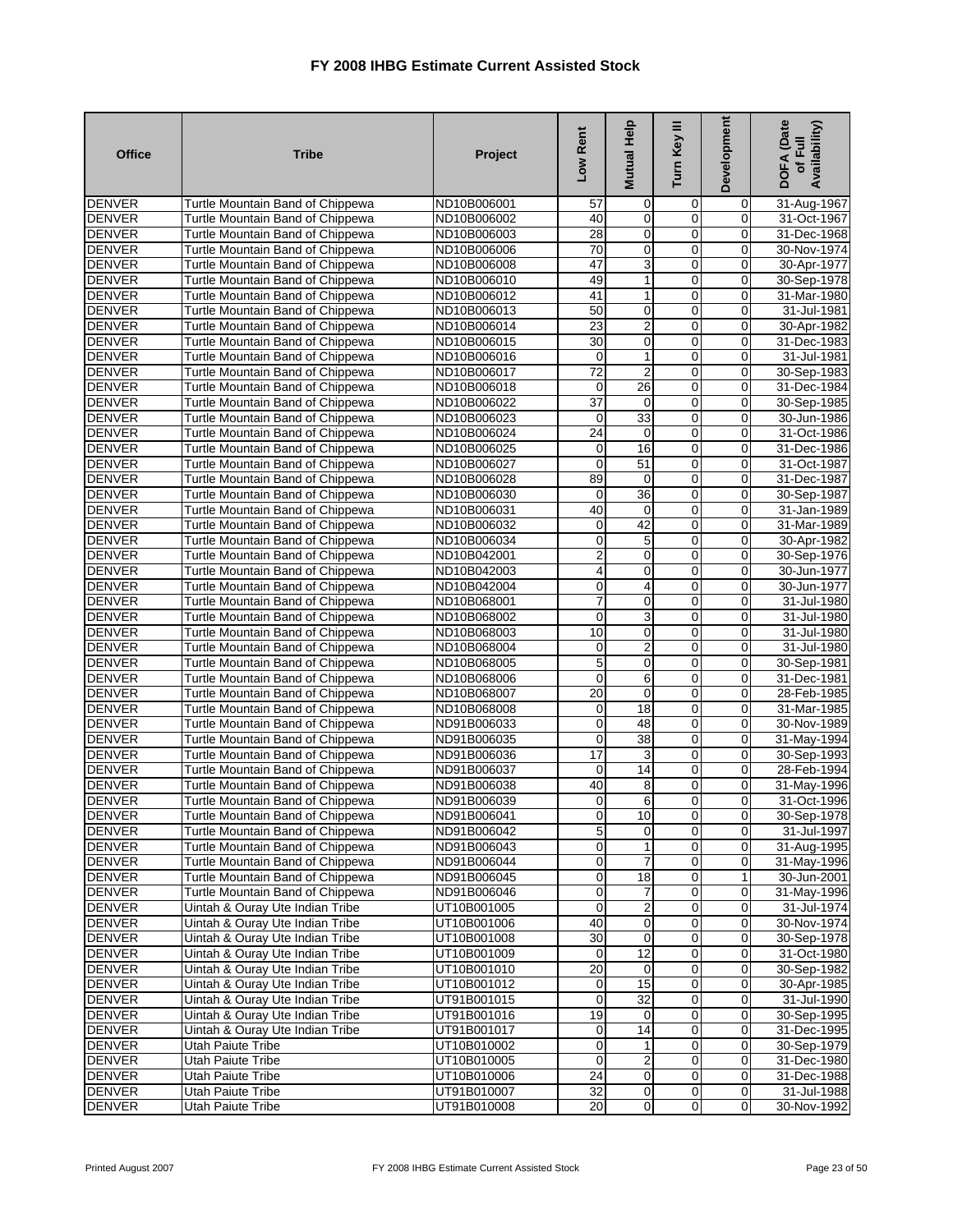# FY 2008 IHBG Estimate Current Assisted Stock

| Office | Tribe | Project | Low Rent | Mutual Help | Turn Key III | Development | DOFA (Date of Full Availability) |
|---|---|---|---|---|---|---|---|
| DENVER | Turtle Mountain Band of Chippewa | ND10B006001 | 57 | 0 | 0 | 0 | 31-Aug-1967 |
| DENVER | Turtle Mountain Band of Chippewa | ND10B006002 | 40 | 0 | 0 | 0 | 31-Oct-1967 |
| DENVER | Turtle Mountain Band of Chippewa | ND10B006003 | 28 | 0 | 0 | 0 | 31-Dec-1968 |
| DENVER | Turtle Mountain Band of Chippewa | ND10B006006 | 70 | 0 | 0 | 0 | 30-Nov-1974 |
| DENVER | Turtle Mountain Band of Chippewa | ND10B006008 | 47 | 3 | 0 | 0 | 30-Apr-1977 |
| DENVER | Turtle Mountain Band of Chippewa | ND10B006010 | 49 | 1 | 0 | 0 | 30-Sep-1978 |
| DENVER | Turtle Mountain Band of Chippewa | ND10B006012 | 41 | 1 | 0 | 0 | 31-Mar-1980 |
| DENVER | Turtle Mountain Band of Chippewa | ND10B006013 | 50 | 0 | 0 | 0 | 31-Jul-1981 |
| DENVER | Turtle Mountain Band of Chippewa | ND10B006014 | 23 | 2 | 0 | 0 | 30-Apr-1982 |
| DENVER | Turtle Mountain Band of Chippewa | ND10B006015 | 30 | 0 | 0 | 0 | 31-Dec-1983 |
| DENVER | Turtle Mountain Band of Chippewa | ND10B006016 | 0 | 1 | 0 | 0 | 31-Jul-1981 |
| DENVER | Turtle Mountain Band of Chippewa | ND10B006017 | 72 | 2 | 0 | 0 | 30-Sep-1983 |
| DENVER | Turtle Mountain Band of Chippewa | ND10B006018 | 0 | 26 | 0 | 0 | 31-Dec-1984 |
| DENVER | Turtle Mountain Band of Chippewa | ND10B006022 | 37 | 0 | 0 | 0 | 30-Sep-1985 |
| DENVER | Turtle Mountain Band of Chippewa | ND10B006023 | 0 | 33 | 0 | 0 | 30-Jun-1986 |
| DENVER | Turtle Mountain Band of Chippewa | ND10B006024 | 24 | 0 | 0 | 0 | 31-Oct-1986 |
| DENVER | Turtle Mountain Band of Chippewa | ND10B006025 | 0 | 16 | 0 | 0 | 31-Dec-1986 |
| DENVER | Turtle Mountain Band of Chippewa | ND10B006027 | 0 | 51 | 0 | 0 | 31-Oct-1987 |
| DENVER | Turtle Mountain Band of Chippewa | ND10B006028 | 89 | 0 | 0 | 0 | 31-Dec-1987 |
| DENVER | Turtle Mountain Band of Chippewa | ND10B006030 | 0 | 36 | 0 | 0 | 30-Sep-1987 |
| DENVER | Turtle Mountain Band of Chippewa | ND10B006031 | 40 | 0 | 0 | 0 | 31-Jan-1989 |
| DENVER | Turtle Mountain Band of Chippewa | ND10B006032 | 0 | 42 | 0 | 0 | 31-Mar-1989 |
| DENVER | Turtle Mountain Band of Chippewa | ND10B006034 | 0 | 5 | 0 | 0 | 30-Apr-1982 |
| DENVER | Turtle Mountain Band of Chippewa | ND10B042001 | 2 | 0 | 0 | 0 | 30-Sep-1976 |
| DENVER | Turtle Mountain Band of Chippewa | ND10B042003 | 4 | 0 | 0 | 0 | 30-Jun-1977 |
| DENVER | Turtle Mountain Band of Chippewa | ND10B042004 | 0 | 4 | 0 | 0 | 30-Jun-1977 |
| DENVER | Turtle Mountain Band of Chippewa | ND10B068001 | 7 | 0 | 0 | 0 | 31-Jul-1980 |
| DENVER | Turtle Mountain Band of Chippewa | ND10B068002 | 0 | 3 | 0 | 0 | 31-Jul-1980 |
| DENVER | Turtle Mountain Band of Chippewa | ND10B068003 | 10 | 0 | 0 | 0 | 31-Jul-1980 |
| DENVER | Turtle Mountain Band of Chippewa | ND10B068004 | 0 | 2 | 0 | 0 | 31-Jul-1980 |
| DENVER | Turtle Mountain Band of Chippewa | ND10B068005 | 5 | 0 | 0 | 0 | 30-Sep-1981 |
| DENVER | Turtle Mountain Band of Chippewa | ND10B068006 | 0 | 6 | 0 | 0 | 31-Dec-1981 |
| DENVER | Turtle Mountain Band of Chippewa | ND10B068007 | 20 | 0 | 0 | 0 | 28-Feb-1985 |
| DENVER | Turtle Mountain Band of Chippewa | ND10B068008 | 0 | 18 | 0 | 0 | 31-Mar-1985 |
| DENVER | Turtle Mountain Band of Chippewa | ND91B006033 | 0 | 48 | 0 | 0 | 30-Nov-1989 |
| DENVER | Turtle Mountain Band of Chippewa | ND91B006035 | 0 | 38 | 0 | 0 | 31-May-1994 |
| DENVER | Turtle Mountain Band of Chippewa | ND91B006036 | 17 | 3 | 0 | 0 | 30-Sep-1993 |
| DENVER | Turtle Mountain Band of Chippewa | ND91B006037 | 0 | 14 | 0 | 0 | 28-Feb-1994 |
| DENVER | Turtle Mountain Band of Chippewa | ND91B006038 | 40 | 8 | 0 | 0 | 31-May-1996 |
| DENVER | Turtle Mountain Band of Chippewa | ND91B006039 | 0 | 6 | 0 | 0 | 31-Oct-1996 |
| DENVER | Turtle Mountain Band of Chippewa | ND91B006041 | 0 | 10 | 0 | 0 | 30-Sep-1978 |
| DENVER | Turtle Mountain Band of Chippewa | ND91B006042 | 5 | 0 | 0 | 0 | 31-Jul-1997 |
| DENVER | Turtle Mountain Band of Chippewa | ND91B006043 | 0 | 1 | 0 | 0 | 31-Aug-1995 |
| DENVER | Turtle Mountain Band of Chippewa | ND91B006044 | 0 | 7 | 0 | 0 | 31-May-1996 |
| DENVER | Turtle Mountain Band of Chippewa | ND91B006045 | 0 | 18 | 0 | 1 | 30-Jun-2001 |
| DENVER | Turtle Mountain Band of Chippewa | ND91B006046 | 0 | 7 | 0 | 0 | 31-May-1996 |
| DENVER | Uintah & Ouray Ute Indian Tribe | UT10B001005 | 0 | 2 | 0 | 0 | 31-Jul-1974 |
| DENVER | Uintah & Ouray Ute Indian Tribe | UT10B001006 | 40 | 0 | 0 | 0 | 30-Nov-1974 |
| DENVER | Uintah & Ouray Ute Indian Tribe | UT10B001008 | 30 | 0 | 0 | 0 | 30-Sep-1978 |
| DENVER | Uintah & Ouray Ute Indian Tribe | UT10B001009 | 0 | 12 | 0 | 0 | 31-Oct-1980 |
| DENVER | Uintah & Ouray Ute Indian Tribe | UT10B001010 | 20 | 0 | 0 | 0 | 30-Sep-1982 |
| DENVER | Uintah & Ouray Ute Indian Tribe | UT10B001012 | 0 | 15 | 0 | 0 | 30-Apr-1985 |
| DENVER | Uintah & Ouray Ute Indian Tribe | UT91B001015 | 0 | 32 | 0 | 0 | 31-Jul-1990 |
| DENVER | Uintah & Ouray Ute Indian Tribe | UT91B001016 | 19 | 0 | 0 | 0 | 30-Sep-1995 |
| DENVER | Uintah & Ouray Ute Indian Tribe | UT91B001017 | 0 | 14 | 0 | 0 | 31-Dec-1995 |
| DENVER | Utah Paiute Tribe | UT10B010002 | 0 | 1 | 0 | 0 | 30-Sep-1979 |
| DENVER | Utah Paiute Tribe | UT10B010005 | 0 | 2 | 0 | 0 | 31-Dec-1980 |
| DENVER | Utah Paiute Tribe | UT10B010006 | 24 | 0 | 0 | 0 | 31-Dec-1988 |
| DENVER | Utah Paiute Tribe | UT91B010007 | 32 | 0 | 0 | 0 | 31-Jul-1988 |
| DENVER | Utah Paiute Tribe | UT91B010008 | 20 | 0 | 0 | 0 | 30-Nov-1992 |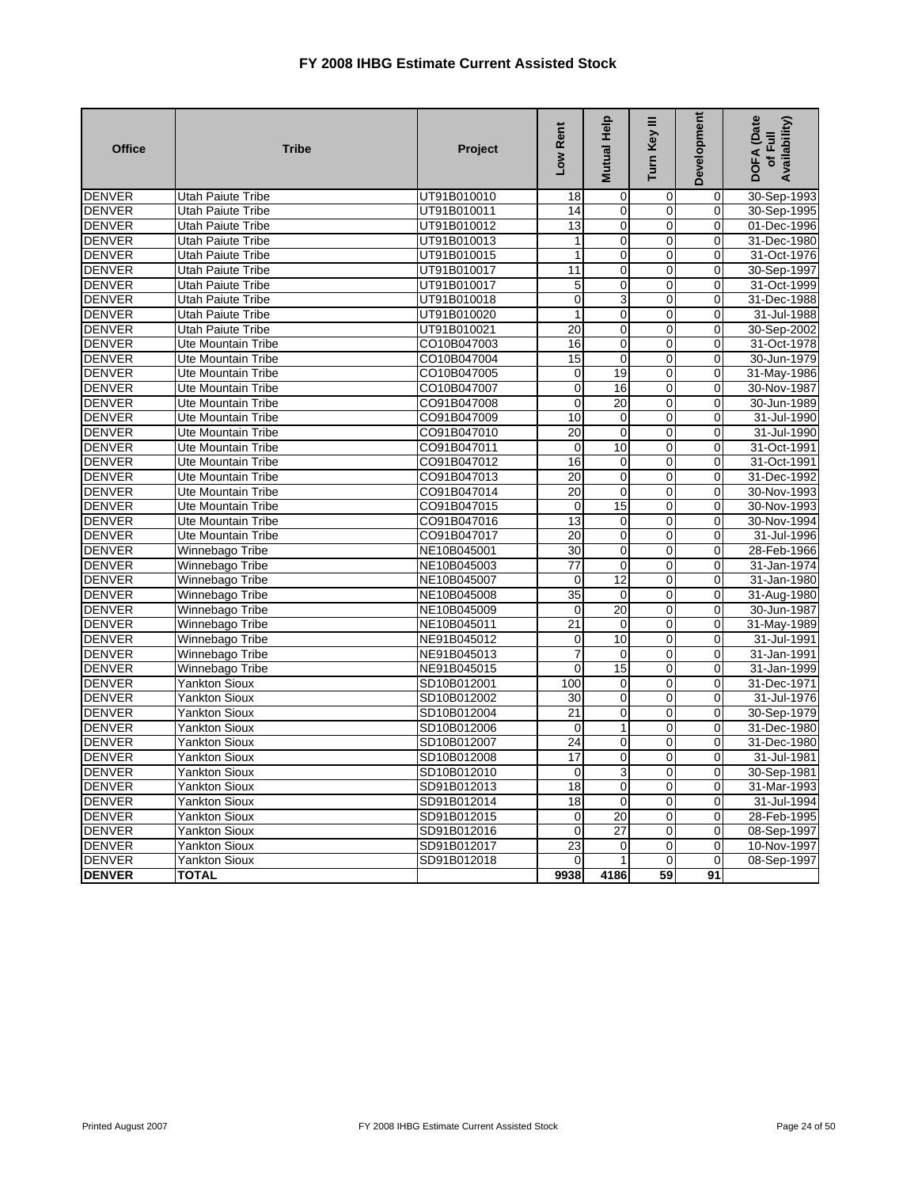# FY 2008 IHBG Estimate Current Assisted Stock

| Office | Tribe | Project | Low Rent | Mutual Help | Turn Key III | Development | DOFA (Date of Full Availability) |
|---|---|---|---|---|---|---|---|
| DENVER | Utah Paiute Tribe | UT91B010010 | 18 | 0 | 0 | 0 | 30-Sep-1993 |
| DENVER | Utah Paiute Tribe | UT91B010011 | 14 | 0 | 0 | 0 | 30-Sep-1995 |
| DENVER | Utah Paiute Tribe | UT91B010012 | 13 | 0 | 0 | 0 | 01-Dec-1996 |
| DENVER | Utah Paiute Tribe | UT91B010013 | 1 | 0 | 0 | 0 | 31-Dec-1980 |
| DENVER | Utah Paiute Tribe | UT91B010015 | 1 | 0 | 0 | 0 | 31-Oct-1976 |
| DENVER | Utah Paiute Tribe | UT91B010017 | 11 | 0 | 0 | 0 | 30-Sep-1997 |
| DENVER | Utah Paiute Tribe | UT91B010017 | 5 | 0 | 0 | 0 | 31-Oct-1999 |
| DENVER | Utah Paiute Tribe | UT91B010018 | 0 | 3 | 0 | 0 | 31-Dec-1988 |
| DENVER | Utah Paiute Tribe | UT91B010020 | 1 | 0 | 0 | 0 | 31-Jul-1988 |
| DENVER | Utah Paiute Tribe | UT91B010021 | 20 | 0 | 0 | 0 | 30-Sep-2002 |
| DENVER | Ute Mountain Tribe | CO10B047003 | 16 | 0 | 0 | 0 | 31-Oct-1978 |
| DENVER | Ute Mountain Tribe | CO10B047004 | 15 | 0 | 0 | 0 | 30-Jun-1979 |
| DENVER | Ute Mountain Tribe | CO10B047005 | 0 | 19 | 0 | 0 | 31-May-1986 |
| DENVER | Ute Mountain Tribe | CO10B047007 | 0 | 16 | 0 | 0 | 30-Nov-1987 |
| DENVER | Ute Mountain Tribe | CO91B047008 | 0 | 20 | 0 | 0 | 30-Jun-1989 |
| DENVER | Ute Mountain Tribe | CO91B047009 | 10 | 0 | 0 | 0 | 31-Jul-1990 |
| DENVER | Ute Mountain Tribe | CO91B047010 | 20 | 0 | 0 | 0 | 31-Jul-1990 |
| DENVER | Ute Mountain Tribe | CO91B047011 | 0 | 10 | 0 | 0 | 31-Oct-1991 |
| DENVER | Ute Mountain Tribe | CO91B047012 | 16 | 0 | 0 | 0 | 31-Oct-1991 |
| DENVER | Ute Mountain Tribe | CO91B047013 | 20 | 0 | 0 | 0 | 31-Dec-1992 |
| DENVER | Ute Mountain Tribe | CO91B047014 | 20 | 0 | 0 | 0 | 30-Nov-1993 |
| DENVER | Ute Mountain Tribe | CO91B047015 | 0 | 15 | 0 | 0 | 30-Nov-1993 |
| DENVER | Ute Mountain Tribe | CO91B047016 | 13 | 0 | 0 | 0 | 30-Nov-1994 |
| DENVER | Ute Mountain Tribe | CO91B047017 | 20 | 0 | 0 | 0 | 31-Jul-1996 |
| DENVER | Winnebago Tribe | NE10B045001 | 30 | 0 | 0 | 0 | 28-Feb-1966 |
| DENVER | Winnebago Tribe | NE10B045003 | 77 | 0 | 0 | 0 | 31-Jan-1974 |
| DENVER | Winnebago Tribe | NE10B045007 | 0 | 12 | 0 | 0 | 31-Jan-1980 |
| DENVER | Winnebago Tribe | NE10B045008 | 35 | 0 | 0 | 0 | 31-Aug-1980 |
| DENVER | Winnebago Tribe | NE10B045009 | 0 | 20 | 0 | 0 | 30-Jun-1987 |
| DENVER | Winnebago Tribe | NE10B045011 | 21 | 0 | 0 | 0 | 31-May-1989 |
| DENVER | Winnebago Tribe | NE91B045012 | 0 | 10 | 0 | 0 | 31-Jul-1991 |
| DENVER | Winnebago Tribe | NE91B045013 | 7 | 0 | 0 | 0 | 31-Jan-1991 |
| DENVER | Winnebago Tribe | NE91B045015 | 0 | 15 | 0 | 0 | 31-Jan-1999 |
| DENVER | Yankton Sioux | SD10B012001 | 100 | 0 | 0 | 0 | 31-Dec-1971 |
| DENVER | Yankton Sioux | SD10B012002 | 30 | 0 | 0 | 0 | 31-Jul-1976 |
| DENVER | Yankton Sioux | SD10B012004 | 21 | 0 | 0 | 0 | 30-Sep-1979 |
| DENVER | Yankton Sioux | SD10B012006 | 0 | 1 | 0 | 0 | 31-Dec-1980 |
| DENVER | Yankton Sioux | SD10B012007 | 24 | 0 | 0 | 0 | 31-Dec-1980 |
| DENVER | Yankton Sioux | SD10B012008 | 17 | 0 | 0 | 0 | 31-Jul-1981 |
| DENVER | Yankton Sioux | SD10B012010 | 0 | 3 | 0 | 0 | 30-Sep-1981 |
| DENVER | Yankton Sioux | SD91B012013 | 18 | 0 | 0 | 0 | 31-Mar-1993 |
| DENVER | Yankton Sioux | SD91B012014 | 18 | 0 | 0 | 0 | 31-Jul-1994 |
| DENVER | Yankton Sioux | SD91B012015 | 0 | 20 | 0 | 0 | 28-Feb-1995 |
| DENVER | Yankton Sioux | SD91B012016 | 0 | 27 | 0 | 0 | 08-Sep-1997 |
| DENVER | Yankton Sioux | SD91B012017 | 23 | 0 | 0 | 0 | 10-Nov-1997 |
| DENVER | Yankton Sioux | SD91B012018 | 0 | 1 | 0 | 0 | 08-Sep-1997 |
| **DENVER** | **TOTAL** | | **9938** | **4186** | **59** | **91** | |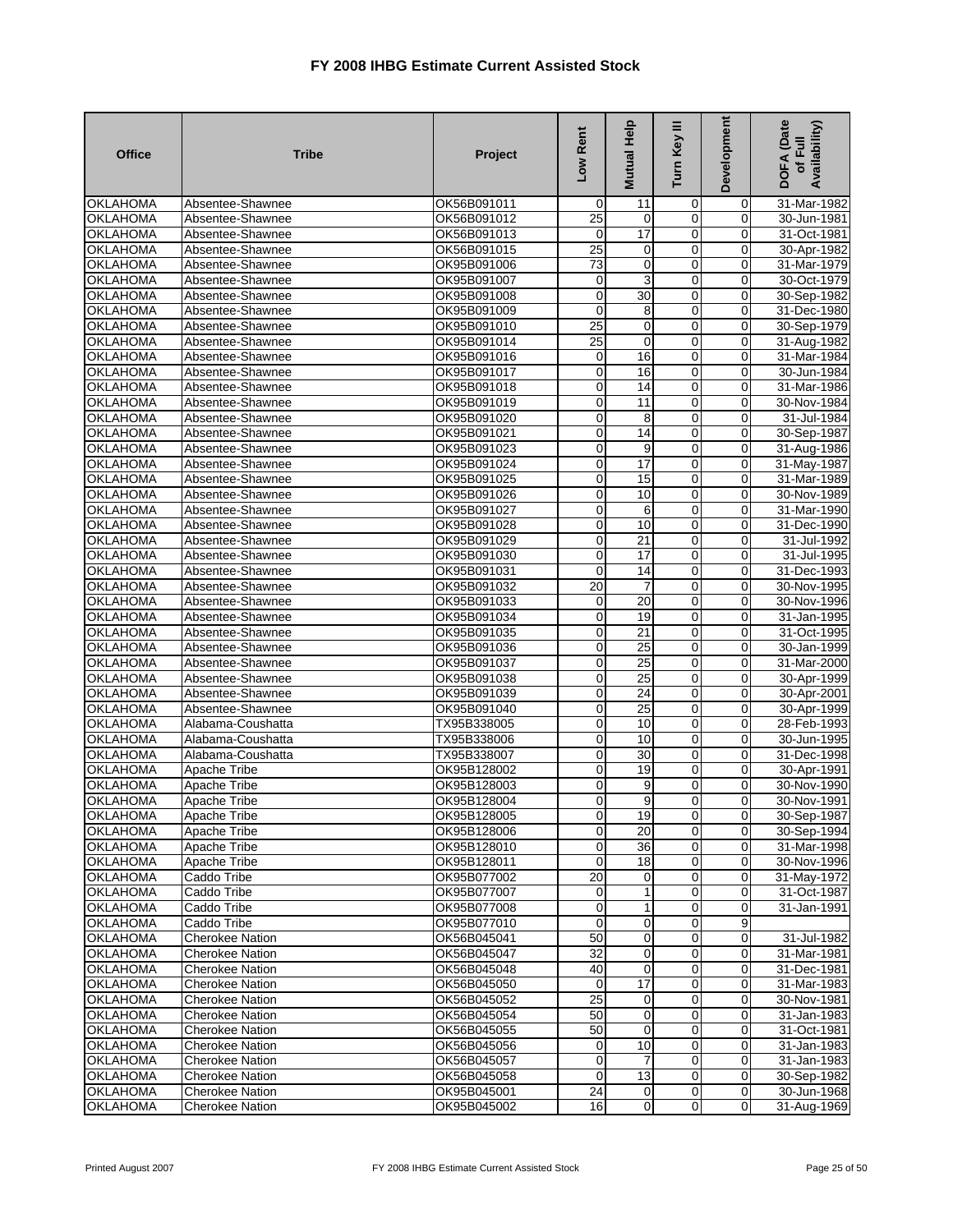# FY 2008 IHBG Estimate Current Assisted Stock

| Office | Tribe | Project | Low Rent | Mutual Help | Turn Key III | Development | DOFA (Date of Full Availability) |
|---|---|---|---|---|---|---|---|
| OKLAHOMA | Absentee-Shawnee | OK56B091011 | 0 | 11 | 0 | 0 | 31-Mar-1982 |
| OKLAHOMA | Absentee-Shawnee | OK56B091012 | 25 | 0 | 0 | 0 | 30-Jun-1981 |
| OKLAHOMA | Absentee-Shawnee | OK56B091013 | 0 | 17 | 0 | 0 | 31-Oct-1981 |
| OKLAHOMA | Absentee-Shawnee | OK56B091015 | 25 | 0 | 0 | 0 | 30-Apr-1982 |
| OKLAHOMA | Absentee-Shawnee | OK95B091006 | 73 | 0 | 0 | 0 | 31-Mar-1979 |
| OKLAHOMA | Absentee-Shawnee | OK95B091007 | 0 | 3 | 0 | 0 | 30-Oct-1979 |
| OKLAHOMA | Absentee-Shawnee | OK95B091008 | 0 | 30 | 0 | 0 | 30-Sep-1982 |
| OKLAHOMA | Absentee-Shawnee | OK95B091009 | 0 | 8 | 0 | 0 | 31-Dec-1980 |
| OKLAHOMA | Absentee-Shawnee | OK95B091010 | 25 | 0 | 0 | 0 | 30-Sep-1979 |
| OKLAHOMA | Absentee-Shawnee | OK95B091014 | 25 | 0 | 0 | 0 | 31-Aug-1982 |
| OKLAHOMA | Absentee-Shawnee | OK95B091016 | 0 | 16 | 0 | 0 | 31-Mar-1984 |
| OKLAHOMA | Absentee-Shawnee | OK95B091017 | 0 | 16 | 0 | 0 | 30-Jun-1984 |
| OKLAHOMA | Absentee-Shawnee | OK95B091018 | 0 | 14 | 0 | 0 | 31-Mar-1986 |
| OKLAHOMA | Absentee-Shawnee | OK95B091019 | 0 | 11 | 0 | 0 | 30-Nov-1984 |
| OKLAHOMA | Absentee-Shawnee | OK95B091020 | 0 | 8 | 0 | 0 | 31-Jul-1984 |
| OKLAHOMA | Absentee-Shawnee | OK95B091021 | 0 | 14 | 0 | 0 | 30-Sep-1987 |
| OKLAHOMA | Absentee-Shawnee | OK95B091023 | 0 | 9 | 0 | 0 | 31-Aug-1986 |
| OKLAHOMA | Absentee-Shawnee | OK95B091024 | 0 | 17 | 0 | 0 | 31-May-1987 |
| OKLAHOMA | Absentee-Shawnee | OK95B091025 | 0 | 15 | 0 | 0 | 31-Mar-1989 |
| OKLAHOMA | Absentee-Shawnee | OK95B091026 | 0 | 10 | 0 | 0 | 30-Nov-1989 |
| OKLAHOMA | Absentee-Shawnee | OK95B091027 | 0 | 6 | 0 | 0 | 31-Mar-1990 |
| OKLAHOMA | Absentee-Shawnee | OK95B091028 | 0 | 10 | 0 | 0 | 31-Dec-1990 |
| OKLAHOMA | Absentee-Shawnee | OK95B091029 | 0 | 21 | 0 | 0 | 31-Jul-1992 |
| OKLAHOMA | Absentee-Shawnee | OK95B091030 | 0 | 17 | 0 | 0 | 31-Jul-1995 |
| OKLAHOMA | Absentee-Shawnee | OK95B091031 | 0 | 14 | 0 | 0 | 31-Dec-1993 |
| OKLAHOMA | Absentee-Shawnee | OK95B091032 | 20 | 7 | 0 | 0 | 30-Nov-1995 |
| OKLAHOMA | Absentee-Shawnee | OK95B091033 | 0 | 20 | 0 | 0 | 30-Nov-1996 |
| OKLAHOMA | Absentee-Shawnee | OK95B091034 | 0 | 19 | 0 | 0 | 31-Jan-1995 |
| OKLAHOMA | Absentee-Shawnee | OK95B091035 | 0 | 21 | 0 | 0 | 31-Oct-1995 |
| OKLAHOMA | Absentee-Shawnee | OK95B091036 | 0 | 25 | 0 | 0 | 30-Jan-1999 |
| OKLAHOMA | Absentee-Shawnee | OK95B091037 | 0 | 25 | 0 | 0 | 31-Mar-2000 |
| OKLAHOMA | Absentee-Shawnee | OK95B091038 | 0 | 25 | 0 | 0 | 30-Apr-1999 |
| OKLAHOMA | Absentee-Shawnee | OK95B091039 | 0 | 24 | 0 | 0 | 30-Apr-2001 |
| OKLAHOMA | Absentee-Shawnee | OK95B091040 | 0 | 25 | 0 | 0 | 30-Apr-1999 |
| OKLAHOMA | Alabama-Coushatta | TX95B338005 | 0 | 10 | 0 | 0 | 28-Feb-1993 |
| OKLAHOMA | Alabama-Coushatta | TX95B338006 | 0 | 10 | 0 | 0 | 30-Jun-1995 |
| OKLAHOMA | Alabama-Coushatta | TX95B338007 | 0 | 30 | 0 | 0 | 31-Dec-1998 |
| OKLAHOMA | Apache Tribe | OK95B128002 | 0 | 19 | 0 | 0 | 30-Apr-1991 |
| OKLAHOMA | Apache Tribe | OK95B128003 | 0 | 9 | 0 | 0 | 30-Nov-1990 |
| OKLAHOMA | Apache Tribe | OK95B128004 | 0 | 9 | 0 | 0 | 30-Nov-1991 |
| OKLAHOMA | Apache Tribe | OK95B128005 | 0 | 19 | 0 | 0 | 30-Sep-1987 |
| OKLAHOMA | Apache Tribe | OK95B128006 | 0 | 20 | 0 | 0 | 30-Sep-1994 |
| OKLAHOMA | Apache Tribe | OK95B128010 | 0 | 36 | 0 | 0 | 31-Mar-1998 |
| OKLAHOMA | Apache Tribe | OK95B128011 | 0 | 18 | 0 | 0 | 30-Nov-1996 |
| OKLAHOMA | Caddo Tribe | OK95B077002 | 20 | 0 | 0 | 0 | 31-May-1972 |
| OKLAHOMA | Caddo Tribe | OK95B077007 | 0 | 1 | 0 | 0 | 31-Oct-1987 |
| OKLAHOMA | Caddo Tribe | OK95B077008 | 0 | 1 | 0 | 0 | 31-Jan-1991 |
| OKLAHOMA | Caddo Tribe | OK95B077010 | 0 | 0 | 0 | 9 | |
| OKLAHOMA | Cherokee Nation | OK56B045041 | 50 | 0 | 0 | 0 | 31-Jul-1982 |
| OKLAHOMA | Cherokee Nation | OK56B045047 | 32 | 0 | 0 | 0 | 31-Mar-1981 |
| OKLAHOMA | Cherokee Nation | OK56B045048 | 40 | 0 | 0 | 0 | 31-Dec-1981 |
| OKLAHOMA | Cherokee Nation | OK56B045050 | 0 | 17 | 0 | 0 | 31-Mar-1983 |
| OKLAHOMA | Cherokee Nation | OK56B045052 | 25 | 0 | 0 | 0 | 30-Nov-1981 |
| OKLAHOMA | Cherokee Nation | OK56B045054 | 50 | 0 | 0 | 0 | 31-Jan-1983 |
| OKLAHOMA | Cherokee Nation | OK56B045055 | 50 | 0 | 0 | 0 | 31-Oct-1981 |
| OKLAHOMA | Cherokee Nation | OK56B045056 | 0 | 10 | 0 | 0 | 31-Jan-1983 |
| OKLAHOMA | Cherokee Nation | OK56B045057 | 0 | 7 | 0 | 0 | 31-Jan-1983 |
| OKLAHOMA | Cherokee Nation | OK56B045058 | 0 | 13 | 0 | 0 | 30-Sep-1982 |
| OKLAHOMA | Cherokee Nation | OK95B045001 | 24 | 0 | 0 | 0 | 30-Jun-1968 |
| OKLAHOMA | Cherokee Nation | OK95B045002 | 16 | 0 | 0 | 0 | 31-Aug-1969 |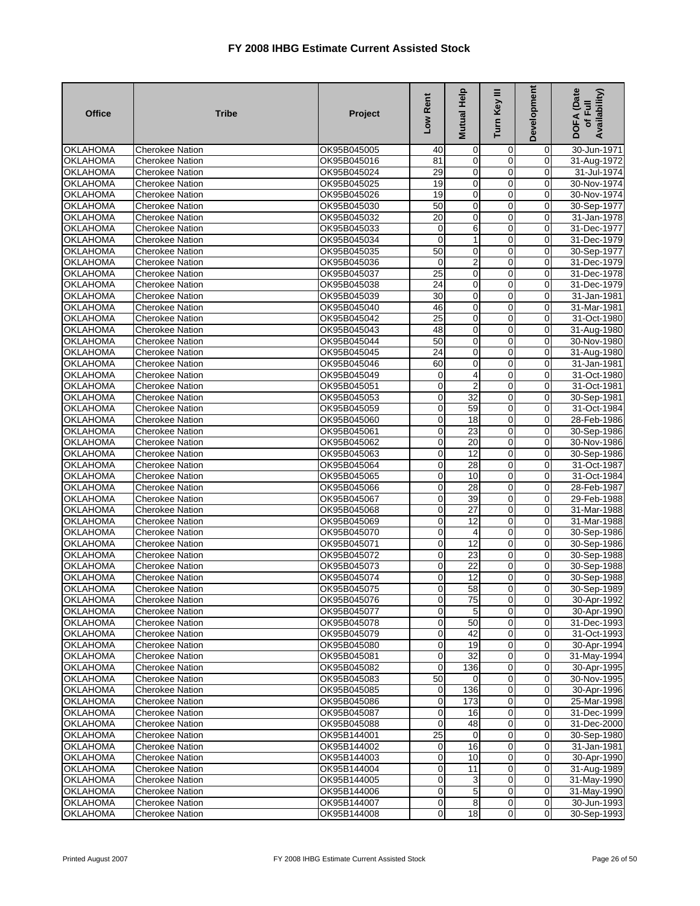# FY 2008 IHBG Estimate Current Assisted Stock

| Office | Tribe | Project | Low Rent | Mutual Help | Turn Key III | Development | DOFA (Date of Full Availability) |
|---|---|---|---|---|---|---|---|
| OKLAHOMA | Cherokee Nation | OK95B045005 | 40 | 0 | 0 | 0 | 30-Jun-1971 |
| OKLAHOMA | Cherokee Nation | OK95B045016 | 81 | 0 | 0 | 0 | 31-Aug-1972 |
| OKLAHOMA | Cherokee Nation | OK95B045024 | 29 | 0 | 0 | 0 | 31-Jul-1974 |
| OKLAHOMA | Cherokee Nation | OK95B045025 | 19 | 0 | 0 | 0 | 30-Nov-1974 |
| OKLAHOMA | Cherokee Nation | OK95B045026 | 19 | 0 | 0 | 0 | 30-Nov-1974 |
| OKLAHOMA | Cherokee Nation | OK95B045030 | 50 | 0 | 0 | 0 | 30-Sep-1977 |
| OKLAHOMA | Cherokee Nation | OK95B045032 | 20 | 0 | 0 | 0 | 31-Jan-1978 |
| OKLAHOMA | Cherokee Nation | OK95B045033 | 0 | 6 | 0 | 0 | 31-Dec-1977 |
| OKLAHOMA | Cherokee Nation | OK95B045034 | 0 | 1 | 0 | 0 | 31-Dec-1979 |
| OKLAHOMA | Cherokee Nation | OK95B045035 | 50 | 0 | 0 | 0 | 30-Sep-1977 |
| OKLAHOMA | Cherokee Nation | OK95B045036 | 0 | 2 | 0 | 0 | 31-Dec-1979 |
| OKLAHOMA | Cherokee Nation | OK95B045037 | 25 | 0 | 0 | 0 | 31-Dec-1978 |
| OKLAHOMA | Cherokee Nation | OK95B045038 | 24 | 0 | 0 | 0 | 31-Dec-1979 |
| OKLAHOMA | Cherokee Nation | OK95B045039 | 30 | 0 | 0 | 0 | 31-Jan-1981 |
| OKLAHOMA | Cherokee Nation | OK95B045040 | 46 | 0 | 0 | 0 | 31-Mar-1981 |
| OKLAHOMA | Cherokee Nation | OK95B045042 | 25 | 0 | 0 | 0 | 31-Oct-1980 |
| OKLAHOMA | Cherokee Nation | OK95B045043 | 48 | 0 | 0 | 0 | 31-Aug-1980 |
| OKLAHOMA | Cherokee Nation | OK95B045044 | 50 | 0 | 0 | 0 | 30-Nov-1980 |
| OKLAHOMA | Cherokee Nation | OK95B045045 | 24 | 0 | 0 | 0 | 31-Aug-1980 |
| OKLAHOMA | Cherokee Nation | OK95B045046 | 60 | 0 | 0 | 0 | 31-Jan-1981 |
| OKLAHOMA | Cherokee Nation | OK95B045049 | 0 | 4 | 0 | 0 | 31-Oct-1980 |
| OKLAHOMA | Cherokee Nation | OK95B045051 | 0 | 2 | 0 | 0 | 31-Oct-1981 |
| OKLAHOMA | Cherokee Nation | OK95B045053 | 0 | 32 | 0 | 0 | 30-Sep-1981 |
| OKLAHOMA | Cherokee Nation | OK95B045059 | 0 | 59 | 0 | 0 | 31-Oct-1984 |
| OKLAHOMA | Cherokee Nation | OK95B045060 | 0 | 18 | 0 | 0 | 28-Feb-1986 |
| OKLAHOMA | Cherokee Nation | OK95B045061 | 0 | 23 | 0 | 0 | 30-Sep-1986 |
| OKLAHOMA | Cherokee Nation | OK95B045062 | 0 | 20 | 0 | 0 | 30-Nov-1986 |
| OKLAHOMA | Cherokee Nation | OK95B045063 | 0 | 12 | 0 | 0 | 30-Sep-1986 |
| OKLAHOMA | Cherokee Nation | OK95B045064 | 0 | 28 | 0 | 0 | 31-Oct-1987 |
| OKLAHOMA | Cherokee Nation | OK95B045065 | 0 | 10 | 0 | 0 | 31-Oct-1984 |
| OKLAHOMA | Cherokee Nation | OK95B045066 | 0 | 28 | 0 | 0 | 28-Feb-1987 |
| OKLAHOMA | Cherokee Nation | OK95B045067 | 0 | 39 | 0 | 0 | 29-Feb-1988 |
| OKLAHOMA | Cherokee Nation | OK95B045068 | 0 | 27 | 0 | 0 | 31-Mar-1988 |
| OKLAHOMA | Cherokee Nation | OK95B045069 | 0 | 12 | 0 | 0 | 31-Mar-1988 |
| OKLAHOMA | Cherokee Nation | OK95B045070 | 0 | 4 | 0 | 0 | 30-Sep-1986 |
| OKLAHOMA | Cherokee Nation | OK95B045071 | 0 | 12 | 0 | 0 | 30-Sep-1986 |
| OKLAHOMA | Cherokee Nation | OK95B045072 | 0 | 23 | 0 | 0 | 30-Sep-1988 |
| OKLAHOMA | Cherokee Nation | OK95B045073 | 0 | 22 | 0 | 0 | 30-Sep-1988 |
| OKLAHOMA | Cherokee Nation | OK95B045074 | 0 | 12 | 0 | 0 | 30-Sep-1988 |
| OKLAHOMA | Cherokee Nation | OK95B045075 | 0 | 58 | 0 | 0 | 30-Sep-1989 |
| OKLAHOMA | Cherokee Nation | OK95B045076 | 0 | 75 | 0 | 0 | 30-Apr-1992 |
| OKLAHOMA | Cherokee Nation | OK95B045077 | 0 | 5 | 0 | 0 | 30-Apr-1990 |
| OKLAHOMA | Cherokee Nation | OK95B045078 | 0 | 50 | 0 | 0 | 31-Dec-1993 |
| OKLAHOMA | Cherokee Nation | OK95B045079 | 0 | 42 | 0 | 0 | 31-Oct-1993 |
| OKLAHOMA | Cherokee Nation | OK95B045080 | 0 | 19 | 0 | 0 | 30-Apr-1994 |
| OKLAHOMA | Cherokee Nation | OK95B045081 | 0 | 32 | 0 | 0 | 31-May-1994 |
| OKLAHOMA | Cherokee Nation | OK95B045082 | 0 | 136 | 0 | 0 | 30-Apr-1995 |
| OKLAHOMA | Cherokee Nation | OK95B045083 | 50 | 0 | 0 | 0 | 30-Nov-1995 |
| OKLAHOMA | Cherokee Nation | OK95B045085 | 0 | 136 | 0 | 0 | 30-Apr-1996 |
| OKLAHOMA | Cherokee Nation | OK95B045086 | 0 | 173 | 0 | 0 | 25-Mar-1998 |
| OKLAHOMA | Cherokee Nation | OK95B045087 | 0 | 16 | 0 | 0 | 31-Dec-1999 |
| OKLAHOMA | Cherokee Nation | OK95B045088 | 0 | 48 | 0 | 0 | 31-Dec-2000 |
| OKLAHOMA | Cherokee Nation | OK95B144001 | 25 | 0 | 0 | 0 | 30-Sep-1980 |
| OKLAHOMA | Cherokee Nation | OK95B144002 | 0 | 16 | 0 | 0 | 31-Jan-1981 |
| OKLAHOMA | Cherokee Nation | OK95B144003 | 0 | 10 | 0 | 0 | 30-Apr-1990 |
| OKLAHOMA | Cherokee Nation | OK95B144004 | 0 | 11 | 0 | 0 | 31-Aug-1989 |
| OKLAHOMA | Cherokee Nation | OK95B144005 | 0 | 3 | 0 | 0 | 31-May-1990 |
| OKLAHOMA | Cherokee Nation | OK95B144006 | 0 | 5 | 0 | 0 | 31-May-1990 |
| OKLAHOMA | Cherokee Nation | OK95B144007 | 0 | 8 | 0 | 0 | 30-Jun-1993 |
| OKLAHOMA | Cherokee Nation | OK95B144008 | 0 | 18 | 0 | 0 | 30-Sep-1993 |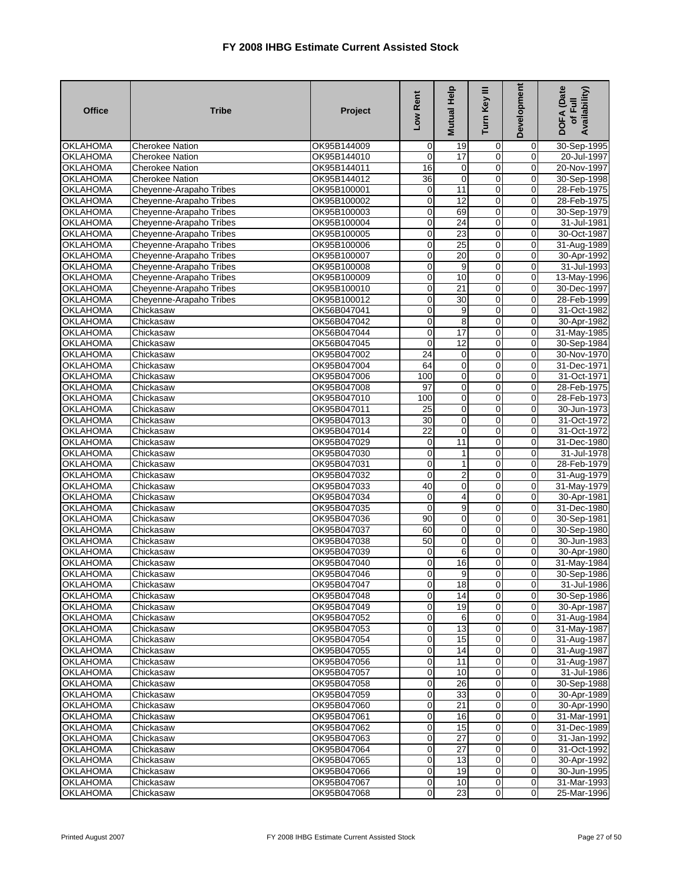# FY 2008 IHBG Estimate Current Assisted Stock

| Office | Tribe | Project | Low Rent | Mutual Help | Turn Key III | Development | DOFA (Date of Full Availability) |
|---|---|---|---|---|---|---|---|
| OKLAHOMA | Cherokee Nation | OK95B144009 | 0 | 19 | 0 | 0 | 30-Sep-1995 |
| OKLAHOMA | Cherokee Nation | OK95B144010 | 0 | 17 | 0 | 0 | 20-Jul-1997 |
| OKLAHOMA | Cherokee Nation | OK95B144011 | 16 | 0 | 0 | 0 | 20-Nov-1997 |
| OKLAHOMA | Cherokee Nation | OK95B144012 | 36 | 0 | 0 | 0 | 30-Sep-1998 |
| OKLAHOMA | Cheyenne-Arapaho Tribes | OK95B100001 | 0 | 11 | 0 | 0 | 28-Feb-1975 |
| OKLAHOMA | Cheyenne-Arapaho Tribes | OK95B100002 | 0 | 12 | 0 | 0 | 28-Feb-1975 |
| OKLAHOMA | Cheyenne-Arapaho Tribes | OK95B100003 | 0 | 69 | 0 | 0 | 30-Sep-1979 |
| OKLAHOMA | Cheyenne-Arapaho Tribes | OK95B100004 | 0 | 24 | 0 | 0 | 31-Jul-1981 |
| OKLAHOMA | Cheyenne-Arapaho Tribes | OK95B100005 | 0 | 23 | 0 | 0 | 30-Oct-1987 |
| OKLAHOMA | Cheyenne-Arapaho Tribes | OK95B100006 | 0 | 25 | 0 | 0 | 31-Aug-1989 |
| OKLAHOMA | Cheyenne-Arapaho Tribes | OK95B100007 | 0 | 20 | 0 | 0 | 30-Apr-1992 |
| OKLAHOMA | Cheyenne-Arapaho Tribes | OK95B100008 | 0 | 9 | 0 | 0 | 31-Jul-1993 |
| OKLAHOMA | Cheyenne-Arapaho Tribes | OK95B100009 | 0 | 10 | 0 | 0 | 13-May-1996 |
| OKLAHOMA | Cheyenne-Arapaho Tribes | OK95B100010 | 0 | 21 | 0 | 0 | 30-Dec-1997 |
| OKLAHOMA | Cheyenne-Arapaho Tribes | OK95B100012 | 0 | 30 | 0 | 0 | 28-Feb-1999 |
| OKLAHOMA | Chickasaw | OK56B047041 | 0 | 9 | 0 | 0 | 31-Oct-1982 |
| OKLAHOMA | Chickasaw | OK56B047042 | 0 | 8 | 0 | 0 | 30-Apr-1982 |
| OKLAHOMA | Chickasaw | OK56B047044 | 0 | 17 | 0 | 0 | 31-May-1985 |
| OKLAHOMA | Chickasaw | OK56B047045 | 0 | 12 | 0 | 0 | 30-Sep-1984 |
| OKLAHOMA | Chickasaw | OK95B047002 | 24 | 0 | 0 | 0 | 30-Nov-1970 |
| OKLAHOMA | Chickasaw | OK95B047004 | 64 | 0 | 0 | 0 | 31-Dec-1971 |
| OKLAHOMA | Chickasaw | OK95B047006 | 100 | 0 | 0 | 0 | 31-Oct-1971 |
| OKLAHOMA | Chickasaw | OK95B047008 | 97 | 0 | 0 | 0 | 28-Feb-1975 |
| OKLAHOMA | Chickasaw | OK95B047010 | 100 | 0 | 0 | 0 | 28-Feb-1973 |
| OKLAHOMA | Chickasaw | OK95B047011 | 25 | 0 | 0 | 0 | 30-Jun-1973 |
| OKLAHOMA | Chickasaw | OK95B047013 | 30 | 0 | 0 | 0 | 31-Oct-1972 |
| OKLAHOMA | Chickasaw | OK95B047014 | 22 | 0 | 0 | 0 | 31-Oct-1972 |
| OKLAHOMA | Chickasaw | OK95B047029 | 0 | 11 | 0 | 0 | 31-Dec-1980 |
| OKLAHOMA | Chickasaw | OK95B047030 | 0 | 1 | 0 | 0 | 31-Jul-1978 |
| OKLAHOMA | Chickasaw | OK95B047031 | 0 | 1 | 0 | 0 | 28-Feb-1979 |
| OKLAHOMA | Chickasaw | OK95B047032 | 0 | 2 | 0 | 0 | 31-Aug-1979 |
| OKLAHOMA | Chickasaw | OK95B047033 | 40 | 0 | 0 | 0 | 31-May-1979 |
| OKLAHOMA | Chickasaw | OK95B047034 | 0 | 4 | 0 | 0 | 30-Apr-1981 |
| OKLAHOMA | Chickasaw | OK95B047035 | 0 | 9 | 0 | 0 | 31-Dec-1980 |
| OKLAHOMA | Chickasaw | OK95B047036 | 90 | 0 | 0 | 0 | 30-Sep-1981 |
| OKLAHOMA | Chickasaw | OK95B047037 | 60 | 0 | 0 | 0 | 30-Sep-1980 |
| OKLAHOMA | Chickasaw | OK95B047038 | 50 | 0 | 0 | 0 | 30-Jun-1983 |
| OKLAHOMA | Chickasaw | OK95B047039 | 0 | 6 | 0 | 0 | 30-Apr-1980 |
| OKLAHOMA | Chickasaw | OK95B047040 | 0 | 16 | 0 | 0 | 31-May-1984 |
| OKLAHOMA | Chickasaw | OK95B047046 | 0 | 9 | 0 | 0 | 30-Sep-1986 |
| OKLAHOMA | Chickasaw | OK95B047047 | 0 | 18 | 0 | 0 | 31-Jul-1986 |
| OKLAHOMA | Chickasaw | OK95B047048 | 0 | 14 | 0 | 0 | 30-Sep-1986 |
| OKLAHOMA | Chickasaw | OK95B047049 | 0 | 19 | 0 | 0 | 30-Apr-1987 |
| OKLAHOMA | Chickasaw | OK95B047052 | 0 | 6 | 0 | 0 | 31-Aug-1984 |
| OKLAHOMA | Chickasaw | OK95B047053 | 0 | 13 | 0 | 0 | 31-May-1987 |
| OKLAHOMA | Chickasaw | OK95B047054 | 0 | 15 | 0 | 0 | 31-Aug-1987 |
| OKLAHOMA | Chickasaw | OK95B047055 | 0 | 14 | 0 | 0 | 31-Aug-1987 |
| OKLAHOMA | Chickasaw | OK95B047056 | 0 | 11 | 0 | 0 | 31-Aug-1987 |
| OKLAHOMA | Chickasaw | OK95B047057 | 0 | 10 | 0 | 0 | 31-Jul-1986 |
| OKLAHOMA | Chickasaw | OK95B047058 | 0 | 26 | 0 | 0 | 30-Sep-1988 |
| OKLAHOMA | Chickasaw | OK95B047059 | 0 | 33 | 0 | 0 | 30-Apr-1989 |
| OKLAHOMA | Chickasaw | OK95B047060 | 0 | 21 | 0 | 0 | 30-Apr-1990 |
| OKLAHOMA | Chickasaw | OK95B047061 | 0 | 16 | 0 | 0 | 31-Mar-1991 |
| OKLAHOMA | Chickasaw | OK95B047062 | 0 | 15 | 0 | 0 | 31-Dec-1989 |
| OKLAHOMA | Chickasaw | OK95B047063 | 0 | 27 | 0 | 0 | 31-Jan-1992 |
| OKLAHOMA | Chickasaw | OK95B047064 | 0 | 27 | 0 | 0 | 31-Oct-1992 |
| OKLAHOMA | Chickasaw | OK95B047065 | 0 | 13 | 0 | 0 | 30-Apr-1992 |
| OKLAHOMA | Chickasaw | OK95B047066 | 0 | 19 | 0 | 0 | 30-Jun-1995 |
| OKLAHOMA | Chickasaw | OK95B047067 | 0 | 10 | 0 | 0 | 31-Mar-1993 |
| OKLAHOMA | Chickasaw | OK95B047068 | 0 | 23 | 0 | 0 | 25-Mar-1996 |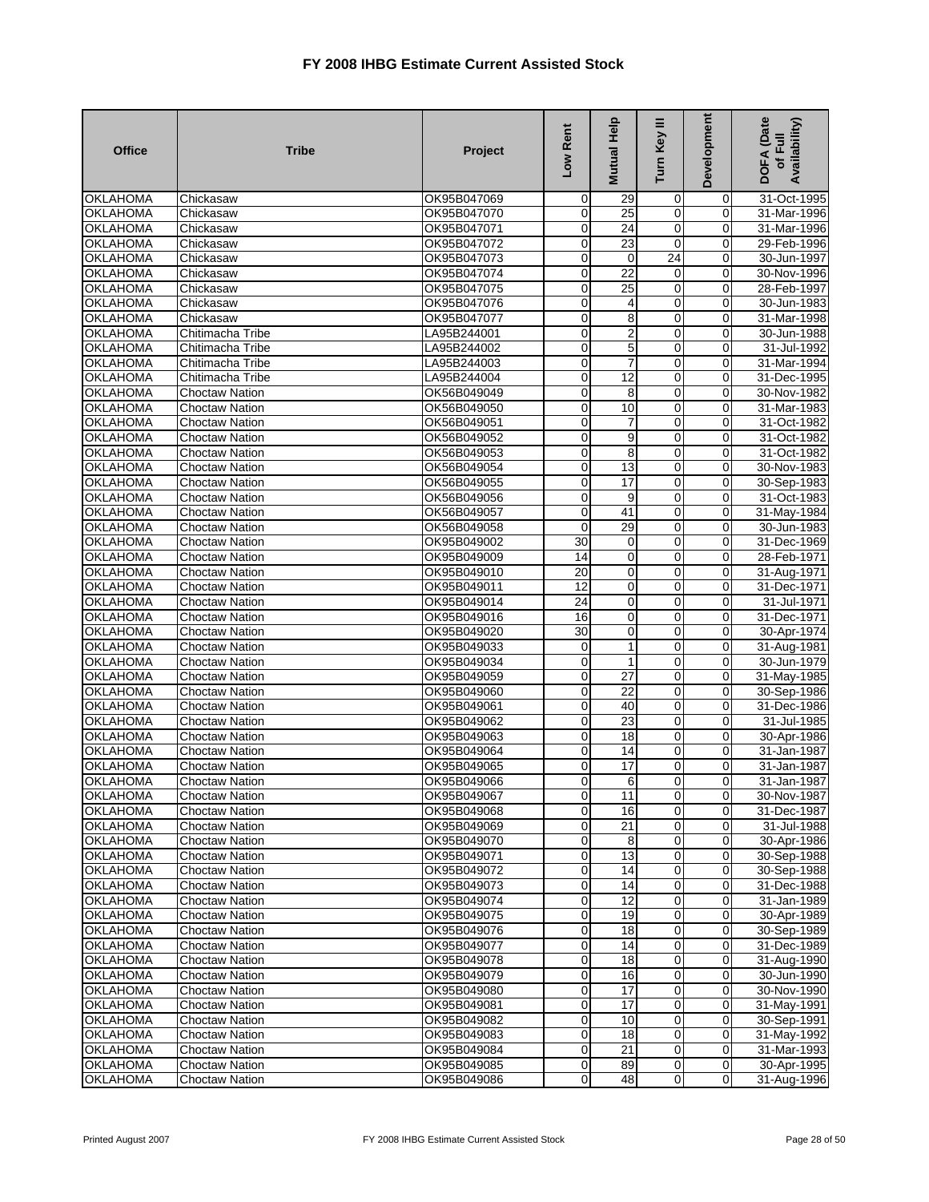# FY 2008 IHBG Estimate Current Assisted Stock

| Office | Tribe | Project | Low Rent | Mutual Help | Turn Key III | Development | DOFA (Date of Full Availability) |
|---|---|---|---|---|---|---|---|
| OKLAHOMA | Chickasaw | OK95B047069 | 0 | 29 | 0 | 0 | 31-Oct-1995 |
| OKLAHOMA | Chickasaw | OK95B047070 | 0 | 25 | 0 | 0 | 31-Mar-1996 |
| OKLAHOMA | Chickasaw | OK95B047071 | 0 | 24 | 0 | 0 | 31-Mar-1996 |
| OKLAHOMA | Chickasaw | OK95B047072 | 0 | 23 | 0 | 0 | 29-Feb-1996 |
| OKLAHOMA | Chickasaw | OK95B047073 | 0 | 0 | 24 | 0 | 30-Jun-1997 |
| OKLAHOMA | Chickasaw | OK95B047074 | 0 | 22 | 0 | 0 | 30-Nov-1996 |
| OKLAHOMA | Chickasaw | OK95B047075 | 0 | 25 | 0 | 0 | 28-Feb-1997 |
| OKLAHOMA | Chickasaw | OK95B047076 | 0 | 4 | 0 | 0 | 30-Jun-1983 |
| OKLAHOMA | Chickasaw | OK95B047077 | 0 | 8 | 0 | 0 | 31-Mar-1998 |
| OKLAHOMA | Chitimacha Tribe | LA95B244001 | 0 | 2 | 0 | 0 | 30-Jun-1988 |
| OKLAHOMA | Chitimacha Tribe | LA95B244002 | 0 | 5 | 0 | 0 | 31-Jul-1992 |
| OKLAHOMA | Chitimacha Tribe | LA95B244003 | 0 | 7 | 0 | 0 | 31-Mar-1994 |
| OKLAHOMA | Chitimacha Tribe | LA95B244004 | 0 | 12 | 0 | 0 | 31-Dec-1995 |
| OKLAHOMA | Choctaw Nation | OK56B049049 | 0 | 8 | 0 | 0 | 30-Nov-1982 |
| OKLAHOMA | Choctaw Nation | OK56B049050 | 0 | 10 | 0 | 0 | 31-Mar-1983 |
| OKLAHOMA | Choctaw Nation | OK56B049051 | 0 | 7 | 0 | 0 | 31-Oct-1982 |
| OKLAHOMA | Choctaw Nation | OK56B049052 | 0 | 9 | 0 | 0 | 31-Oct-1982 |
| OKLAHOMA | Choctaw Nation | OK56B049053 | 0 | 8 | 0 | 0 | 31-Oct-1982 |
| OKLAHOMA | Choctaw Nation | OK56B049054 | 0 | 13 | 0 | 0 | 30-Nov-1983 |
| OKLAHOMA | Choctaw Nation | OK56B049055 | 0 | 17 | 0 | 0 | 30-Sep-1983 |
| OKLAHOMA | Choctaw Nation | OK56B049056 | 0 | 9 | 0 | 0 | 31-Oct-1983 |
| OKLAHOMA | Choctaw Nation | OK56B049057 | 0 | 41 | 0 | 0 | 31-May-1984 |
| OKLAHOMA | Choctaw Nation | OK56B049058 | 0 | 29 | 0 | 0 | 30-Jun-1983 |
| OKLAHOMA | Choctaw Nation | OK95B049002 | 30 | 0 | 0 | 0 | 31-Dec-1969 |
| OKLAHOMA | Choctaw Nation | OK95B049009 | 14 | 0 | 0 | 0 | 28-Feb-1971 |
| OKLAHOMA | Choctaw Nation | OK95B049010 | 20 | 0 | 0 | 0 | 31-Aug-1971 |
| OKLAHOMA | Choctaw Nation | OK95B049011 | 12 | 0 | 0 | 0 | 31-Dec-1971 |
| OKLAHOMA | Choctaw Nation | OK95B049014 | 24 | 0 | 0 | 0 | 31-Jul-1971 |
| OKLAHOMA | Choctaw Nation | OK95B049016 | 16 | 0 | 0 | 0 | 31-Dec-1971 |
| OKLAHOMA | Choctaw Nation | OK95B049020 | 30 | 0 | 0 | 0 | 30-Apr-1974 |
| OKLAHOMA | Choctaw Nation | OK95B049033 | 0 | 1 | 0 | 0 | 31-Aug-1981 |
| OKLAHOMA | Choctaw Nation | OK95B049034 | 0 | 1 | 0 | 0 | 30-Jun-1979 |
| OKLAHOMA | Choctaw Nation | OK95B049059 | 0 | 27 | 0 | 0 | 31-May-1985 |
| OKLAHOMA | Choctaw Nation | OK95B049060 | 0 | 22 | 0 | 0 | 30-Sep-1986 |
| OKLAHOMA | Choctaw Nation | OK95B049061 | 0 | 40 | 0 | 0 | 31-Dec-1986 |
| OKLAHOMA | Choctaw Nation | OK95B049062 | 0 | 23 | 0 | 0 | 31-Jul-1985 |
| OKLAHOMA | Choctaw Nation | OK95B049063 | 0 | 18 | 0 | 0 | 30-Apr-1986 |
| OKLAHOMA | Choctaw Nation | OK95B049064 | 0 | 14 | 0 | 0 | 31-Jan-1987 |
| OKLAHOMA | Choctaw Nation | OK95B049065 | 0 | 17 | 0 | 0 | 31-Jan-1987 |
| OKLAHOMA | Choctaw Nation | OK95B049066 | 0 | 6 | 0 | 0 | 31-Jan-1987 |
| OKLAHOMA | Choctaw Nation | OK95B049067 | 0 | 11 | 0 | 0 | 30-Nov-1987 |
| OKLAHOMA | Choctaw Nation | OK95B049068 | 0 | 16 | 0 | 0 | 31-Dec-1987 |
| OKLAHOMA | Choctaw Nation | OK95B049069 | 0 | 21 | 0 | 0 | 31-Jul-1988 |
| OKLAHOMA | Choctaw Nation | OK95B049070 | 0 | 8 | 0 | 0 | 30-Apr-1986 |
| OKLAHOMA | Choctaw Nation | OK95B049071 | 0 | 13 | 0 | 0 | 30-Sep-1988 |
| OKLAHOMA | Choctaw Nation | OK95B049072 | 0 | 14 | 0 | 0 | 30-Sep-1988 |
| OKLAHOMA | Choctaw Nation | OK95B049073 | 0 | 14 | 0 | 0 | 31-Dec-1988 |
| OKLAHOMA | Choctaw Nation | OK95B049074 | 0 | 12 | 0 | 0 | 31-Jan-1989 |
| OKLAHOMA | Choctaw Nation | OK95B049075 | 0 | 19 | 0 | 0 | 30-Apr-1989 |
| OKLAHOMA | Choctaw Nation | OK95B049076 | 0 | 18 | 0 | 0 | 30-Sep-1989 |
| OKLAHOMA | Choctaw Nation | OK95B049077 | 0 | 14 | 0 | 0 | 31-Dec-1989 |
| OKLAHOMA | Choctaw Nation | OK95B049078 | 0 | 18 | 0 | 0 | 31-Aug-1990 |
| OKLAHOMA | Choctaw Nation | OK95B049079 | 0 | 16 | 0 | 0 | 30-Jun-1990 |
| OKLAHOMA | Choctaw Nation | OK95B049080 | 0 | 17 | 0 | 0 | 30-Nov-1990 |
| OKLAHOMA | Choctaw Nation | OK95B049081 | 0 | 17 | 0 | 0 | 31-May-1991 |
| OKLAHOMA | Choctaw Nation | OK95B049082 | 0 | 10 | 0 | 0 | 30-Sep-1991 |
| OKLAHOMA | Choctaw Nation | OK95B049083 | 0 | 18 | 0 | 0 | 31-May-1992 |
| OKLAHOMA | Choctaw Nation | OK95B049084 | 0 | 21 | 0 | 0 | 31-Mar-1993 |
| OKLAHOMA | Choctaw Nation | OK95B049085 | 0 | 89 | 0 | 0 | 30-Apr-1995 |
| OKLAHOMA | Choctaw Nation | OK95B049086 | 0 | 48 | 0 | 0 | 31-Aug-1996 |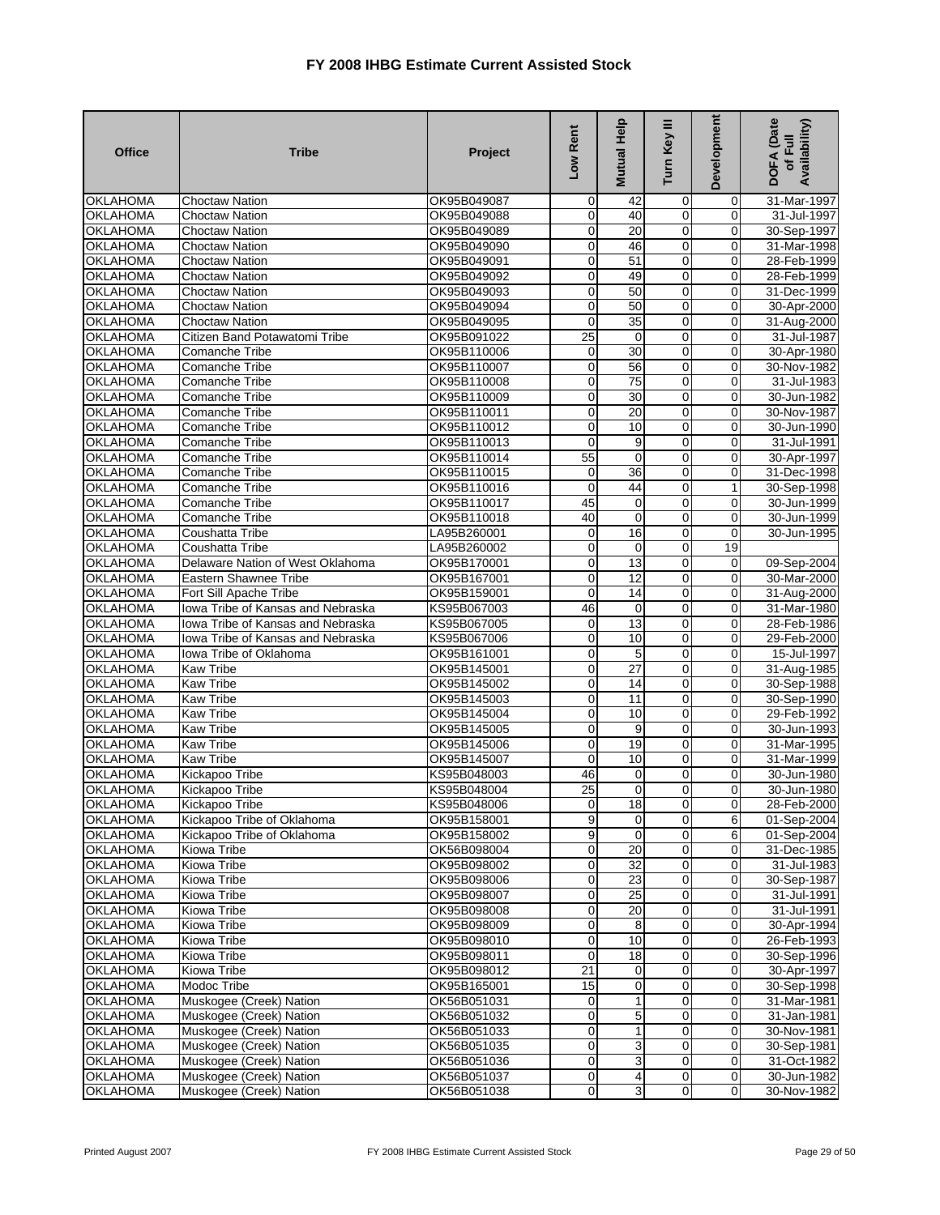# FY 2008 IHBG Estimate Current Assisted Stock

| Office | Tribe | Project | Low Rent | Mutual Help | Turn Key III | Development | DOFA (Date of Full Availability) |
|---|---|---|---|---|---|---|---|
| OKLAHOMA | Choctaw Nation | OK95B049087 | 0 | 42 | 0 | 0 | 31-Mar-1997 |
| OKLAHOMA | Choctaw Nation | OK95B049088 | 0 | 40 | 0 | 0 | 31-Jul-1997 |
| OKLAHOMA | Choctaw Nation | OK95B049089 | 0 | 20 | 0 | 0 | 30-Sep-1997 |
| OKLAHOMA | Choctaw Nation | OK95B049090 | 0 | 46 | 0 | 0 | 31-Mar-1998 |
| OKLAHOMA | Choctaw Nation | OK95B049091 | 0 | 51 | 0 | 0 | 28-Feb-1999 |
| OKLAHOMA | Choctaw Nation | OK95B049092 | 0 | 49 | 0 | 0 | 28-Feb-1999 |
| OKLAHOMA | Choctaw Nation | OK95B049093 | 0 | 50 | 0 | 0 | 31-Dec-1999 |
| OKLAHOMA | Choctaw Nation | OK95B049094 | 0 | 50 | 0 | 0 | 30-Apr-2000 |
| OKLAHOMA | Choctaw Nation | OK95B049095 | 0 | 35 | 0 | 0 | 31-Aug-2000 |
| OKLAHOMA | Citizen Band Potawatomi Tribe | OK95B091022 | 25 | 0 | 0 | 0 | 31-Jul-1987 |
| OKLAHOMA | Comanche Tribe | OK95B110006 | 0 | 30 | 0 | 0 | 30-Apr-1980 |
| OKLAHOMA | Comanche Tribe | OK95B110007 | 0 | 56 | 0 | 0 | 30-Nov-1982 |
| OKLAHOMA | Comanche Tribe | OK95B110008 | 0 | 75 | 0 | 0 | 31-Jul-1983 |
| OKLAHOMA | Comanche Tribe | OK95B110009 | 0 | 30 | 0 | 0 | 30-Jun-1982 |
| OKLAHOMA | Comanche Tribe | OK95B110011 | 0 | 20 | 0 | 0 | 30-Nov-1987 |
| OKLAHOMA | Comanche Tribe | OK95B110012 | 0 | 10 | 0 | 0 | 30-Jun-1990 |
| OKLAHOMA | Comanche Tribe | OK95B110013 | 0 | 9 | 0 | 0 | 31-Jul-1991 |
| OKLAHOMA | Comanche Tribe | OK95B110014 | 55 | 0 | 0 | 0 | 30-Apr-1997 |
| OKLAHOMA | Comanche Tribe | OK95B110015 | 0 | 36 | 0 | 0 | 31-Dec-1998 |
| OKLAHOMA | Comanche Tribe | OK95B110016 | 0 | 44 | 0 | 1 | 30-Sep-1998 |
| OKLAHOMA | Comanche Tribe | OK95B110017 | 45 | 0 | 0 | 0 | 30-Jun-1999 |
| OKLAHOMA | Comanche Tribe | OK95B110018 | 40 | 0 | 0 | 0 | 30-Jun-1999 |
| OKLAHOMA | Coushatta Tribe | LA95B260001 | 0 | 16 | 0 | 0 | 30-Jun-1995 |
| OKLAHOMA | Coushatta Tribe | LA95B260002 | 0 | 0 | 0 | 19 | |
| OKLAHOMA | Delaware Nation of West Oklahoma | OK95B170001 | 0 | 13 | 0 | 0 | 09-Sep-2004 |
| OKLAHOMA | Eastern Shawnee Tribe | OK95B167001 | 0 | 12 | 0 | 0 | 30-Mar-2000 |
| OKLAHOMA | Fort Sill Apache Tribe | OK95B159001 | 0 | 14 | 0 | 0 | 31-Aug-2000 |
| OKLAHOMA | Iowa Tribe of Kansas and Nebraska | KS95B067003 | 46 | 0 | 0 | 0 | 31-Mar-1980 |
| OKLAHOMA | Iowa Tribe of Kansas and Nebraska | KS95B067005 | 0 | 13 | 0 | 0 | 28-Feb-1986 |
| OKLAHOMA | Iowa Tribe of Kansas and Nebraska | KS95B067006 | 0 | 10 | 0 | 0 | 29-Feb-2000 |
| OKLAHOMA | Iowa Tribe of Oklahoma | OK95B161001 | 0 | 5 | 0 | 0 | 15-Jul-1997 |
| OKLAHOMA | Kaw Tribe | OK95B145001 | 0 | 27 | 0 | 0 | 31-Aug-1985 |
| OKLAHOMA | Kaw Tribe | OK95B145002 | 0 | 14 | 0 | 0 | 30-Sep-1988 |
| OKLAHOMA | Kaw Tribe | OK95B145003 | 0 | 11 | 0 | 0 | 30-Sep-1990 |
| OKLAHOMA | Kaw Tribe | OK95B145004 | 0 | 10 | 0 | 0 | 29-Feb-1992 |
| OKLAHOMA | Kaw Tribe | OK95B145005 | 0 | 9 | 0 | 0 | 30-Jun-1993 |
| OKLAHOMA | Kaw Tribe | OK95B145006 | 0 | 19 | 0 | 0 | 31-Mar-1995 |
| OKLAHOMA | Kaw Tribe | OK95B145007 | 0 | 10 | 0 | 0 | 31-Mar-1999 |
| OKLAHOMA | Kickapoo Tribe | KS95B048003 | 46 | 0 | 0 | 0 | 30-Jun-1980 |
| OKLAHOMA | Kickapoo Tribe | KS95B048004 | 25 | 0 | 0 | 0 | 30-Jun-1980 |
| OKLAHOMA | Kickapoo Tribe | KS95B048006 | 0 | 18 | 0 | 0 | 28-Feb-2000 |
| OKLAHOMA | Kickapoo Tribe of Oklahoma | OK95B158001 | 9 | 0 | 0 | 6 | 01-Sep-2004 |
| OKLAHOMA | Kickapoo Tribe of Oklahoma | OK95B158002 | 9 | 0 | 0 | 6 | 01-Sep-2004 |
| OKLAHOMA | Kiowa Tribe | OK56B098004 | 0 | 20 | 0 | 0 | 31-Dec-1985 |
| OKLAHOMA | Kiowa Tribe | OK95B098002 | 0 | 32 | 0 | 0 | 31-Jul-1983 |
| OKLAHOMA | Kiowa Tribe | OK95B098006 | 0 | 23 | 0 | 0 | 30-Sep-1987 |
| OKLAHOMA | Kiowa Tribe | OK95B098007 | 0 | 25 | 0 | 0 | 31-Jul-1991 |
| OKLAHOMA | Kiowa Tribe | OK95B098008 | 0 | 20 | 0 | 0 | 31-Jul-1991 |
| OKLAHOMA | Kiowa Tribe | OK95B098009 | 0 | 8 | 0 | 0 | 30-Apr-1994 |
| OKLAHOMA | Kiowa Tribe | OK95B098010 | 0 | 10 | 0 | 0 | 26-Feb-1993 |
| OKLAHOMA | Kiowa Tribe | OK95B098011 | 0 | 18 | 0 | 0 | 30-Sep-1996 |
| OKLAHOMA | Kiowa Tribe | OK95B098012 | 21 | 0 | 0 | 0 | 30-Apr-1997 |
| OKLAHOMA | Modoc Tribe | OK95B165001 | 15 | 0 | 0 | 0 | 30-Sep-1998 |
| OKLAHOMA | Muskogee (Creek) Nation | OK56B051031 | 0 | 1 | 0 | 0 | 31-Mar-1981 |
| OKLAHOMA | Muskogee (Creek) Nation | OK56B051032 | 0 | 5 | 0 | 0 | 31-Jan-1981 |
| OKLAHOMA | Muskogee (Creek) Nation | OK56B051033 | 0 | 1 | 0 | 0 | 30-Nov-1981 |
| OKLAHOMA | Muskogee (Creek) Nation | OK56B051035 | 0 | 3 | 0 | 0 | 30-Sep-1981 |
| OKLAHOMA | Muskogee (Creek) Nation | OK56B051036 | 0 | 3 | 0 | 0 | 31-Oct-1982 |
| OKLAHOMA | Muskogee (Creek) Nation | OK56B051037 | 0 | 4 | 0 | 0 | 30-Jun-1982 |
| OKLAHOMA | Muskogee (Creek) Nation | OK56B051038 | 0 | 3 | 0 | 0 | 30-Nov-1982 |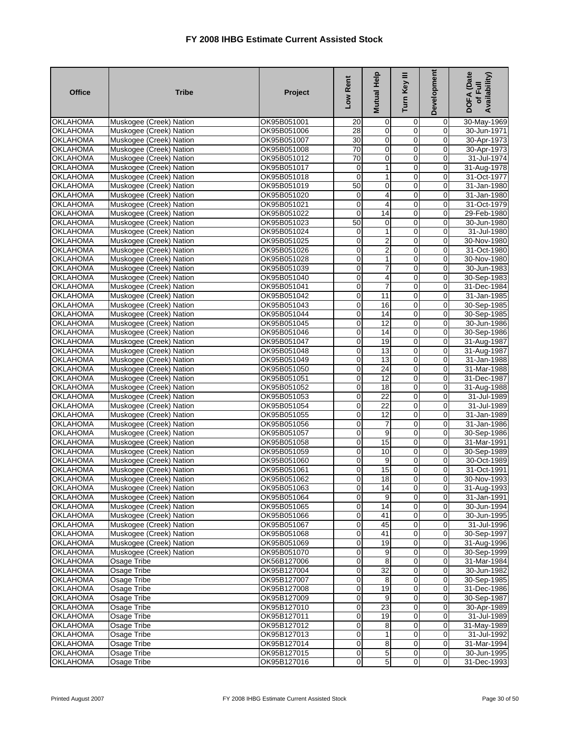# FY 2008 IHBG Estimate Current Assisted Stock

| Office | Tribe | Project | Low Rent | Mutual Help | Turn Key III | Development | DOFA (Date of Full Availability) |
|---|---|---|---|---|---|---|---|
| OKLAHOMA | Muskogee (Creek) Nation | OK95B051001 | 20 | 0 | 0 | 0 | 30-May-1969 |
| OKLAHOMA | Muskogee (Creek) Nation | OK95B051006 | 28 | 0 | 0 | 0 | 30-Jun-1971 |
| OKLAHOMA | Muskogee (Creek) Nation | OK95B051007 | 30 | 0 | 0 | 0 | 30-Apr-1973 |
| OKLAHOMA | Muskogee (Creek) Nation | OK95B051008 | 70 | 0 | 0 | 0 | 30-Apr-1973 |
| OKLAHOMA | Muskogee (Creek) Nation | OK95B051012 | 70 | 0 | 0 | 0 | 31-Jul-1974 |
| OKLAHOMA | Muskogee (Creek) Nation | OK95B051017 | 0 | 1 | 0 | 0 | 31-Aug-1978 |
| OKLAHOMA | Muskogee (Creek) Nation | OK95B051018 | 0 | 1 | 0 | 0 | 31-Oct-1977 |
| OKLAHOMA | Muskogee (Creek) Nation | OK95B051019 | 50 | 0 | 0 | 0 | 31-Jan-1980 |
| OKLAHOMA | Muskogee (Creek) Nation | OK95B051020 | 0 | 4 | 0 | 0 | 31-Jan-1980 |
| OKLAHOMA | Muskogee (Creek) Nation | OK95B051021 | 0 | 4 | 0 | 0 | 31-Oct-1979 |
| OKLAHOMA | Muskogee (Creek) Nation | OK95B051022 | 0 | 14 | 0 | 0 | 29-Feb-1980 |
| OKLAHOMA | Muskogee (Creek) Nation | OK95B051023 | 50 | 0 | 0 | 0 | 30-Jun-1980 |
| OKLAHOMA | Muskogee (Creek) Nation | OK95B051024 | 0 | 1 | 0 | 0 | 31-Jul-1980 |
| OKLAHOMA | Muskogee (Creek) Nation | OK95B051025 | 0 | 2 | 0 | 0 | 30-Nov-1980 |
| OKLAHOMA | Muskogee (Creek) Nation | OK95B051026 | 0 | 2 | 0 | 0 | 31-Oct-1980 |
| OKLAHOMA | Muskogee (Creek) Nation | OK95B051028 | 0 | 1 | 0 | 0 | 30-Nov-1980 |
| OKLAHOMA | Muskogee (Creek) Nation | OK95B051039 | 0 | 7 | 0 | 0 | 30-Jun-1983 |
| OKLAHOMA | Muskogee (Creek) Nation | OK95B051040 | 0 | 4 | 0 | 0 | 30-Sep-1983 |
| OKLAHOMA | Muskogee (Creek) Nation | OK95B051041 | 0 | 7 | 0 | 0 | 31-Dec-1984 |
| OKLAHOMA | Muskogee (Creek) Nation | OK95B051042 | 0 | 11 | 0 | 0 | 31-Jan-1985 |
| OKLAHOMA | Muskogee (Creek) Nation | OK95B051043 | 0 | 16 | 0 | 0 | 30-Sep-1985 |
| OKLAHOMA | Muskogee (Creek) Nation | OK95B051044 | 0 | 14 | 0 | 0 | 30-Sep-1985 |
| OKLAHOMA | Muskogee (Creek) Nation | OK95B051045 | 0 | 12 | 0 | 0 | 30-Jun-1986 |
| OKLAHOMA | Muskogee (Creek) Nation | OK95B051046 | 0 | 14 | 0 | 0 | 30-Sep-1986 |
| OKLAHOMA | Muskogee (Creek) Nation | OK95B051047 | 0 | 19 | 0 | 0 | 31-Aug-1987 |
| OKLAHOMA | Muskogee (Creek) Nation | OK95B051048 | 0 | 13 | 0 | 0 | 31-Aug-1987 |
| OKLAHOMA | Muskogee (Creek) Nation | OK95B051049 | 0 | 13 | 0 | 0 | 31-Jan-1988 |
| OKLAHOMA | Muskogee (Creek) Nation | OK95B051050 | 0 | 24 | 0 | 0 | 31-Mar-1988 |
| OKLAHOMA | Muskogee (Creek) Nation | OK95B051051 | 0 | 12 | 0 | 0 | 31-Dec-1987 |
| OKLAHOMA | Muskogee (Creek) Nation | OK95B051052 | 0 | 18 | 0 | 0 | 31-Aug-1988 |
| OKLAHOMA | Muskogee (Creek) Nation | OK95B051053 | 0 | 22 | 0 | 0 | 31-Jul-1989 |
| OKLAHOMA | Muskogee (Creek) Nation | OK95B051054 | 0 | 22 | 0 | 0 | 31-Jul-1989 |
| OKLAHOMA | Muskogee (Creek) Nation | OK95B051055 | 0 | 12 | 0 | 0 | 31-Jan-1989 |
| OKLAHOMA | Muskogee (Creek) Nation | OK95B051056 | 0 | 7 | 0 | 0 | 31-Jan-1986 |
| OKLAHOMA | Muskogee (Creek) Nation | OK95B051057 | 0 | 9 | 0 | 0 | 30-Sep-1986 |
| OKLAHOMA | Muskogee (Creek) Nation | OK95B051058 | 0 | 15 | 0 | 0 | 31-Mar-1991 |
| OKLAHOMA | Muskogee (Creek) Nation | OK95B051059 | 0 | 10 | 0 | 0 | 30-Sep-1989 |
| OKLAHOMA | Muskogee (Creek) Nation | OK95B051060 | 0 | 9 | 0 | 0 | 30-Oct-1989 |
| OKLAHOMA | Muskogee (Creek) Nation | OK95B051061 | 0 | 15 | 0 | 0 | 31-Oct-1991 |
| OKLAHOMA | Muskogee (Creek) Nation | OK95B051062 | 0 | 18 | 0 | 0 | 30-Nov-1993 |
| OKLAHOMA | Muskogee (Creek) Nation | OK95B051063 | 0 | 14 | 0 | 0 | 31-Aug-1993 |
| OKLAHOMA | Muskogee (Creek) Nation | OK95B051064 | 0 | 9 | 0 | 0 | 31-Jan-1991 |
| OKLAHOMA | Muskogee (Creek) Nation | OK95B051065 | 0 | 14 | 0 | 0 | 30-Jun-1994 |
| OKLAHOMA | Muskogee (Creek) Nation | OK95B051066 | 0 | 41 | 0 | 0 | 30-Jun-1995 |
| OKLAHOMA | Muskogee (Creek) Nation | OK95B051067 | 0 | 45 | 0 | 0 | 31-Jul-1996 |
| OKLAHOMA | Muskogee (Creek) Nation | OK95B051068 | 0 | 41 | 0 | 0 | 30-Sep-1997 |
| OKLAHOMA | Muskogee (Creek) Nation | OK95B051069 | 0 | 19 | 0 | 0 | 31-Aug-1996 |
| OKLAHOMA | Muskogee (Creek) Nation | OK95B051070 | 0 | 9 | 0 | 0 | 30-Sep-1999 |
| OKLAHOMA | Osage Tribe | OK56B127006 | 0 | 8 | 0 | 0 | 31-Mar-1984 |
| OKLAHOMA | Osage Tribe | OK95B127004 | 0 | 32 | 0 | 0 | 30-Jun-1982 |
| OKLAHOMA | Osage Tribe | OK95B127007 | 0 | 8 | 0 | 0 | 30-Sep-1985 |
| OKLAHOMA | Osage Tribe | OK95B127008 | 0 | 19 | 0 | 0 | 31-Dec-1986 |
| OKLAHOMA | Osage Tribe | OK95B127009 | 0 | 9 | 0 | 0 | 30-Sep-1987 |
| OKLAHOMA | Osage Tribe | OK95B127010 | 0 | 23 | 0 | 0 | 30-Apr-1989 |
| OKLAHOMA | Osage Tribe | OK95B127011 | 0 | 19 | 0 | 0 | 31-Jul-1989 |
| OKLAHOMA | Osage Tribe | OK95B127012 | 0 | 8 | 0 | 0 | 31-May-1989 |
| OKLAHOMA | Osage Tribe | OK95B127013 | 0 | 1 | 0 | 0 | 31-Jul-1992 |
| OKLAHOMA | Osage Tribe | OK95B127014 | 0 | 8 | 0 | 0 | 31-Mar-1994 |
| OKLAHOMA | Osage Tribe | OK95B127015 | 0 | 5 | 0 | 0 | 30-Jun-1995 |
| OKLAHOMA | Osage Tribe | OK95B127016 | 0 | 5 | 0 | 0 | 31-Dec-1993 |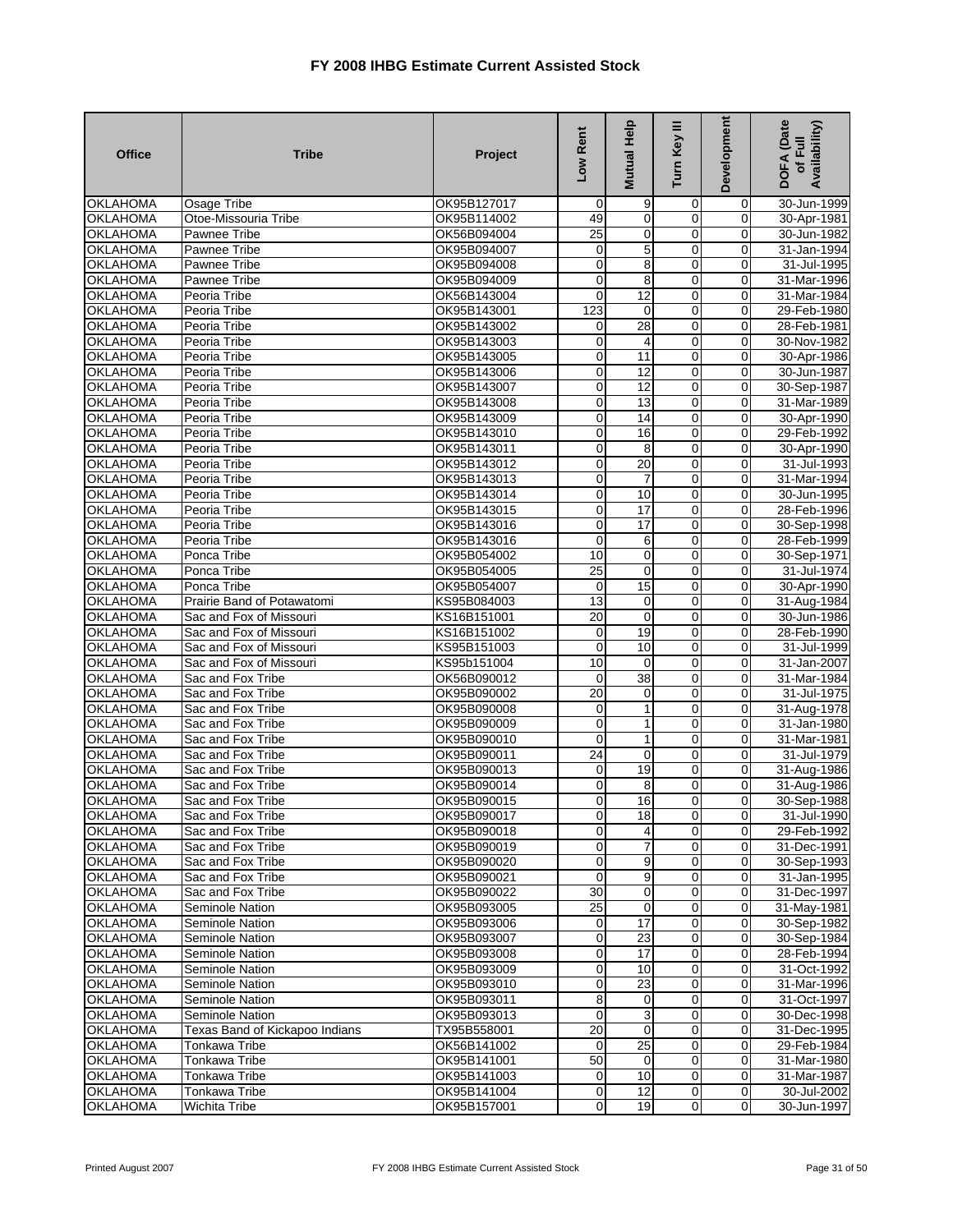# FY 2008 IHBG Estimate Current Assisted Stock

| Office | Tribe | Project | Low Rent | Mutual Help | Turn Key III | Development | DOFA (Date of Full Availability) |
|---|---|---|---|---|---|---|---|
| OKLAHOMA | Osage Tribe | OK95B127017 | 0 | 9 | 0 | 0 | 30-Jun-1999 |
| OKLAHOMA | Otoe-Missouria Tribe | OK95B114002 | 49 | 0 | 0 | 0 | 30-Apr-1981 |
| OKLAHOMA | Pawnee Tribe | OK56B094004 | 25 | 0 | 0 | 0 | 30-Jun-1982 |
| OKLAHOMA | Pawnee Tribe | OK95B094007 | 0 | 5 | 0 | 0 | 31-Jan-1994 |
| OKLAHOMA | Pawnee Tribe | OK95B094008 | 0 | 8 | 0 | 0 | 31-Jul-1995 |
| OKLAHOMA | Pawnee Tribe | OK95B094009 | 0 | 8 | 0 | 0 | 31-Mar-1996 |
| OKLAHOMA | Peoria Tribe | OK56B143004 | 0 | 12 | 0 | 0 | 31-Mar-1984 |
| OKLAHOMA | Peoria Tribe | OK95B143001 | 123 | 0 | 0 | 0 | 29-Feb-1980 |
| OKLAHOMA | Peoria Tribe | OK95B143002 | 0 | 28 | 0 | 0 | 28-Feb-1981 |
| OKLAHOMA | Peoria Tribe | OK95B143003 | 0 | 4 | 0 | 0 | 30-Nov-1982 |
| OKLAHOMA | Peoria Tribe | OK95B143005 | 0 | 11 | 0 | 0 | 30-Apr-1986 |
| OKLAHOMA | Peoria Tribe | OK95B143006 | 0 | 12 | 0 | 0 | 30-Jun-1987 |
| OKLAHOMA | Peoria Tribe | OK95B143007 | 0 | 12 | 0 | 0 | 30-Sep-1987 |
| OKLAHOMA | Peoria Tribe | OK95B143008 | 0 | 13 | 0 | 0 | 31-Mar-1989 |
| OKLAHOMA | Peoria Tribe | OK95B143009 | 0 | 14 | 0 | 0 | 30-Apr-1990 |
| OKLAHOMA | Peoria Tribe | OK95B143010 | 0 | 16 | 0 | 0 | 29-Feb-1992 |
| OKLAHOMA | Peoria Tribe | OK95B143011 | 0 | 8 | 0 | 0 | 30-Apr-1990 |
| OKLAHOMA | Peoria Tribe | OK95B143012 | 0 | 20 | 0 | 0 | 31-Jul-1993 |
| OKLAHOMA | Peoria Tribe | OK95B143013 | 0 | 7 | 0 | 0 | 31-Mar-1994 |
| OKLAHOMA | Peoria Tribe | OK95B143014 | 0 | 10 | 0 | 0 | 30-Jun-1995 |
| OKLAHOMA | Peoria Tribe | OK95B143015 | 0 | 17 | 0 | 0 | 28-Feb-1996 |
| OKLAHOMA | Peoria Tribe | OK95B143016 | 0 | 17 | 0 | 0 | 30-Sep-1998 |
| OKLAHOMA | Peoria Tribe | OK95B143016 | 0 | 6 | 0 | 0 | 28-Feb-1999 |
| OKLAHOMA | Ponca Tribe | OK95B054002 | 10 | 0 | 0 | 0 | 30-Sep-1971 |
| OKLAHOMA | Ponca Tribe | OK95B054005 | 25 | 0 | 0 | 0 | 31-Jul-1974 |
| OKLAHOMA | Ponca Tribe | OK95B054007 | 0 | 15 | 0 | 0 | 30-Apr-1990 |
| OKLAHOMA | Prairie Band of Potawatomi | KS95B084003 | 13 | 0 | 0 | 0 | 31-Aug-1984 |
| OKLAHOMA | Sac and Fox of Missouri | KS16B151001 | 20 | 0 | 0 | 0 | 30-Jun-1986 |
| OKLAHOMA | Sac and Fox of Missouri | KS16B151002 | 0 | 19 | 0 | 0 | 28-Feb-1990 |
| OKLAHOMA | Sac and Fox of Missouri | KS95B151003 | 0 | 10 | 0 | 0 | 31-Jul-1999 |
| OKLAHOMA | Sac and Fox of Missouri | KS95b151004 | 10 | 0 | 0 | 0 | 31-Jan-2007 |
| OKLAHOMA | Sac and Fox Tribe | OK56B090012 | 0 | 38 | 0 | 0 | 31-Mar-1984 |
| OKLAHOMA | Sac and Fox Tribe | OK95B090002 | 20 | 0 | 0 | 0 | 31-Jul-1975 |
| OKLAHOMA | Sac and Fox Tribe | OK95B090008 | 0 | 1 | 0 | 0 | 31-Aug-1978 |
| OKLAHOMA | Sac and Fox Tribe | OK95B090009 | 0 | 1 | 0 | 0 | 31-Jan-1980 |
| OKLAHOMA | Sac and Fox Tribe | OK95B090010 | 0 | 1 | 0 | 0 | 31-Mar-1981 |
| OKLAHOMA | Sac and Fox Tribe | OK95B090011 | 24 | 0 | 0 | 0 | 31-Jul-1979 |
| OKLAHOMA | Sac and Fox Tribe | OK95B090013 | 0 | 19 | 0 | 0 | 31-Aug-1986 |
| OKLAHOMA | Sac and Fox Tribe | OK95B090014 | 0 | 8 | 0 | 0 | 31-Aug-1986 |
| OKLAHOMA | Sac and Fox Tribe | OK95B090015 | 0 | 16 | 0 | 0 | 30-Sep-1988 |
| OKLAHOMA | Sac and Fox Tribe | OK95B090017 | 0 | 18 | 0 | 0 | 31-Jul-1990 |
| OKLAHOMA | Sac and Fox Tribe | OK95B090018 | 0 | 4 | 0 | 0 | 29-Feb-1992 |
| OKLAHOMA | Sac and Fox Tribe | OK95B090019 | 0 | 7 | 0 | 0 | 31-Dec-1991 |
| OKLAHOMA | Sac and Fox Tribe | OK95B090020 | 0 | 9 | 0 | 0 | 30-Sep-1993 |
| OKLAHOMA | Sac and Fox Tribe | OK95B090021 | 0 | 9 | 0 | 0 | 31-Jan-1995 |
| OKLAHOMA | Sac and Fox Tribe | OK95B090022 | 30 | 0 | 0 | 0 | 31-Dec-1997 |
| OKLAHOMA | Seminole Nation | OK95B093005 | 25 | 0 | 0 | 0 | 31-May-1981 |
| OKLAHOMA | Seminole Nation | OK95B093006 | 0 | 17 | 0 | 0 | 30-Sep-1982 |
| OKLAHOMA | Seminole Nation | OK95B093007 | 0 | 23 | 0 | 0 | 30-Sep-1984 |
| OKLAHOMA | Seminole Nation | OK95B093008 | 0 | 17 | 0 | 0 | 28-Feb-1994 |
| OKLAHOMA | Seminole Nation | OK95B093009 | 0 | 10 | 0 | 0 | 31-Oct-1992 |
| OKLAHOMA | Seminole Nation | OK95B093010 | 0 | 23 | 0 | 0 | 31-Mar-1996 |
| OKLAHOMA | Seminole Nation | OK95B093011 | 8 | 0 | 0 | 0 | 31-Oct-1997 |
| OKLAHOMA | Seminole Nation | OK95B093013 | 0 | 3 | 0 | 0 | 30-Dec-1998 |
| OKLAHOMA | Texas Band of Kickapoo Indians | TX95B558001 | 20 | 0 | 0 | 0 | 31-Dec-1995 |
| OKLAHOMA | Tonkawa Tribe | OK56B141002 | 0 | 25 | 0 | 0 | 29-Feb-1984 |
| OKLAHOMA | Tonkawa Tribe | OK95B141001 | 50 | 0 | 0 | 0 | 31-Mar-1980 |
| OKLAHOMA | Tonkawa Tribe | OK95B141003 | 0 | 10 | 0 | 0 | 31-Mar-1987 |
| OKLAHOMA | Tonkawa Tribe | OK95B141004 | 0 | 12 | 0 | 0 | 30-Jul-2002 |
| OKLAHOMA | Wichita Tribe | OK95B157001 | 0 | 19 | 0 | 0 | 30-Jun-1997 |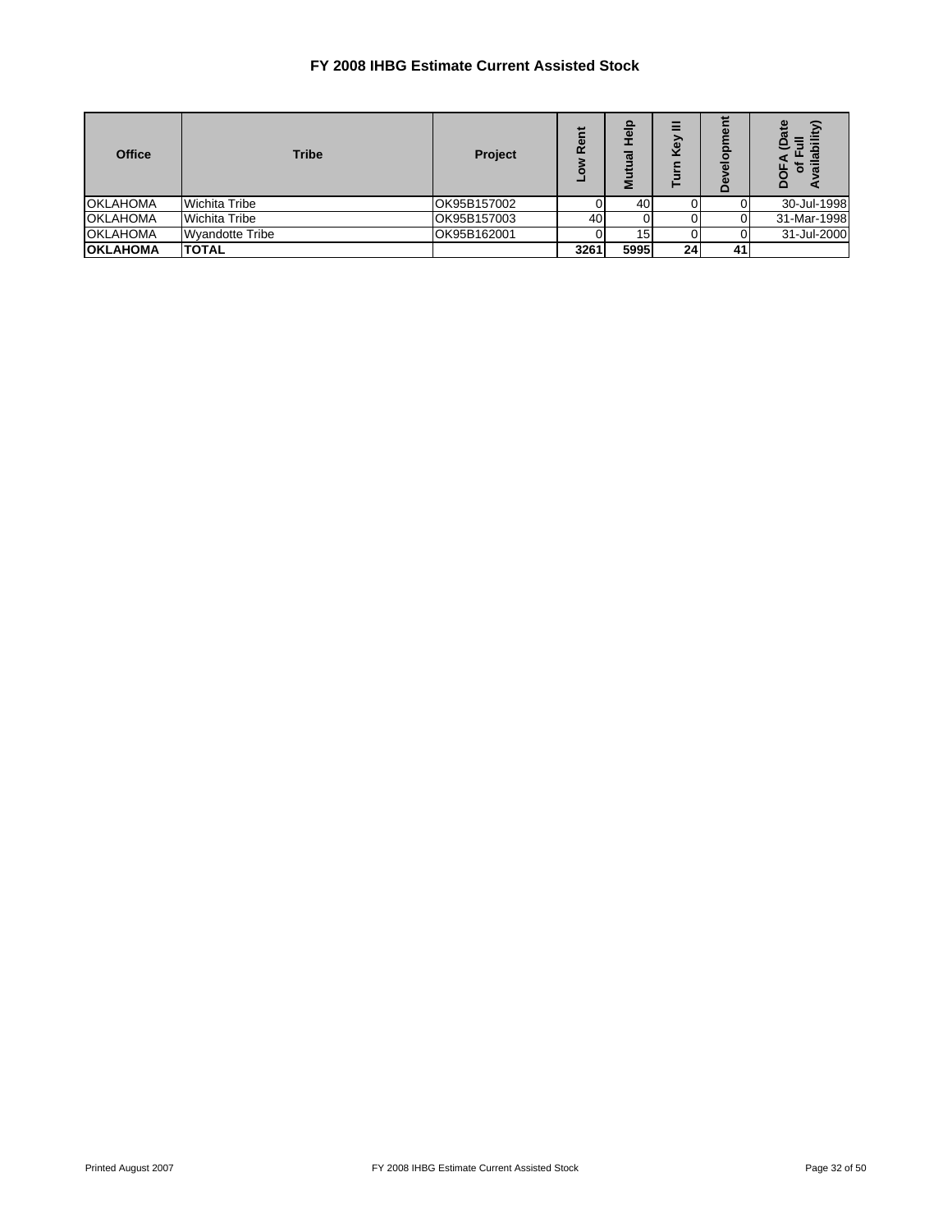# FY 2008 IHBG Estimate Current Assisted Stock

| Office | Tribe | Project | Low Rent | Mutual Help | Turn Key III | Development | DOFA (Date of Full Availability) |
|---|---|---|---|---|---|---|---|
| OKLAHOMA | Wichita Tribe | OK95B157002 | 0 | 40 | 0 | 0 | 30-Jul-1998 |
| OKLAHOMA | Wichita Tribe | OK95B157003 | 40 | 0 | 0 | 0 | 31-Mar-1998 |
| OKLAHOMA | Wyandotte Tribe | OK95B162001 | 0 | 15 | 0 | 0 | 31-Jul-2000 |
| **OKLAHOMA** | **TOTAL** | | **3261** | **5995** | **24** | **41** | |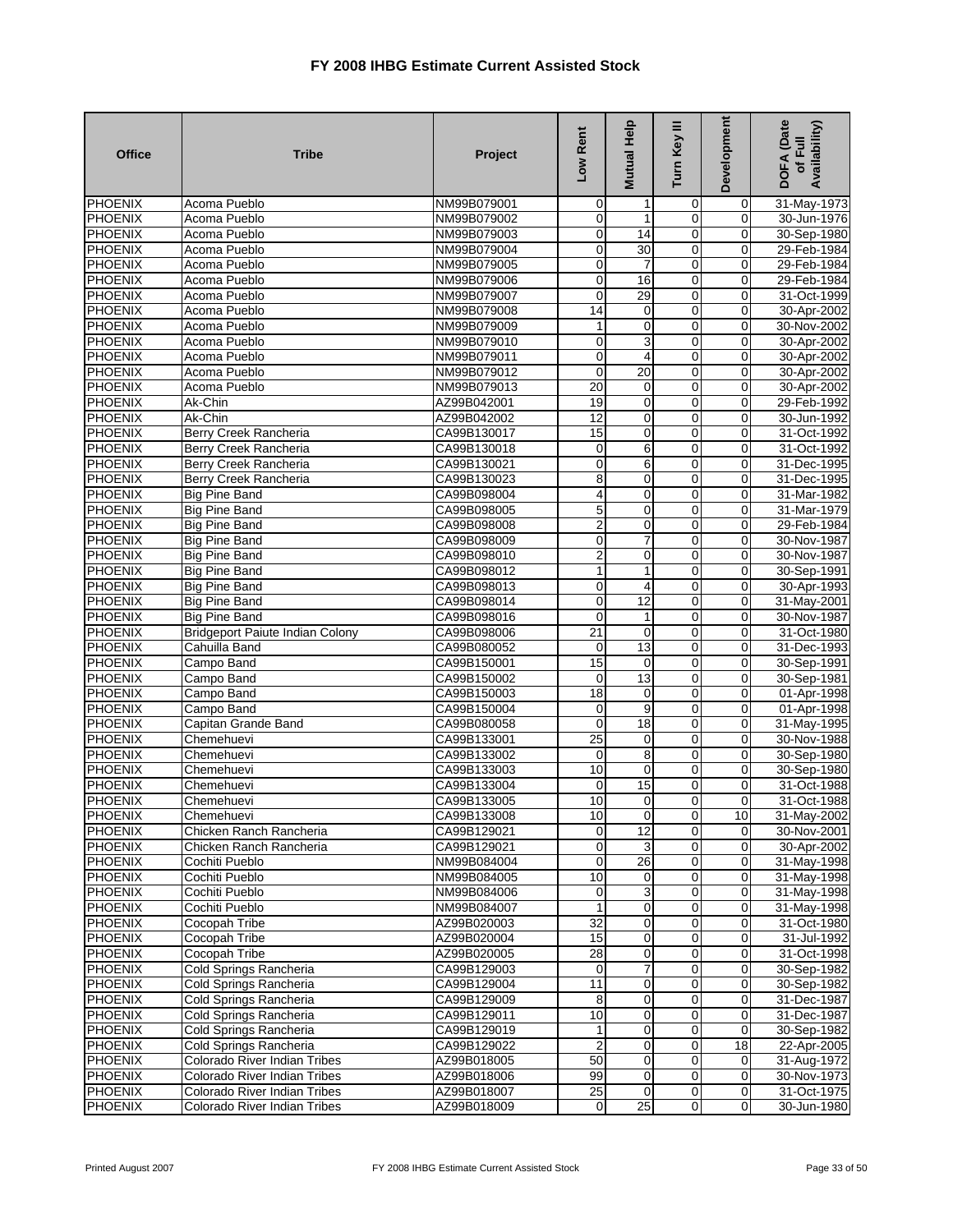# FY 2008 IHBG Estimate Current Assisted Stock

| Office | Tribe | Project | Low Rent | Mutual Help | Turn Key III | Development | DOFA (Date of Full Availability) |
|---|---|---|---|---|---|---|---|
| PHOENIX | Acoma Pueblo | NM99B079001 | 0 | 1 | 0 | 0 | 31-May-1973 |
| PHOENIX | Acoma Pueblo | NM99B079002 | 0 | 1 | 0 | 0 | 30-Jun-1976 |
| PHOENIX | Acoma Pueblo | NM99B079003 | 0 | 14 | 0 | 0 | 30-Sep-1980 |
| PHOENIX | Acoma Pueblo | NM99B079004 | 0 | 30 | 0 | 0 | 29-Feb-1984 |
| PHOENIX | Acoma Pueblo | NM99B079005 | 0 | 7 | 0 | 0 | 29-Feb-1984 |
| PHOENIX | Acoma Pueblo | NM99B079006 | 0 | 16 | 0 | 0 | 29-Feb-1984 |
| PHOENIX | Acoma Pueblo | NM99B079007 | 0 | 29 | 0 | 0 | 31-Oct-1999 |
| PHOENIX | Acoma Pueblo | NM99B079008 | 14 | 0 | 0 | 0 | 30-Apr-2002 |
| PHOENIX | Acoma Pueblo | NM99B079009 | 1 | 0 | 0 | 0 | 30-Nov-2002 |
| PHOENIX | Acoma Pueblo | NM99B079010 | 0 | 3 | 0 | 0 | 30-Apr-2002 |
| PHOENIX | Acoma Pueblo | NM99B079011 | 0 | 4 | 0 | 0 | 30-Apr-2002 |
| PHOENIX | Acoma Pueblo | NM99B079012 | 0 | 20 | 0 | 0 | 30-Apr-2002 |
| PHOENIX | Acoma Pueblo | NM99B079013 | 20 | 0 | 0 | 0 | 30-Apr-2002 |
| PHOENIX | Ak-Chin | AZ99B042001 | 19 | 0 | 0 | 0 | 29-Feb-1992 |
| PHOENIX | Ak-Chin | AZ99B042002 | 12 | 0 | 0 | 0 | 30-Jun-1992 |
| PHOENIX | Berry Creek Rancheria | CA99B130017 | 15 | 0 | 0 | 0 | 31-Oct-1992 |
| PHOENIX | Berry Creek Rancheria | CA99B130018 | 0 | 6 | 0 | 0 | 31-Oct-1992 |
| PHOENIX | Berry Creek Rancheria | CA99B130021 | 0 | 6 | 0 | 0 | 31-Dec-1995 |
| PHOENIX | Berry Creek Rancheria | CA99B130023 | 8 | 0 | 0 | 0 | 31-Dec-1995 |
| PHOENIX | Big Pine Band | CA99B098004 | 4 | 0 | 0 | 0 | 31-Mar-1982 |
| PHOENIX | Big Pine Band | CA99B098005 | 5 | 0 | 0 | 0 | 31-Mar-1979 |
| PHOENIX | Big Pine Band | CA99B098008 | 2 | 0 | 0 | 0 | 29-Feb-1984 |
| PHOENIX | Big Pine Band | CA99B098009 | 0 | 7 | 0 | 0 | 30-Nov-1987 |
| PHOENIX | Big Pine Band | CA99B098010 | 2 | 0 | 0 | 0 | 30-Nov-1987 |
| PHOENIX | Big Pine Band | CA99B098012 | 1 | 1 | 0 | 0 | 30-Sep-1991 |
| PHOENIX | Big Pine Band | CA99B098013 | 0 | 4 | 0 | 0 | 30-Apr-1993 |
| PHOENIX | Big Pine Band | CA99B098014 | 0 | 12 | 0 | 0 | 31-May-2001 |
| PHOENIX | Big Pine Band | CA99B098016 | 0 | 1 | 0 | 0 | 30-Nov-1987 |
| PHOENIX | Bridgeport Paiute Indian Colony | CA99B098006 | 21 | 0 | 0 | 0 | 31-Oct-1980 |
| PHOENIX | Cahuilla Band | CA99B080052 | 0 | 13 | 0 | 0 | 31-Dec-1993 |
| PHOENIX | Campo Band | CA99B150001 | 15 | 0 | 0 | 0 | 30-Sep-1991 |
| PHOENIX | Campo Band | CA99B150002 | 0 | 13 | 0 | 0 | 30-Sep-1981 |
| PHOENIX | Campo Band | CA99B150003 | 18 | 0 | 0 | 0 | 01-Apr-1998 |
| PHOENIX | Campo Band | CA99B150004 | 0 | 9 | 0 | 0 | 01-Apr-1998 |
| PHOENIX | Capitan Grande Band | CA99B080058 | 0 | 18 | 0 | 0 | 31-May-1995 |
| PHOENIX | Chemehuevi | CA99B133001 | 25 | 0 | 0 | 0 | 30-Nov-1988 |
| PHOENIX | Chemehuevi | CA99B133002 | 0 | 8 | 0 | 0 | 30-Sep-1980 |
| PHOENIX | Chemehuevi | CA99B133003 | 10 | 0 | 0 | 0 | 30-Sep-1980 |
| PHOENIX | Chemehuevi | CA99B133004 | 0 | 15 | 0 | 0 | 31-Oct-1988 |
| PHOENIX | Chemehuevi | CA99B133005 | 10 | 0 | 0 | 0 | 31-Oct-1988 |
| PHOENIX | Chemehuevi | CA99B133008 | 10 | 0 | 0 | 10 | 31-May-2002 |
| PHOENIX | Chicken Ranch Rancheria | CA99B129021 | 0 | 12 | 0 | 0 | 30-Nov-2001 |
| PHOENIX | Chicken Ranch Rancheria | CA99B129021 | 0 | 3 | 0 | 0 | 30-Apr-2002 |
| PHOENIX | Cochiti Pueblo | NM99B084004 | 0 | 26 | 0 | 0 | 31-May-1998 |
| PHOENIX | Cochiti Pueblo | NM99B084005 | 10 | 0 | 0 | 0 | 31-May-1998 |
| PHOENIX | Cochiti Pueblo | NM99B084006 | 0 | 3 | 0 | 0 | 31-May-1998 |
| PHOENIX | Cochiti Pueblo | NM99B084007 | 1 | 0 | 0 | 0 | 31-May-1998 |
| PHOENIX | Cocopah Tribe | AZ99B020003 | 32 | 0 | 0 | 0 | 31-Oct-1980 |
| PHOENIX | Cocopah Tribe | AZ99B020004 | 15 | 0 | 0 | 0 | 31-Jul-1992 |
| PHOENIX | Cocopah Tribe | AZ99B020005 | 28 | 0 | 0 | 0 | 31-Oct-1998 |
| PHOENIX | Cold Springs Rancheria | CA99B129003 | 0 | 7 | 0 | 0 | 30-Sep-1982 |
| PHOENIX | Cold Springs Rancheria | CA99B129004 | 11 | 0 | 0 | 0 | 30-Sep-1982 |
| PHOENIX | Cold Springs Rancheria | CA99B129009 | 8 | 0 | 0 | 0 | 31-Dec-1987 |
| PHOENIX | Cold Springs Rancheria | CA99B129011 | 10 | 0 | 0 | 0 | 31-Dec-1987 |
| PHOENIX | Cold Springs Rancheria | CA99B129019 | 1 | 0 | 0 | 0 | 30-Sep-1982 |
| PHOENIX | Cold Springs Rancheria | CA99B129022 | 2 | 0 | 0 | 18 | 22-Apr-2005 |
| PHOENIX | Colorado River Indian Tribes | AZ99B018005 | 50 | 0 | 0 | 0 | 31-Aug-1972 |
| PHOENIX | Colorado River Indian Tribes | AZ99B018006 | 99 | 0 | 0 | 0 | 30-Nov-1973 |
| PHOENIX | Colorado River Indian Tribes | AZ99B018007 | 25 | 0 | 0 | 0 | 31-Oct-1975 |
| PHOENIX | Colorado River Indian Tribes | AZ99B018009 | 0 | 25 | 0 | 0 | 30-Jun-1980 |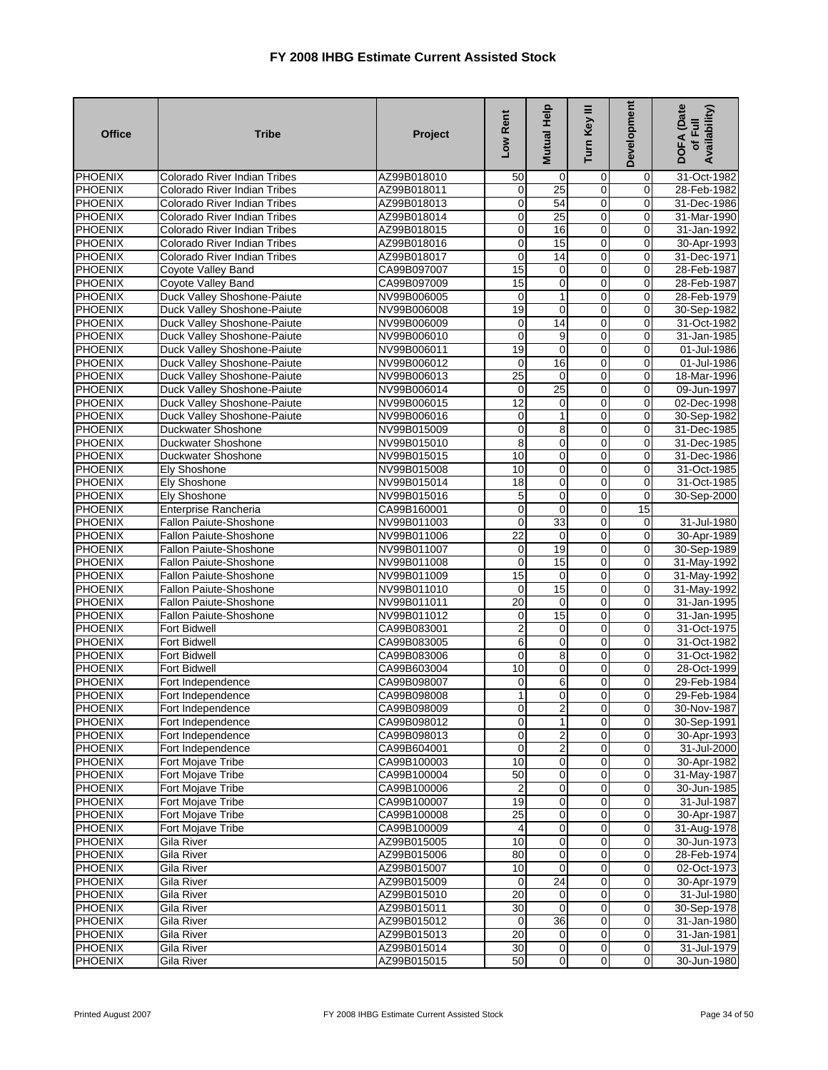# FY 2008 IHBG Estimate Current Assisted Stock

| Office | Tribe | Project | Low Rent | Mutual Help | Turn Key III | Development | DOFA (Date of Full Availability) |
|---|---|---|---|---|---|---|---|
| PHOENIX | Colorado River Indian Tribes | AZ99B018010 | 50 | 0 | 0 | 0 | 31-Oct-1982 |
| PHOENIX | Colorado River Indian Tribes | AZ99B018011 | 0 | 25 | 0 | 0 | 28-Feb-1982 |
| PHOENIX | Colorado River Indian Tribes | AZ99B018013 | 0 | 54 | 0 | 0 | 31-Dec-1986 |
| PHOENIX | Colorado River Indian Tribes | AZ99B018014 | 0 | 25 | 0 | 0 | 31-Mar-1990 |
| PHOENIX | Colorado River Indian Tribes | AZ99B018015 | 0 | 16 | 0 | 0 | 31-Jan-1992 |
| PHOENIX | Colorado River Indian Tribes | AZ99B018016 | 0 | 15 | 0 | 0 | 30-Apr-1993 |
| PHOENIX | Colorado River Indian Tribes | AZ99B018017 | 0 | 14 | 0 | 0 | 31-Dec-1971 |
| PHOENIX | Coyote Valley Band | CA99B097007 | 15 | 0 | 0 | 0 | 28-Feb-1987 |
| PHOENIX | Coyote Valley Band | CA99B097009 | 15 | 0 | 0 | 0 | 28-Feb-1987 |
| PHOENIX | Duck Valley Shoshone-Paiute | NV99B006005 | 0 | 1 | 0 | 0 | 28-Feb-1979 |
| PHOENIX | Duck Valley Shoshone-Paiute | NV99B006008 | 19 | 0 | 0 | 0 | 30-Sep-1982 |
| PHOENIX | Duck Valley Shoshone-Paiute | NV99B006009 | 0 | 14 | 0 | 0 | 31-Oct-1982 |
| PHOENIX | Duck Valley Shoshone-Paiute | NV99B006010 | 0 | 9 | 0 | 0 | 31-Jan-1985 |
| PHOENIX | Duck Valley Shoshone-Paiute | NV99B006011 | 19 | 0 | 0 | 0 | 01-Jul-1986 |
| PHOENIX | Duck Valley Shoshone-Paiute | NV99B006012 | 0 | 16 | 0 | 0 | 01-Jul-1986 |
| PHOENIX | Duck Valley Shoshone-Paiute | NV99B006013 | 25 | 0 | 0 | 0 | 18-Mar-1996 |
| PHOENIX | Duck Valley Shoshone-Paiute | NV99B006014 | 0 | 25 | 0 | 0 | 09-Jun-1997 |
| PHOENIX | Duck Valley Shoshone-Paiute | NV99B006015 | 12 | 0 | 0 | 0 | 02-Dec-1998 |
| PHOENIX | Duck Valley Shoshone-Paiute | NV99B006016 | 0 | 1 | 0 | 0 | 30-Sep-1982 |
| PHOENIX | Duckwater Shoshone | NV99B015009 | 0 | 8 | 0 | 0 | 31-Dec-1985 |
| PHOENIX | Duckwater Shoshone | NV99B015010 | 8 | 0 | 0 | 0 | 31-Dec-1985 |
| PHOENIX | Duckwater Shoshone | NV99B015015 | 10 | 0 | 0 | 0 | 31-Dec-1986 |
| PHOENIX | Ely Shoshone | NV99B015008 | 10 | 0 | 0 | 0 | 31-Oct-1985 |
| PHOENIX | Ely Shoshone | NV99B015014 | 18 | 0 | 0 | 0 | 31-Oct-1985 |
| PHOENIX | Ely Shoshone | NV99B015016 | 5 | 0 | 0 | 0 | 30-Sep-2000 |
| PHOENIX | Enterprise Rancheria | CA99B160001 | 0 | 0 | 0 | 15 | |
| PHOENIX | Fallon Paiute-Shoshone | NV99B011003 | 0 | 33 | 0 | 0 | 31-Jul-1980 |
| PHOENIX | Fallon Paiute-Shoshone | NV99B011006 | 22 | 0 | 0 | 0 | 30-Apr-1989 |
| PHOENIX | Fallon Paiute-Shoshone | NV99B011007 | 0 | 19 | 0 | 0 | 30-Sep-1989 |
| PHOENIX | Fallon Paiute-Shoshone | NV99B011008 | 0 | 15 | 0 | 0 | 31-May-1992 |
| PHOENIX | Fallon Paiute-Shoshone | NV99B011009 | 15 | 0 | 0 | 0 | 31-May-1992 |
| PHOENIX | Fallon Paiute-Shoshone | NV99B011010 | 0 | 15 | 0 | 0 | 31-May-1992 |
| PHOENIX | Fallon Paiute-Shoshone | NV99B011011 | 20 | 0 | 0 | 0 | 31-Jan-1995 |
| PHOENIX | Fallon Paiute-Shoshone | NV99B011012 | 0 | 15 | 0 | 0 | 31-Jan-1995 |
| PHOENIX | Fort Bidwell | CA99B083001 | 2 | 0 | 0 | 0 | 31-Oct-1975 |
| PHOENIX | Fort Bidwell | CA99B083005 | 6 | 0 | 0 | 0 | 31-Oct-1982 |
| PHOENIX | Fort Bidwell | CA99B083006 | 0 | 8 | 0 | 0 | 31-Oct-1982 |
| PHOENIX | Fort Bidwell | CA99B603004 | 10 | 0 | 0 | 0 | 28-Oct-1999 |
| PHOENIX | Fort Independence | CA99B098007 | 0 | 6 | 0 | 0 | 29-Feb-1984 |
| PHOENIX | Fort Independence | CA99B098008 | 1 | 0 | 0 | 0 | 29-Feb-1984 |
| PHOENIX | Fort Independence | CA99B098009 | 0 | 2 | 0 | 0 | 30-Nov-1987 |
| PHOENIX | Fort Independence | CA99B098012 | 0 | 1 | 0 | 0 | 30-Sep-1991 |
| PHOENIX | Fort Independence | CA99B098013 | 0 | 2 | 0 | 0 | 30-Apr-1993 |
| PHOENIX | Fort Independence | CA99B604001 | 0 | 2 | 0 | 0 | 31-Jul-2000 |
| PHOENIX | Fort Mojave Tribe | CA99B100003 | 10 | 0 | 0 | 0 | 30-Apr-1982 |
| PHOENIX | Fort Mojave Tribe | CA99B100004 | 50 | 0 | 0 | 0 | 31-May-1987 |
| PHOENIX | Fort Mojave Tribe | CA99B100006 | 2 | 0 | 0 | 0 | 30-Jun-1985 |
| PHOENIX | Fort Mojave Tribe | CA99B100007 | 19 | 0 | 0 | 0 | 31-Jul-1987 |
| PHOENIX | Fort Mojave Tribe | CA99B100008 | 25 | 0 | 0 | 0 | 30-Apr-1987 |
| PHOENIX | Fort Mojave Tribe | CA99B100009 | 4 | 0 | 0 | 0 | 31-Aug-1978 |
| PHOENIX | Gila River | AZ99B015005 | 10 | 0 | 0 | 0 | 30-Jun-1973 |
| PHOENIX | Gila River | AZ99B015006 | 80 | 0 | 0 | 0 | 28-Feb-1974 |
| PHOENIX | Gila River | AZ99B015007 | 10 | 0 | 0 | 0 | 02-Oct-1973 |
| PHOENIX | Gila River | AZ99B015009 | 0 | 24 | 0 | 0 | 30-Apr-1979 |
| PHOENIX | Gila River | AZ99B015010 | 20 | 0 | 0 | 0 | 31-Jul-1980 |
| PHOENIX | Gila River | AZ99B015011 | 30 | 0 | 0 | 0 | 30-Sep-1978 |
| PHOENIX | Gila River | AZ99B015012 | 0 | 36 | 0 | 0 | 31-Jan-1980 |
| PHOENIX | Gila River | AZ99B015013 | 20 | 0 | 0 | 0 | 31-Jan-1981 |
| PHOENIX | Gila River | AZ99B015014 | 30 | 0 | 0 | 0 | 31-Jul-1979 |
| PHOENIX | Gila River | AZ99B015015 | 50 | 0 | 0 | 0 | 30-Jun-1980 |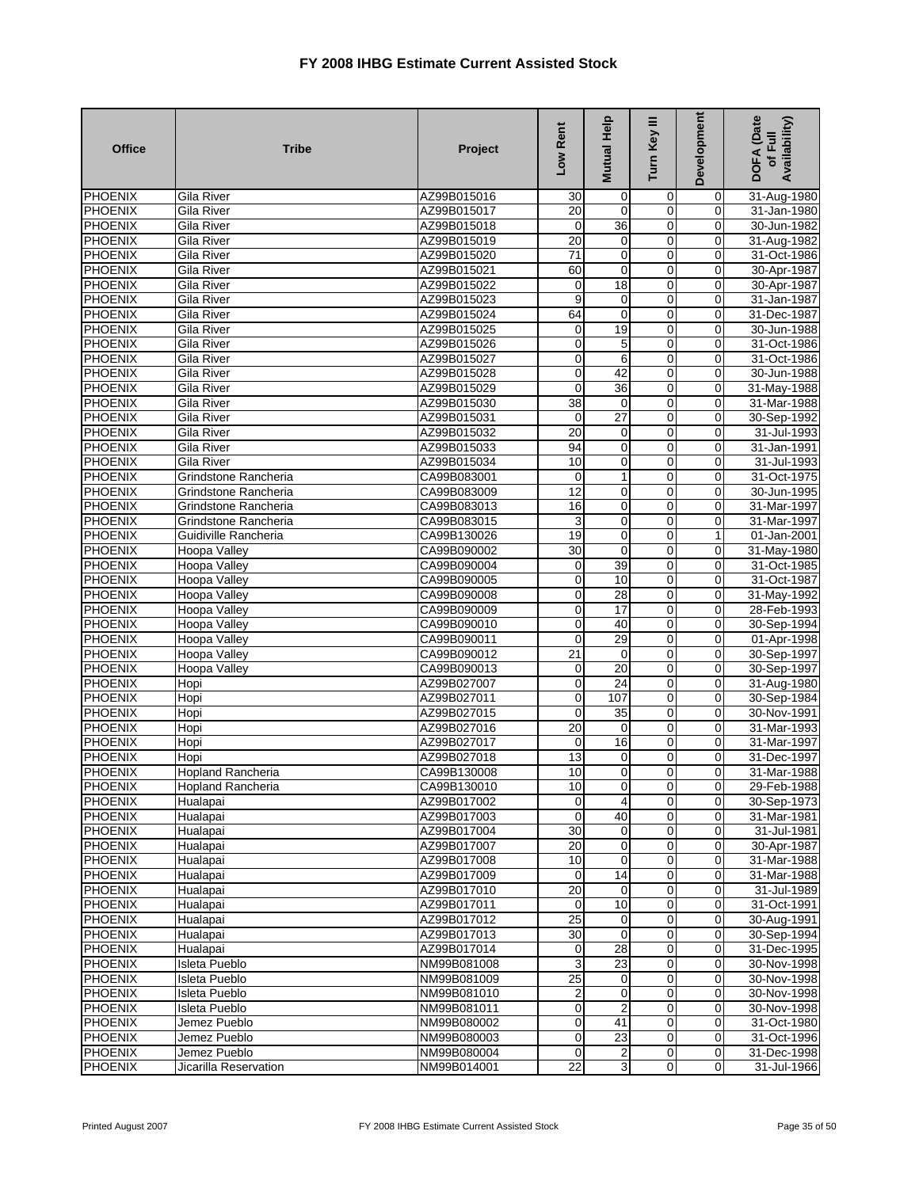# FY 2008 IHBG Estimate Current Assisted Stock

| Office | Tribe | Project | Low Rent | Mutual Help | Turn Key III | Development | DOFA (Date of Full Availability) |
|---|---|---|---|---|---|---|---|
| PHOENIX | Gila River | AZ99B015016 | 30 | 0 | 0 | 0 | 31-Aug-1980 |
| PHOENIX | Gila River | AZ99B015017 | 20 | 0 | 0 | 0 | 31-Jan-1980 |
| PHOENIX | Gila River | AZ99B015018 | 0 | 36 | 0 | 0 | 30-Jun-1982 |
| PHOENIX | Gila River | AZ99B015019 | 20 | 0 | 0 | 0 | 31-Aug-1982 |
| PHOENIX | Gila River | AZ99B015020 | 71 | 0 | 0 | 0 | 31-Oct-1986 |
| PHOENIX | Gila River | AZ99B015021 | 60 | 0 | 0 | 0 | 30-Apr-1987 |
| PHOENIX | Gila River | AZ99B015022 | 0 | 18 | 0 | 0 | 30-Apr-1987 |
| PHOENIX | Gila River | AZ99B015023 | 9 | 0 | 0 | 0 | 31-Jan-1987 |
| PHOENIX | Gila River | AZ99B015024 | 64 | 0 | 0 | 0 | 31-Dec-1987 |
| PHOENIX | Gila River | AZ99B015025 | 0 | 19 | 0 | 0 | 30-Jun-1988 |
| PHOENIX | Gila River | AZ99B015026 | 0 | 5 | 0 | 0 | 31-Oct-1986 |
| PHOENIX | Gila River | AZ99B015027 | 0 | 6 | 0 | 0 | 31-Oct-1986 |
| PHOENIX | Gila River | AZ99B015028 | 0 | 42 | 0 | 0 | 30-Jun-1988 |
| PHOENIX | Gila River | AZ99B015029 | 0 | 36 | 0 | 0 | 31-May-1988 |
| PHOENIX | Gila River | AZ99B015030 | 38 | 0 | 0 | 0 | 31-Mar-1988 |
| PHOENIX | Gila River | AZ99B015031 | 0 | 27 | 0 | 0 | 30-Sep-1992 |
| PHOENIX | Gila River | AZ99B015032 | 20 | 0 | 0 | 0 | 31-Jul-1993 |
| PHOENIX | Gila River | AZ99B015033 | 94 | 0 | 0 | 0 | 31-Jan-1991 |
| PHOENIX | Gila River | AZ99B015034 | 10 | 0 | 0 | 0 | 31-Jul-1993 |
| PHOENIX | Grindstone Rancheria | CA99B083001 | 0 | 1 | 0 | 0 | 31-Oct-1975 |
| PHOENIX | Grindstone Rancheria | CA99B083009 | 12 | 0 | 0 | 0 | 30-Jun-1995 |
| PHOENIX | Grindstone Rancheria | CA99B083013 | 16 | 0 | 0 | 0 | 31-Mar-1997 |
| PHOENIX | Grindstone Rancheria | CA99B083015 | 3 | 0 | 0 | 0 | 31-Mar-1997 |
| PHOENIX | Guidiville Rancheria | CA99B130026 | 19 | 0 | 0 | 1 | 01-Jan-2001 |
| PHOENIX | Hoopa Valley | CA99B090002 | 30 | 0 | 0 | 0 | 31-May-1980 |
| PHOENIX | Hoopa Valley | CA99B090004 | 0 | 39 | 0 | 0 | 31-Oct-1985 |
| PHOENIX | Hoopa Valley | CA99B090005 | 0 | 10 | 0 | 0 | 31-Oct-1987 |
| PHOENIX | Hoopa Valley | CA99B090008 | 0 | 28 | 0 | 0 | 31-May-1992 |
| PHOENIX | Hoopa Valley | CA99B090009 | 0 | 17 | 0 | 0 | 28-Feb-1993 |
| PHOENIX | Hoopa Valley | CA99B090010 | 0 | 40 | 0 | 0 | 30-Sep-1994 |
| PHOENIX | Hoopa Valley | CA99B090011 | 0 | 29 | 0 | 0 | 01-Apr-1998 |
| PHOENIX | Hoopa Valley | CA99B090012 | 21 | 0 | 0 | 0 | 30-Sep-1997 |
| PHOENIX | Hoopa Valley | CA99B090013 | 0 | 20 | 0 | 0 | 30-Sep-1997 |
| PHOENIX | Hopi | AZ99B027007 | 0 | 24 | 0 | 0 | 31-Aug-1980 |
| PHOENIX | Hopi | AZ99B027011 | 0 | 107 | 0 | 0 | 30-Sep-1984 |
| PHOENIX | Hopi | AZ99B027015 | 0 | 35 | 0 | 0 | 30-Nov-1991 |
| PHOENIX | Hopi | AZ99B027016 | 20 | 0 | 0 | 0 | 31-Mar-1993 |
| PHOENIX | Hopi | AZ99B027017 | 0 | 16 | 0 | 0 | 31-Mar-1997 |
| PHOENIX | Hopi | AZ99B027018 | 13 | 0 | 0 | 0 | 31-Dec-1997 |
| PHOENIX | Hopland Rancheria | CA99B130008 | 10 | 0 | 0 | 0 | 31-Mar-1988 |
| PHOENIX | Hopland Rancheria | CA99B130010 | 10 | 0 | 0 | 0 | 29-Feb-1988 |
| PHOENIX | Hualapai | AZ99B017002 | 0 | 4 | 0 | 0 | 30-Sep-1973 |
| PHOENIX | Hualapai | AZ99B017003 | 0 | 40 | 0 | 0 | 31-Mar-1981 |
| PHOENIX | Hualapai | AZ99B017004 | 30 | 0 | 0 | 0 | 31-Jul-1981 |
| PHOENIX | Hualapai | AZ99B017007 | 20 | 0 | 0 | 0 | 30-Apr-1987 |
| PHOENIX | Hualapai | AZ99B017008 | 10 | 0 | 0 | 0 | 31-Mar-1988 |
| PHOENIX | Hualapai | AZ99B017009 | 0 | 14 | 0 | 0 | 31-Mar-1988 |
| PHOENIX | Hualapai | AZ99B017010 | 20 | 0 | 0 | 0 | 31-Jul-1989 |
| PHOENIX | Hualapai | AZ99B017011 | 0 | 10 | 0 | 0 | 31-Oct-1991 |
| PHOENIX | Hualapai | AZ99B017012 | 25 | 0 | 0 | 0 | 30-Aug-1991 |
| PHOENIX | Hualapai | AZ99B017013 | 30 | 0 | 0 | 0 | 30-Sep-1994 |
| PHOENIX | Hualapai | AZ99B017014 | 0 | 28 | 0 | 0 | 31-Dec-1995 |
| PHOENIX | Isleta Pueblo | NM99B081008 | 3 | 23 | 0 | 0 | 30-Nov-1998 |
| PHOENIX | Isleta Pueblo | NM99B081009 | 25 | 0 | 0 | 0 | 30-Nov-1998 |
| PHOENIX | Isleta Pueblo | NM99B081010 | 2 | 0 | 0 | 0 | 30-Nov-1998 |
| PHOENIX | Isleta Pueblo | NM99B081011 | 0 | 2 | 0 | 0 | 30-Nov-1998 |
| PHOENIX | Jemez Pueblo | NM99B080002 | 0 | 41 | 0 | 0 | 31-Oct-1980 |
| PHOENIX | Jemez Pueblo | NM99B080003 | 0 | 23 | 0 | 0 | 31-Oct-1996 |
| PHOENIX | Jemez Pueblo | NM99B080004 | 0 | 2 | 0 | 0 | 31-Dec-1998 |
| PHOENIX | Jicarilla Reservation | NM99B014001 | 22 | 3 | 0 | 0 | 31-Jul-1966 |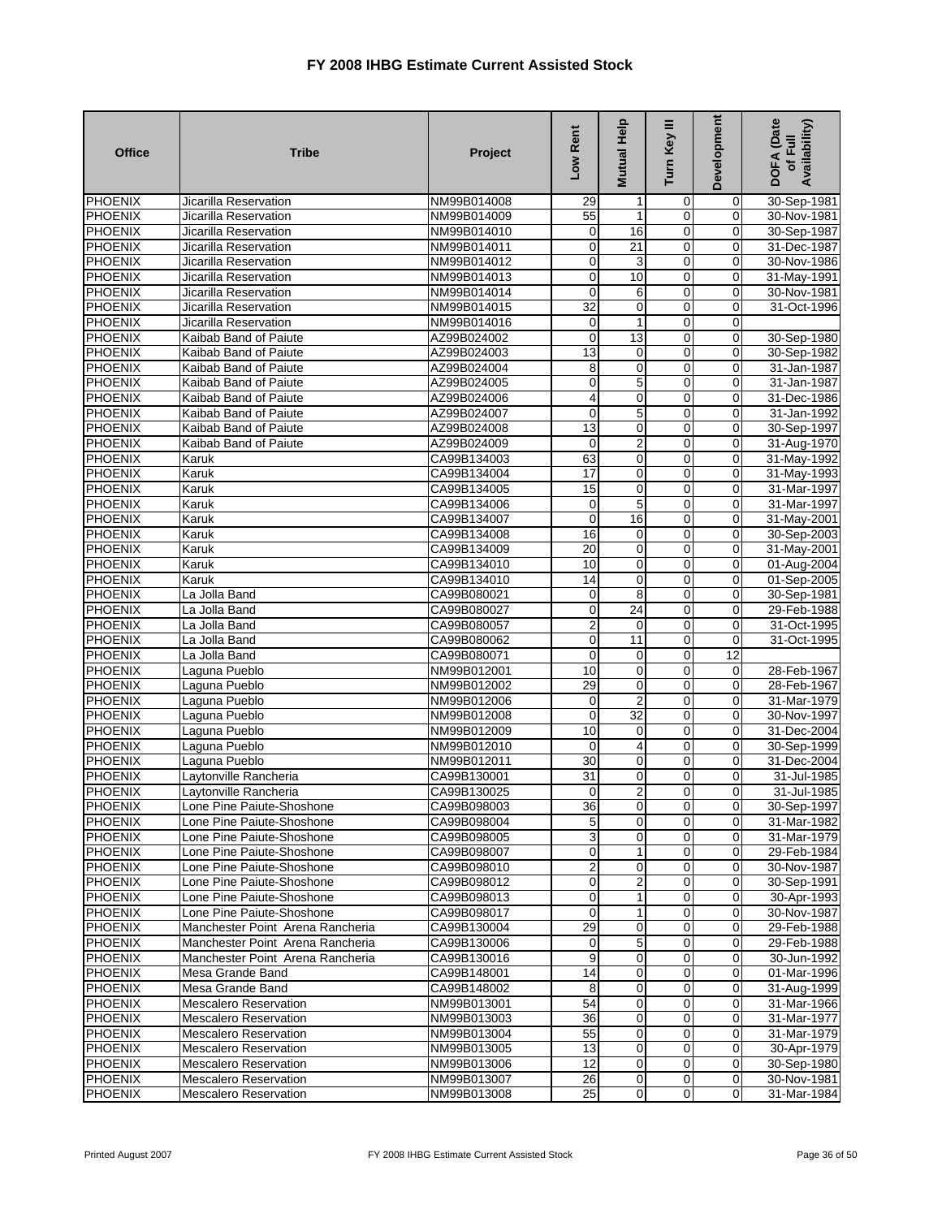# FY 2008 IHBG Estimate Current Assisted Stock

| Office | Tribe | Project | Low Rent | Mutual Help | Turn Key III | Development | DOFA (Date of Full Availability) |
|---|---|---|---|---|---|---|---|
| PHOENIX | Jicarilla Reservation | NM99B014008 | 29 | 1 | 0 | 0 | 30-Sep-1981 |
| PHOENIX | Jicarilla Reservation | NM99B014009 | 55 | 1 | 0 | 0 | 30-Nov-1981 |
| PHOENIX | Jicarilla Reservation | NM99B014010 | 0 | 16 | 0 | 0 | 30-Sep-1987 |
| PHOENIX | Jicarilla Reservation | NM99B014011 | 0 | 21 | 0 | 0 | 31-Dec-1987 |
| PHOENIX | Jicarilla Reservation | NM99B014012 | 0 | 3 | 0 | 0 | 30-Nov-1986 |
| PHOENIX | Jicarilla Reservation | NM99B014013 | 0 | 10 | 0 | 0 | 31-May-1991 |
| PHOENIX | Jicarilla Reservation | NM99B014014 | 0 | 6 | 0 | 0 | 30-Nov-1981 |
| PHOENIX | Jicarilla Reservation | NM99B014015 | 32 | 0 | 0 | 0 | 31-Oct-1996 |
| PHOENIX | Jicarilla Reservation | NM99B014016 | 0 | 1 | 0 | 0 | |
| PHOENIX | Kaibab Band of Paiute | AZ99B024002 | 0 | 13 | 0 | 0 | 30-Sep-1980 |
| PHOENIX | Kaibab Band of Paiute | AZ99B024003 | 13 | 0 | 0 | 0 | 30-Sep-1982 |
| PHOENIX | Kaibab Band of Paiute | AZ99B024004 | 8 | 0 | 0 | 0 | 31-Jan-1987 |
| PHOENIX | Kaibab Band of Paiute | AZ99B024005 | 0 | 5 | 0 | 0 | 31-Jan-1987 |
| PHOENIX | Kaibab Band of Paiute | AZ99B024006 | 4 | 0 | 0 | 0 | 31-Dec-1986 |
| PHOENIX | Kaibab Band of Paiute | AZ99B024007 | 0 | 5 | 0 | 0 | 31-Jan-1992 |
| PHOENIX | Kaibab Band of Paiute | AZ99B024008 | 13 | 0 | 0 | 0 | 30-Sep-1997 |
| PHOENIX | Kaibab Band of Paiute | AZ99B024009 | 0 | 2 | 0 | 0 | 31-Aug-1970 |
| PHOENIX | Karuk | CA99B134003 | 63 | 0 | 0 | 0 | 31-May-1992 |
| PHOENIX | Karuk | CA99B134004 | 17 | 0 | 0 | 0 | 31-May-1993 |
| PHOENIX | Karuk | CA99B134005 | 15 | 0 | 0 | 0 | 31-Mar-1997 |
| PHOENIX | Karuk | CA99B134006 | 0 | 5 | 0 | 0 | 31-Mar-1997 |
| PHOENIX | Karuk | CA99B134007 | 0 | 16 | 0 | 0 | 31-May-2001 |
| PHOENIX | Karuk | CA99B134008 | 16 | 0 | 0 | 0 | 30-Sep-2003 |
| PHOENIX | Karuk | CA99B134009 | 20 | 0 | 0 | 0 | 31-May-2001 |
| PHOENIX | Karuk | CA99B134010 | 10 | 0 | 0 | 0 | 01-Aug-2004 |
| PHOENIX | Karuk | CA99B134010 | 14 | 0 | 0 | 0 | 01-Sep-2005 |
| PHOENIX | La Jolla Band | CA99B080021 | 0 | 8 | 0 | 0 | 30-Sep-1981 |
| PHOENIX | La Jolla Band | CA99B080027 | 0 | 24 | 0 | 0 | 29-Feb-1988 |
| PHOENIX | La Jolla Band | CA99B080057 | 2 | 0 | 0 | 0 | 31-Oct-1995 |
| PHOENIX | La Jolla Band | CA99B080062 | 0 | 11 | 0 | 0 | 31-Oct-1995 |
| PHOENIX | La Jolla Band | CA99B080071 | 0 | 0 | 0 | 12 | |
| PHOENIX | Laguna Pueblo | NM99B012001 | 10 | 0 | 0 | 0 | 28-Feb-1967 |
| PHOENIX | Laguna Pueblo | NM99B012002 | 29 | 0 | 0 | 0 | 28-Feb-1967 |
| PHOENIX | Laguna Pueblo | NM99B012006 | 0 | 2 | 0 | 0 | 31-Mar-1979 |
| PHOENIX | Laguna Pueblo | NM99B012008 | 0 | 32 | 0 | 0 | 30-Nov-1997 |
| PHOENIX | Laguna Pueblo | NM99B012009 | 10 | 0 | 0 | 0 | 31-Dec-2004 |
| PHOENIX | Laguna Pueblo | NM99B012010 | 0 | 4 | 0 | 0 | 30-Sep-1999 |
| PHOENIX | Laguna Pueblo | NM99B012011 | 30 | 0 | 0 | 0 | 31-Dec-2004 |
| PHOENIX | Laytonville Rancheria | CA99B130001 | 31 | 0 | 0 | 0 | 31-Jul-1985 |
| PHOENIX | Laytonville Rancheria | CA99B130025 | 0 | 2 | 0 | 0 | 31-Jul-1985 |
| PHOENIX | Lone Pine Paiute-Shoshone | CA99B098003 | 36 | 0 | 0 | 0 | 30-Sep-1997 |
| PHOENIX | Lone Pine Paiute-Shoshone | CA99B098004 | 5 | 0 | 0 | 0 | 31-Mar-1982 |
| PHOENIX | Lone Pine Paiute-Shoshone | CA99B098005 | 3 | 0 | 0 | 0 | 31-Mar-1979 |
| PHOENIX | Lone Pine Paiute-Shoshone | CA99B098007 | 0 | 1 | 0 | 0 | 29-Feb-1984 |
| PHOENIX | Lone Pine Paiute-Shoshone | CA99B098010 | 2 | 0 | 0 | 0 | 30-Nov-1987 |
| PHOENIX | Lone Pine Paiute-Shoshone | CA99B098012 | 0 | 2 | 0 | 0 | 30-Sep-1991 |
| PHOENIX | Lone Pine Paiute-Shoshone | CA99B098013 | 0 | 1 | 0 | 0 | 30-Apr-1993 |
| PHOENIX | Lone Pine Paiute-Shoshone | CA99B098017 | 0 | 1 | 0 | 0 | 30-Nov-1987 |
| PHOENIX | Manchester Point Arena Rancheria | CA99B130004 | 29 | 0 | 0 | 0 | 29-Feb-1988 |
| PHOENIX | Manchester Point Arena Rancheria | CA99B130006 | 0 | 5 | 0 | 0 | 29-Feb-1988 |
| PHOENIX | Manchester Point Arena Rancheria | CA99B130016 | 9 | 0 | 0 | 0 | 30-Jun-1992 |
| PHOENIX | Mesa Grande Band | CA99B148001 | 14 | 0 | 0 | 0 | 01-Mar-1996 |
| PHOENIX | Mesa Grande Band | CA99B148002 | 8 | 0 | 0 | 0 | 31-Aug-1999 |
| PHOENIX | Mescalero Reservation | NM99B013001 | 54 | 0 | 0 | 0 | 31-Mar-1966 |
| PHOENIX | Mescalero Reservation | NM99B013003 | 36 | 0 | 0 | 0 | 31-Mar-1977 |
| PHOENIX | Mescalero Reservation | NM99B013004 | 55 | 0 | 0 | 0 | 31-Mar-1979 |
| PHOENIX | Mescalero Reservation | NM99B013005 | 13 | 0 | 0 | 0 | 30-Apr-1979 |
| PHOENIX | Mescalero Reservation | NM99B013006 | 12 | 0 | 0 | 0 | 30-Sep-1980 |
| PHOENIX | Mescalero Reservation | NM99B013007 | 26 | 0 | 0 | 0 | 30-Nov-1981 |
| PHOENIX | Mescalero Reservation | NM99B013008 | 25 | 0 | 0 | 0 | 31-Mar-1984 |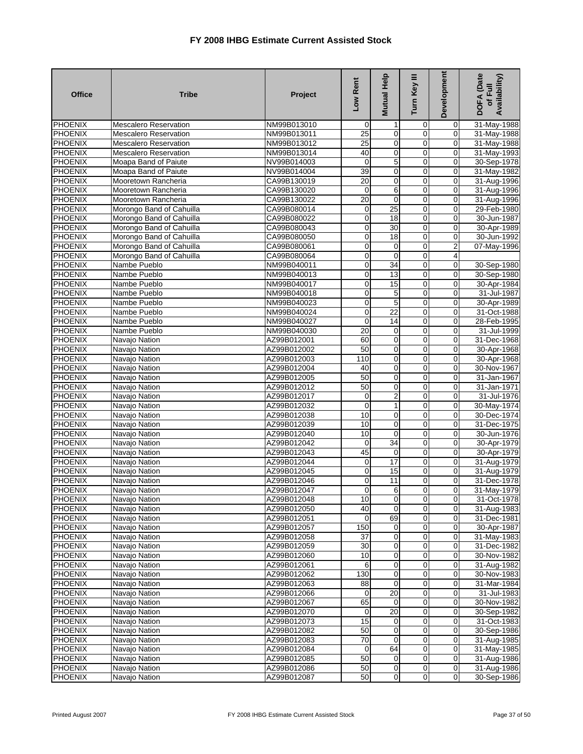# FY 2008 IHBG Estimate Current Assisted Stock

| Office | Tribe | Project | Low Rent | Mutual Help | Turn Key III | Development | DOFA (Date of Full Availability) |
|---|---|---|---|---|---|---|---|
| PHOENIX | Mescalero Reservation | NM99B013010 | 0 | 1 | 0 | 0 | 31-May-1988 |
| PHOENIX | Mescalero Reservation | NM99B013011 | 25 | 0 | 0 | 0 | 31-May-1988 |
| PHOENIX | Mescalero Reservation | NM99B013012 | 25 | 0 | 0 | 0 | 31-May-1988 |
| PHOENIX | Mescalero Reservation | NM99B013014 | 40 | 0 | 0 | 0 | 31-May-1993 |
| PHOENIX | Moapa Band of Paiute | NV99B014003 | 0 | 5 | 0 | 0 | 30-Sep-1978 |
| PHOENIX | Moapa Band of Paiute | NV99B014004 | 39 | 0 | 0 | 0 | 31-May-1982 |
| PHOENIX | Mooretown Rancheria | CA99B130019 | 20 | 0 | 0 | 0 | 31-Aug-1996 |
| PHOENIX | Mooretown Rancheria | CA99B130020 | 0 | 6 | 0 | 0 | 31-Aug-1996 |
| PHOENIX | Mooretown Rancheria | CA99B130022 | 20 | 0 | 0 | 0 | 31-Aug-1996 |
| PHOENIX | Morongo Band of Cahuilla | CA99B080014 | 0 | 25 | 0 | 0 | 29-Feb-1980 |
| PHOENIX | Morongo Band of Cahuilla | CA99B080022 | 0 | 18 | 0 | 0 | 30-Jun-1987 |
| PHOENIX | Morongo Band of Cahuilla | CA99B080043 | 0 | 30 | 0 | 0 | 30-Apr-1989 |
| PHOENIX | Morongo Band of Cahuilla | CA99B080050 | 0 | 18 | 0 | 0 | 30-Jun-1992 |
| PHOENIX | Morongo Band of Cahuilla | CA99B080061 | 0 | 0 | 0 | 2 | 07-May-1996 |
| PHOENIX | Morongo Band of Cahuilla | CA99B080064 | 0 | 0 | 0 | 4 | |
| PHOENIX | Nambe Pueblo | NM99B040011 | 0 | 34 | 0 | 0 | 30-Sep-1980 |
| PHOENIX | Nambe Pueblo | NM99B040013 | 0 | 13 | 0 | 0 | 30-Sep-1980 |
| PHOENIX | Nambe Pueblo | NM99B040017 | 0 | 15 | 0 | 0 | 30-Apr-1984 |
| PHOENIX | Nambe Pueblo | NM99B040018 | 0 | 5 | 0 | 0 | 31-Jul-1987 |
| PHOENIX | Nambe Pueblo | NM99B040023 | 0 | 5 | 0 | 0 | 30-Apr-1989 |
| PHOENIX | Nambe Pueblo | NM99B040024 | 0 | 22 | 0 | 0 | 31-Oct-1988 |
| PHOENIX | Nambe Pueblo | NM99B040027 | 0 | 14 | 0 | 0 | 28-Feb-1995 |
| PHOENIX | Nambe Pueblo | NM99B040030 | 20 | 0 | 0 | 0 | 31-Jul-1999 |
| PHOENIX | Navajo Nation | AZ99B012001 | 60 | 0 | 0 | 0 | 31-Dec-1968 |
| PHOENIX | Navajo Nation | AZ99B012002 | 50 | 0 | 0 | 0 | 30-Apr-1968 |
| PHOENIX | Navajo Nation | AZ99B012003 | 110 | 0 | 0 | 0 | 30-Apr-1968 |
| PHOENIX | Navajo Nation | AZ99B012004 | 40 | 0 | 0 | 0 | 30-Nov-1967 |
| PHOENIX | Navajo Nation | AZ99B012005 | 50 | 0 | 0 | 0 | 31-Jan-1967 |
| PHOENIX | Navajo Nation | AZ99B012012 | 50 | 0 | 0 | 0 | 31-Jan-1971 |
| PHOENIX | Navajo Nation | AZ99B012017 | 0 | 2 | 0 | 0 | 31-Jul-1976 |
| PHOENIX | Navajo Nation | AZ99B012032 | 0 | 1 | 0 | 0 | 30-May-1974 |
| PHOENIX | Navajo Nation | AZ99B012038 | 10 | 0 | 0 | 0 | 30-Dec-1974 |
| PHOENIX | Navajo Nation | AZ99B012039 | 10 | 0 | 0 | 0 | 31-Dec-1975 |
| PHOENIX | Navajo Nation | AZ99B012040 | 10 | 0 | 0 | 0 | 30-Jun-1976 |
| PHOENIX | Navajo Nation | AZ99B012042 | 0 | 34 | 0 | 0 | 30-Apr-1979 |
| PHOENIX | Navajo Nation | AZ99B012043 | 45 | 0 | 0 | 0 | 30-Apr-1979 |
| PHOENIX | Navajo Nation | AZ99B012044 | 0 | 17 | 0 | 0 | 31-Aug-1979 |
| PHOENIX | Navajo Nation | AZ99B012045 | 0 | 15 | 0 | 0 | 31-Aug-1979 |
| PHOENIX | Navajo Nation | AZ99B012046 | 0 | 11 | 0 | 0 | 31-Dec-1978 |
| PHOENIX | Navajo Nation | AZ99B012047 | 0 | 6 | 0 | 0 | 31-May-1979 |
| PHOENIX | Navajo Nation | AZ99B012048 | 10 | 0 | 0 | 0 | 31-Oct-1978 |
| PHOENIX | Navajo Nation | AZ99B012050 | 40 | 0 | 0 | 0 | 31-Aug-1983 |
| PHOENIX | Navajo Nation | AZ99B012051 | 0 | 69 | 0 | 0 | 31-Dec-1981 |
| PHOENIX | Navajo Nation | AZ99B012057 | 150 | 0 | 0 | 0 | 30-Apr-1987 |
| PHOENIX | Navajo Nation | AZ99B012058 | 37 | 0 | 0 | 0 | 31-May-1983 |
| PHOENIX | Navajo Nation | AZ99B012059 | 30 | 0 | 0 | 0 | 31-Dec-1982 |
| PHOENIX | Navajo Nation | AZ99B012060 | 10 | 0 | 0 | 0 | 30-Nov-1982 |
| PHOENIX | Navajo Nation | AZ99B012061 | 6 | 0 | 0 | 0 | 31-Aug-1982 |
| PHOENIX | Navajo Nation | AZ99B012062 | 130 | 0 | 0 | 0 | 30-Nov-1983 |
| PHOENIX | Navajo Nation | AZ99B012063 | 88 | 0 | 0 | 0 | 31-Mar-1984 |
| PHOENIX | Navajo Nation | AZ99B012066 | 0 | 20 | 0 | 0 | 31-Jul-1983 |
| PHOENIX | Navajo Nation | AZ99B012067 | 65 | 0 | 0 | 0 | 30-Nov-1982 |
| PHOENIX | Navajo Nation | AZ99B012070 | 0 | 20 | 0 | 0 | 30-Sep-1982 |
| PHOENIX | Navajo Nation | AZ99B012073 | 15 | 0 | 0 | 0 | 31-Oct-1983 |
| PHOENIX | Navajo Nation | AZ99B012082 | 50 | 0 | 0 | 0 | 30-Sep-1986 |
| PHOENIX | Navajo Nation | AZ99B012083 | 70 | 0 | 0 | 0 | 31-Aug-1985 |
| PHOENIX | Navajo Nation | AZ99B012084 | 0 | 64 | 0 | 0 | 31-May-1985 |
| PHOENIX | Navajo Nation | AZ99B012085 | 50 | 0 | 0 | 0 | 31-Aug-1986 |
| PHOENIX | Navajo Nation | AZ99B012086 | 50 | 0 | 0 | 0 | 31-Aug-1986 |
| PHOENIX | Navajo Nation | AZ99B012087 | 50 | 0 | 0 | 0 | 30-Sep-1986 |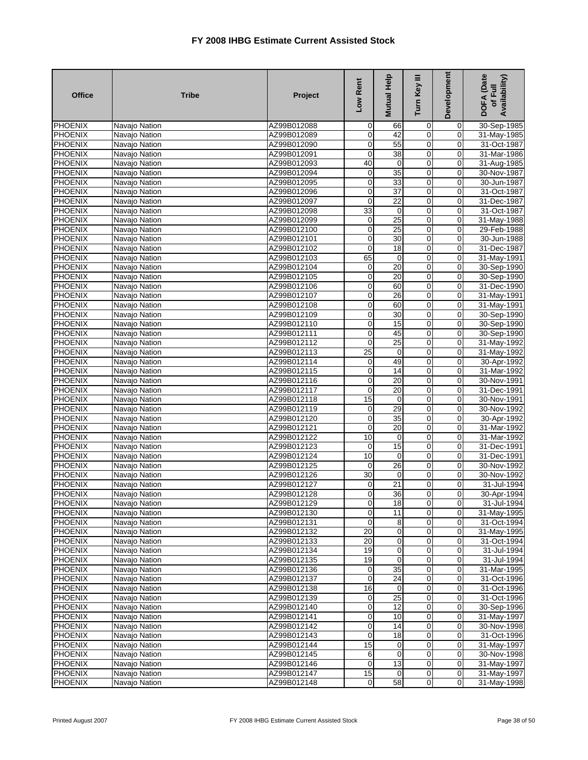# FY 2008 IHBG Estimate Current Assisted Stock

| Office | Tribe | Project | Low Rent | Mutual Help | Turn Key III | Development | DOFA (Date of Full Availability) |
|---|---|---|---|---|---|---|---|
| PHOENIX | Navajo Nation | AZ99B012088 | 0 | 66 | 0 | 0 | 30-Sep-1985 |
| PHOENIX | Navajo Nation | AZ99B012089 | 0 | 42 | 0 | 0 | 31-May-1985 |
| PHOENIX | Navajo Nation | AZ99B012090 | 0 | 55 | 0 | 0 | 31-Oct-1987 |
| PHOENIX | Navajo Nation | AZ99B012091 | 0 | 38 | 0 | 0 | 31-Mar-1986 |
| PHOENIX | Navajo Nation | AZ99B012093 | 40 | 0 | 0 | 0 | 31-Aug-1985 |
| PHOENIX | Navajo Nation | AZ99B012094 | 0 | 35 | 0 | 0 | 30-Nov-1987 |
| PHOENIX | Navajo Nation | AZ99B012095 | 0 | 33 | 0 | 0 | 30-Jun-1987 |
| PHOENIX | Navajo Nation | AZ99B012096 | 0 | 37 | 0 | 0 | 31-Oct-1987 |
| PHOENIX | Navajo Nation | AZ99B012097 | 0 | 22 | 0 | 0 | 31-Dec-1987 |
| PHOENIX | Navajo Nation | AZ99B012098 | 33 | 0 | 0 | 0 | 31-Oct-1987 |
| PHOENIX | Navajo Nation | AZ99B012099 | 0 | 25 | 0 | 0 | 31-May-1988 |
| PHOENIX | Navajo Nation | AZ99B012100 | 0 | 25 | 0 | 0 | 29-Feb-1988 |
| PHOENIX | Navajo Nation | AZ99B012101 | 0 | 30 | 0 | 0 | 30-Jun-1988 |
| PHOENIX | Navajo Nation | AZ99B012102 | 0 | 18 | 0 | 0 | 31-Dec-1987 |
| PHOENIX | Navajo Nation | AZ99B012103 | 65 | 0 | 0 | 0 | 31-May-1991 |
| PHOENIX | Navajo Nation | AZ99B012104 | 0 | 20 | 0 | 0 | 30-Sep-1990 |
| PHOENIX | Navajo Nation | AZ99B012105 | 0 | 20 | 0 | 0 | 30-Sep-1990 |
| PHOENIX | Navajo Nation | AZ99B012106 | 0 | 60 | 0 | 0 | 31-Dec-1990 |
| PHOENIX | Navajo Nation | AZ99B012107 | 0 | 26 | 0 | 0 | 31-May-1991 |
| PHOENIX | Navajo Nation | AZ99B012108 | 0 | 60 | 0 | 0 | 31-May-1991 |
| PHOENIX | Navajo Nation | AZ99B012109 | 0 | 30 | 0 | 0 | 30-Sep-1990 |
| PHOENIX | Navajo Nation | AZ99B012110 | 0 | 15 | 0 | 0 | 30-Sep-1990 |
| PHOENIX | Navajo Nation | AZ99B012111 | 0 | 45 | 0 | 0 | 30-Sep-1990 |
| PHOENIX | Navajo Nation | AZ99B012112 | 0 | 25 | 0 | 0 | 31-May-1992 |
| PHOENIX | Navajo Nation | AZ99B012113 | 25 | 0 | 0 | 0 | 31-May-1992 |
| PHOENIX | Navajo Nation | AZ99B012114 | 0 | 49 | 0 | 0 | 30-Apr-1992 |
| PHOENIX | Navajo Nation | AZ99B012115 | 0 | 14 | 0 | 0 | 31-Mar-1992 |
| PHOENIX | Navajo Nation | AZ99B012116 | 0 | 20 | 0 | 0 | 30-Nov-1991 |
| PHOENIX | Navajo Nation | AZ99B012117 | 0 | 20 | 0 | 0 | 31-Dec-1991 |
| PHOENIX | Navajo Nation | AZ99B012118 | 15 | 0 | 0 | 0 | 30-Nov-1991 |
| PHOENIX | Navajo Nation | AZ99B012119 | 0 | 29 | 0 | 0 | 30-Nov-1992 |
| PHOENIX | Navajo Nation | AZ99B012120 | 0 | 35 | 0 | 0 | 30-Apr-1992 |
| PHOENIX | Navajo Nation | AZ99B012121 | 0 | 20 | 0 | 0 | 31-Mar-1992 |
| PHOENIX | Navajo Nation | AZ99B012122 | 10 | 0 | 0 | 0 | 31-Mar-1992 |
| PHOENIX | Navajo Nation | AZ99B012123 | 0 | 15 | 0 | 0 | 31-Dec-1991 |
| PHOENIX | Navajo Nation | AZ99B012124 | 10 | 0 | 0 | 0 | 31-Dec-1991 |
| PHOENIX | Navajo Nation | AZ99B012125 | 0 | 26 | 0 | 0 | 30-Nov-1992 |
| PHOENIX | Navajo Nation | AZ99B012126 | 30 | 0 | 0 | 0 | 30-Nov-1992 |
| PHOENIX | Navajo Nation | AZ99B012127 | 0 | 21 | 0 | 0 | 31-Jul-1994 |
| PHOENIX | Navajo Nation | AZ99B012128 | 0 | 36 | 0 | 0 | 30-Apr-1994 |
| PHOENIX | Navajo Nation | AZ99B012129 | 0 | 18 | 0 | 0 | 31-Jul-1994 |
| PHOENIX | Navajo Nation | AZ99B012130 | 0 | 11 | 0 | 0 | 31-May-1995 |
| PHOENIX | Navajo Nation | AZ99B012131 | 0 | 8 | 0 | 0 | 31-Oct-1994 |
| PHOENIX | Navajo Nation | AZ99B012132 | 20 | 0 | 0 | 0 | 31-May-1995 |
| PHOENIX | Navajo Nation | AZ99B012133 | 20 | 0 | 0 | 0 | 31-Oct-1994 |
| PHOENIX | Navajo Nation | AZ99B012134 | 19 | 0 | 0 | 0 | 31-Jul-1994 |
| PHOENIX | Navajo Nation | AZ99B012135 | 19 | 0 | 0 | 0 | 31-Jul-1994 |
| PHOENIX | Navajo Nation | AZ99B012136 | 0 | 35 | 0 | 0 | 31-Mar-1995 |
| PHOENIX | Navajo Nation | AZ99B012137 | 0 | 24 | 0 | 0 | 31-Oct-1996 |
| PHOENIX | Navajo Nation | AZ99B012138 | 16 | 0 | 0 | 0 | 31-Oct-1996 |
| PHOENIX | Navajo Nation | AZ99B012139 | 0 | 25 | 0 | 0 | 31-Oct-1996 |
| PHOENIX | Navajo Nation | AZ99B012140 | 0 | 12 | 0 | 0 | 30-Sep-1996 |
| PHOENIX | Navajo Nation | AZ99B012141 | 0 | 10 | 0 | 0 | 31-May-1997 |
| PHOENIX | Navajo Nation | AZ99B012142 | 0 | 14 | 0 | 0 | 30-Nov-1998 |
| PHOENIX | Navajo Nation | AZ99B012143 | 0 | 18 | 0 | 0 | 31-Oct-1996 |
| PHOENIX | Navajo Nation | AZ99B012144 | 15 | 0 | 0 | 0 | 31-May-1997 |
| PHOENIX | Navajo Nation | AZ99B012145 | 6 | 0 | 0 | 0 | 30-Nov-1998 |
| PHOENIX | Navajo Nation | AZ99B012146 | 0 | 13 | 0 | 0 | 31-May-1997 |
| PHOENIX | Navajo Nation | AZ99B012147 | 15 | 0 | 0 | 0 | 31-May-1997 |
| PHOENIX | Navajo Nation | AZ99B012148 | 0 | 58 | 0 | 0 | 31-May-1998 |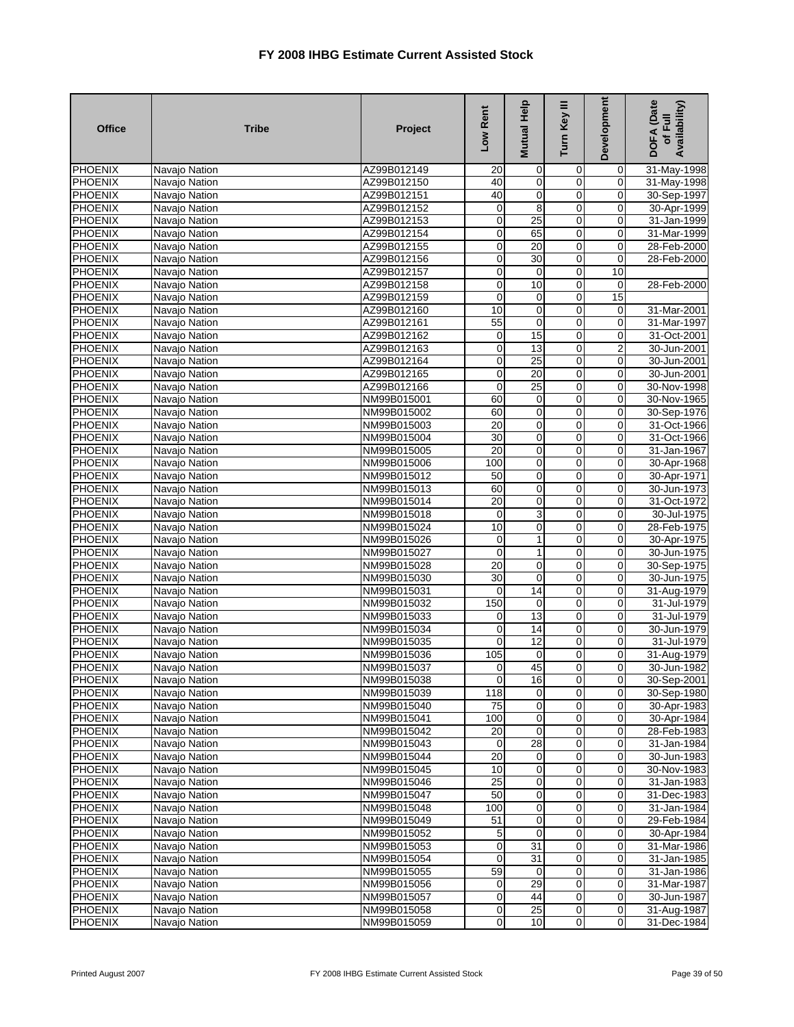# FY 2008 IHBG Estimate Current Assisted Stock

| Office | Tribe | Project | Low Rent | Mutual Help | Turn Key III | Development | DOFA (Date of Full Availability) |
|---|---|---|---|---|---|---|---|
| PHOENIX | Navajo Nation | AZ99B012149 | 20 | 0 | 0 | 0 | 31-May-1998 |
| PHOENIX | Navajo Nation | AZ99B012150 | 40 | 0 | 0 | 0 | 31-May-1998 |
| PHOENIX | Navajo Nation | AZ99B012151 | 40 | 0 | 0 | 0 | 30-Sep-1997 |
| PHOENIX | Navajo Nation | AZ99B012152 | 0 | 8 | 0 | 0 | 30-Apr-1999 |
| PHOENIX | Navajo Nation | AZ99B012153 | 0 | 25 | 0 | 0 | 31-Jan-1999 |
| PHOENIX | Navajo Nation | AZ99B012154 | 0 | 65 | 0 | 0 | 31-Mar-1999 |
| PHOENIX | Navajo Nation | AZ99B012155 | 0 | 20 | 0 | 0 | 28-Feb-2000 |
| PHOENIX | Navajo Nation | AZ99B012156 | 0 | 30 | 0 | 0 | 28-Feb-2000 |
| PHOENIX | Navajo Nation | AZ99B012157 | 0 | 0 | 0 | 10 | |
| PHOENIX | Navajo Nation | AZ99B012158 | 0 | 10 | 0 | 0 | 28-Feb-2000 |
| PHOENIX | Navajo Nation | AZ99B012159 | 0 | 0 | 0 | 15 | |
| PHOENIX | Navajo Nation | AZ99B012160 | 10 | 0 | 0 | 0 | 31-Mar-2001 |
| PHOENIX | Navajo Nation | AZ99B012161 | 55 | 0 | 0 | 0 | 31-Mar-1997 |
| PHOENIX | Navajo Nation | AZ99B012162 | 0 | 15 | 0 | 0 | 31-Oct-2001 |
| PHOENIX | Navajo Nation | AZ99B012163 | 0 | 13 | 0 | 2 | 30-Jun-2001 |
| PHOENIX | Navajo Nation | AZ99B012164 | 0 | 25 | 0 | 0 | 30-Jun-2001 |
| PHOENIX | Navajo Nation | AZ99B012165 | 0 | 20 | 0 | 0 | 30-Jun-2001 |
| PHOENIX | Navajo Nation | AZ99B012166 | 0 | 25 | 0 | 0 | 30-Nov-1998 |
| PHOENIX | Navajo Nation | NM99B015001 | 60 | 0 | 0 | 0 | 30-Nov-1965 |
| PHOENIX | Navajo Nation | NM99B015002 | 60 | 0 | 0 | 0 | 30-Sep-1976 |
| PHOENIX | Navajo Nation | NM99B015003 | 20 | 0 | 0 | 0 | 31-Oct-1966 |
| PHOENIX | Navajo Nation | NM99B015004 | 30 | 0 | 0 | 0 | 31-Oct-1966 |
| PHOENIX | Navajo Nation | NM99B015005 | 20 | 0 | 0 | 0 | 31-Jan-1967 |
| PHOENIX | Navajo Nation | NM99B015006 | 100 | 0 | 0 | 0 | 30-Apr-1968 |
| PHOENIX | Navajo Nation | NM99B015012 | 50 | 0 | 0 | 0 | 30-Apr-1971 |
| PHOENIX | Navajo Nation | NM99B015013 | 60 | 0 | 0 | 0 | 30-Jun-1973 |
| PHOENIX | Navajo Nation | NM99B015014 | 20 | 0 | 0 | 0 | 31-Oct-1972 |
| PHOENIX | Navajo Nation | NM99B015018 | 0 | 3 | 0 | 0 | 30-Jul-1975 |
| PHOENIX | Navajo Nation | NM99B015024 | 10 | 0 | 0 | 0 | 28-Feb-1975 |
| PHOENIX | Navajo Nation | NM99B015026 | 0 | 1 | 0 | 0 | 30-Apr-1975 |
| PHOENIX | Navajo Nation | NM99B015027 | 0 | 1 | 0 | 0 | 30-Jun-1975 |
| PHOENIX | Navajo Nation | NM99B015028 | 20 | 0 | 0 | 0 | 30-Sep-1975 |
| PHOENIX | Navajo Nation | NM99B015030 | 30 | 0 | 0 | 0 | 30-Jun-1975 |
| PHOENIX | Navajo Nation | NM99B015031 | 0 | 14 | 0 | 0 | 31-Aug-1979 |
| PHOENIX | Navajo Nation | NM99B015032 | 150 | 0 | 0 | 0 | 31-Jul-1979 |
| PHOENIX | Navajo Nation | NM99B015033 | 0 | 13 | 0 | 0 | 31-Jul-1979 |
| PHOENIX | Navajo Nation | NM99B015034 | 0 | 14 | 0 | 0 | 30-Jun-1979 |
| PHOENIX | Navajo Nation | NM99B015035 | 0 | 12 | 0 | 0 | 31-Jul-1979 |
| PHOENIX | Navajo Nation | NM99B015036 | 105 | 0 | 0 | 0 | 31-Aug-1979 |
| PHOENIX | Navajo Nation | NM99B015037 | 0 | 45 | 0 | 0 | 30-Jun-1982 |
| PHOENIX | Navajo Nation | NM99B015038 | 0 | 16 | 0 | 0 | 30-Sep-2001 |
| PHOENIX | Navajo Nation | NM99B015039 | 118 | 0 | 0 | 0 | 30-Sep-1980 |
| PHOENIX | Navajo Nation | NM99B015040 | 75 | 0 | 0 | 0 | 30-Apr-1983 |
| PHOENIX | Navajo Nation | NM99B015041 | 100 | 0 | 0 | 0 | 30-Apr-1984 |
| PHOENIX | Navajo Nation | NM99B015042 | 20 | 0 | 0 | 0 | 28-Feb-1983 |
| PHOENIX | Navajo Nation | NM99B015043 | 0 | 28 | 0 | 0 | 31-Jan-1984 |
| PHOENIX | Navajo Nation | NM99B015044 | 20 | 0 | 0 | 0 | 30-Jun-1983 |
| PHOENIX | Navajo Nation | NM99B015045 | 10 | 0 | 0 | 0 | 30-Nov-1983 |
| PHOENIX | Navajo Nation | NM99B015046 | 25 | 0 | 0 | 0 | 31-Jan-1983 |
| PHOENIX | Navajo Nation | NM99B015047 | 50 | 0 | 0 | 0 | 31-Dec-1983 |
| PHOENIX | Navajo Nation | NM99B015048 | 100 | 0 | 0 | 0 | 31-Jan-1984 |
| PHOENIX | Navajo Nation | NM99B015049 | 51 | 0 | 0 | 0 | 29-Feb-1984 |
| PHOENIX | Navajo Nation | NM99B015052 | 5 | 0 | 0 | 0 | 30-Apr-1984 |
| PHOENIX | Navajo Nation | NM99B015053 | 0 | 31 | 0 | 0 | 31-Mar-1986 |
| PHOENIX | Navajo Nation | NM99B015054 | 0 | 31 | 0 | 0 | 31-Jan-1985 |
| PHOENIX | Navajo Nation | NM99B015055 | 59 | 0 | 0 | 0 | 31-Jan-1986 |
| PHOENIX | Navajo Nation | NM99B015056 | 0 | 29 | 0 | 0 | 31-Mar-1987 |
| PHOENIX | Navajo Nation | NM99B015057 | 0 | 44 | 0 | 0 | 30-Jun-1987 |
| PHOENIX | Navajo Nation | NM99B015058 | 0 | 25 | 0 | 0 | 31-Aug-1987 |
| PHOENIX | Navajo Nation | NM99B015059 | 0 | 10 | 0 | 0 | 31-Dec-1984 |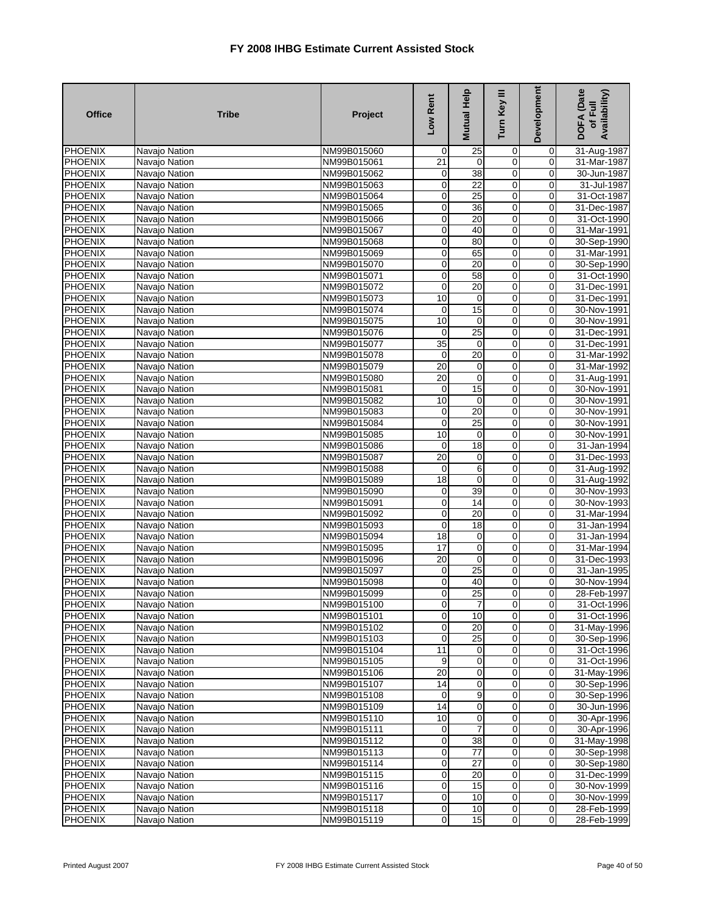# FY 2008 IHBG Estimate Current Assisted Stock

| Office | Tribe | Project | Low Rent | Mutual Help | Turn Key III | Development | DOFA (Date of Full Availability) |
|---|---|---|---|---|---|---|---|
| PHOENIX | Navajo Nation | NM99B015060 | 0 | 25 | 0 | 0 | 31-Aug-1987 |
| PHOENIX | Navajo Nation | NM99B015061 | 21 | 0 | 0 | 0 | 31-Mar-1987 |
| PHOENIX | Navajo Nation | NM99B015062 | 0 | 38 | 0 | 0 | 30-Jun-1987 |
| PHOENIX | Navajo Nation | NM99B015063 | 0 | 22 | 0 | 0 | 31-Jul-1987 |
| PHOENIX | Navajo Nation | NM99B015064 | 0 | 25 | 0 | 0 | 31-Oct-1987 |
| PHOENIX | Navajo Nation | NM99B015065 | 0 | 36 | 0 | 0 | 31-Dec-1987 |
| PHOENIX | Navajo Nation | NM99B015066 | 0 | 20 | 0 | 0 | 31-Oct-1990 |
| PHOENIX | Navajo Nation | NM99B015067 | 0 | 40 | 0 | 0 | 31-Mar-1991 |
| PHOENIX | Navajo Nation | NM99B015068 | 0 | 80 | 0 | 0 | 30-Sep-1990 |
| PHOENIX | Navajo Nation | NM99B015069 | 0 | 65 | 0 | 0 | 31-Mar-1991 |
| PHOENIX | Navajo Nation | NM99B015070 | 0 | 20 | 0 | 0 | 30-Sep-1990 |
| PHOENIX | Navajo Nation | NM99B015071 | 0 | 58 | 0 | 0 | 31-Oct-1990 |
| PHOENIX | Navajo Nation | NM99B015072 | 0 | 20 | 0 | 0 | 31-Dec-1991 |
| PHOENIX | Navajo Nation | NM99B015073 | 10 | 0 | 0 | 0 | 31-Dec-1991 |
| PHOENIX | Navajo Nation | NM99B015074 | 0 | 15 | 0 | 0 | 30-Nov-1991 |
| PHOENIX | Navajo Nation | NM99B015075 | 10 | 0 | 0 | 0 | 30-Nov-1991 |
| PHOENIX | Navajo Nation | NM99B015076 | 0 | 25 | 0 | 0 | 31-Dec-1991 |
| PHOENIX | Navajo Nation | NM99B015077 | 35 | 0 | 0 | 0 | 31-Dec-1991 |
| PHOENIX | Navajo Nation | NM99B015078 | 0 | 20 | 0 | 0 | 31-Mar-1992 |
| PHOENIX | Navajo Nation | NM99B015079 | 20 | 0 | 0 | 0 | 31-Mar-1992 |
| PHOENIX | Navajo Nation | NM99B015080 | 20 | 0 | 0 | 0 | 31-Aug-1991 |
| PHOENIX | Navajo Nation | NM99B015081 | 0 | 15 | 0 | 0 | 30-Nov-1991 |
| PHOENIX | Navajo Nation | NM99B015082 | 10 | 0 | 0 | 0 | 30-Nov-1991 |
| PHOENIX | Navajo Nation | NM99B015083 | 0 | 20 | 0 | 0 | 30-Nov-1991 |
| PHOENIX | Navajo Nation | NM99B015084 | 0 | 25 | 0 | 0 | 30-Nov-1991 |
| PHOENIX | Navajo Nation | NM99B015085 | 10 | 0 | 0 | 0 | 30-Nov-1991 |
| PHOENIX | Navajo Nation | NM99B015086 | 0 | 18 | 0 | 0 | 31-Jan-1994 |
| PHOENIX | Navajo Nation | NM99B015087 | 20 | 0 | 0 | 0 | 31-Dec-1993 |
| PHOENIX | Navajo Nation | NM99B015088 | 0 | 6 | 0 | 0 | 31-Aug-1992 |
| PHOENIX | Navajo Nation | NM99B015089 | 18 | 0 | 0 | 0 | 31-Aug-1992 |
| PHOENIX | Navajo Nation | NM99B015090 | 0 | 39 | 0 | 0 | 30-Nov-1993 |
| PHOENIX | Navajo Nation | NM99B015091 | 0 | 14 | 0 | 0 | 30-Nov-1993 |
| PHOENIX | Navajo Nation | NM99B015092 | 0 | 20 | 0 | 0 | 31-Mar-1994 |
| PHOENIX | Navajo Nation | NM99B015093 | 0 | 18 | 0 | 0 | 31-Jan-1994 |
| PHOENIX | Navajo Nation | NM99B015094 | 18 | 0 | 0 | 0 | 31-Jan-1994 |
| PHOENIX | Navajo Nation | NM99B015095 | 17 | 0 | 0 | 0 | 31-Mar-1994 |
| PHOENIX | Navajo Nation | NM99B015096 | 20 | 0 | 0 | 0 | 31-Dec-1993 |
| PHOENIX | Navajo Nation | NM99B015097 | 0 | 25 | 0 | 0 | 31-Jan-1995 |
| PHOENIX | Navajo Nation | NM99B015098 | 0 | 40 | 0 | 0 | 30-Nov-1994 |
| PHOENIX | Navajo Nation | NM99B015099 | 0 | 25 | 0 | 0 | 28-Feb-1997 |
| PHOENIX | Navajo Nation | NM99B015100 | 0 | 7 | 0 | 0 | 31-Oct-1996 |
| PHOENIX | Navajo Nation | NM99B015101 | 0 | 10 | 0 | 0 | 31-Oct-1996 |
| PHOENIX | Navajo Nation | NM99B015102 | 0 | 20 | 0 | 0 | 31-May-1996 |
| PHOENIX | Navajo Nation | NM99B015103 | 0 | 25 | 0 | 0 | 30-Sep-1996 |
| PHOENIX | Navajo Nation | NM99B015104 | 11 | 0 | 0 | 0 | 31-Oct-1996 |
| PHOENIX | Navajo Nation | NM99B015105 | 9 | 0 | 0 | 0 | 31-Oct-1996 |
| PHOENIX | Navajo Nation | NM99B015106 | 20 | 0 | 0 | 0 | 31-May-1996 |
| PHOENIX | Navajo Nation | NM99B015107 | 14 | 0 | 0 | 0 | 30-Sep-1996 |
| PHOENIX | Navajo Nation | NM99B015108 | 0 | 9 | 0 | 0 | 30-Sep-1996 |
| PHOENIX | Navajo Nation | NM99B015109 | 14 | 0 | 0 | 0 | 30-Jun-1996 |
| PHOENIX | Navajo Nation | NM99B015110 | 10 | 0 | 0 | 0 | 30-Apr-1996 |
| PHOENIX | Navajo Nation | NM99B015111 | 0 | 7 | 0 | 0 | 30-Apr-1996 |
| PHOENIX | Navajo Nation | NM99B015112 | 0 | 38 | 0 | 0 | 31-May-1998 |
| PHOENIX | Navajo Nation | NM99B015113 | 0 | 77 | 0 | 0 | 30-Sep-1998 |
| PHOENIX | Navajo Nation | NM99B015114 | 0 | 27 | 0 | 0 | 30-Sep-1980 |
| PHOENIX | Navajo Nation | NM99B015115 | 0 | 20 | 0 | 0 | 31-Dec-1999 |
| PHOENIX | Navajo Nation | NM99B015116 | 0 | 15 | 0 | 0 | 30-Nov-1999 |
| PHOENIX | Navajo Nation | NM99B015117 | 0 | 10 | 0 | 0 | 30-Nov-1999 |
| PHOENIX | Navajo Nation | NM99B015118 | 0 | 10 | 0 | 0 | 28-Feb-1999 |
| PHOENIX | Navajo Nation | NM99B015119 | 0 | 15 | 0 | 0 | 28-Feb-1999 |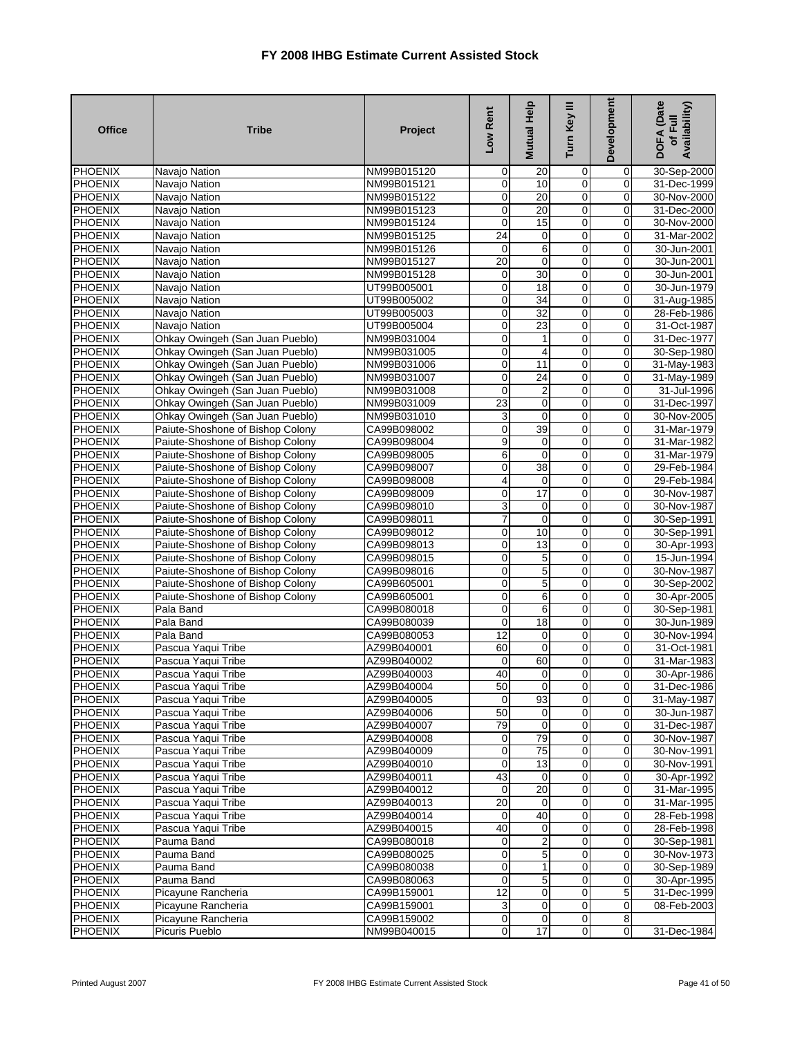# FY 2008 IHBG Estimate Current Assisted Stock

| Office | Tribe | Project | Low Rent | Mutual Help | Turn Key III | Development | DOFA (Date of Full Availability) |
|---|---|---|---|---|---|---|---|
| PHOENIX | Navajo Nation | NM99B015120 | 0 | 20 | 0 | 0 | 30-Sep-2000 |
| PHOENIX | Navajo Nation | NM99B015121 | 0 | 10 | 0 | 0 | 31-Dec-1999 |
| PHOENIX | Navajo Nation | NM99B015122 | 0 | 20 | 0 | 0 | 30-Nov-2000 |
| PHOENIX | Navajo Nation | NM99B015123 | 0 | 20 | 0 | 0 | 31-Dec-2000 |
| PHOENIX | Navajo Nation | NM99B015124 | 0 | 15 | 0 | 0 | 30-Nov-2000 |
| PHOENIX | Navajo Nation | NM99B015125 | 24 | 0 | 0 | 0 | 31-Mar-2002 |
| PHOENIX | Navajo Nation | NM99B015126 | 0 | 6 | 0 | 0 | 30-Jun-2001 |
| PHOENIX | Navajo Nation | NM99B015127 | 20 | 0 | 0 | 0 | 30-Jun-2001 |
| PHOENIX | Navajo Nation | NM99B015128 | 0 | 30 | 0 | 0 | 30-Jun-2001 |
| PHOENIX | Navajo Nation | UT99B005001 | 0 | 18 | 0 | 0 | 30-Jun-1979 |
| PHOENIX | Navajo Nation | UT99B005002 | 0 | 34 | 0 | 0 | 31-Aug-1985 |
| PHOENIX | Navajo Nation | UT99B005003 | 0 | 32 | 0 | 0 | 28-Feb-1986 |
| PHOENIX | Navajo Nation | UT99B005004 | 0 | 23 | 0 | 0 | 31-Oct-1987 |
| PHOENIX | Ohkay Owingeh (San Juan Pueblo) | NM99B031004 | 0 | 1 | 0 | 0 | 31-Dec-1977 |
| PHOENIX | Ohkay Owingeh (San Juan Pueblo) | NM99B031005 | 0 | 4 | 0 | 0 | 30-Sep-1980 |
| PHOENIX | Ohkay Owingeh (San Juan Pueblo) | NM99B031006 | 0 | 11 | 0 | 0 | 31-May-1983 |
| PHOENIX | Ohkay Owingeh (San Juan Pueblo) | NM99B031007 | 0 | 24 | 0 | 0 | 31-May-1989 |
| PHOENIX | Ohkay Owingeh (San Juan Pueblo) | NM99B031008 | 0 | 2 | 0 | 0 | 31-Jul-1996 |
| PHOENIX | Ohkay Owingeh (San Juan Pueblo) | NM99B031009 | 23 | 0 | 0 | 0 | 31-Dec-1997 |
| PHOENIX | Ohkay Owingeh (San Juan Pueblo) | NM99B031010 | 3 | 0 | 0 | 0 | 30-Nov-2005 |
| PHOENIX | Paiute-Shoshone of Bishop Colony | CA99B098002 | 0 | 39 | 0 | 0 | 31-Mar-1979 |
| PHOENIX | Paiute-Shoshone of Bishop Colony | CA99B098004 | 9 | 0 | 0 | 0 | 31-Mar-1982 |
| PHOENIX | Paiute-Shoshone of Bishop Colony | CA99B098005 | 6 | 0 | 0 | 0 | 31-Mar-1979 |
| PHOENIX | Paiute-Shoshone of Bishop Colony | CA99B098007 | 0 | 38 | 0 | 0 | 29-Feb-1984 |
| PHOENIX | Paiute-Shoshone of Bishop Colony | CA99B098008 | 4 | 0 | 0 | 0 | 29-Feb-1984 |
| PHOENIX | Paiute-Shoshone of Bishop Colony | CA99B098009 | 0 | 17 | 0 | 0 | 30-Nov-1987 |
| PHOENIX | Paiute-Shoshone of Bishop Colony | CA99B098010 | 3 | 0 | 0 | 0 | 30-Nov-1987 |
| PHOENIX | Paiute-Shoshone of Bishop Colony | CA99B098011 | 7 | 0 | 0 | 0 | 30-Sep-1991 |
| PHOENIX | Paiute-Shoshone of Bishop Colony | CA99B098012 | 0 | 10 | 0 | 0 | 30-Sep-1991 |
| PHOENIX | Paiute-Shoshone of Bishop Colony | CA99B098013 | 0 | 13 | 0 | 0 | 30-Apr-1993 |
| PHOENIX | Paiute-Shoshone of Bishop Colony | CA99B098015 | 0 | 5 | 0 | 0 | 15-Jun-1994 |
| PHOENIX | Paiute-Shoshone of Bishop Colony | CA99B098016 | 0 | 5 | 0 | 0 | 30-Nov-1987 |
| PHOENIX | Paiute-Shoshone of Bishop Colony | CA99B605001 | 0 | 5 | 0 | 0 | 30-Sep-2002 |
| PHOENIX | Paiute-Shoshone of Bishop Colony | CA99B605001 | 0 | 6 | 0 | 0 | 30-Apr-2005 |
| PHOENIX | Pala Band | CA99B080018 | 0 | 6 | 0 | 0 | 30-Sep-1981 |
| PHOENIX | Pala Band | CA99B080039 | 0 | 18 | 0 | 0 | 30-Jun-1989 |
| PHOENIX | Pala Band | CA99B080053 | 12 | 0 | 0 | 0 | 30-Nov-1994 |
| PHOENIX | Pascua Yaqui Tribe | AZ99B040001 | 60 | 0 | 0 | 0 | 31-Oct-1981 |
| PHOENIX | Pascua Yaqui Tribe | AZ99B040002 | 0 | 60 | 0 | 0 | 31-Mar-1983 |
| PHOENIX | Pascua Yaqui Tribe | AZ99B040003 | 40 | 0 | 0 | 0 | 30-Apr-1986 |
| PHOENIX | Pascua Yaqui Tribe | AZ99B040004 | 50 | 0 | 0 | 0 | 31-Dec-1986 |
| PHOENIX | Pascua Yaqui Tribe | AZ99B040005 | 0 | 93 | 0 | 0 | 31-May-1987 |
| PHOENIX | Pascua Yaqui Tribe | AZ99B040006 | 50 | 0 | 0 | 0 | 30-Jun-1987 |
| PHOENIX | Pascua Yaqui Tribe | AZ99B040007 | 79 | 0 | 0 | 0 | 31-Dec-1987 |
| PHOENIX | Pascua Yaqui Tribe | AZ99B040008 | 0 | 79 | 0 | 0 | 30-Nov-1987 |
| PHOENIX | Pascua Yaqui Tribe | AZ99B040009 | 0 | 75 | 0 | 0 | 30-Nov-1991 |
| PHOENIX | Pascua Yaqui Tribe | AZ99B040010 | 0 | 13 | 0 | 0 | 30-Nov-1991 |
| PHOENIX | Pascua Yaqui Tribe | AZ99B040011 | 43 | 0 | 0 | 0 | 30-Apr-1992 |
| PHOENIX | Pascua Yaqui Tribe | AZ99B040012 | 0 | 20 | 0 | 0 | 31-Mar-1995 |
| PHOENIX | Pascua Yaqui Tribe | AZ99B040013 | 20 | 0 | 0 | 0 | 31-Mar-1995 |
| PHOENIX | Pascua Yaqui Tribe | AZ99B040014 | 0 | 40 | 0 | 0 | 28-Feb-1998 |
| PHOENIX | Pascua Yaqui Tribe | AZ99B040015 | 40 | 0 | 0 | 0 | 28-Feb-1998 |
| PHOENIX | Pauma Band | CA99B080018 | 0 | 2 | 0 | 0 | 30-Sep-1981 |
| PHOENIX | Pauma Band | CA99B080025 | 0 | 5 | 0 | 0 | 30-Nov-1973 |
| PHOENIX | Pauma Band | CA99B080038 | 0 | 1 | 0 | 0 | 30-Sep-1989 |
| PHOENIX | Pauma Band | CA99B080063 | 0 | 5 | 0 | 0 | 30-Apr-1995 |
| PHOENIX | Picayune Rancheria | CA99B159001 | 12 | 0 | 0 | 5 | 31-Dec-1999 |
| PHOENIX | Picayune Rancheria | CA99B159001 | 3 | 0 | 0 | 0 | 08-Feb-2003 |
| PHOENIX | Picayune Rancheria | CA99B159002 | 0 | 0 | 0 | 8 | |
| PHOENIX | Picuris Pueblo | NM99B040015 | 0 | 17 | 0 | 0 | 31-Dec-1984 |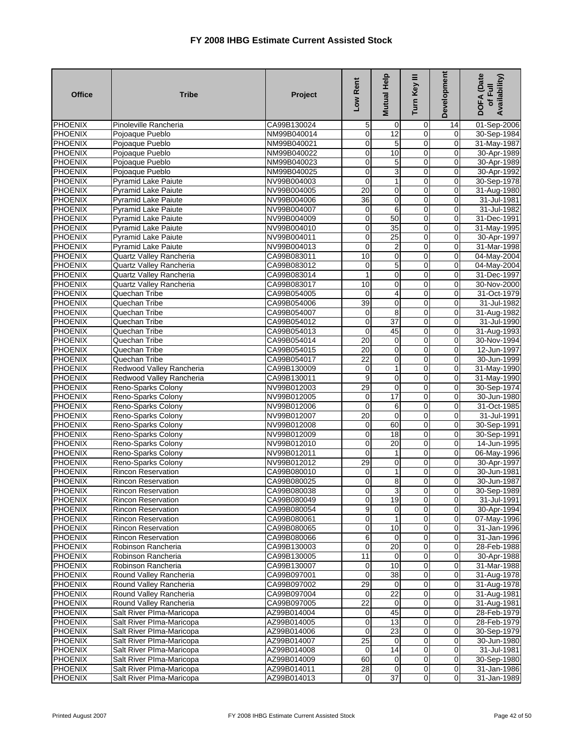# FY 2008 IHBG Estimate Current Assisted Stock

| Office | Tribe | Project | Low Rent | Mutual Help | Turn Key III | Development | DOFA (Date of Full Availability) |
|---|---|---|---|---|---|---|---|
| PHOENIX | Pinoleville Rancheria | CA99B130024 | 5 | 0 | 0 | 14 | 01-Sep-2006 |
| PHOENIX | Pojoaque Pueblo | NM99B040014 | 0 | 12 | 0 | 0 | 30-Sep-1984 |
| PHOENIX | Pojoaque Pueblo | NM99B040021 | 0 | 5 | 0 | 0 | 31-May-1987 |
| PHOENIX | Pojoaque Pueblo | NM99B040022 | 0 | 10 | 0 | 0 | 30-Apr-1989 |
| PHOENIX | Pojoaque Pueblo | NM99B040023 | 0 | 5 | 0 | 0 | 30-Apr-1989 |
| PHOENIX | Pojoaque Pueblo | NM99B040025 | 0 | 3 | 0 | 0 | 30-Apr-1992 |
| PHOENIX | Pyramid Lake Paiute | NV99B004003 | 0 | 1 | 0 | 0 | 30-Sep-1978 |
| PHOENIX | Pyramid Lake Paiute | NV99B004005 | 20 | 0 | 0 | 0 | 31-Aug-1980 |
| PHOENIX | Pyramid Lake Paiute | NV99B004006 | 36 | 0 | 0 | 0 | 31-Jul-1981 |
| PHOENIX | Pyramid Lake Paiute | NV99B004007 | 0 | 6 | 0 | 0 | 31-Jul-1982 |
| PHOENIX | Pyramid Lake Paiute | NV99B004009 | 0 | 50 | 0 | 0 | 31-Dec-1991 |
| PHOENIX | Pyramid Lake Paiute | NV99B004010 | 0 | 35 | 0 | 0 | 31-May-1995 |
| PHOENIX | Pyramid Lake Paiute | NV99B004011 | 0 | 25 | 0 | 0 | 30-Apr-1997 |
| PHOENIX | Pyramid Lake Paiute | NV99B004013 | 0 | 2 | 0 | 0 | 31-Mar-1998 |
| PHOENIX | Quartz Valley Rancheria | CA99B083011 | 10 | 0 | 0 | 0 | 04-May-2004 |
| PHOENIX | Quartz Valley Rancheria | CA99B083012 | 0 | 5 | 0 | 0 | 04-May-2004 |
| PHOENIX | Quartz Valley Rancheria | CA99B083014 | 1 | 0 | 0 | 0 | 31-Dec-1997 |
| PHOENIX | Quartz Valley Rancheria | CA99B083017 | 10 | 0 | 0 | 0 | 30-Nov-2000 |
| PHOENIX | Quechan Tribe | CA99B054005 | 0 | 4 | 0 | 0 | 31-Oct-1979 |
| PHOENIX | Quechan Tribe | CA99B054006 | 39 | 0 | 0 | 0 | 31-Jul-1982 |
| PHOENIX | Quechan Tribe | CA99B054007 | 0 | 8 | 0 | 0 | 31-Aug-1982 |
| PHOENIX | Quechan Tribe | CA99B054012 | 0 | 37 | 0 | 0 | 31-Jul-1990 |
| PHOENIX | Quechan Tribe | CA99B054013 | 0 | 45 | 0 | 0 | 31-Aug-1993 |
| PHOENIX | Quechan Tribe | CA99B054014 | 20 | 0 | 0 | 0 | 30-Nov-1994 |
| PHOENIX | Quechan Tribe | CA99B054015 | 20 | 0 | 0 | 0 | 12-Jun-1997 |
| PHOENIX | Quechan Tribe | CA99B054017 | 22 | 0 | 0 | 0 | 30-Jun-1999 |
| PHOENIX | Redwood Valley Rancheria | CA99B130009 | 0 | 1 | 0 | 0 | 31-May-1990 |
| PHOENIX | Redwood Valley Rancheria | CA99B130011 | 9 | 0 | 0 | 0 | 31-May-1990 |
| PHOENIX | Reno-Sparks Colony | NV99B012003 | 29 | 0 | 0 | 0 | 30-Sep-1974 |
| PHOENIX | Reno-Sparks Colony | NV99B012005 | 0 | 17 | 0 | 0 | 30-Jun-1980 |
| PHOENIX | Reno-Sparks Colony | NV99B012006 | 0 | 6 | 0 | 0 | 31-Oct-1985 |
| PHOENIX | Reno-Sparks Colony | NV99B012007 | 20 | 0 | 0 | 0 | 31-Jul-1991 |
| PHOENIX | Reno-Sparks Colony | NV99B012008 | 0 | 60 | 0 | 0 | 30-Sep-1991 |
| PHOENIX | Reno-Sparks Colony | NV99B012009 | 0 | 18 | 0 | 0 | 30-Sep-1991 |
| PHOENIX | Reno-Sparks Colony | NV99B012010 | 0 | 20 | 0 | 0 | 14-Jun-1995 |
| PHOENIX | Reno-Sparks Colony | NV99B012011 | 0 | 1 | 0 | 0 | 06-May-1996 |
| PHOENIX | Reno-Sparks Colony | NV99B012012 | 29 | 0 | 0 | 0 | 30-Apr-1997 |
| PHOENIX | Rincon Reservation | CA99B080010 | 0 | 1 | 0 | 0 | 30-Jun-1981 |
| PHOENIX | Rincon Reservation | CA99B080025 | 0 | 8 | 0 | 0 | 30-Jun-1987 |
| PHOENIX | Rincon Reservation | CA99B080038 | 0 | 3 | 0 | 0 | 30-Sep-1989 |
| PHOENIX | Rincon Reservation | CA99B080049 | 0 | 19 | 0 | 0 | 31-Jul-1991 |
| PHOENIX | Rincon Reservation | CA99B080054 | 9 | 0 | 0 | 0 | 30-Apr-1994 |
| PHOENIX | Rincon Reservation | CA99B080061 | 0 | 1 | 0 | 0 | 07-May-1996 |
| PHOENIX | Rincon Reservation | CA99B080065 | 0 | 10 | 0 | 0 | 31-Jan-1996 |
| PHOENIX | Rincon Reservation | CA99B080066 | 6 | 0 | 0 | 0 | 31-Jan-1996 |
| PHOENIX | Robinson Rancheria | CA99B130003 | 0 | 20 | 0 | 0 | 28-Feb-1988 |
| PHOENIX | Robinson Rancheria | CA99B130005 | 11 | 0 | 0 | 0 | 30-Apr-1988 |
| PHOENIX | Robinson Rancheria | CA99B130007 | 0 | 10 | 0 | 0 | 31-Mar-1988 |
| PHOENIX | Round Valley Rancheria | CA99B097001 | 0 | 38 | 0 | 0 | 31-Aug-1978 |
| PHOENIX | Round Valley Rancheria | CA99B097002 | 29 | 0 | 0 | 0 | 31-Aug-1978 |
| PHOENIX | Round Valley Rancheria | CA99B097004 | 0 | 22 | 0 | 0 | 31-Aug-1981 |
| PHOENIX | Round Valley Rancheria | CA99B097005 | 22 | 0 | 0 | 0 | 31-Aug-1981 |
| PHOENIX | Salt River PIma-Maricopa | AZ99B014004 | 0 | 45 | 0 | 0 | 28-Feb-1979 |
| PHOENIX | Salt River PIma-Maricopa | AZ99B014005 | 0 | 13 | 0 | 0 | 28-Feb-1979 |
| PHOENIX | Salt River PIma-Maricopa | AZ99B014006 | 0 | 23 | 0 | 0 | 30-Sep-1979 |
| PHOENIX | Salt River PIma-Maricopa | AZ99B014007 | 25 | 0 | 0 | 0 | 30-Jun-1980 |
| PHOENIX | Salt River PIma-Maricopa | AZ99B014008 | 0 | 14 | 0 | 0 | 31-Jul-1981 |
| PHOENIX | Salt River PIma-Maricopa | AZ99B014009 | 60 | 0 | 0 | 0 | 30-Sep-1980 |
| PHOENIX | Salt River PIma-Maricopa | AZ99B014011 | 28 | 0 | 0 | 0 | 31-Jan-1986 |
| PHOENIX | Salt River PIma-Maricopa | AZ99B014013 | 0 | 37 | 0 | 0 | 31-Jan-1989 |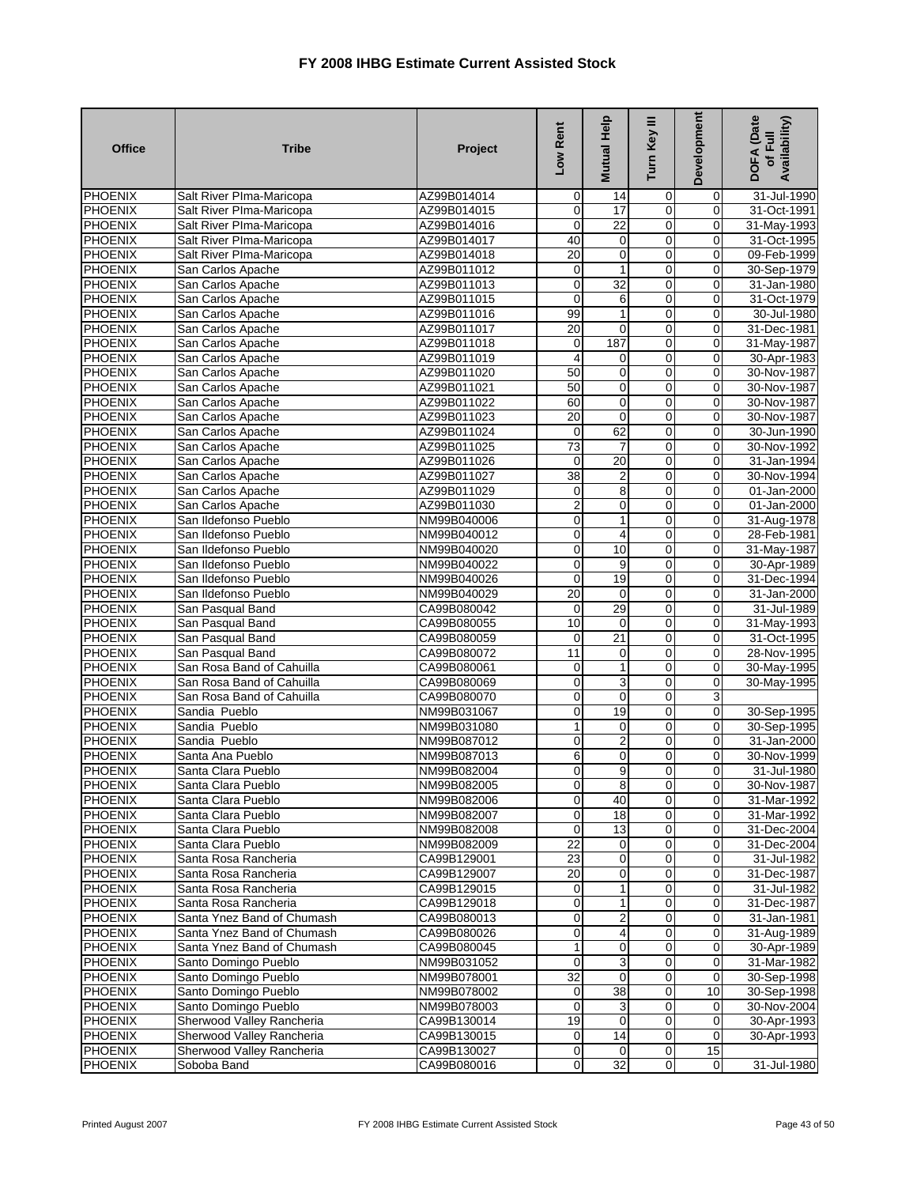# FY 2008 IHBG Estimate Current Assisted Stock

| Office | Tribe | Project | Low Rent | Mutual Help | Turn Key III | Development | DOFA (Date of Full Availability) |
|---|---|---|---|---|---|---|---|
| PHOENIX | Salt River PIma-Maricopa | AZ99B014014 | 0 | 14 | 0 | 0 | 31-Jul-1990 |
| PHOENIX | Salt River PIma-Maricopa | AZ99B014015 | 0 | 17 | 0 | 0 | 31-Oct-1991 |
| PHOENIX | Salt River PIma-Maricopa | AZ99B014016 | 0 | 22 | 0 | 0 | 31-May-1993 |
| PHOENIX | Salt River PIma-Maricopa | AZ99B014017 | 40 | 0 | 0 | 0 | 31-Oct-1995 |
| PHOENIX | Salt River PIma-Maricopa | AZ99B014018 | 20 | 0 | 0 | 0 | 09-Feb-1999 |
| PHOENIX | San Carlos Apache | AZ99B011012 | 0 | 1 | 0 | 0 | 30-Sep-1979 |
| PHOENIX | San Carlos Apache | AZ99B011013 | 0 | 32 | 0 | 0 | 31-Jan-1980 |
| PHOENIX | San Carlos Apache | AZ99B011015 | 0 | 6 | 0 | 0 | 31-Oct-1979 |
| PHOENIX | San Carlos Apache | AZ99B011016 | 99 | 1 | 0 | 0 | 30-Jul-1980 |
| PHOENIX | San Carlos Apache | AZ99B011017 | 20 | 0 | 0 | 0 | 31-Dec-1981 |
| PHOENIX | San Carlos Apache | AZ99B011018 | 0 | 187 | 0 | 0 | 31-May-1987 |
| PHOENIX | San Carlos Apache | AZ99B011019 | 4 | 0 | 0 | 0 | 30-Apr-1983 |
| PHOENIX | San Carlos Apache | AZ99B011020 | 50 | 0 | 0 | 0 | 30-Nov-1987 |
| PHOENIX | San Carlos Apache | AZ99B011021 | 50 | 0 | 0 | 0 | 30-Nov-1987 |
| PHOENIX | San Carlos Apache | AZ99B011022 | 60 | 0 | 0 | 0 | 30-Nov-1987 |
| PHOENIX | San Carlos Apache | AZ99B011023 | 20 | 0 | 0 | 0 | 30-Nov-1987 |
| PHOENIX | San Carlos Apache | AZ99B011024 | 0 | 62 | 0 | 0 | 30-Jun-1990 |
| PHOENIX | San Carlos Apache | AZ99B011025 | 73 | 7 | 0 | 0 | 30-Nov-1992 |
| PHOENIX | San Carlos Apache | AZ99B011026 | 0 | 20 | 0 | 0 | 31-Jan-1994 |
| PHOENIX | San Carlos Apache | AZ99B011027 | 38 | 2 | 0 | 0 | 30-Nov-1994 |
| PHOENIX | San Carlos Apache | AZ99B011029 | 0 | 8 | 0 | 0 | 01-Jan-2000 |
| PHOENIX | San Carlos Apache | AZ99B011030 | 2 | 0 | 0 | 0 | 01-Jan-2000 |
| PHOENIX | San Ildefonso Pueblo | NM99B040006 | 0 | 1 | 0 | 0 | 31-Aug-1978 |
| PHOENIX | San Ildefonso Pueblo | NM99B040012 | 0 | 4 | 0 | 0 | 28-Feb-1981 |
| PHOENIX | San Ildefonso Pueblo | NM99B040020 | 0 | 10 | 0 | 0 | 31-May-1987 |
| PHOENIX | San Ildefonso Pueblo | NM99B040022 | 0 | 9 | 0 | 0 | 30-Apr-1989 |
| PHOENIX | San Ildefonso Pueblo | NM99B040026 | 0 | 19 | 0 | 0 | 31-Dec-1994 |
| PHOENIX | San Ildefonso Pueblo | NM99B040029 | 20 | 0 | 0 | 0 | 31-Jan-2000 |
| PHOENIX | San Pasqual Band | CA99B080042 | 0 | 29 | 0 | 0 | 31-Jul-1989 |
| PHOENIX | San Pasqual Band | CA99B080055 | 10 | 0 | 0 | 0 | 31-May-1993 |
| PHOENIX | San Pasqual Band | CA99B080059 | 0 | 21 | 0 | 0 | 31-Oct-1995 |
| PHOENIX | San Pasqual Band | CA99B080072 | 11 | 0 | 0 | 0 | 28-Nov-1995 |
| PHOENIX | San Rosa Band of Cahuilla | CA99B080061 | 0 | 1 | 0 | 0 | 30-May-1995 |
| PHOENIX | San Rosa Band of Cahuilla | CA99B080069 | 0 | 3 | 0 | 0 | 30-May-1995 |
| PHOENIX | San Rosa Band of Cahuilla | CA99B080070 | 0 | 0 | 0 | 3 | |
| PHOENIX | Sandia  Pueblo | NM99B031067 | 0 | 19 | 0 | 0 | 30-Sep-1995 |
| PHOENIX | Sandia  Pueblo | NM99B031080 | 1 | 0 | 0 | 0 | 30-Sep-1995 |
| PHOENIX | Sandia  Pueblo | NM99B087012 | 0 | 2 | 0 | 0 | 31-Jan-2000 |
| PHOENIX | Santa Ana Pueblo | NM99B087013 | 6 | 0 | 0 | 0 | 30-Nov-1999 |
| PHOENIX | Santa Clara Pueblo | NM99B082004 | 0 | 9 | 0 | 0 | 31-Jul-1980 |
| PHOENIX | Santa Clara Pueblo | NM99B082005 | 0 | 8 | 0 | 0 | 30-Nov-1987 |
| PHOENIX | Santa Clara Pueblo | NM99B082006 | 0 | 40 | 0 | 0 | 31-Mar-1992 |
| PHOENIX | Santa Clara Pueblo | NM99B082007 | 0 | 18 | 0 | 0 | 31-Mar-1992 |
| PHOENIX | Santa Clara Pueblo | NM99B082008 | 0 | 13 | 0 | 0 | 31-Dec-2004 |
| PHOENIX | Santa Clara Pueblo | NM99B082009 | 22 | 0 | 0 | 0 | 31-Dec-2004 |
| PHOENIX | Santa Rosa Rancheria | CA99B129001 | 23 | 0 | 0 | 0 | 31-Jul-1982 |
| PHOENIX | Santa Rosa Rancheria | CA99B129007 | 20 | 0 | 0 | 0 | 31-Dec-1987 |
| PHOENIX | Santa Rosa Rancheria | CA99B129015 | 0 | 1 | 0 | 0 | 31-Jul-1982 |
| PHOENIX | Santa Rosa Rancheria | CA99B129018 | 0 | 1 | 0 | 0 | 31-Dec-1987 |
| PHOENIX | Santa Ynez Band of Chumash | CA99B080013 | 0 | 2 | 0 | 0 | 31-Jan-1981 |
| PHOENIX | Santa Ynez Band of Chumash | CA99B080026 | 0 | 4 | 0 | 0 | 31-Aug-1989 |
| PHOENIX | Santa Ynez Band of Chumash | CA99B080045 | 1 | 0 | 0 | 0 | 30-Apr-1989 |
| PHOENIX | Santo Domingo Pueblo | NM99B031052 | 0 | 3 | 0 | 0 | 31-Mar-1982 |
| PHOENIX | Santo Domingo Pueblo | NM99B078001 | 32 | 0 | 0 | 0 | 30-Sep-1998 |
| PHOENIX | Santo Domingo Pueblo | NM99B078002 | 0 | 38 | 0 | 10 | 30-Sep-1998 |
| PHOENIX | Santo Domingo Pueblo | NM99B078003 | 0 | 3 | 0 | 0 | 30-Nov-2004 |
| PHOENIX | Sherwood Valley Rancheria | CA99B130014 | 19 | 0 | 0 | 0 | 30-Apr-1993 |
| PHOENIX | Sherwood Valley Rancheria | CA99B130015 | 0 | 14 | 0 | 0 | 30-Apr-1993 |
| PHOENIX | Sherwood Valley Rancheria | CA99B130027 | 0 | 0 | 0 | 15 | |
| PHOENIX | Soboba Band | CA99B080016 | 0 | 32 | 0 | 0 | 31-Jul-1980 |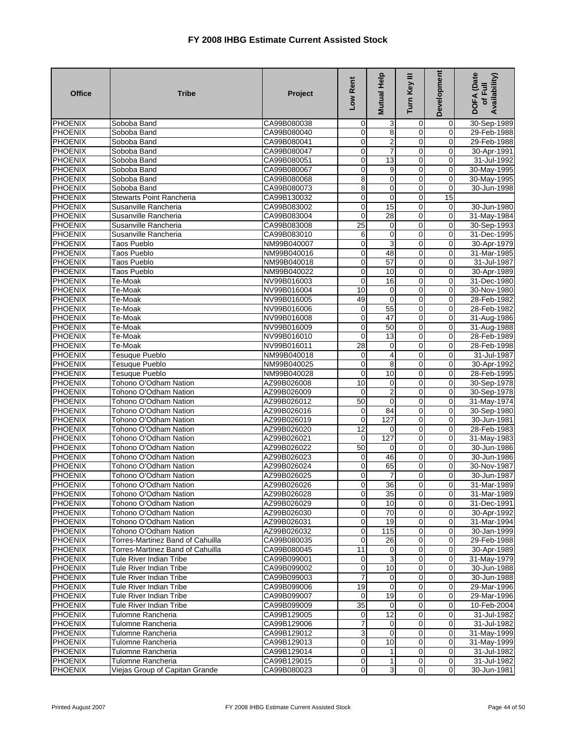# FY 2008 IHBG Estimate Current Assisted Stock

| Office | Tribe | Project | Low Rent | Mutual Help | Turn Key III | Development | DOFA (Date of Full Availability) |
|---|---|---|---|---|---|---|---|
| PHOENIX | Soboba Band | CA99B080038 | 0 | 3 | 0 | 0 | 30-Sep-1989 |
| PHOENIX | Soboba Band | CA99B080040 | 0 | 8 | 0 | 0 | 29-Feb-1988 |
| PHOENIX | Soboba Band | CA99B080041 | 0 | 2 | 0 | 0 | 29-Feb-1988 |
| PHOENIX | Soboba Band | CA99B080047 | 0 | 7 | 0 | 0 | 30-Apr-1991 |
| PHOENIX | Soboba Band | CA99B080051 | 0 | 13 | 0 | 0 | 31-Jul-1992 |
| PHOENIX | Soboba Band | CA99B080067 | 0 | 9 | 0 | 0 | 30-May-1995 |
| PHOENIX | Soboba Band | CA99B080068 | 8 | 0 | 0 | 0 | 30-May-1995 |
| PHOENIX | Soboba Band | CA99B080073 | 8 | 0 | 0 | 0 | 30-Jun-1998 |
| PHOENIX | Stewarts Point Rancheria | CA99B130032 | 0 | 0 | 0 | 15 | |
| PHOENIX | Susanville Rancheria | CA99B083002 | 0 | 15 | 0 | 0 | 30-Jun-1980 |
| PHOENIX | Susanville Rancheria | CA99B083004 | 0 | 28 | 0 | 0 | 31-May-1984 |
| PHOENIX | Susanville Rancheria | CA99B083008 | 25 | 0 | 0 | 0 | 30-Sep-1993 |
| PHOENIX | Susanville Rancheria | CA99B083010 | 6 | 0 | 0 | 0 | 31-Dec-1995 |
| PHOENIX | Taos Pueblo | NM99B040007 | 0 | 3 | 0 | 0 | 30-Apr-1979 |
| PHOENIX | Taos Pueblo | NM99B040016 | 0 | 48 | 0 | 0 | 31-Mar-1985 |
| PHOENIX | Taos Pueblo | NM99B040018 | 0 | 57 | 0 | 0 | 31-Jul-1987 |
| PHOENIX | Taos Pueblo | NM99B040022 | 0 | 10 | 0 | 0 | 30-Apr-1989 |
| PHOENIX | Te-Moak | NV99B016003 | 0 | 16 | 0 | 0 | 31-Dec-1980 |
| PHOENIX | Te-Moak | NV99B016004 | 10 | 0 | 0 | 0 | 30-Nov-1980 |
| PHOENIX | Te-Moak | NV99B016005 | 49 | 0 | 0 | 0 | 28-Feb-1982 |
| PHOENIX | Te-Moak | NV99B016006 | 0 | 55 | 0 | 0 | 28-Feb-1982 |
| PHOENIX | Te-Moak | NV99B016008 | 0 | 47 | 0 | 0 | 31-Aug-1986 |
| PHOENIX | Te-Moak | NV99B016009 | 0 | 50 | 0 | 0 | 31-Aug-1988 |
| PHOENIX | Te-Moak | NV99B016010 | 0 | 13 | 0 | 0 | 28-Feb-1989 |
| PHOENIX | Te-Moak | NV99B016011 | 28 | 0 | 0 | 0 | 28-Feb-1998 |
| PHOENIX | Tesuque Pueblo | NM99B040018 | 0 | 4 | 0 | 0 | 31-Jul-1987 |
| PHOENIX | Tesuque Pueblo | NM99B040025 | 0 | 8 | 0 | 0 | 30-Apr-1992 |
| PHOENIX | Tesuque Pueblo | NM99B040028 | 0 | 10 | 0 | 0 | 28-Feb-1995 |
| PHOENIX | Tohono O'Odham Nation | AZ99B026008 | 10 | 0 | 0 | 0 | 30-Sep-1978 |
| PHOENIX | Tohono O'Odham Nation | AZ99B026009 | 0 | 2 | 0 | 0 | 30-Sep-1978 |
| PHOENIX | Tohono O'Odham Nation | AZ99B026012 | 50 | 0 | 0 | 0 | 31-May-1974 |
| PHOENIX | Tohono O'Odham Nation | AZ99B026016 | 0 | 84 | 0 | 0 | 30-Sep-1980 |
| PHOENIX | Tohono O'Odham Nation | AZ99B026019 | 0 | 127 | 0 | 0 | 30-Jun-1981 |
| PHOENIX | Tohono O'Odham Nation | AZ99B026020 | 12 | 0 | 0 | 0 | 28-Feb-1983 |
| PHOENIX | Tohono O'Odham Nation | AZ99B026021 | 0 | 127 | 0 | 0 | 31-May-1983 |
| PHOENIX | Tohono O'Odham Nation | AZ99B026022 | 50 | 0 | 0 | 0 | 30-Jun-1986 |
| PHOENIX | Tohono O'Odham Nation | AZ99B026023 | 0 | 46 | 0 | 0 | 30-Jun-1986 |
| PHOENIX | Tohono O'Odham Nation | AZ99B026024 | 0 | 65 | 0 | 0 | 30-Nov-1987 |
| PHOENIX | Tohono O'Odham Nation | AZ99B026025 | 0 | 7 | 0 | 0 | 30-Jun-1987 |
| PHOENIX | Tohono O'Odham Nation | AZ99B026026 | 0 | 36 | 0 | 0 | 31-Mar-1989 |
| PHOENIX | Tohono O'Odham Nation | AZ99B026028 | 0 | 35 | 0 | 0 | 31-Mar-1989 |
| PHOENIX | Tohono O'Odham Nation | AZ99B026029 | 0 | 10 | 0 | 0 | 31-Dec-1991 |
| PHOENIX | Tohono O'Odham Nation | AZ99B026030 | 0 | 70 | 0 | 0 | 30-Apr-1992 |
| PHOENIX | Tohono O'Odham Nation | AZ99B026031 | 0 | 19 | 0 | 0 | 31-Mar-1994 |
| PHOENIX | Tohono O'Odham Nation | AZ99B026032 | 0 | 115 | 0 | 0 | 30-Jan-1999 |
| PHOENIX | Torres-Martinez Band of Cahuilla | CA99B080035 | 0 | 26 | 0 | 0 | 29-Feb-1988 |
| PHOENIX | Torres-Martinez Band of Cahuilla | CA99B080045 | 11 | 0 | 0 | 0 | 30-Apr-1989 |
| PHOENIX | Tule River Indian Tribe | CA99B099001 | 0 | 3 | 0 | 0 | 31-May-1979 |
| PHOENIX | Tule River Indian Tribe | CA99B099002 | 0 | 10 | 0 | 0 | 30-Jun-1988 |
| PHOENIX | Tule River Indian Tribe | CA99B099003 | 7 | 0 | 0 | 0 | 30-Jun-1988 |
| PHOENIX | Tule River Indian Tribe | CA99B099006 | 19 | 0 | 0 | 0 | 29-Mar-1996 |
| PHOENIX | Tule River Indian Tribe | CA99B099007 | 0 | 19 | 0 | 0 | 29-Mar-1996 |
| PHOENIX | Tule River Indian Tribe | CA99B099009 | 35 | 0 | 0 | 0 | 10-Feb-2004 |
| PHOENIX | Tulomne Rancheria | CA99B129005 | 0 | 12 | 0 | 0 | 31-Jul-1982 |
| PHOENIX | Tulomne Rancheria | CA99B129006 | 7 | 0 | 0 | 0 | 31-Jul-1982 |
| PHOENIX | Tulomne Rancheria | CA99B129012 | 3 | 0 | 0 | 0 | 31-May-1999 |
| PHOENIX | Tulomne Rancheria | CA99B129013 | 0 | 10 | 0 | 0 | 31-May-1999 |
| PHOENIX | Tulomne Rancheria | CA99B129014 | 0 | 1 | 0 | 0 | 31-Jul-1982 |
| PHOENIX | Tulomne Rancheria | CA99B129015 | 0 | 1 | 0 | 0 | 31-Jul-1982 |
| PHOENIX | Viejas Group of Capitan Grande | CA99B080023 | 0 | 3 | 0 | 0 | 30-Jun-1981 |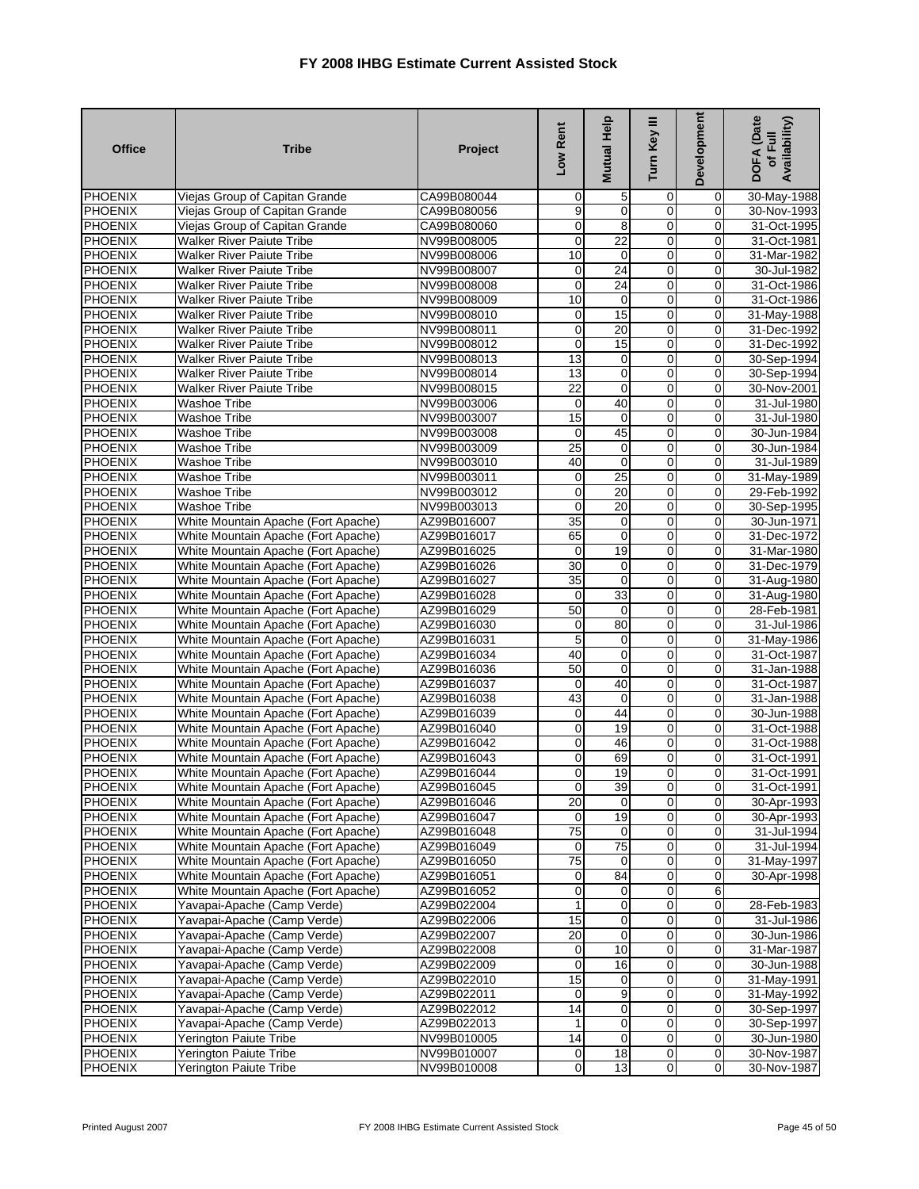# FY 2008 IHBG Estimate Current Assisted Stock

| Office | Tribe | Project | Low Rent | Mutual Help | Turn Key III | Development | DOFA (Date of Full Availability) |
|---|---|---|---|---|---|---|---|
| PHOENIX | Viejas Group of Capitan Grande | CA99B080044 | 0 | 5 | 0 | 0 | 30-May-1988 |
| PHOENIX | Viejas Group of Capitan Grande | CA99B080056 | 9 | 0 | 0 | 0 | 30-Nov-1993 |
| PHOENIX | Viejas Group of Capitan Grande | CA99B080060 | 0 | 8 | 0 | 0 | 31-Oct-1995 |
| PHOENIX | Walker River Paiute Tribe | NV99B008005 | 0 | 22 | 0 | 0 | 31-Oct-1981 |
| PHOENIX | Walker River Paiute Tribe | NV99B008006 | 10 | 0 | 0 | 0 | 31-Mar-1982 |
| PHOENIX | Walker River Paiute Tribe | NV99B008007 | 0 | 24 | 0 | 0 | 30-Jul-1982 |
| PHOENIX | Walker River Paiute Tribe | NV99B008008 | 0 | 24 | 0 | 0 | 31-Oct-1986 |
| PHOENIX | Walker River Paiute Tribe | NV99B008009 | 10 | 0 | 0 | 0 | 31-Oct-1986 |
| PHOENIX | Walker River Paiute Tribe | NV99B008010 | 0 | 15 | 0 | 0 | 31-May-1988 |
| PHOENIX | Walker River Paiute Tribe | NV99B008011 | 0 | 20 | 0 | 0 | 31-Dec-1992 |
| PHOENIX | Walker River Paiute Tribe | NV99B008012 | 0 | 15 | 0 | 0 | 31-Dec-1992 |
| PHOENIX | Walker River Paiute Tribe | NV99B008013 | 13 | 0 | 0 | 0 | 30-Sep-1994 |
| PHOENIX | Walker River Paiute Tribe | NV99B008014 | 13 | 0 | 0 | 0 | 30-Sep-1994 |
| PHOENIX | Walker River Paiute Tribe | NV99B008015 | 22 | 0 | 0 | 0 | 30-Nov-2001 |
| PHOENIX | Washoe Tribe | NV99B003006 | 0 | 40 | 0 | 0 | 31-Jul-1980 |
| PHOENIX | Washoe Tribe | NV99B003007 | 15 | 0 | 0 | 0 | 31-Jul-1980 |
| PHOENIX | Washoe Tribe | NV99B003008 | 0 | 45 | 0 | 0 | 30-Jun-1984 |
| PHOENIX | Washoe Tribe | NV99B003009 | 25 | 0 | 0 | 0 | 30-Jun-1984 |
| PHOENIX | Washoe Tribe | NV99B003010 | 40 | 0 | 0 | 0 | 31-Jul-1989 |
| PHOENIX | Washoe Tribe | NV99B003011 | 0 | 25 | 0 | 0 | 31-May-1989 |
| PHOENIX | Washoe Tribe | NV99B003012 | 0 | 20 | 0 | 0 | 29-Feb-1992 |
| PHOENIX | Washoe Tribe | NV99B003013 | 0 | 20 | 0 | 0 | 30-Sep-1995 |
| PHOENIX | White Mountain Apache (Fort Apache) | AZ99B016007 | 35 | 0 | 0 | 0 | 30-Jun-1971 |
| PHOENIX | White Mountain Apache (Fort Apache) | AZ99B016017 | 65 | 0 | 0 | 0 | 31-Dec-1972 |
| PHOENIX | White Mountain Apache (Fort Apache) | AZ99B016025 | 0 | 19 | 0 | 0 | 31-Mar-1980 |
| PHOENIX | White Mountain Apache (Fort Apache) | AZ99B016026 | 30 | 0 | 0 | 0 | 31-Dec-1979 |
| PHOENIX | White Mountain Apache (Fort Apache) | AZ99B016027 | 35 | 0 | 0 | 0 | 31-Aug-1980 |
| PHOENIX | White Mountain Apache (Fort Apache) | AZ99B016028 | 0 | 33 | 0 | 0 | 31-Aug-1980 |
| PHOENIX | White Mountain Apache (Fort Apache) | AZ99B016029 | 50 | 0 | 0 | 0 | 28-Feb-1981 |
| PHOENIX | White Mountain Apache (Fort Apache) | AZ99B016030 | 0 | 80 | 0 | 0 | 31-Jul-1986 |
| PHOENIX | White Mountain Apache (Fort Apache) | AZ99B016031 | 5 | 0 | 0 | 0 | 31-May-1986 |
| PHOENIX | White Mountain Apache (Fort Apache) | AZ99B016034 | 40 | 0 | 0 | 0 | 31-Oct-1987 |
| PHOENIX | White Mountain Apache (Fort Apache) | AZ99B016036 | 50 | 0 | 0 | 0 | 31-Jan-1988 |
| PHOENIX | White Mountain Apache (Fort Apache) | AZ99B016037 | 0 | 40 | 0 | 0 | 31-Oct-1987 |
| PHOENIX | White Mountain Apache (Fort Apache) | AZ99B016038 | 43 | 0 | 0 | 0 | 31-Jan-1988 |
| PHOENIX | White Mountain Apache (Fort Apache) | AZ99B016039 | 0 | 44 | 0 | 0 | 30-Jun-1988 |
| PHOENIX | White Mountain Apache (Fort Apache) | AZ99B016040 | 0 | 19 | 0 | 0 | 31-Oct-1988 |
| PHOENIX | White Mountain Apache (Fort Apache) | AZ99B016042 | 0 | 46 | 0 | 0 | 31-Oct-1988 |
| PHOENIX | White Mountain Apache (Fort Apache) | AZ99B016043 | 0 | 69 | 0 | 0 | 31-Oct-1991 |
| PHOENIX | White Mountain Apache (Fort Apache) | AZ99B016044 | 0 | 19 | 0 | 0 | 31-Oct-1991 |
| PHOENIX | White Mountain Apache (Fort Apache) | AZ99B016045 | 0 | 39 | 0 | 0 | 31-Oct-1991 |
| PHOENIX | White Mountain Apache (Fort Apache) | AZ99B016046 | 20 | 0 | 0 | 0 | 30-Apr-1993 |
| PHOENIX | White Mountain Apache (Fort Apache) | AZ99B016047 | 0 | 19 | 0 | 0 | 30-Apr-1993 |
| PHOENIX | White Mountain Apache (Fort Apache) | AZ99B016048 | 75 | 0 | 0 | 0 | 31-Jul-1994 |
| PHOENIX | White Mountain Apache (Fort Apache) | AZ99B016049 | 0 | 75 | 0 | 0 | 31-Jul-1994 |
| PHOENIX | White Mountain Apache (Fort Apache) | AZ99B016050 | 75 | 0 | 0 | 0 | 31-May-1997 |
| PHOENIX | White Mountain Apache (Fort Apache) | AZ99B016051 | 0 | 84 | 0 | 0 | 30-Apr-1998 |
| PHOENIX | White Mountain Apache (Fort Apache) | AZ99B016052 | 0 | 0 | 0 | 6 | |
| PHOENIX | Yavapai-Apache (Camp Verde) | AZ99B022004 | 1 | 0 | 0 | 0 | 28-Feb-1983 |
| PHOENIX | Yavapai-Apache (Camp Verde) | AZ99B022006 | 15 | 0 | 0 | 0 | 31-Jul-1986 |
| PHOENIX | Yavapai-Apache (Camp Verde) | AZ99B022007 | 20 | 0 | 0 | 0 | 30-Jun-1986 |
| PHOENIX | Yavapai-Apache (Camp Verde) | AZ99B022008 | 0 | 10 | 0 | 0 | 31-Mar-1987 |
| PHOENIX | Yavapai-Apache (Camp Verde) | AZ99B022009 | 0 | 16 | 0 | 0 | 30-Jun-1988 |
| PHOENIX | Yavapai-Apache (Camp Verde) | AZ99B022010 | 15 | 0 | 0 | 0 | 31-May-1991 |
| PHOENIX | Yavapai-Apache (Camp Verde) | AZ99B022011 | 0 | 9 | 0 | 0 | 31-May-1992 |
| PHOENIX | Yavapai-Apache (Camp Verde) | AZ99B022012 | 14 | 0 | 0 | 0 | 30-Sep-1997 |
| PHOENIX | Yavapai-Apache (Camp Verde) | AZ99B022013 | 1 | 0 | 0 | 0 | 30-Sep-1997 |
| PHOENIX | Yerington Paiute Tribe | NV99B010005 | 14 | 0 | 0 | 0 | 30-Jun-1980 |
| PHOENIX | Yerington Paiute Tribe | NV99B010007 | 0 | 18 | 0 | 0 | 30-Nov-1987 |
| PHOENIX | Yerington Paiute Tribe | NV99B010008 | 0 | 13 | 0 | 0 | 30-Nov-1987 |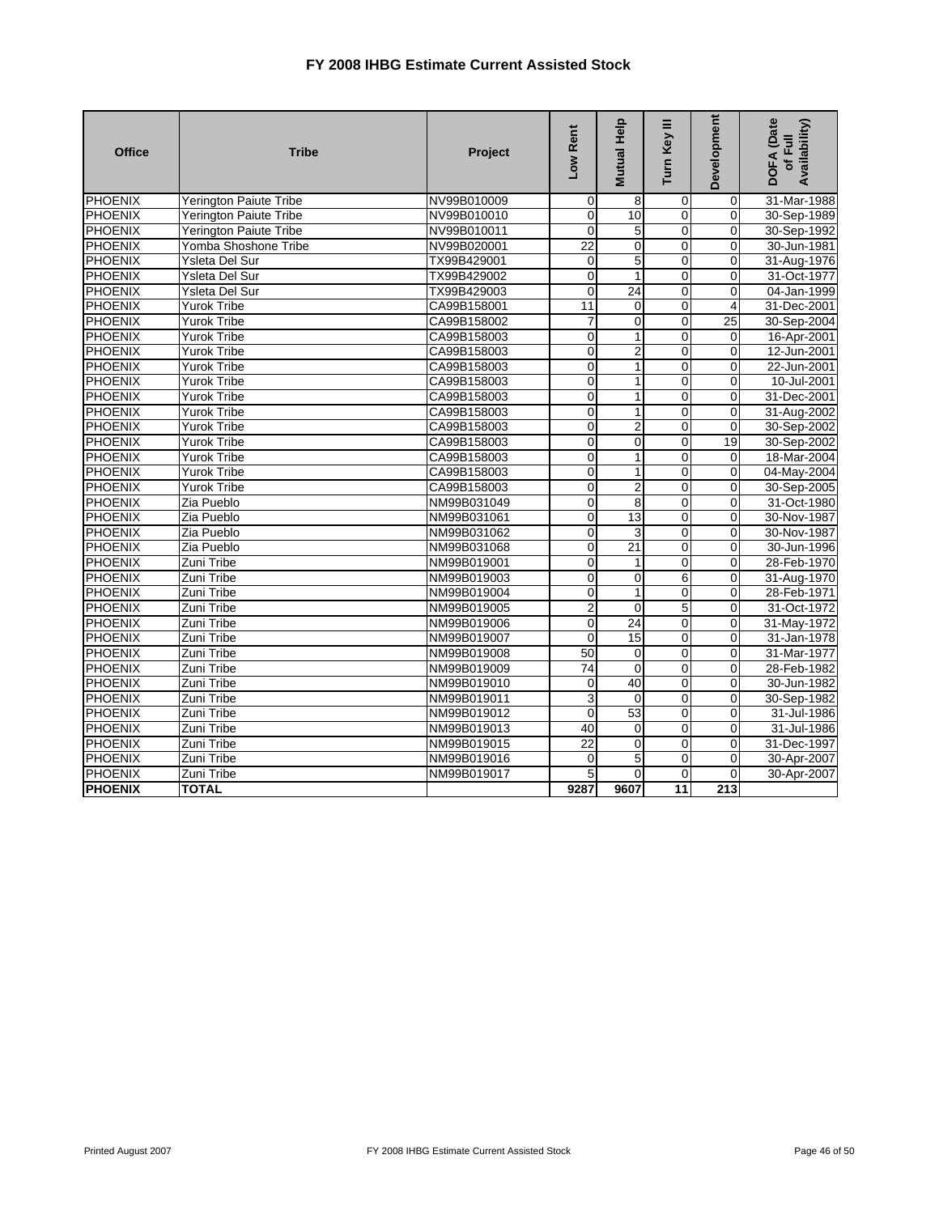# FY 2008 IHBG Estimate Current Assisted Stock

| Office | Tribe | Project | Low Rent | Mutual Help | Turn Key III | Development | DOFA (Date of Full Availability) |
|---|---|---|---|---|---|---|---|
| PHOENIX | Yerington Paiute Tribe | NV99B010009 | 0 | 8 | 0 | 0 | 31-Mar-1988 |
| PHOENIX | Yerington Paiute Tribe | NV99B010010 | 0 | 10 | 0 | 0 | 30-Sep-1989 |
| PHOENIX | Yerington Paiute Tribe | NV99B010011 | 0 | 5 | 0 | 0 | 30-Sep-1992 |
| PHOENIX | Yomba Shoshone Tribe | NV99B020001 | 22 | 0 | 0 | 0 | 30-Jun-1981 |
| PHOENIX | Ysleta Del Sur | TX99B429001 | 0 | 5 | 0 | 0 | 31-Aug-1976 |
| PHOENIX | Ysleta Del Sur | TX99B429002 | 0 | 1 | 0 | 0 | 31-Oct-1977 |
| PHOENIX | Ysleta Del Sur | TX99B429003 | 0 | 24 | 0 | 0 | 04-Jan-1999 |
| PHOENIX | Yurok Tribe | CA99B158001 | 11 | 0 | 0 | 4 | 31-Dec-2001 |
| PHOENIX | Yurok Tribe | CA99B158002 | 7 | 0 | 0 | 25 | 30-Sep-2004 |
| PHOENIX | Yurok Tribe | CA99B158003 | 0 | 1 | 0 | 0 | 16-Apr-2001 |
| PHOENIX | Yurok Tribe | CA99B158003 | 0 | 2 | 0 | 0 | 12-Jun-2001 |
| PHOENIX | Yurok Tribe | CA99B158003 | 0 | 1 | 0 | 0 | 22-Jun-2001 |
| PHOENIX | Yurok Tribe | CA99B158003 | 0 | 1 | 0 | 0 | 10-Jul-2001 |
| PHOENIX | Yurok Tribe | CA99B158003 | 0 | 1 | 0 | 0 | 31-Dec-2001 |
| PHOENIX | Yurok Tribe | CA99B158003 | 0 | 1 | 0 | 0 | 31-Aug-2002 |
| PHOENIX | Yurok Tribe | CA99B158003 | 0 | 2 | 0 | 0 | 30-Sep-2002 |
| PHOENIX | Yurok Tribe | CA99B158003 | 0 | 0 | 0 | 19 | 30-Sep-2002 |
| PHOENIX | Yurok Tribe | CA99B158003 | 0 | 1 | 0 | 0 | 18-Mar-2004 |
| PHOENIX | Yurok Tribe | CA99B158003 | 0 | 1 | 0 | 0 | 04-May-2004 |
| PHOENIX | Yurok Tribe | CA99B158003 | 0 | 2 | 0 | 0 | 30-Sep-2005 |
| PHOENIX | Zia Pueblo | NM99B031049 | 0 | 8 | 0 | 0 | 31-Oct-1980 |
| PHOENIX | Zia Pueblo | NM99B031061 | 0 | 13 | 0 | 0 | 30-Nov-1987 |
| PHOENIX | Zia Pueblo | NM99B031062 | 0 | 3 | 0 | 0 | 30-Nov-1987 |
| PHOENIX | Zia Pueblo | NM99B031068 | 0 | 21 | 0 | 0 | 30-Jun-1996 |
| PHOENIX | Zuni Tribe | NM99B019001 | 0 | 1 | 0 | 0 | 28-Feb-1970 |
| PHOENIX | Zuni Tribe | NM99B019003 | 0 | 0 | 6 | 0 | 31-Aug-1970 |
| PHOENIX | Zuni Tribe | NM99B019004 | 0 | 1 | 0 | 0 | 28-Feb-1971 |
| PHOENIX | Zuni Tribe | NM99B019005 | 2 | 0 | 5 | 0 | 31-Oct-1972 |
| PHOENIX | Zuni Tribe | NM99B019006 | 0 | 24 | 0 | 0 | 31-May-1972 |
| PHOENIX | Zuni Tribe | NM99B019007 | 0 | 15 | 0 | 0 | 31-Jan-1978 |
| PHOENIX | Zuni Tribe | NM99B019008 | 50 | 0 | 0 | 0 | 31-Mar-1977 |
| PHOENIX | Zuni Tribe | NM99B019009 | 74 | 0 | 0 | 0 | 28-Feb-1982 |
| PHOENIX | Zuni Tribe | NM99B019010 | 0 | 40 | 0 | 0 | 30-Jun-1982 |
| PHOENIX | Zuni Tribe | NM99B019011 | 3 | 0 | 0 | 0 | 30-Sep-1982 |
| PHOENIX | Zuni Tribe | NM99B019012 | 0 | 53 | 0 | 0 | 31-Jul-1986 |
| PHOENIX | Zuni Tribe | NM99B019013 | 40 | 0 | 0 | 0 | 31-Jul-1986 |
| PHOENIX | Zuni Tribe | NM99B019015 | 22 | 0 | 0 | 0 | 31-Dec-1997 |
| PHOENIX | Zuni Tribe | NM99B019016 | 0 | 5 | 0 | 0 | 30-Apr-2007 |
| PHOENIX | Zuni Tribe | NM99B019017 | 5 | 0 | 0 | 0 | 30-Apr-2007 |
| **PHOENIX** | **TOTAL** | | **9287** | **9607** | **11** | **213** | |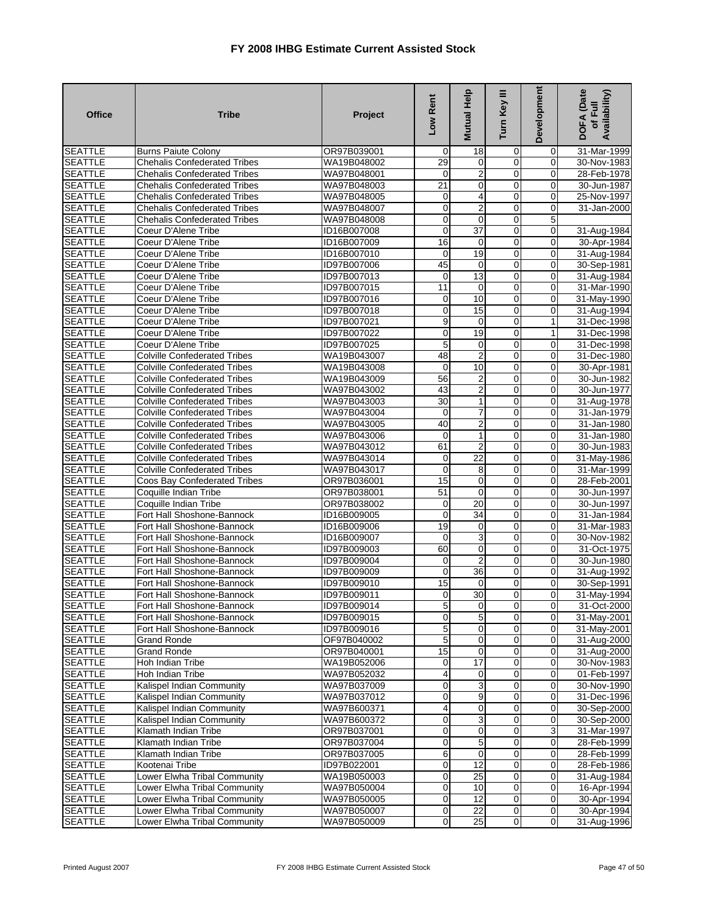# FY 2008 IHBG Estimate Current Assisted Stock

| Office | Tribe | Project | Low Rent | Mutual Help | Turn Key III | Development | DOFA (Date of Full Availability) |
|---|---|---|---|---|---|---|---|
| SEATTLE | Burns Paiute Colony | OR97B039001 | 0 | 18 | 0 | 0 | 31-Mar-1999 |
| SEATTLE | Chehalis Confederated Tribes | WA19B048002 | 29 | 0 | 0 | 0 | 30-Nov-1983 |
| SEATTLE | Chehalis Confederated Tribes | WA97B048001 | 0 | 2 | 0 | 0 | 28-Feb-1978 |
| SEATTLE | Chehalis Confederated Tribes | WA97B048003 | 21 | 0 | 0 | 0 | 30-Jun-1987 |
| SEATTLE | Chehalis Confederated Tribes | WA97B048005 | 0 | 4 | 0 | 0 | 25-Nov-1997 |
| SEATTLE | Chehalis Confederated Tribes | WA97B048007 | 0 | 2 | 0 | 0 | 31-Jan-2000 |
| SEATTLE | Chehalis Confederated Tribes | WA97B048008 | 0 | 0 | 0 | 5 | |
| SEATTLE | Coeur D'Alene Tribe | ID16B007008 | 0 | 37 | 0 | 0 | 31-Aug-1984 |
| SEATTLE | Coeur D'Alene Tribe | ID16B007009 | 16 | 0 | 0 | 0 | 30-Apr-1984 |
| SEATTLE | Coeur D'Alene Tribe | ID16B007010 | 0 | 19 | 0 | 0 | 31-Aug-1984 |
| SEATTLE | Coeur D'Alene Tribe | ID97B007006 | 45 | 0 | 0 | 0 | 30-Sep-1981 |
| SEATTLE | Coeur D'Alene Tribe | ID97B007013 | 0 | 13 | 0 | 0 | 31-Aug-1984 |
| SEATTLE | Coeur D'Alene Tribe | ID97B007015 | 11 | 0 | 0 | 0 | 31-Mar-1990 |
| SEATTLE | Coeur D'Alene Tribe | ID97B007016 | 0 | 10 | 0 | 0 | 31-May-1990 |
| SEATTLE | Coeur D'Alene Tribe | ID97B007018 | 0 | 15 | 0 | 0 | 31-Aug-1994 |
| SEATTLE | Coeur D'Alene Tribe | ID97B007021 | 9 | 0 | 0 | 1 | 31-Dec-1998 |
| SEATTLE | Coeur D'Alene Tribe | ID97B007022 | 0 | 19 | 0 | 1 | 31-Dec-1998 |
| SEATTLE | Coeur D'Alene Tribe | ID97B007025 | 5 | 0 | 0 | 0 | 31-Dec-1998 |
| SEATTLE | Colville Confederated Tribes | WA19B043007 | 48 | 2 | 0 | 0 | 31-Dec-1980 |
| SEATTLE | Colville Confederated Tribes | WA19B043008 | 0 | 10 | 0 | 0 | 30-Apr-1981 |
| SEATTLE | Colville Confederated Tribes | WA19B043009 | 56 | 2 | 0 | 0 | 30-Jun-1982 |
| SEATTLE | Colville Confederated Tribes | WA97B043002 | 43 | 2 | 0 | 0 | 30-Jun-1977 |
| SEATTLE | Colville Confederated Tribes | WA97B043003 | 30 | 1 | 0 | 0 | 31-Aug-1978 |
| SEATTLE | Colville Confederated Tribes | WA97B043004 | 0 | 7 | 0 | 0 | 31-Jan-1979 |
| SEATTLE | Colville Confederated Tribes | WA97B043005 | 40 | 2 | 0 | 0 | 31-Jan-1980 |
| SEATTLE | Colville Confederated Tribes | WA97B043006 | 0 | 1 | 0 | 0 | 31-Jan-1980 |
| SEATTLE | Colville Confederated Tribes | WA97B043012 | 61 | 2 | 0 | 0 | 30-Jun-1983 |
| SEATTLE | Colville Confederated Tribes | WA97B043014 | 0 | 22 | 0 | 0 | 31-May-1986 |
| SEATTLE | Colville Confederated Tribes | WA97B043017 | 0 | 8 | 0 | 0 | 31-Mar-1999 |
| SEATTLE | Coos Bay Confederated Tribes | OR97B036001 | 15 | 0 | 0 | 0 | 28-Feb-2001 |
| SEATTLE | Coquille Indian Tribe | OR97B038001 | 51 | 0 | 0 | 0 | 30-Jun-1997 |
| SEATTLE | Coquille Indian Tribe | OR97B038002 | 0 | 20 | 0 | 0 | 30-Jun-1997 |
| SEATTLE | Fort Hall Shoshone-Bannock | ID16B009005 | 0 | 34 | 0 | 0 | 31-Jan-1984 |
| SEATTLE | Fort Hall Shoshone-Bannock | ID16B009006 | 19 | 0 | 0 | 0 | 31-Mar-1983 |
| SEATTLE | Fort Hall Shoshone-Bannock | ID16B009007 | 0 | 3 | 0 | 0 | 30-Nov-1982 |
| SEATTLE | Fort Hall Shoshone-Bannock | ID97B009003 | 60 | 0 | 0 | 0 | 31-Oct-1975 |
| SEATTLE | Fort Hall Shoshone-Bannock | ID97B009004 | 0 | 2 | 0 | 0 | 30-Jun-1980 |
| SEATTLE | Fort Hall Shoshone-Bannock | ID97B009009 | 0 | 36 | 0 | 0 | 31-Aug-1992 |
| SEATTLE | Fort Hall Shoshone-Bannock | ID97B009010 | 15 | 0 | 0 | 0 | 30-Sep-1991 |
| SEATTLE | Fort Hall Shoshone-Bannock | ID97B009011 | 0 | 30 | 0 | 0 | 31-May-1994 |
| SEATTLE | Fort Hall Shoshone-Bannock | ID97B009014 | 5 | 0 | 0 | 0 | 31-Oct-2000 |
| SEATTLE | Fort Hall Shoshone-Bannock | ID97B009015 | 0 | 5 | 0 | 0 | 31-May-2001 |
| SEATTLE | Fort Hall Shoshone-Bannock | ID97B009016 | 5 | 0 | 0 | 0 | 31-May-2001 |
| SEATTLE | Grand Ronde | OF97B040002 | 5 | 0 | 0 | 0 | 31-Aug-2000 |
| SEATTLE | Grand Ronde | OR97B040001 | 15 | 0 | 0 | 0 | 31-Aug-2000 |
| SEATTLE | Hoh Indian Tribe | WA19B052006 | 0 | 17 | 0 | 0 | 30-Nov-1983 |
| SEATTLE | Hoh Indian Tribe | WA97B052032 | 4 | 0 | 0 | 0 | 01-Feb-1997 |
| SEATTLE | Kalispel Indian Community | WA97B037009 | 0 | 3 | 0 | 0 | 30-Nov-1990 |
| SEATTLE | Kalispel Indian Community | WA97B037012 | 0 | 9 | 0 | 0 | 31-Dec-1996 |
| SEATTLE | Kalispel Indian Community | WA97B600371 | 4 | 0 | 0 | 0 | 30-Sep-2000 |
| SEATTLE | Kalispel Indian Community | WA97B600372 | 0 | 3 | 0 | 0 | 30-Sep-2000 |
| SEATTLE | Klamath Indian Tribe | OR97B037001 | 0 | 0 | 0 | 3 | 31-Mar-1997 |
| SEATTLE | Klamath Indian Tribe | OR97B037004 | 0 | 5 | 0 | 0 | 28-Feb-1999 |
| SEATTLE | Klamath Indian Tribe | OR97B037005 | 6 | 0 | 0 | 0 | 28-Feb-1999 |
| SEATTLE | Kootenai Tribe | ID97B022001 | 0 | 12 | 0 | 0 | 28-Feb-1986 |
| SEATTLE | Lower Elwha Tribal Community | WA19B050003 | 0 | 25 | 0 | 0 | 31-Aug-1984 |
| SEATTLE | Lower Elwha Tribal Community | WA97B050004 | 0 | 10 | 0 | 0 | 16-Apr-1994 |
| SEATTLE | Lower Elwha Tribal Community | WA97B050005 | 0 | 12 | 0 | 0 | 30-Apr-1994 |
| SEATTLE | Lower Elwha Tribal Community | WA97B050007 | 0 | 22 | 0 | 0 | 30-Apr-1994 |
| SEATTLE | Lower Elwha Tribal Community | WA97B050009 | 0 | 25 | 0 | 0 | 31-Aug-1996 |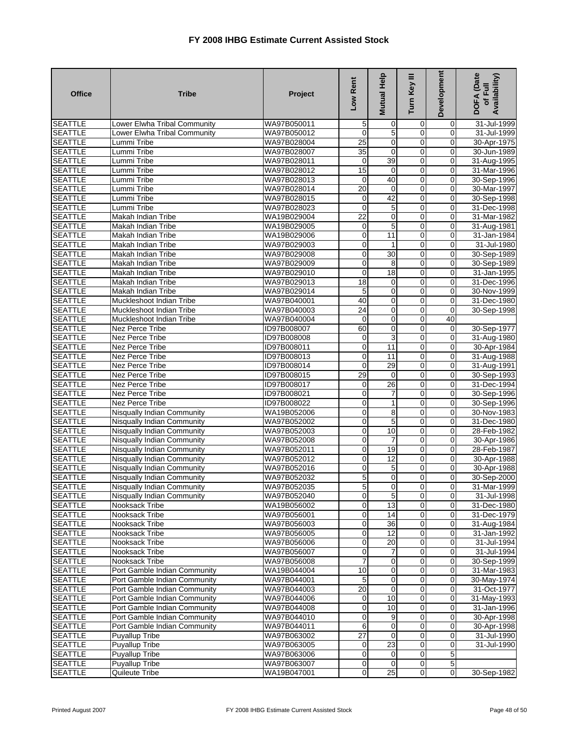# FY 2008 IHBG Estimate Current Assisted Stock

| Office | Tribe | Project | Low Rent | Mutual Help | Turn Key III | Development | DOFA (Date of Full Availability) |
|---|---|---|---|---|---|---|---|
| SEATTLE | Lower Elwha Tribal Community | WA97B050011 | 5 | 0 | 0 | 0 | 31-Jul-1999 |
| SEATTLE | Lower Elwha Tribal Community | WA97B050012 | 0 | 5 | 0 | 0 | 31-Jul-1999 |
| SEATTLE | Lummi Tribe | WA97B028004 | 25 | 0 | 0 | 0 | 30-Apr-1975 |
| SEATTLE | Lummi Tribe | WA97B028007 | 35 | 0 | 0 | 0 | 30-Jun-1989 |
| SEATTLE | Lummi Tribe | WA97B028011 | 0 | 39 | 0 | 0 | 31-Aug-1995 |
| SEATTLE | Lummi Tribe | WA97B028012 | 15 | 0 | 0 | 0 | 31-Mar-1996 |
| SEATTLE | Lummi Tribe | WA97B028013 | 0 | 40 | 0 | 0 | 30-Sep-1996 |
| SEATTLE | Lummi Tribe | WA97B028014 | 20 | 0 | 0 | 0 | 30-Mar-1997 |
| SEATTLE | Lummi Tribe | WA97B028015 | 0 | 42 | 0 | 0 | 30-Sep-1998 |
| SEATTLE | Lummi Tribe | WA97B028023 | 0 | 5 | 0 | 0 | 31-Dec-1998 |
| SEATTLE | Makah Indian Tribe | WA19B029004 | 22 | 0 | 0 | 0 | 31-Mar-1982 |
| SEATTLE | Makah Indian Tribe | WA19B029005 | 0 | 5 | 0 | 0 | 31-Aug-1981 |
| SEATTLE | Makah Indian Tribe | WA19B029006 | 0 | 11 | 0 | 0 | 31-Jan-1984 |
| SEATTLE | Makah Indian Tribe | WA97B029003 | 0 | 1 | 0 | 0 | 31-Jul-1980 |
| SEATTLE | Makah Indian Tribe | WA97B029008 | 0 | 30 | 0 | 0 | 30-Sep-1989 |
| SEATTLE | Makah Indian Tribe | WA97B029009 | 0 | 8 | 0 | 0 | 30-Sep-1989 |
| SEATTLE | Makah Indian Tribe | WA97B029010 | 0 | 18 | 0 | 0 | 31-Jan-1995 |
| SEATTLE | Makah Indian Tribe | WA97B029013 | 18 | 0 | 0 | 0 | 31-Dec-1996 |
| SEATTLE | Makah Indian Tribe | WA97B029014 | 5 | 0 | 0 | 0 | 30-Nov-1999 |
| SEATTLE | Muckleshoot Indian Tribe | WA97B040001 | 40 | 0 | 0 | 0 | 31-Dec-1980 |
| SEATTLE | Muckleshoot Indian Tribe | WA97B040003 | 24 | 0 | 0 | 0 | 30-Sep-1998 |
| SEATTLE | Muckleshoot Indian Tribe | WA97B040004 | 0 | 0 | 0 | 40 | |
| SEATTLE | Nez Perce Tribe | ID97B008007 | 60 | 0 | 0 | 0 | 30-Sep-1977 |
| SEATTLE | Nez Perce Tribe | ID97B008008 | 0 | 3 | 0 | 0 | 31-Aug-1980 |
| SEATTLE | Nez Perce Tribe | ID97B008011 | 0 | 11 | 0 | 0 | 30-Apr-1984 |
| SEATTLE | Nez Perce Tribe | ID97B008013 | 0 | 11 | 0 | 0 | 31-Aug-1988 |
| SEATTLE | Nez Perce Tribe | ID97B008014 | 0 | 29 | 0 | 0 | 31-Aug-1991 |
| SEATTLE | Nez Perce Tribe | ID97B008015 | 29 | 0 | 0 | 0 | 30-Sep-1993 |
| SEATTLE | Nez Perce Tribe | ID97B008017 | 0 | 26 | 0 | 0 | 31-Dec-1994 |
| SEATTLE | Nez Perce Tribe | ID97B008021 | 0 | 7 | 0 | 0 | 30-Sep-1996 |
| SEATTLE | Nez Perce Tribe | ID97B008022 | 0 | 1 | 0 | 0 | 30-Sep-1996 |
| SEATTLE | Nisqually Indian Community | WA19B052006 | 0 | 8 | 0 | 0 | 30-Nov-1983 |
| SEATTLE | Nisqually Indian Community | WA97B052002 | 0 | 5 | 0 | 0 | 31-Dec-1980 |
| SEATTLE | Nisqually Indian Community | WA97B052003 | 0 | 10 | 0 | 0 | 28-Feb-1982 |
| SEATTLE | Nisqually Indian Community | WA97B052008 | 0 | 7 | 0 | 0 | 30-Apr-1986 |
| SEATTLE | Nisqually Indian Community | WA97B052011 | 0 | 19 | 0 | 0 | 28-Feb-1987 |
| SEATTLE | Nisqually Indian Community | WA97B052012 | 0 | 12 | 0 | 0 | 30-Apr-1988 |
| SEATTLE | Nisqually Indian Community | WA97B052016 | 0 | 5 | 0 | 0 | 30-Apr-1988 |
| SEATTLE | Nisqually Indian Community | WA97B052032 | 5 | 0 | 0 | 0 | 30-Sep-2000 |
| SEATTLE | Nisqually Indian Community | WA97B052035 | 5 | 0 | 0 | 0 | 31-Mar-1999 |
| SEATTLE | Nisqually Indian Community | WA97B052040 | 0 | 5 | 0 | 0 | 31-Jul-1998 |
| SEATTLE | Nooksack Tribe | WA19B056002 | 0 | 13 | 0 | 0 | 31-Dec-1980 |
| SEATTLE | Nooksack Tribe | WA97B056001 | 0 | 14 | 0 | 0 | 31-Dec-1979 |
| SEATTLE | Nooksack Tribe | WA97B056003 | 0 | 36 | 0 | 0 | 31-Aug-1984 |
| SEATTLE | Nooksack Tribe | WA97B056005 | 0 | 12 | 0 | 0 | 31-Jan-1992 |
| SEATTLE | Nooksack Tribe | WA97B056006 | 0 | 20 | 0 | 0 | 31-Jul-1994 |
| SEATTLE | Nooksack Tribe | WA97B056007 | 0 | 7 | 0 | 0 | 31-Jul-1994 |
| SEATTLE | Nooksack Tribe | WA97B056008 | 7 | 0 | 0 | 0 | 30-Sep-1999 |
| SEATTLE | Port Gamble Indian Community | WA19B044004 | 10 | 0 | 0 | 0 | 31-Mar-1983 |
| SEATTLE | Port Gamble Indian Community | WA97B044001 | 5 | 0 | 0 | 0 | 30-May-1974 |
| SEATTLE | Port Gamble Indian Community | WA97B044003 | 20 | 0 | 0 | 0 | 31-Oct-1977 |
| SEATTLE | Port Gamble Indian Community | WA97B044006 | 0 | 10 | 0 | 0 | 31-May-1993 |
| SEATTLE | Port Gamble Indian Community | WA97B044008 | 0 | 10 | 0 | 0 | 31-Jan-1996 |
| SEATTLE | Port Gamble Indian Community | WA97B044010 | 0 | 9 | 0 | 0 | 30-Apr-1998 |
| SEATTLE | Port Gamble Indian Community | WA97B044011 | 6 | 0 | 0 | 0 | 30-Apr-1998 |
| SEATTLE | Puyallup Tribe | WA97B063002 | 27 | 0 | 0 | 0 | 31-Jul-1990 |
| SEATTLE | Puyallup Tribe | WA97B063005 | 0 | 23 | 0 | 0 | 31-Jul-1990 |
| SEATTLE | Puyallup Tribe | WA97B063006 | 0 | 0 | 0 | 5 | |
| SEATTLE | Puyallup Tribe | WA97B063007 | 0 | 0 | 0 | 5 | |
| SEATTLE | Quileute Tribe | WA19B047001 | 0 | 25 | 0 | 0 | 30-Sep-1982 |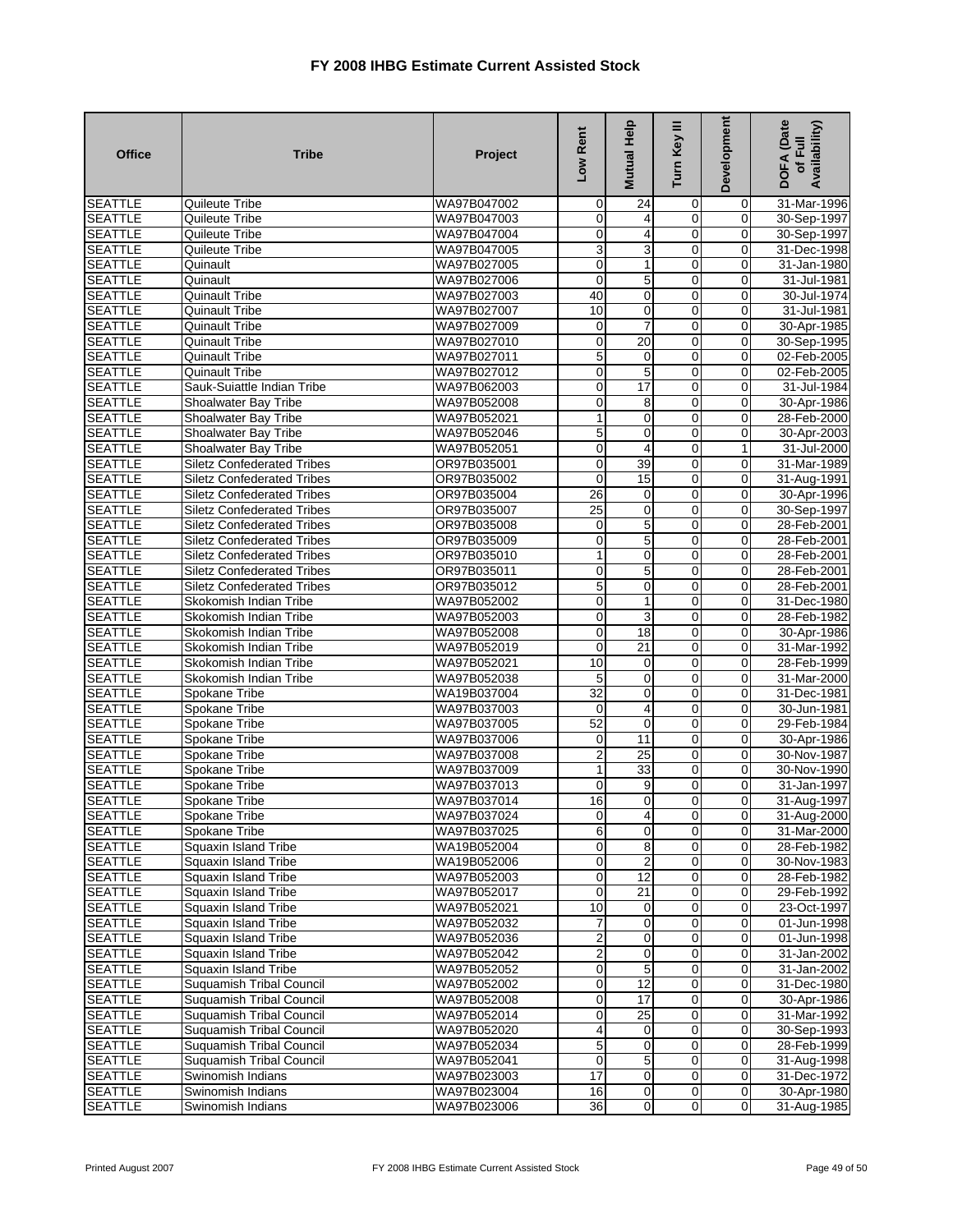# FY 2008 IHBG Estimate Current Assisted Stock

| Office | Tribe | Project | Low Rent | Mutual Help | Turn Key III | Development | DOFA (Date of Full Availability) |
|---|---|---|---|---|---|---|---|
| SEATTLE | Quileute Tribe | WA97B047002 | 0 | 24 | 0 | 0 | 31-Mar-1996 |
| SEATTLE | Quileute Tribe | WA97B047003 | 0 | 4 | 0 | 0 | 30-Sep-1997 |
| SEATTLE | Quileute Tribe | WA97B047004 | 0 | 4 | 0 | 0 | 30-Sep-1997 |
| SEATTLE | Quileute Tribe | WA97B047005 | 3 | 3 | 0 | 0 | 31-Dec-1998 |
| SEATTLE | Quinault | WA97B027005 | 0 | 1 | 0 | 0 | 31-Jan-1980 |
| SEATTLE | Quinault | WA97B027006 | 0 | 5 | 0 | 0 | 31-Jul-1981 |
| SEATTLE | Quinault Tribe | WA97B027003 | 40 | 0 | 0 | 0 | 30-Jul-1974 |
| SEATTLE | Quinault Tribe | WA97B027007 | 10 | 0 | 0 | 0 | 31-Jul-1981 |
| SEATTLE | Quinault Tribe | WA97B027009 | 0 | 7 | 0 | 0 | 30-Apr-1985 |
| SEATTLE | Quinault Tribe | WA97B027010 | 0 | 20 | 0 | 0 | 30-Sep-1995 |
| SEATTLE | Quinault Tribe | WA97B027011 | 5 | 0 | 0 | 0 | 02-Feb-2005 |
| SEATTLE | Quinault Tribe | WA97B027012 | 0 | 5 | 0 | 0 | 02-Feb-2005 |
| SEATTLE | Sauk-Suiattle Indian Tribe | WA97B062003 | 0 | 17 | 0 | 0 | 31-Jul-1984 |
| SEATTLE | Shoalwater Bay Tribe | WA97B052008 | 0 | 8 | 0 | 0 | 30-Apr-1986 |
| SEATTLE | Shoalwater Bay Tribe | WA97B052021 | 1 | 0 | 0 | 0 | 28-Feb-2000 |
| SEATTLE | Shoalwater Bay Tribe | WA97B052046 | 5 | 0 | 0 | 0 | 30-Apr-2003 |
| SEATTLE | Shoalwater Bay Tribe | WA97B052051 | 0 | 4 | 0 | 1 | 31-Jul-2000 |
| SEATTLE | Siletz Confederated Tribes | OR97B035001 | 0 | 39 | 0 | 0 | 31-Mar-1989 |
| SEATTLE | Siletz Confederated Tribes | OR97B035002 | 0 | 15 | 0 | 0 | 31-Aug-1991 |
| SEATTLE | Siletz Confederated Tribes | OR97B035004 | 26 | 0 | 0 | 0 | 30-Apr-1996 |
| SEATTLE | Siletz Confederated Tribes | OR97B035007 | 25 | 0 | 0 | 0 | 30-Sep-1997 |
| SEATTLE | Siletz Confederated Tribes | OR97B035008 | 0 | 5 | 0 | 0 | 28-Feb-2001 |
| SEATTLE | Siletz Confederated Tribes | OR97B035009 | 0 | 5 | 0 | 0 | 28-Feb-2001 |
| SEATTLE | Siletz Confederated Tribes | OR97B035010 | 1 | 0 | 0 | 0 | 28-Feb-2001 |
| SEATTLE | Siletz Confederated Tribes | OR97B035011 | 0 | 5 | 0 | 0 | 28-Feb-2001 |
| SEATTLE | Siletz Confederated Tribes | OR97B035012 | 5 | 0 | 0 | 0 | 28-Feb-2001 |
| SEATTLE | Skokomish Indian Tribe | WA97B052002 | 0 | 1 | 0 | 0 | 31-Dec-1980 |
| SEATTLE | Skokomish Indian Tribe | WA97B052003 | 0 | 3 | 0 | 0 | 28-Feb-1982 |
| SEATTLE | Skokomish Indian Tribe | WA97B052008 | 0 | 18 | 0 | 0 | 30-Apr-1986 |
| SEATTLE | Skokomish Indian Tribe | WA97B052019 | 0 | 21 | 0 | 0 | 31-Mar-1992 |
| SEATTLE | Skokomish Indian Tribe | WA97B052021 | 10 | 0 | 0 | 0 | 28-Feb-1999 |
| SEATTLE | Skokomish Indian Tribe | WA97B052038 | 5 | 0 | 0 | 0 | 31-Mar-2000 |
| SEATTLE | Spokane Tribe | WA19B037004 | 32 | 0 | 0 | 0 | 31-Dec-1981 |
| SEATTLE | Spokane Tribe | WA97B037003 | 0 | 4 | 0 | 0 | 30-Jun-1981 |
| SEATTLE | Spokane Tribe | WA97B037005 | 52 | 0 | 0 | 0 | 29-Feb-1984 |
| SEATTLE | Spokane Tribe | WA97B037006 | 0 | 11 | 0 | 0 | 30-Apr-1986 |
| SEATTLE | Spokane Tribe | WA97B037008 | 2 | 25 | 0 | 0 | 30-Nov-1987 |
| SEATTLE | Spokane Tribe | WA97B037009 | 1 | 33 | 0 | 0 | 30-Nov-1990 |
| SEATTLE | Spokane Tribe | WA97B037013 | 0 | 9 | 0 | 0 | 31-Jan-1997 |
| SEATTLE | Spokane Tribe | WA97B037014 | 16 | 0 | 0 | 0 | 31-Aug-1997 |
| SEATTLE | Spokane Tribe | WA97B037024 | 0 | 4 | 0 | 0 | 31-Aug-2000 |
| SEATTLE | Spokane Tribe | WA97B037025 | 6 | 0 | 0 | 0 | 31-Mar-2000 |
| SEATTLE | Squaxin Island Tribe | WA19B052004 | 0 | 8 | 0 | 0 | 28-Feb-1982 |
| SEATTLE | Squaxin Island Tribe | WA19B052006 | 0 | 2 | 0 | 0 | 30-Nov-1983 |
| SEATTLE | Squaxin Island Tribe | WA97B052003 | 0 | 12 | 0 | 0 | 28-Feb-1982 |
| SEATTLE | Squaxin Island Tribe | WA97B052017 | 0 | 21 | 0 | 0 | 29-Feb-1992 |
| SEATTLE | Squaxin Island Tribe | WA97B052021 | 10 | 0 | 0 | 0 | 23-Oct-1997 |
| SEATTLE | Squaxin Island Tribe | WA97B052032 | 7 | 0 | 0 | 0 | 01-Jun-1998 |
| SEATTLE | Squaxin Island Tribe | WA97B052036 | 2 | 0 | 0 | 0 | 01-Jun-1998 |
| SEATTLE | Squaxin Island Tribe | WA97B052042 | 2 | 0 | 0 | 0 | 31-Jan-2002 |
| SEATTLE | Squaxin Island Tribe | WA97B052052 | 0 | 5 | 0 | 0 | 31-Jan-2002 |
| SEATTLE | Suquamish Tribal Council | WA97B052002 | 0 | 12 | 0 | 0 | 31-Dec-1980 |
| SEATTLE | Suquamish Tribal Council | WA97B052008 | 0 | 17 | 0 | 0 | 30-Apr-1986 |
| SEATTLE | Suquamish Tribal Council | WA97B052014 | 0 | 25 | 0 | 0 | 31-Mar-1992 |
| SEATTLE | Suquamish Tribal Council | WA97B052020 | 4 | 0 | 0 | 0 | 30-Sep-1993 |
| SEATTLE | Suquamish Tribal Council | WA97B052034 | 5 | 0 | 0 | 0 | 28-Feb-1999 |
| SEATTLE | Suquamish Tribal Council | WA97B052041 | 0 | 5 | 0 | 0 | 31-Aug-1998 |
| SEATTLE | Swinomish Indians | WA97B023003 | 17 | 0 | 0 | 0 | 31-Dec-1972 |
| SEATTLE | Swinomish Indians | WA97B023004 | 16 | 0 | 0 | 0 | 30-Apr-1980 |
| SEATTLE | Swinomish Indians | WA97B023006 | 36 | 0 | 0 | 0 | 31-Aug-1985 |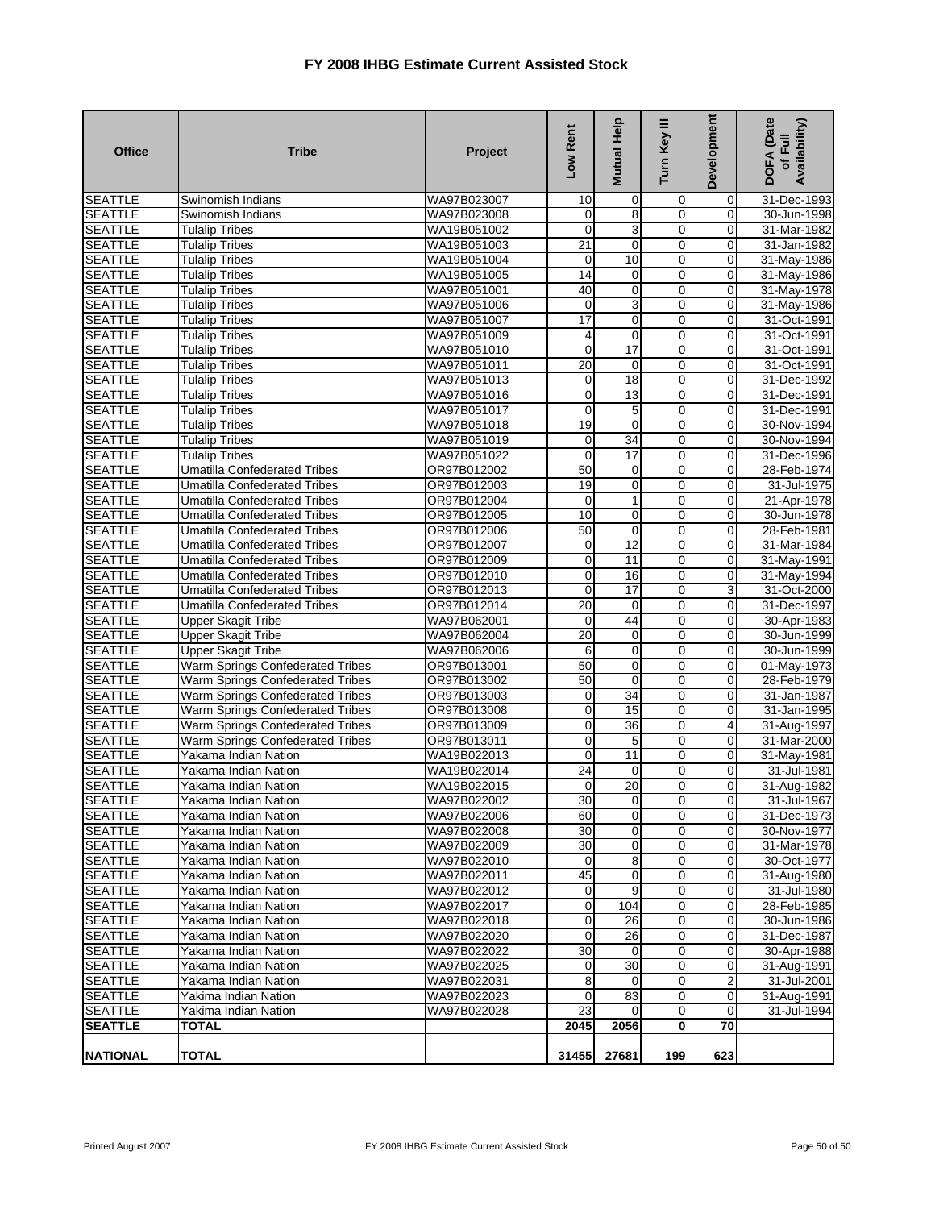# FY 2008 IHBG Estimate Current Assisted Stock

| Office | Tribe | Project | Low Rent | Mutual Help | Turn Key III | Development | DOFA (Date of Full Availability) |
|---|---|---|---|---|---|---|---|
| SEATTLE | Swinomish Indians | WA97B023007 | 10 | 0 | 0 | 0 | 31-Dec-1993 |
| SEATTLE | Swinomish Indians | WA97B023008 | 0 | 8 | 0 | 0 | 30-Jun-1998 |
| SEATTLE | Tulalip Tribes | WA19B051002 | 0 | 3 | 0 | 0 | 31-Mar-1982 |
| SEATTLE | Tulalip Tribes | WA19B051003 | 21 | 0 | 0 | 0 | 31-Jan-1982 |
| SEATTLE | Tulalip Tribes | WA19B051004 | 0 | 10 | 0 | 0 | 31-May-1986 |
| SEATTLE | Tulalip Tribes | WA19B051005 | 14 | 0 | 0 | 0 | 31-May-1986 |
| SEATTLE | Tulalip Tribes | WA97B051001 | 40 | 0 | 0 | 0 | 31-May-1978 |
| SEATTLE | Tulalip Tribes | WA97B051006 | 0 | 3 | 0 | 0 | 31-May-1986 |
| SEATTLE | Tulalip Tribes | WA97B051007 | 17 | 0 | 0 | 0 | 31-Oct-1991 |
| SEATTLE | Tulalip Tribes | WA97B051009 | 4 | 0 | 0 | 0 | 31-Oct-1991 |
| SEATTLE | Tulalip Tribes | WA97B051010 | 0 | 17 | 0 | 0 | 31-Oct-1991 |
| SEATTLE | Tulalip Tribes | WA97B051011 | 20 | 0 | 0 | 0 | 31-Oct-1991 |
| SEATTLE | Tulalip Tribes | WA97B051013 | 0 | 18 | 0 | 0 | 31-Dec-1992 |
| SEATTLE | Tulalip Tribes | WA97B051016 | 0 | 13 | 0 | 0 | 31-Dec-1991 |
| SEATTLE | Tulalip Tribes | WA97B051017 | 0 | 5 | 0 | 0 | 31-Dec-1991 |
| SEATTLE | Tulalip Tribes | WA97B051018 | 19 | 0 | 0 | 0 | 30-Nov-1994 |
| SEATTLE | Tulalip Tribes | WA97B051019 | 0 | 34 | 0 | 0 | 30-Nov-1994 |
| SEATTLE | Tulalip Tribes | WA97B051022 | 0 | 17 | 0 | 0 | 31-Dec-1996 |
| SEATTLE | Umatilla Confederated Tribes | OR97B012002 | 50 | 0 | 0 | 0 | 28-Feb-1974 |
| SEATTLE | Umatilla Confederated Tribes | OR97B012003 | 19 | 0 | 0 | 0 | 31-Jul-1975 |
| SEATTLE | Umatilla Confederated Tribes | OR97B012004 | 0 | 1 | 0 | 0 | 21-Apr-1978 |
| SEATTLE | Umatilla Confederated Tribes | OR97B012005 | 10 | 0 | 0 | 0 | 30-Jun-1978 |
| SEATTLE | Umatilla Confederated Tribes | OR97B012006 | 50 | 0 | 0 | 0 | 28-Feb-1981 |
| SEATTLE | Umatilla Confederated Tribes | OR97B012007 | 0 | 12 | 0 | 0 | 31-Mar-1984 |
| SEATTLE | Umatilla Confederated Tribes | OR97B012009 | 0 | 11 | 0 | 0 | 31-May-1991 |
| SEATTLE | Umatilla Confederated Tribes | OR97B012010 | 0 | 16 | 0 | 0 | 31-May-1994 |
| SEATTLE | Umatilla Confederated Tribes | OR97B012013 | 0 | 17 | 0 | 3 | 31-Oct-2000 |
| SEATTLE | Umatilla Confederated Tribes | OR97B012014 | 20 | 0 | 0 | 0 | 31-Dec-1997 |
| SEATTLE | Upper Skagit Tribe | WA97B062001 | 0 | 44 | 0 | 0 | 30-Apr-1983 |
| SEATTLE | Upper Skagit Tribe | WA97B062004 | 20 | 0 | 0 | 0 | 30-Jun-1999 |
| SEATTLE | Upper Skagit Tribe | WA97B062006 | 6 | 0 | 0 | 0 | 30-Jun-1999 |
| SEATTLE | Warm Springs Confederated Tribes | OR97B013001 | 50 | 0 | 0 | 0 | 01-May-1973 |
| SEATTLE | Warm Springs Confederated Tribes | OR97B013002 | 50 | 0 | 0 | 0 | 28-Feb-1979 |
| SEATTLE | Warm Springs Confederated Tribes | OR97B013003 | 0 | 34 | 0 | 0 | 31-Jan-1987 |
| SEATTLE | Warm Springs Confederated Tribes | OR97B013008 | 0 | 15 | 0 | 0 | 31-Jan-1995 |
| SEATTLE | Warm Springs Confederated Tribes | OR97B013009 | 0 | 36 | 0 | 4 | 31-Aug-1997 |
| SEATTLE | Warm Springs Confederated Tribes | OR97B013011 | 0 | 5 | 0 | 0 | 31-Mar-2000 |
| SEATTLE | Yakama Indian Nation | WA19B022013 | 0 | 11 | 0 | 0 | 31-May-1981 |
| SEATTLE | Yakama Indian Nation | WA19B022014 | 24 | 0 | 0 | 0 | 31-Jul-1981 |
| SEATTLE | Yakama Indian Nation | WA19B022015 | 0 | 20 | 0 | 0 | 31-Aug-1982 |
| SEATTLE | Yakama Indian Nation | WA97B022002 | 30 | 0 | 0 | 0 | 31-Jul-1967 |
| SEATTLE | Yakama Indian Nation | WA97B022006 | 60 | 0 | 0 | 0 | 31-Dec-1973 |
| SEATTLE | Yakama Indian Nation | WA97B022008 | 30 | 0 | 0 | 0 | 30-Nov-1977 |
| SEATTLE | Yakama Indian Nation | WA97B022009 | 30 | 0 | 0 | 0 | 31-Mar-1978 |
| SEATTLE | Yakama Indian Nation | WA97B022010 | 0 | 8 | 0 | 0 | 30-Oct-1977 |
| SEATTLE | Yakama Indian Nation | WA97B022011 | 45 | 0 | 0 | 0 | 31-Aug-1980 |
| SEATTLE | Yakama Indian Nation | WA97B022012 | 0 | 9 | 0 | 0 | 31-Jul-1980 |
| SEATTLE | Yakama Indian Nation | WA97B022017 | 0 | 104 | 0 | 0 | 28-Feb-1985 |
| SEATTLE | Yakama Indian Nation | WA97B022018 | 0 | 26 | 0 | 0 | 30-Jun-1986 |
| SEATTLE | Yakama Indian Nation | WA97B022020 | 0 | 26 | 0 | 0 | 31-Dec-1987 |
| SEATTLE | Yakama Indian Nation | WA97B022022 | 30 | 0 | 0 | 0 | 30-Apr-1988 |
| SEATTLE | Yakama Indian Nation | WA97B022025 | 0 | 30 | 0 | 0 | 31-Aug-1991 |
| SEATTLE | Yakama Indian Nation | WA97B022031 | 8 | 0 | 0 | 2 | 31-Jul-2001 |
| SEATTLE | Yakima Indian Nation | WA97B022023 | 0 | 83 | 0 | 0 | 31-Aug-1991 |
| SEATTLE | Yakima Indian Nation | WA97B022028 | 23 | 0 | 0 | 0 | 31-Jul-1994 |
| **SEATTLE** | **TOTAL** | | **2045** | **2056** | **0** | **70** | |
| | | | | | | | |
| **NATIONAL** | **TOTAL** | | **31455** | **27681** | **199** | **623** | |